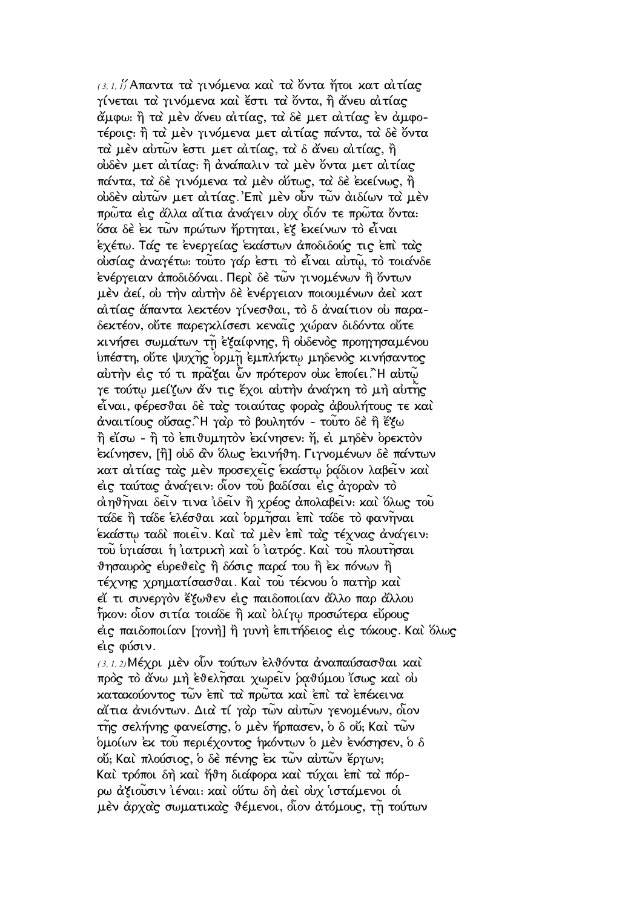(3, 1, 1) Ἅπαντα τὰ γινόμενα καὶ τὰ ὄντα ἤτοι κατ αἰτίας γίνεται τὰ γινόμενα καὶ ἔστι τὰ ὄντα, ἢ ἄνευ αἰτίας ἄμφω: ἢ τὰ μὲν ἄνευ αἰτίας, τὰ δὲ μετ αἰτίας ἐν ἀμφοτέροις: ἢ τὰ μὲν γινόμενα μετ αἰτίας πάντα, τὰ δὲ ὄντα τὰ μὲν αὐτῶν ἐστι μετ αἰτίας, τὰ δ ἄνευ αἰτίας, ἢ οὐδὲν μετ αἰτίας: ἢ ἀνάπαλιν τὰ μὲν ὄντα μετ αἰτίας πάντα, τὰ δὲ γινόμενα τὰ μὲν οὕτως, τὰ δὲ ἐκείνως, ἢ οὐδὲν αὐτῶν μετ αἰτίας. Ἐπὶ μὲν οὖν τῶν ἀιδίων τὰ μὲν πρῶτα εἰς ἄλλα αἴτια ἀνάγειν οὐχ οἷόν τε πρῶτα ὄντα: ὅσα δὲ ἐκ τῶν πρώτων ἤρτηται, ἐξ ἐκείνων τὸ εἶναι ἐχέτω. Τάς τε ἐνεργείας ἑκάστων ἀποδιδούς τις ἐπὶ τὰς οὐσίας ἀναγέτω: τοῦτο γάρ ἐστι τὸ εἶναι αὐτῷ, τὸ τοιάνδε ἐνέργειαν ἀποδιδόναι. Περὶ δὲ τῶν γινομένων ἢ ὄντων μὲν ἀεί, οὐ τὴν αὐτὴν δὲ ἐνέργειαν ποιουμένων ἀεὶ κατ αἰτίας ἅπαντα λεκτέον γίνεσθαι, τὸ δ ἀναίτιον οὐ παραδεκτέον, οὔτε παρεγκλίσεσι κεναῖς χώραν διδόντα οὔτε κινήσει σωμάτων τῇ ἐξαίφνης, ἣ οὐδενὸς προηγησαμένου ὑπέστη, οὔτε ψυχῆς ὁρμῇ ἐμπλήκτῳ μηδενὸς κινήσαντος αὐτὴν εἰς τό τι πρᾶξαι ὧν πρότερον οὐκ ἐποίει. Ἢ αὐτῷ γε τούτῳ μείζων ἄν τις ἔχοι αὐτὴν ἀνάγκη τὸ μὴ αὑτῆς εἶναι, φέρεσθαι δὲ τὰς τοιαύτας φορὰς ἀβουλήτους τε καὶ ἀναιτίους οὔσας. Ἢ γὰρ τὸ βουλητόν - τοῦτο δὲ ἢ ἔξω ἢ εἴσω - ἢ τὸ ἐπιθυμητὸν ἐκίνησεν: ἤ, εἰ μηδὲν ὀρεκτὸν ἐκίνησεν, [ἢ] οὐδ ἂν ὅλως ἐκινήθη. Γιγνομένων δὲ πάντων κατ αἰτίας τὰς μὲν προσεχεῖς ἑκάστῳ ῥᾴδιον λαβεῖν καὶ εἰς ταύτας ἀνάγειν: οἷον τοῦ βαδίσαι εἰς ἀγορὰν τὸ οἰηθῆναι δεῖν τινα ἰδεῖν ἢ χρέος ἀπολαβεῖν: καὶ ὅλως τοῦ τάδε ἢ τάδε ἑλέσθαι καὶ ὁρμῆσαι ἐπὶ τάδε τὸ φανῆναι ἑκάστῳ ταδὶ ποιεῖν. Καὶ τὰ μὲν ἐπὶ τὰς τέχνας ἀνάγειν: τοῦ ὑγιάσαι ἡ ἰατρικὴ καὶ ὁ ἰατρός. Καὶ τοῦ πλουτῆσαι θησαυρὸς εὑρεθεὶς ἢ δόσις παρά του ἢ ἐκ πόνων ἢ τέχνης χρηματίσασθαι. Καὶ τοῦ τέκνου ὁ πατὴρ καὶ εἴ τι συνεργὸν ἔξωθεν εἰς παιδοποιίαν ἄλλο παρ ἄλλου ἧκον: οἷον σιτία τοιάδε ἢ καὶ ὀλίγῳ προσώτερα εὔρους εἰς παιδοποιίαν [γονὴ] ἢ γυνὴ ἐπιτήδειος εἰς τόκους. Καὶ ὅλως εἰς φύσιν.

(3, 1, 2) Μέχρι μὲν οὖν τούτων ἐλθόντα ἀναπαύσασθαι καὶ πρὸς τὸ ἄνω μὴ ἐθελῆσαι χωρεῖν ῥαθύμου ἴσως καὶ οὐ κατακούοντος τῶν ἐπὶ τὰ πρῶτα καὶ ἐπὶ τὰ ἐπέκεινα αἴτια ἀνιόντων. Διὰ τί γὰρ τῶν αὐτῶν γενομένων, οἷον τῆς σελήνης φανείσης, ὁ μὲν ἥρπασεν, ὁ δ οὔ; Καὶ τῶν ὁμοίων ἐκ τοῦ περιέχοντος ἡκόντων ὁ μὲν ἐνόσησεν, ὁ δ οὔ; Καὶ πλούσιος, ὁ δὲ πένης ἐκ τῶν αὐτῶν ἔργων; Καὶ τρόποι δὴ καὶ ἤθη διάφορα καὶ τύχαι ἐπὶ τὰ πόρρω ἀξιοῦσιν ἰέναι: καὶ οὕτω δὴ ἀεὶ οὐχ ἱστάμενοι οἱ μὲν ἀρχὰς σωματικὰς θέμενοι, οἷον ἀτόμους, τῇ τούτων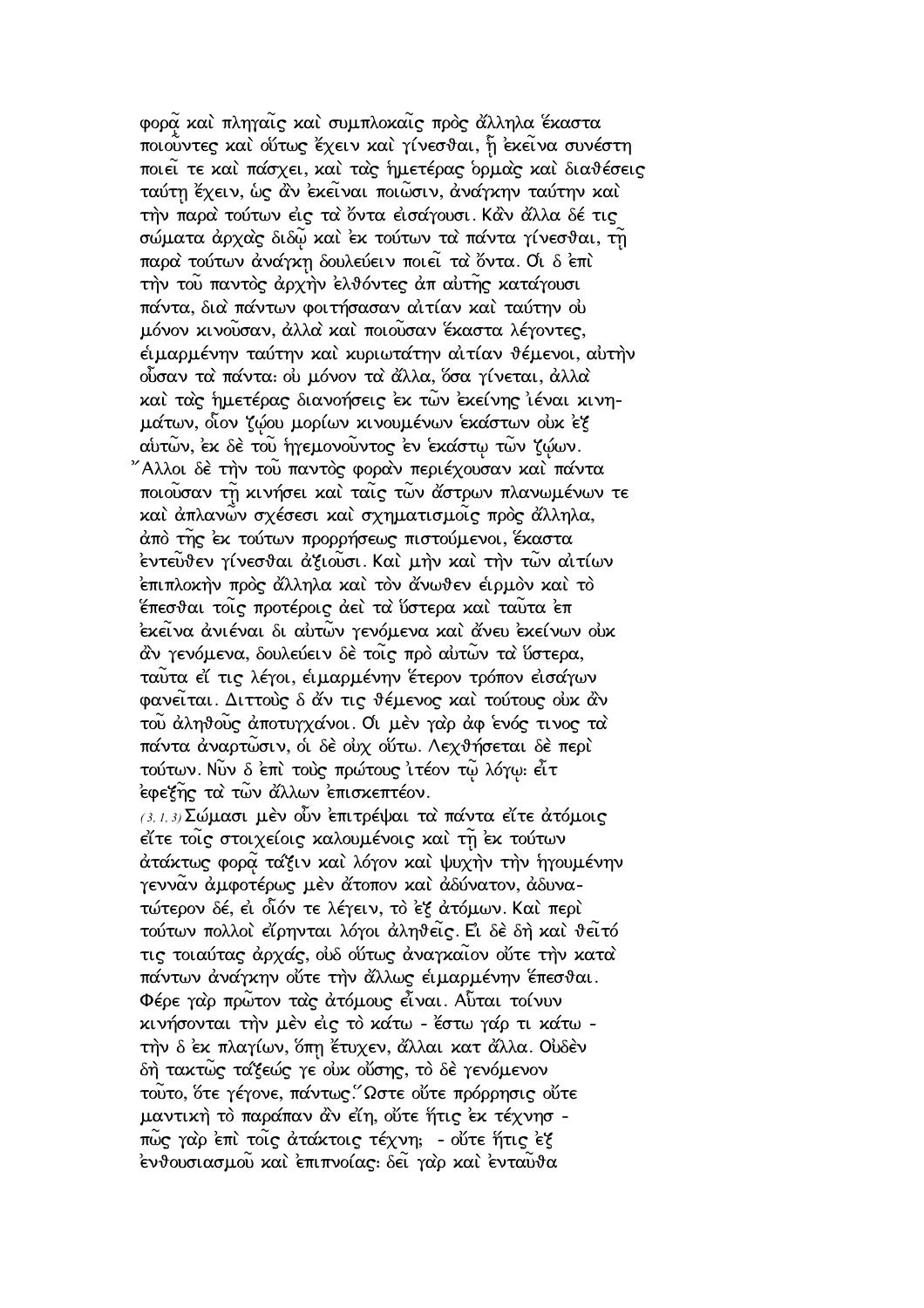φορᾷ καὶ πληγαῖς καὶ συμπλοκαῖς πρὸς ἄλληλα ἕκαστα ποιοῦντες καὶ οὕτως ἔχειν καὶ γίνεσθαι, ᾗ ἐκεῖνα συνέστη ποιεῖ τε καὶ πάσχει, καὶ τὰς ἡμετέρας ὁρμὰς καὶ διαθέσεις ταύτῃ ἔχειν, ὡς ἂν ἐκεῖναι ποιῶσιν, ἀνάγκην ταύτην καὶ τὴν παρὰ τούτων εἰς τὰ ὄντα εἰσάγουσι. Κἂν ἄλλα δέ τις σώματα ἀρχὰς διδῷ καὶ ἐκ τούτων τὰ πάντα γίνεσθαι, τῇ παρὰ τούτων ἀνάγκῃ δουλεύειν ποιεῖ τὰ ὄντα. Οἱ δ ἐπὶ τὴν τοῦ παντὸς ἀρχὴν ἐλθόντες ἀπ αὐτῆς κατάγουσι πάντα, διὰ πάντων φοιτήσασαν αἰτίαν καὶ ταύτην οὐ μόνον κινοῦσαν, ἀλλὰ καὶ ποιοῦσαν ἕκαστα λέγοντες, εἱμαρμένην ταύτην καὶ κυριωτάτην αἰτίαν θέμενοι, αὐτὴν οὖσαν τὰ πάντα: οὐ μόνον τὰ ἄλλα, ὅσα γίνεται, ἀλλὰ καὶ τὰς ἡμετέρας διανοήσεις ἐκ τῶν ἐκείνης ἰέναι κινημάτων, οἷον ζῴου μορίων κινουμένων ἑκάστων οὐκ ἐξ αὐτῶν, ἐκ δὲ τοῦ ἡγεμονοῦντος ἐν ἑκάστῳ τῶν ζῴων. Ἄλλοι δὲ τὴν τοῦ παντὸς φορὰν περιέχουσαν καὶ πάντα ποιοῦσαν τῇ κινήσει καὶ ταῖς τῶν ἄστρων πλανωμένων τε καὶ ἀπλανῶν σχέσεσι καὶ σχηματισμοῖς πρὸς ἄλληλα, ἀπὸ τῆς ἐκ τούτων προρρήσεως πιστούμενοι, ἕκαστα ἐντεῦθεν γίνεσθαι ἀξιοῦσι. Καὶ μὴν καὶ τὴν τῶν αἰτίων ἐπιπλοκὴν πρὸς ἄλληλα καὶ τὸν ἄνωθεν εἱρμὸν καὶ τὸ ἕπεσθαι τοῖς προτέροις ἀεὶ τὰ ὕστερα καὶ ταῦτα ἐπ ἐκεῖνα ἀνιέναι δι αὐτῶν γενόμενα καὶ ἄνευ ἐκείνων οὐκ ἂν γενόμενα, δουλεύειν δὲ τοῖς πρὸ αὐτῶν τὰ ὕστερα, ταῦτα εἴ τις λέγοι, εἱμαρμένην ἕτερον τρόπον εἰσάγων φανεῖται. Διττοὺς δ ἄν τις θέμενος καὶ τούτους οὐκ ἂν τοῦ ἀληθοῦς ἀποτυγχάνοι. Οἱ μὲν γὰρ ἀφ ἑνός τινος τὰ πάντα ἀναρτῶσιν, οἱ δὲ οὐχ οὕτω. Λεχθήσεται δὲ περὶ τούτων. Νῦν δ ἐπὶ τοὺς πρώτους ἰτέον τῷ λόγῳ: εἶτ ἐφεξῆς τὰ τῶν ἄλλων ἐπισκεπτέον.

*(3, 1, 3)* Σώμασι μὲν οὖν ἐπιτρέψαι τὰ πάντα εἴτε ἀτόμοις εἴτε τοῖς στοιχείοις καλουμένοις καὶ τῇ ἐκ τούτων ἀτάκτως φορᾷ τάξιν καὶ λόγον καὶ ψυχὴν τὴν ἡγουμένην γεννᾶν ἀμφοτέρως μὲν ἄτοπον καὶ ἀδύνατον, ἀδυνατώτερον δέ, εἰ οἷόν τε λέγειν, τὸ ἐξ ἀτόμων. Καὶ περὶ τούτων πολλοὶ εἴρηνται λόγοι ἀληθεῖς. Εἰ δὲ δὴ καὶ θεῖτό τις τοιαύτας ἀρχάς, οὐδ οὕτως ἀναγκαῖον οὔτε τὴν κατὰ πάντων ἀνάγκην οὔτε τὴν ἄλλως εἱμαρμένην ἕπεσθαι. Φέρε γὰρ πρῶτον τὰς ἀτόμους εἶναι. Αὗται τοίνυν κινήσονται τὴν μὲν εἰς τὸ κάτω - ἔστω γάρ τι κάτω - τὴν δ ἐκ πλαγίων, ὅπῃ ἔτυχεν, ἄλλαι κατ ἄλλα. Οὐδὲν δὴ τακτῶς τάξεώς γε οὐκ οὔσης, τὸ δὲ γενόμενον τοῦτο, ὅτε γέγονε, πάντως. Ὥστε οὔτε πρόρρησις οὔτε μαντικὴ τὸ παράπαν ἂν εἴη, οὔτε ἥτις ἐκ τέχνησ - πῶς γὰρ ἐπὶ τοῖς ἀτάκτοις τέχνη; - οὔτε ἥτις ἐξ ἐνθουσιασμοῦ καὶ ἐπιπνοίας: δεῖ γὰρ καὶ ἐνταῦθα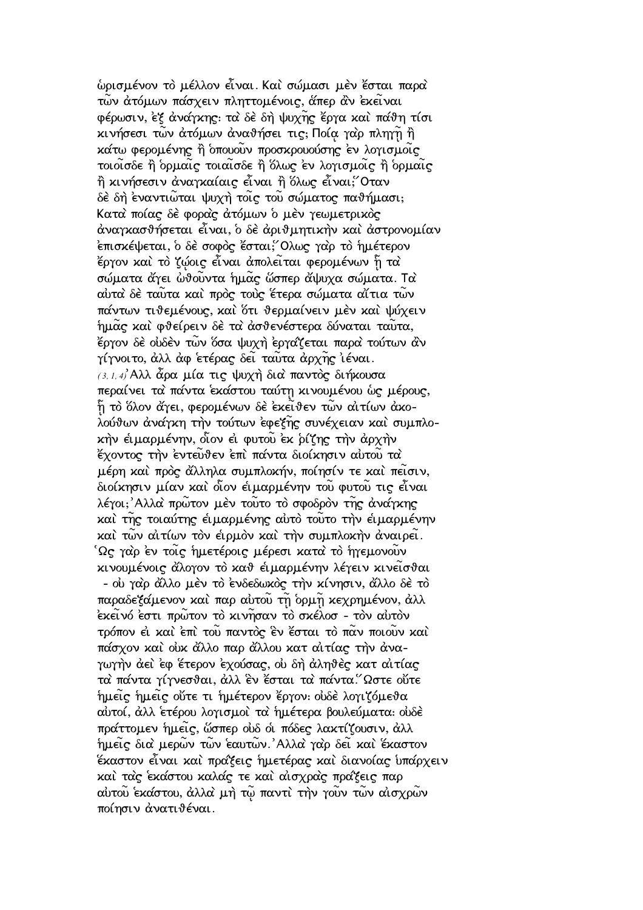ὡρισμένον τὸ μέλλον εἶναι. Καὶ σώμασι μὲν ἔσται παρὰ τῶν ἀτόμων πάσχειν πληττομένοις, ἅπερ ἂν ἐκεῖναι φέρωσιν, ἐξ ἀνάγκης· τὰ δὲ δὴ ψυχῆς ἔργα καὶ πάθη τίσι κινήσεσι τῶν ἀτόμων ἀναθήσει τις; Ποίᾳ γὰρ πληγῇ ἢ κάτω φερομένης ἢ ὁπουοῦν προσκρουούσης ἐν λογισμοῖς τοιοῖσδε ἢ ὁρμαῖς τοιαῖσδε ἢ ὅλως ἐν λογισμοῖς ἢ ὁρμαῖς ἢ κινήσεσιν ἀναγκαίαις εἶναι ἢ ὅλως εἶναι; Ὅταν δὲ δὴ ἐναντιῶται ψυχὴ τοῖς τοῦ σώματος παθήμασι; Κατὰ ποίας δὲ φορὰς ἀτόμων ὁ μὲν γεωμετρικὸς ἀναγκασθήσεται εἶναι, ὁ δὲ ἀριθμητικὴν καὶ ἀστρονομίαν ἐπισκέψεται, ὁ δὲ σοφὸς ἔσται; Ὅλως γὰρ τὸ ἡμέτερον ἔργον καὶ τὸ ζῴοις εἶναι ἀπολεῖται φερομένων ᾗ τὰ σώματα ἄγει ὠθοῦντα ἡμᾶς ὥσπερ ἄψυχα σώματα. Τὰ αὐτὰ δὲ ταῦτα καὶ πρὸς τοὺς ἕτερα σώματα αἴτια τῶν πάντων τιθεμένους, καὶ ὅτι θερμαίνειν μὲν καὶ ψύχειν ἡμᾶς καὶ φθείρειν δὲ τὰ ἀσθενέστερα δύναται ταῦτα, ἔργον δὲ οὐδὲν τῶν ὅσα ψυχὴ ἐργάζεται παρὰ τούτων ἂν γίγνοιτο, ἀλλ ἀφ ἑτέρας δεῖ ταῦτα ἀρχῆς ἰέναι.

*(3, 1, 4)* Ἀλλ ἆρα μία τις ψυχὴ διὰ παντὸς διήκουσα περαίνει τὰ πάντα ἑκάστου ταύτῃ κινουμένου ὡς μέρους, ᾗ τὸ ὅλον ἄγει, φερομένων δὲ ἐκεῖθεν τῶν αἰτίων ἀκολούθων ἀνάγκη τὴν τούτων ἐφεξῆς συνέχειαν καὶ συμπλοκὴν εἱμαρμένην, οἷον εἰ φυτοῦ ἐκ ῥίζης τὴν ἀρχὴν ἔχοντος τὴν ἐντεῦθεν ἐπὶ πάντα διοίκησιν αὐτοῦ τὰ μέρη καὶ πρὸς ἄλληλα συμπλοκήν, ποίησίν τε καὶ πεῖσιν, διοίκησιν μίαν καὶ οἷον εἱμαρμένην τοῦ φυτοῦ τις εἶναι λέγοι; Ἀλλὰ πρῶτον μὲν τοῦτο τὸ σφοδρὸν τῆς ἀνάγκης καὶ τῆς τοιαύτης εἱμαρμένης αὐτὸ τοῦτο τὴν εἱμαρμένην καὶ τῶν αἰτίων τὸν εἱρμὸν καὶ τὴν συμπλοκὴν ἀναιρεῖ. Ὡς γὰρ ἐν τοῖς ἡμετέροις μέρεσι κατὰ τὸ ἡγεμονοῦν κινουμένοις ἄλογον τὸ καθ εἱμαρμένην λέγειν κινεῖσθαι - οὐ γὰρ ἄλλο μὲν τὸ ἐνδεδωκὸς τὴν κίνησιν, ἄλλο δὲ τὸ παραδεξάμενον καὶ παρ αὐτοῦ τῇ ὁρμῇ κεχρημένον, ἀλλ ἐκεῖνό ἐστι πρῶτον τὸ κινῆσαν τὸ σκέλοσ - τὸν αὐτὸν τρόπον εἰ καὶ ἐπὶ τοῦ παντὸς ἓν ἔσται τὸ πᾶν ποιοῦν καὶ πάσχον καὶ οὐκ ἄλλο παρ ἄλλου κατ αἰτίας τὴν ἀναγωγὴν ἀεὶ ἐφ ἕτερον ἐχούσας, οὐ δὴ ἀληθὲς κατ αἰτίας τὰ πάντα γίγνεσθαι, ἀλλ ἓν ἔσται τὰ πάντα. Ὥστε οὔτε ἡμεῖς ἡμεῖς οὔτε τι ἡμέτερον ἔργον· οὐδὲ λογιζόμεθα αὐτοί, ἀλλ ἑτέρου λογισμοὶ τὰ ἡμέτερα βουλεύματα· οὐδὲ πράττομεν ἡμεῖς, ὥσπερ οὐδ οἱ πόδες λακτίζουσιν, ἀλλ ἡμεῖς διὰ μερῶν τῶν ἑαυτῶν. Ἀλλὰ γὰρ δεῖ καὶ ἕκαστον ἕκαστον εἶναι καὶ πράξεις ἡμετέρας καὶ διανοίας ὑπάρχειν καὶ τὰς ἑκάστου καλάς τε καὶ αἰσχρὰς πράξεις παρ αὐτοῦ ἑκάστου, ἀλλὰ μὴ τῷ παντὶ τὴν γοῦν τῶν αἰσχρῶν ποίησιν ἀνατιθέναι.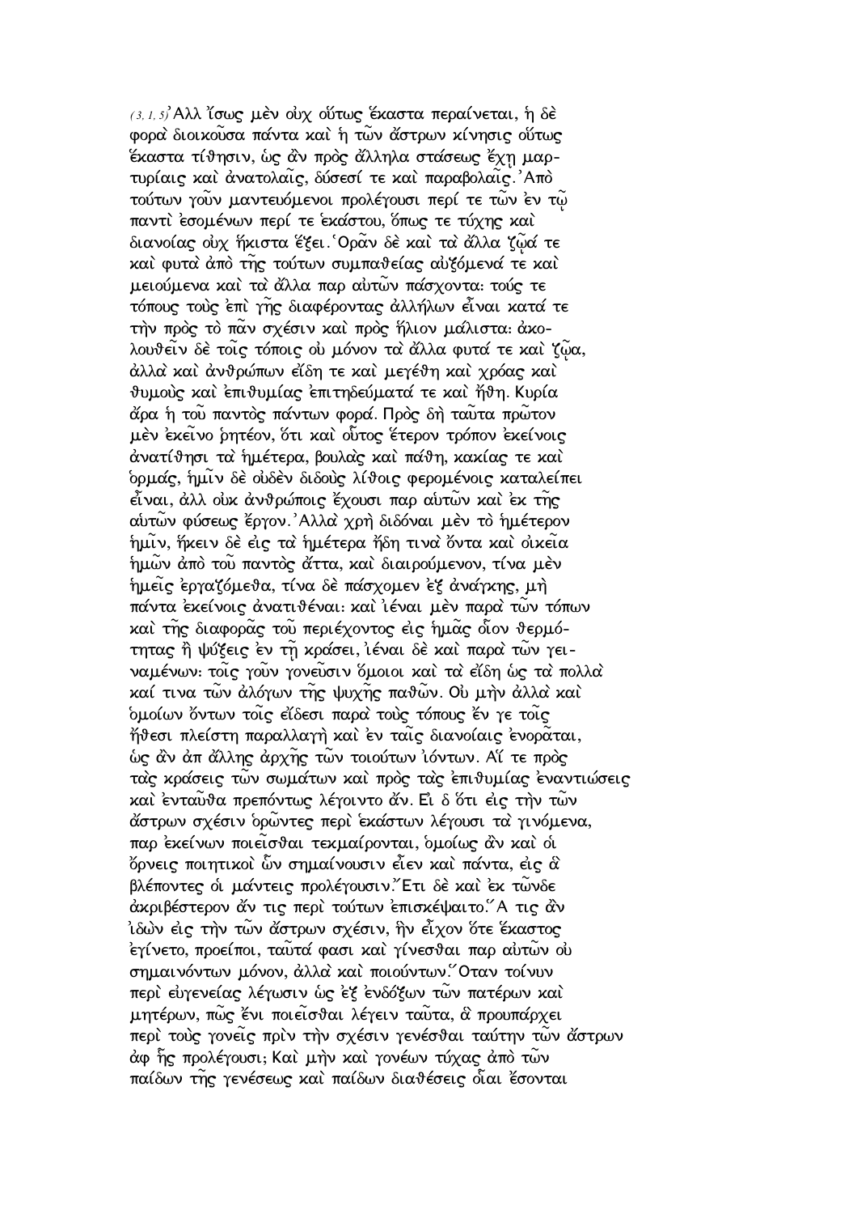(3, 1, 5) Ἀλλ ἴσως μὲν οὐχ οὕτως ἕκαστα περαίνεται, ἡ δὲ φορὰ διοικοῦσα πάντα καὶ ἡ τῶν ἄστρων κίνησις οὕτως ἕκαστα τίθησιν, ὡς ἂν πρὸς ἄλληλα στάσεως ἔχῃ μαρτυρίαις καὶ ἀνατολαῖς, δύσεσί τε καὶ παραβολαῖς. Ἀπὸ τούτων γοῦν μαντευόμενοι προλέγουσι περί τε τῶν ἐν τῷ παντὶ ἐσομένων περί τε ἑκάστου, ὅπως τε τύχης καὶ διανοίας οὐχ ἥκιστα ἕξει. Ὁρᾶν δὲ καὶ τὰ ἄλλα ζῷά τε καὶ φυτὰ ἀπὸ τῆς τούτων συμπαθείας αὐξόμενά τε καὶ μειούμενα καὶ τὰ ἄλλα παρ αὐτῶν πάσχοντα: τούς τε τόπους τοὺς ἐπὶ γῆς διαφέροντας ἀλλήλων εἶναι κατά τε τὴν πρὸς τὸ πᾶν σχέσιν καὶ πρὸς ἥλιον μάλιστα: ἀκολουθεῖν δὲ τοῖς τόποις οὐ μόνον τὰ ἄλλα φυτά τε καὶ ζῷα, ἀλλὰ καὶ ἀνθρώπων εἴδη τε καὶ μεγέθη καὶ χρόας καὶ θυμοὺς καὶ ἐπιθυμίας ἐπιτηδεύματά τε καὶ ἤθη. Κυρία ἄρα ἡ τοῦ παντὸς πάντων φορά. Πρὸς δὴ ταῦτα πρῶτον μὲν ἐκεῖνο ῥητέον, ὅτι καὶ οὗτος ἕτερον τρόπον ἐκείνοις ἀνατίθησι τὰ ἡμέτερα, βουλὰς καὶ πάθη, κακίας τε καὶ ὁρμάς, ἡμῖν δὲ οὐδὲν διδοὺς λίθοις φερομένοις καταλείπει εἶναι, ἀλλ οὐκ ἀνθρώποις ἔχουσι παρ αὐτῶν καὶ ἐκ τῆς αὐτῶν φύσεως ἔργον. Ἀλλὰ χρὴ διδόναι μὲν τὸ ἡμέτερον ἡμῖν, ἥκειν δὲ εἰς τὰ ἡμέτερα ἤδη τινὰ ὄντα καὶ οἰκεῖα ἡμῶν ἀπὸ τοῦ παντὸς ἄττα, καὶ διαιρούμενον, τίνα μὲν ἡμεῖς ἐργαζόμεθα, τίνα δὲ πάσχομεν ἐξ ἀνάγκης, μὴ πάντα ἐκείνοις ἀνατιθέναι: καὶ ἰέναι μὲν παρὰ τῶν τόπων καὶ τῆς διαφορᾶς τοῦ περιέχοντος εἰς ἡμᾶς οἷον θερμότητας ἢ ψύξεις ἐν τῇ κράσει, ἰέναι δὲ καὶ παρὰ τῶν γειναμένων: τοῖς γοῦν γονεῦσιν ὅμοιοι καὶ τὰ εἴδη ὡς τὰ πολλὰ καί τινα τῶν ἀλόγων τῆς ψυχῆς παθῶν. Οὐ μὴν ἀλλὰ καὶ ὁμοίων ὄντων τοῖς εἴδεσι παρὰ τοὺς τόπους ἔν γε τοῖς ἤθεσι πλείστη παραλλαγὴ καὶ ἐν ταῖς διανοίαις ἐνορᾶται, ὡς ἂν ἀπ ἄλλης ἀρχῆς τῶν τοιούτων ἰόντων. Αἵ τε πρὸς τὰς κράσεις τῶν σωμάτων καὶ πρὸς τὰς ἐπιθυμίας ἐναντιώσεις καὶ ἐνταῦθα πρεπόντως λέγοιντο ἄν. Εἰ δ ὅτι εἰς τὴν τῶν ἄστρων σχέσιν ὁρῶντες περὶ ἑκάστων λέγουσι τὰ γινόμενα, παρ ἐκείνων ποιεῖσθαι τεκμαίρονται, ὁμοίως ἂν καὶ οἱ ὄρνεις ποιητικοὶ ὧν σημαίνουσιν εἶεν καὶ πάντα, εἰς ἃ βλέποντες οἱ μάντεις προλέγουσιν. Ἔτι δὲ καὶ ἐκ τῶνδε ἀκριβέστερον ἄν τις περὶ τούτων ἐπισκέψαιτο. Ἅ τις ἂν ἰδὼν εἰς τὴν τῶν ἄστρων σχέσιν, ἣν εἶχον ὅτε ἕκαστος ἐγίνετο, προείποι, ταῦτά φασι καὶ γίνεσθαι παρ αὐτῶν οὐ σημαινόντων μόνον, ἀλλὰ καὶ ποιούντων. Ὅταν τοίνυν περὶ εὐγενείας λέγωσιν ὡς ἐξ ἐνδόξων τῶν πατέρων καὶ μητέρων, πῶς ἔνι ποιεῖσθαι λέγειν ταῦτα, ἃ προυπάρχει περὶ τοὺς γονεῖς πρὶν τὴν σχέσιν γενέσθαι ταύτην τῶν ἄστρων ἀφ ἧς προλέγουσι; Καὶ μὴν καὶ γονέων τύχας ἀπὸ τῶν παίδων τῆς γενέσεως καὶ παίδων διαθέσεις οἷαι ἔσονται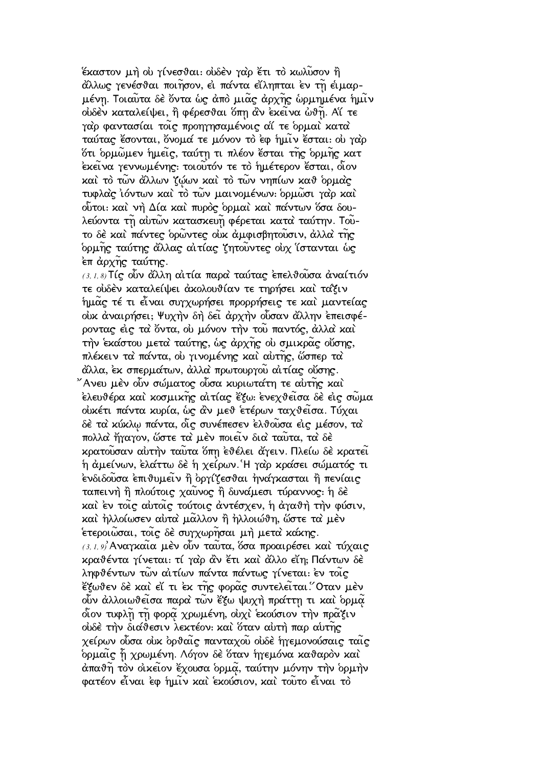ἕκαστον μὴ οὐ γίνεσθαι· οὐδὲν γὰρ ἔτι τὸ κωλῦσον ἢ ἄλλως γενέσθαι ποιῆσον, εἰ πάντα εἴληπται ἐν τῇ εἱμαρμένῃ. Τοιαῦτα δὲ ὄντα ὡς ἀπὸ μιᾶς ἀρχῆς ὡρμημένα ἡμῖν οὐδὲν καταλείψει, ἢ φέρεσθαι ὅπῃ ἂν ἐκεῖνα ὠθῇ. Αἵ τε γὰρ φαντασίαι τοῖς προηγησαμένοις αἵ τε ὁρμαὶ κατὰ ταύτας ἔσονται, ὄνομά τε μόνον τὸ ἐφ ἡμῖν ἔσται· οὐ γὰρ ὅτι ὁρμῶμεν ἡμεῖς, ταύτῃ τι πλέον ἔσται τῆς ὁρμῆς κατ ἐκεῖνα γεννωμένης· τοιοῦτόν τε τὸ ἡμέτερον ἔσται, οἷον καὶ τὸ τῶν ἄλλων ζῴων καὶ τὸ τῶν νηπίων καθ ὁρμὰς τυφλὰς ἰόντων καὶ τὸ τῶν μαινομένων· ὁρμῶσι γὰρ καὶ οὗτοι· καὶ νὴ Δία καὶ πυρὸς ὁρμαὶ καὶ πάντων ὅσα δουλεύοντα τῇ αὐτῶν κατασκευῇ φέρεται κατὰ ταύτην. Τοῦτο δὲ καὶ πάντες ὁρῶντες οὐκ ἀμφισβητοῦσιν, ἀλλὰ τῆς ὁρμῆς ταύτης ἄλλας αἰτίας ζητοῦντες οὐχ ἵστανται ὡς ἐπ ἀρχῆς ταύτης.

(3, 1, 8) Τίς οὖν ἄλλη αἰτία παρὰ ταύτας ἐπελθοῦσα ἀναίτιόν τε οὐδὲν καταλείψει ἀκολουθίαν τε τηρήσει καὶ τάξιν ἡμᾶς τέ τι εἶναι συγχωρήσει προρρήσεις τε καὶ μαντείας οὐκ ἀναιρήσει; Ψυχὴν δὴ δεῖ ἀρχὴν οὖσαν ἄλλην ἐπεισφέροντας εἰς τὰ ὄντα, οὐ μόνον τὴν τοῦ παντός, ἀλλὰ καὶ τὴν ἑκάστου μετὰ ταύτης, ὡς ἀρχῆς οὐ σμικρᾶς οὔσης, πλέκειν τὰ πάντα, οὐ γινομένης καὶ αὐτῆς, ὥσπερ τὰ ἄλλα, ἐκ σπερμάτων, ἀλλὰ πρωτουργοῦ αἰτίας οὔσης. Ἄνευ μὲν οὖν σώματος οὖσα κυριωτάτη τε αὐτῆς καὶ ἐλευθέρα καὶ κοσμικῆς αἰτίας ἔξω· ἐνεχθεῖσα δὲ εἰς σῶμα οὐκέτι πάντα κυρία, ὡς ἂν μεθ ἑτέρων ταχθεῖσα. Τύχαι δὲ τὰ κύκλῳ πάντα, οἷς συνέπεσεν ἐλθοῦσα εἰς μέσον, τὰ πολλὰ ἤγαγον, ὥστε τὰ μὲν ποιεῖν διὰ ταῦτα, τὰ δὲ κρατοῦσαν αὐτὴν ταῦτα ὅπῃ ἐθέλει ἄγειν. Πλείω δὲ κρατεῖ ἡ ἀμείνων, ἐλάττω δὲ ἡ χείρων. Ἡ γὰρ κράσει σώματός τι ἐνδιδοῦσα ἐπιθυμεῖν ἢ ὀργίζεσθαι ἠνάγκασται ἢ πενίαις ταπεινὴ ἢ πλούτοις χαῦνος ἢ δυνάμεσι τύραννος· ἡ δὲ καὶ ἐν τοῖς αὐτοῖς τούτοις ἀντέσχεν, ἡ ἀγαθὴ τὴν φύσιν, καὶ ἠλλοίωσεν αὐτὰ μᾶλλον ἢ ἠλλοιώθη, ὥστε τὰ μὲν ἑτεροιῶσαι, τοῖς δὲ συγχωρῆσαι μὴ μετὰ κάκης.

(3, 1, 9) Ἀναγκαῖα μὲν οὖν ταῦτα, ὅσα προαιρέσει καὶ τύχαις κραθέντα γίνεται· τί γὰρ ἂν ἔτι καὶ ἄλλο εἴη; Πάντων δὲ ληφθέντων τῶν αἰτίων πάντα πάντως γίνεται· ἐν τοῖς ἔξωθεν δὲ καὶ εἴ τι ἐκ τῆς φορᾶς συντελεῖται. Ὅταν μὲν οὖν ἀλλοιωθεῖσα παρὰ τῶν ἔξω ψυχὴ πράττῃ τι καὶ ὁρμᾷ οἷον τυφλῇ τῇ φορᾷ χρωμένη, οὐχὶ ἑκούσιον τὴν πρᾶξιν οὐδὲ τὴν διάθεσιν λεκτέον· καὶ ὅταν αὐτὴ παρ αὑτῆς χείρων οὖσα οὐκ ὀρθαῖς πανταχοῦ οὐδὲ ἡγεμονούσαις ταῖς ὁρμαῖς ᾖ χρωμένη. Λόγον δὲ ὅταν ἡγεμόνα καθαρὸν καὶ ἀπαθῆ τὸν οἰκεῖον ἔχουσα ὁρμᾷ, ταύτην μόνην τὴν ὁρμὴν φατέον εἶναι ἐφ ἡμῖν καὶ ἑκούσιον, καὶ τοῦτο εἶναι τὸ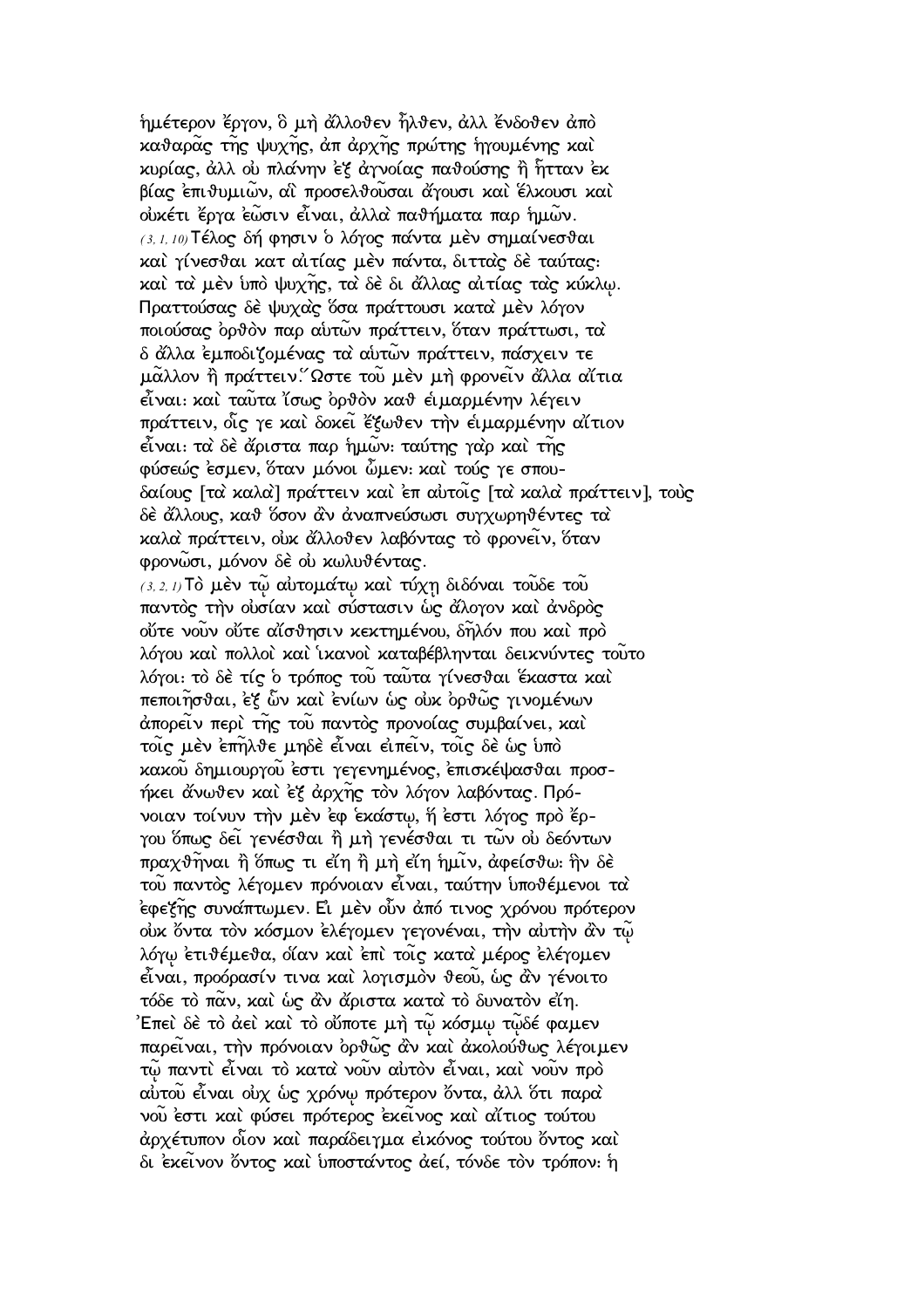ἡμέτερον ἔργον, ὃ μὴ ἄλλοθεν ἦλθεν, ἀλλ ἔνδοθεν ἀπὸ καθαρᾶς τῆς ψυχῆς, ἀπ ἀρχῆς πρώτης ἡγουμένης καὶ κυρίας, ἀλλ οὐ πλάνην ἐξ ἀγνοίας παθούσης ἢ ἧτταν ἐκ βίας ἐπιθυμιῶν, αἳ προσελθοῦσαι ἄγουσι καὶ ἕλκουσι καὶ οὐκέτι ἔργα ἐῶσιν εἶναι, ἀλλὰ παθήματα παρ ἡμῶν.

(3, 1, 10) Τέλος δή φησιν ὁ λόγος πάντα μὲν σημαίνεσθαι καὶ γίνεσθαι κατ αἰτίας μὲν πάντα, διττὰς δὲ ταύτας: καὶ τὰ μὲν ὑπὸ ψυχῆς, τὰ δὲ δι ἄλλας αἰτίας τὰς κύκλῳ. Πραττούσας δὲ ψυχὰς ὅσα πράττουσι κατὰ μὲν λόγον ποιούσας ὀρθὸν παρ αὑτῶν πράττειν, ὅταν πράττωσι, τὰ δ ἄλλα ἐμποδιζομένας τὰ αὑτῶν πράττειν, πάσχειν τε μᾶλλον ἢ πράττειν. Ὥστε τοῦ μὲν μὴ φρονεῖν ἄλλα αἴτια εἶναι: καὶ ταῦτα ἴσως ὀρθὸν καθ εἱμαρμένην λέγειν πράττειν, οἷς γε καὶ δοκεῖ ἔξωθεν τὴν εἱμαρμένην αἴτιον εἶναι: τὰ δὲ ἄριστα παρ ἡμῶν: ταύτης γὰρ καὶ τῆς φύσεώς ἐσμεν, ὅταν μόνοι ὦμεν: καὶ τούς γε σπουδαίους [τὰ καλὰ] πράττειν καὶ ἐπ αὐτοῖς [τὰ καλὰ πράττειν], τοὺς δὲ ἄλλους, καθ ὅσον ἂν ἀναπνεύσωσι συγχωρηθέντες τὰ καλὰ πράττειν, οὐκ ἄλλοθεν λαβόντας τὸ φρονεῖν, ὅταν φρονῶσι, μόνον δὲ οὐ κωλυθέντας.

(3, 2, 1) Τὸ μὲν τῷ αὐτομάτῳ καὶ τύχῃ διδόναι τοῦδε τοῦ παντὸς τὴν οὐσίαν καὶ σύστασιν ὡς ἄλογον καὶ ἀνδρὸς οὔτε νοῦν οὔτε αἴσθησιν κεκτημένου, δῆλόν που καὶ πρὸ λόγου καὶ πολλοὶ καὶ ἱκανοὶ καταβέβληνται δεικνύντες τοῦτο λόγοι: τὸ δὲ τίς ὁ τρόπος τοῦ ταῦτα γίνεσθαι ἕκαστα καὶ πεποιῆσθαι, ἐξ ὧν καὶ ἐνίων ὡς οὐκ ὀρθῶς γινομένων ἀπορεῖν περὶ τῆς τοῦ παντὸς προνοίας συμβαίνει, καὶ τοῖς μὲν ἐπῆλθε μηδὲ εἶναι εἰπεῖν, τοῖς δὲ ὡς ὑπὸ κακοῦ δημιουργοῦ ἐστι γεγενημένος, ἐπισκέψασθαι προσήκει ἄνωθεν καὶ ἐξ ἀρχῆς τὸν λόγον λαβόντας. Πρόνοιαν τοίνυν τὴν μὲν ἐφ ἑκάστῳ, ἥ ἐστι λόγος πρὸ ἔργου ὅπως δεῖ γενέσθαι ἢ μὴ γενέσθαι τι τῶν οὐ δεόντων πραχθῆναι ἢ ὅπως τι εἴη ἢ μὴ εἴη ἡμῖν, ἀφείσθω: ἣν δὲ τοῦ παντὸς λέγομεν πρόνοιαν εἶναι, ταύτην ὑποθέμενοι τὰ ἐφεξῆς συνάπτωμεν. Εἰ μὲν οὖν ἀπό τινος χρόνου πρότερον οὐκ ὄντα τὸν κόσμον ἐλέγομεν γεγονέναι, τὴν αὐτὴν ἂν τῷ λόγῳ ἐτιθέμεθα, οἵαν καὶ ἐπὶ τοῖς κατὰ μέρος ἐλέγομεν εἶναι, πρόορασίν τινα καὶ λογισμὸν θεοῦ, ὡς ἂν γένοιτο τόδε τὸ πᾶν, καὶ ὡς ἂν ἄριστα κατὰ τὸ δυνατὸν εἴη. Ἐπεὶ δὲ τὸ ἀεὶ καὶ τὸ οὔποτε μὴ τῷ κόσμῳ τῷδέ φαμεν παρεῖναι, τὴν πρόνοιαν ὀρθῶς ἂν καὶ ἀκολούθως λέγοιμεν τῷ παντὶ εἶναι τὸ κατὰ νοῦν αὐτὸν εἶναι, καὶ νοῦν πρὸ αὐτοῦ εἶναι οὐχ ὡς χρόνῳ πρότερον ὄντα, ἀλλ ὅτι παρὰ νοῦ ἐστι καὶ φύσει πρότερος ἐκεῖνος καὶ αἴτιος τούτου ἀρχέτυπον οἷον καὶ παράδειγμα εἰκόνος τούτου ὄντος καὶ δι ἐκεῖνον ὄντος καὶ ὑποστάντος ἀεί, τόνδε τὸν τρόπον: ἡ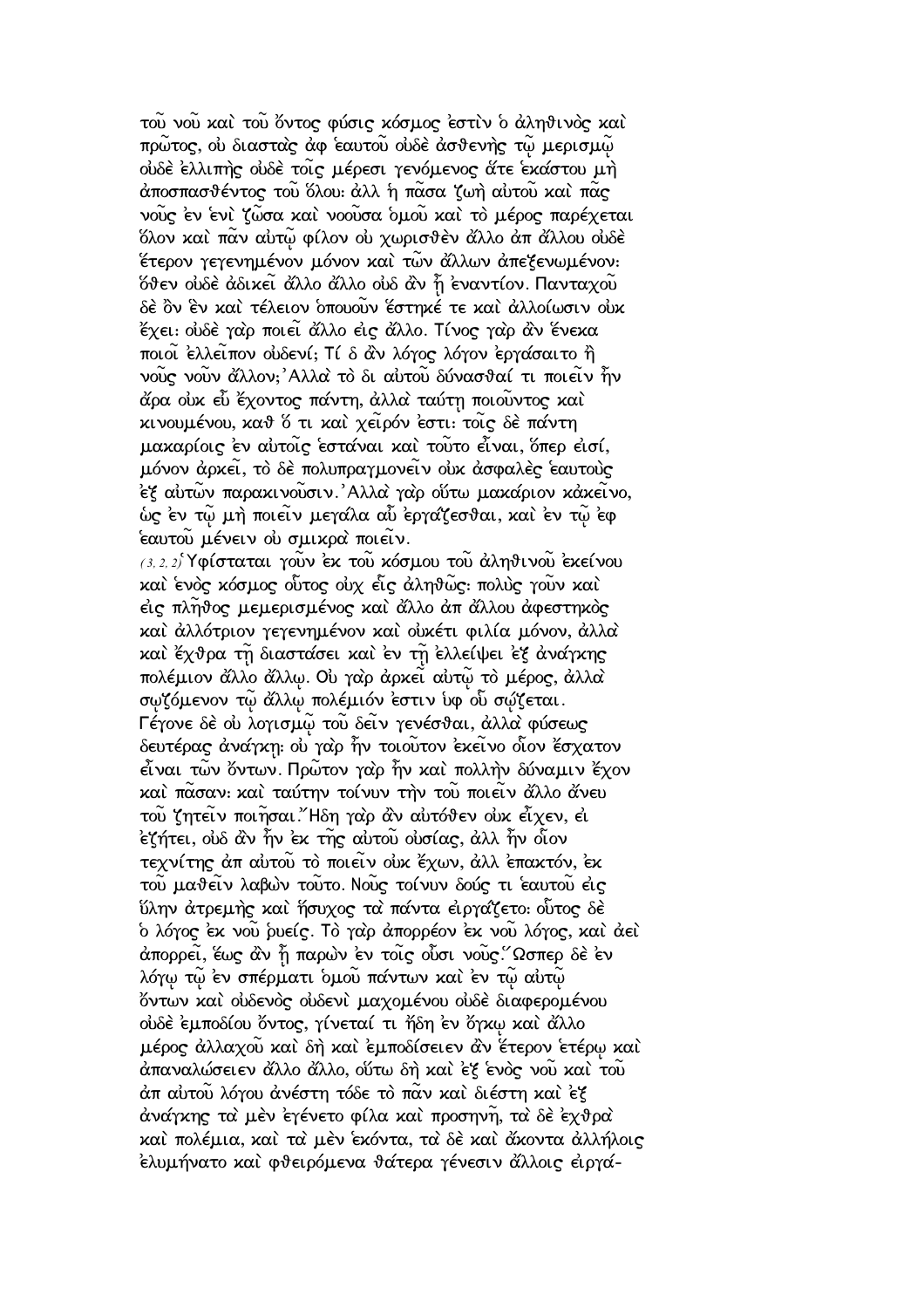τοῦ νοῦ καὶ τοῦ ὄντος φύσις κόσμος ἐστὶν ὁ ἀληθινὸς καὶ πρῶτος, οὐ διαστὰς ἀφ ἑαυτοῦ οὐδὲ ἀσθενὴς τῷ μερισμῷ οὐδὲ ἐλλιπὴς οὐδὲ τοῖς μέρεσι γενόμενος ἅτε ἑκάστου μὴ ἀποσπασθέντος τοῦ ὅλου: ἀλλ ἡ πᾶσα ζωὴ αὐτοῦ καὶ πᾶς νοῦς ἐν ἑνὶ ζῶσα καὶ νοοῦσα ὁμοῦ καὶ τὸ μέρος παρέχεται ὅλον καὶ πᾶν αὐτῷ φίλον οὐ χωρισθὲν ἄλλο ἀπ ἄλλου οὐδὲ ἕτερον γεγενημένον μόνον καὶ τῶν ἄλλων ἀπεξενωμένον: ὅθεν οὐδὲ ἀδικεῖ ἄλλο ἄλλο οὐδ ἂν ᾖ ἐναντίον. Πανταχοῦ δὲ ὂν ἓν καὶ τέλειον ὁπουοῦν ἕστηκέ τε καὶ ἀλλοίωσιν οὐκ ἔχει: οὐδὲ γὰρ ποιεῖ ἄλλο εἰς ἄλλο. Τίνος γὰρ ἂν ἕνεκα ποιοῖ ἐλλεῖπον οὐδενί; Τί δ ἂν λόγος λόγον ἐργάσαιτο ἢ νοῦς νοῦν ἄλλον; Ἀλλὰ τὸ δι αὐτοῦ δύνασθαί τι ποιεῖν ἦν ἄρα οὐκ εὖ ἔχοντος πάντη, ἀλλὰ ταύτῃ ποιοῦντος καὶ κινουμένου, καθ ὅ τι καὶ χεῖρόν ἐστι: τοῖς δὲ πάντη μακαρίοις ἐν αὐτοῖς ἑστάναι καὶ τοῦτο εἶναι, ὅπερ εἰσί, μόνον ἀρκεῖ, τὸ δὲ πολυπραγμονεῖν οὐκ ἀσφαλὲς ἑαυτοὺς ἐξ αὐτῶν παρακινοῦσιν. Ἀλλὰ γὰρ οὕτω μακάριον κἀκεῖνο, ὡς ἐν τῷ μὴ ποιεῖν μεγάλα αὖ ἐργάζεσθαι, καὶ ἐν τῷ ἐφ ἑαυτοῦ μένειν οὐ σμικρὰ ποιεῖν.

(3, 2, 2) Ὑφίσταται γοῦν ἐκ τοῦ κόσμου τοῦ ἀληθινοῦ ἐκείνου καὶ ἑνὸς κόσμος οὗτος οὐχ εἷς ἀληθῶς: πολὺς γοῦν καὶ εἰς πλῆθος μεμερισμένος καὶ ἄλλο ἀπ ἄλλου ἀφεστηκὸς καὶ ἀλλότριον γεγενημένον καὶ οὐκέτι φιλία μόνον, ἀλλὰ καὶ ἔχθρα τῇ διαστάσει καὶ ἐν τῇ ἐλλείψει ἐξ ἀνάγκης πολέμιον ἄλλο ἄλλῳ. Οὐ γὰρ ἀρκεῖ αὐτῷ τὸ μέρος, ἀλλὰ σῳζόμενον τῷ ἄλλῳ πολέμιόν ἐστιν ὑφ οὗ σῴζεται. Γέγονε δὲ οὐ λογισμῷ τοῦ δεῖν γενέσθαι, ἀλλὰ φύσεως δευτέρας ἀνάγκῃ: οὐ γὰρ ἦν τοιοῦτον ἐκεῖνο οἷον ἔσχατον εἶναι τῶν ὄντων. Πρῶτον γὰρ ἦν καὶ πολλὴν δύναμιν ἔχον καὶ πᾶσαν: καὶ ταύτην τοίνυν τὴν τοῦ ποιεῖν ἄλλο ἄνευ τοῦ ζητεῖν ποιῆσαι. Ἤδη γὰρ ἂν αὐτόθεν οὐκ εἶχεν, εἰ ἐζήτει, οὐδ ἂν ἦν ἐκ τῆς αὐτοῦ οὐσίας, ἀλλ ἦν οἷον τεχνίτης ἀπ αὐτοῦ τὸ ποιεῖν οὐκ ἔχων, ἀλλ ἐπακτόν, ἐκ τοῦ μαθεῖν λαβὼν τοῦτο. Νοῦς τοίνυν δούς τι ἑαυτοῦ εἰς ὕλην ἀτρεμὴς καὶ ἥσυχος τὰ πάντα εἰργάζετο: οὗτος δὲ ὁ λόγος ἐκ νοῦ ῥυείς. Τὸ γὰρ ἀπορρέον ἐκ νοῦ λόγος, καὶ ἀεὶ ἀπορρεῖ, ἕως ἂν ᾖ παρὼν ἐν τοῖς οὖσι νοῦς. Ὥσπερ δὲ ἐν λόγῳ τῷ ἐν σπέρματι ὁμοῦ πάντων καὶ ἐν τῷ αὐτῷ ὄντων καὶ οὐδενὸς οὐδενὶ μαχομένου οὐδὲ διαφερομένου οὐδὲ ἐμποδίου ὄντος, γίνεταί τι ἤδη ἐν ὄγκῳ καὶ ἄλλο μέρος ἀλλαχοῦ καὶ δὴ καὶ ἐμποδίσειεν ἂν ἕτερον ἑτέρῳ καὶ ἀπαναλώσειεν ἄλλο ἄλλο, οὕτω δὴ καὶ ἐξ ἑνὸς νοῦ καὶ τοῦ ἀπ αὐτοῦ λόγου ἀνέστη τόδε τὸ πᾶν καὶ διέστη καὶ ἐξ ἀνάγκης τὰ μὲν ἐγένετο φίλα καὶ προσηνῆ, τὰ δὲ ἐχθρὰ καὶ πολέμια, καὶ τὰ μὲν ἑκόντα, τὰ δὲ καὶ ἄκοντα ἀλλήλοις ἐλυμήνατο καὶ φθειρόμενα θάτερα γένεσιν ἄλλοις εἰργά-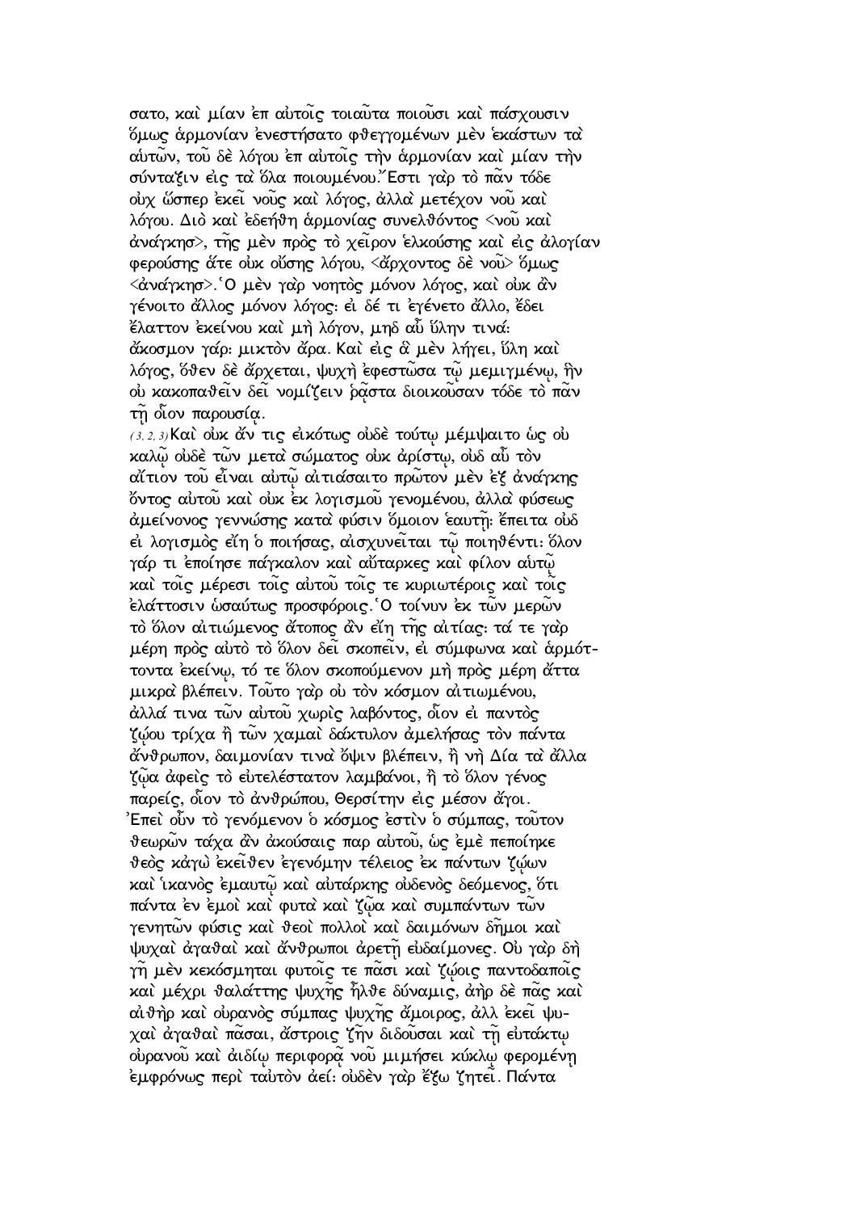σατο, καὶ μίαν ἐπ αὐτοῖς τοιαῦτα ποιοῦσι καὶ πάσχουσιν ὅμως ἁρμονίαν ἐνεστήσατο φθεγγομένων μὲν ἑκάστων τὰ αὑτῶν, τοῦ δὲ λόγου ἐπ αὐτοῖς τὴν ἁρμονίαν καὶ μίαν τὴν σύνταξιν εἰς τὰ ὅλα ποιουμένου.῞Εστι γὰρ τὸ πᾶν τόδε οὐχ ὥσπερ ἐκεῖ νοῦς καὶ λόγος, ἀλλὰ μετέχον νοῦ καὶ λόγου. Διὸ καὶ ἐδεήθη ἁρμονίας συνελθόντος <νοῦ καὶ ἀνάγκησ>, τῆς μὲν πρὸς τὸ χεῖρον ἑλκούσης καὶ εἰς ἀλογίαν φερούσης ἅτε οὐκ οὔσης λόγου, <ἄρχοντος δὲ νοῦ> ὅμως <ἀνάγκησ>.῾Ο μὲν γὰρ νοητὸς μόνον λόγος, καὶ οὐκ ἂν γένοιτο ἄλλος μόνον λόγος: εἰ δέ τι ἐγένετο ἄλλο, ἔδει ἔλαττον ἐκείνου καὶ μὴ λόγον, μηδ αὖ ὕλην τινά: ἄκοσμον γάρ: μικτὸν ἄρα. Καὶ εἰς ἃ μὲν λήγει, ὕλη καὶ λόγος, ὅθεν δὲ ἄρχεται, ψυχὴ ἐφεστῶσα τῷ μεμιγμένῳ, ἣν οὐ κακοπαθεῖν δεῖ νομίζειν ῥᾷστα διοικοῦσαν τόδε τὸ πᾶν τῇ οἷον παρουσίᾳ.

(3, 2, 3) Καὶ οὐκ ἄν τις εἰκότως οὐδὲ τούτῳ μέμψαιτο ὡς οὐ καλῷ οὐδὲ τῶν μετὰ σώματος οὐκ ἀρίστῳ, οὐδ αὖ τὸν αἴτιον τοῦ εἶναι αὐτῷ αἰτιάσαιτο πρῶτον μὲν ἐξ ἀνάγκης ὄντος αὐτοῦ καὶ οὐκ ἐκ λογισμοῦ γενομένου, ἀλλὰ φύσεως ἀμείνονος γεννώσης κατὰ φύσιν ὅμοιον ἑαυτῇ: ἔπειτα οὐδ εἰ λογισμὸς εἴη ὁ ποιήσας, αἰσχυνεῖται τῷ ποιηθέντι: ὅλον γάρ τι ἐποίησε πάγκαλον καὶ αὔταρκες καὶ φίλον αὑτῷ καὶ τοῖς μέρεσι τοῖς αὐτοῦ τοῖς τε κυριωτέροις καὶ τοῖς ἐλάττοσιν ὡσαύτως προσφόροις.῾Ο τοίνυν ἐκ τῶν μερῶν τὸ ὅλον αἰτιώμενος ἄτοπος ἂν εἴη τῆς αἰτίας: τά τε γὰρ μέρη πρὸς αὐτὸ τὸ ὅλον δεῖ σκοπεῖν, εἰ σύμφωνα καὶ ἁρμόττοντα ἐκείνῳ, τό τε ὅλον σκοπούμενον μὴ πρὸς μέρη ἄττα μικρὰ βλέπειν. Τοῦτο γὰρ οὐ τὸν κόσμον αἰτιωμένου, ἀλλά τινα τῶν αὐτοῦ χωρὶς λαβόντος, οἷον εἰ παντὸς ζῴου τρίχα ἢ τῶν χαμαὶ δάκτυλον ἀμελήσας τὸν πάντα ἄνθρωπον, δαιμονίαν τινὰ ὄψιν βλέπειν, ἢ νὴ Δία τὰ ἄλλα ζῷα ἀφεὶς τὸ εὐτελέστατον λαμβάνοι, ἢ τὸ ὅλον γένος παρείς, οἷον τὸ ἀνθρώπου, Θερσίτην εἰς μέσον ἄγοι. ᾿Επεὶ οὖν τὸ γενόμενον ὁ κόσμος ἐστὶν ὁ σύμπας, τοῦτον θεωρῶν τάχα ἂν ἀκούσαις παρ αὐτοῦ, ὡς ἐμὲ πεποίηκε θεὸς κἀγὼ ἐκεῖθεν ἐγενόμην τέλειος ἐκ πάντων ζῴων καὶ ἱκανὸς ἐμαυτῷ καὶ αὐτάρκης οὐδενὸς δεόμενος, ὅτι πάντα ἐν ἐμοὶ καὶ φυτὰ καὶ ζῷα καὶ συμπάντων τῶν γενητῶν φύσις καὶ θεοὶ πολλοὶ καὶ δαιμόνων δῆμοι καὶ ψυχαὶ ἀγαθαὶ καὶ ἄνθρωποι ἀρετῇ εὐδαίμονες. Οὐ γὰρ δὴ γῆ μὲν κεκόσμηται φυτοῖς τε πᾶσι καὶ ζῴοις παντοδαποῖς καὶ μέχρι θαλάττης ψυχῆς ἦλθε δύναμις, ἀὴρ δὲ πᾶς καὶ αἰθὴρ καὶ οὐρανὸς σύμπας ψυχῆς ἄμοιρος, ἀλλ ἐκεῖ ψυχαὶ ἀγαθαὶ πᾶσαι, ἄστροις ζῆν διδοῦσαι καὶ τῇ εὐτάκτῳ οὐρανοῦ καὶ ἀιδίῳ περιφορᾷ νοῦ μιμήσει κύκλῳ φερομένῃ ἐμφρόνως περὶ ταὐτὸν ἀεί: οὐδὲν γὰρ ἔξω ζητεῖ. Πάντα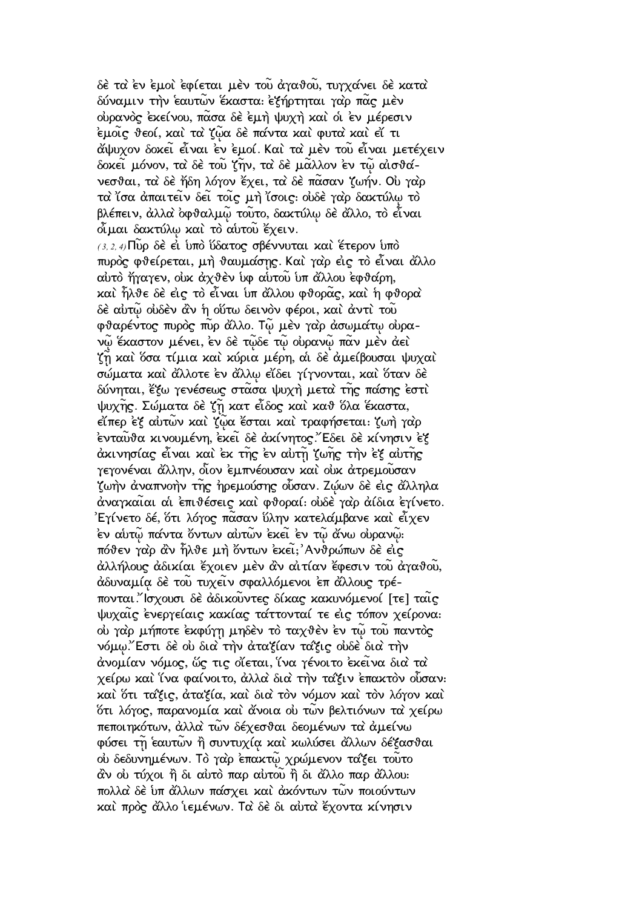δὲ τὰ ἐν ἐμοὶ ἐφίεται μὲν τοῦ ἀγαθοῦ, τυγχάνει δὲ κατὰ δύναμιν τὴν ἑαυτῶν ἕκαστα: ἐξήρτηται γὰρ πᾶς μὲν οὐρανὸς ἐκείνου, πᾶσα δὲ ἐμὴ ψυχὴ καὶ οἱ ἐν μέρεσιν ἐμοῖς θεοί, καὶ τὰ ζῷα δὲ πάντα καὶ φυτὰ καὶ εἴ τι ἄψυχον δοκεῖ εἶναι ἐν ἐμοί. Καὶ τὰ μὲν τοῦ εἶναι μετέχειν δοκεῖ μόνον, τὰ δὲ τοῦ ζῆν, τὰ δὲ μᾶλλον ἐν τῷ αἰσθάνεσθαι, τὰ δὲ ἤδη λόγον ἔχει, τὰ δὲ πᾶσαν ζωήν. Οὐ γὰρ τὰ ἴσα ἀπαιτεῖν δεῖ τοῖς μὴ ἴσοις: οὐδὲ γὰρ δακτύλῳ τὸ βλέπειν, ἀλλὰ ὀφθαλμῷ τοῦτο, δακτύλῳ δὲ ἄλλο, τὸ εἶναι οἶμαι δακτύλῳ καὶ τὸ αὐτοῦ ἔχειν.

(3, 2, 4) Πῦρ δὲ εἰ ὑπὸ ὕδατος σβέννυται καὶ ἕτερον ὑπὸ πυρὸς φθείρεται, μὴ θαυμάσῃς. Καὶ γὰρ εἰς τὸ εἶναι ἄλλο αὐτὸ ἤγαγεν, οὐκ ἀχθὲν ὑφ αὐτοῦ ὑπ ἄλλου ἐφθάρη, καὶ ἦλθε δὲ εἰς τὸ εἶναι ὑπ ἄλλου φθορᾶς, καὶ ἡ φθορὰ δὲ αὐτῷ οὐδὲν ἂν ἡ οὕτω δεινὸν φέροι, καὶ ἀντὶ τοῦ φθαρέντος πυρὸς πῦρ ἄλλο. Τῷ μὲν γὰρ ἀσωμάτῳ οὐρανῷ ἕκαστον μένει, ἐν δὲ τῷδε τῷ οὐρανῷ πᾶν μὲν ἀεὶ ζῇ καὶ ὅσα τίμια καὶ κύρια μέρη, αἱ δὲ ἀμείβουσαι ψυχαὶ σώματα καὶ ἄλλοτε ἐν ἄλλῳ εἴδει γίγνονται, καὶ ὅταν δὲ δύνηται, ἔξω γενέσεως στᾶσα ψυχὴ μετὰ τῆς πάσης ἐστὶ ψυχῆς. Σώματα δὲ ζῇ κατ εἶδος καὶ καθ ὅλα ἕκαστα, εἴπερ ἐξ αὐτῶν καὶ ζῷα ἔσται καὶ τραφήσεται: ζωὴ γὰρ ἐνταῦθα κινουμένη, ἐκεῖ δὲ ἀκίνητος.Ἔδει δὲ κίνησιν ἐξ ἀκινησίας εἶναι καὶ ἐκ τῆς ἐν αὐτῇ ζωῆς τὴν ἐξ αὐτῆς γεγονέναι ἄλλην, οἷον ἐμπνέουσαν καὶ οὐκ ἀτρεμοῦσαν ζωὴν ἀναπνοὴν τῆς ἠρεμούσης οὖσαν. Ζῴων δὲ εἰς ἄλληλα ἀναγκαῖαι αἱ ἐπιθέσεις καὶ φθοραί: οὐδὲ γὰρ ἀίδια ἐγίνετο. Ἐγίνετο δέ, ὅτι λόγος πᾶσαν ὕλην κατελάμβανε καὶ εἶχεν ἐν αὐτῷ πάντα ὄντων αὐτῶν ἐκεῖ ἐν τῷ ἄνω οὐρανῷ: πόθεν γὰρ ἂν ἦλθε μὴ ὄντων ἐκεῖ; Ἀνθρώπων δὲ εἰς ἀλλήλους ἀδικίαι ἔχοιεν μὲν ἂν αἰτίαν ἔφεσιν τοῦ ἀγαθοῦ, ἀδυναμίᾳ δὲ τοῦ τυχεῖν σφαλλόμενοι ἐπ ἄλλους τρέπονται.Ἴσχουσι δὲ ἀδικοῦντες δίκας κακυνόμενοί [τε] ταῖς ψυχαῖς ἐνεργείαις κακίας τάττονταί τε εἰς τόπον χείρονα: οὐ γὰρ μήποτε ἐκφύγῃ μηδὲν τὸ ταχθὲν ἐν τῷ τοῦ παντὸς νόμῳ.Ἔστι δὲ οὐ διὰ τὴν ἀταξίαν τάξις οὐδὲ διὰ τὴν ἀνομίαν νόμος, ὥς τις οἴεται, ἵνα γένοιτο ἐκεῖνα διὰ τὰ χείρω καὶ ἵνα φαίνοιτο, ἀλλὰ διὰ τὴν τάξιν ἐπακτὸν οὖσαν: καὶ ὅτι τάξις, ἀταξία, καὶ διὰ τὸν νόμον καὶ τὸν λόγον καὶ ὅτι λόγος, παρανομία καὶ ἄνοια οὐ τῶν βελτιόνων τὰ χείρω πεποιηκότων, ἀλλὰ τῶν δέχεσθαι δεομένων τὰ ἀμείνω φύσει τῇ ἑαυτῶν ἢ συντυχίᾳ καὶ κωλύσει ἄλλων δέξασθαι οὐ δεδυνημένων. Τὸ γὰρ ἐπακτῷ χρώμενον τάξει τοῦτο ἂν οὐ τύχοι ἢ δι αὐτὸ παρ αὐτοῦ ἢ δι ἄλλο παρ ἄλλου: πολλὰ δὲ ὑπ ἄλλων πάσχει καὶ ἀκόντων τῶν ποιούντων καὶ πρὸς ἄλλο ἱεμένων. Τὰ δὲ δι αὐτὰ ἔχοντα κίνησιν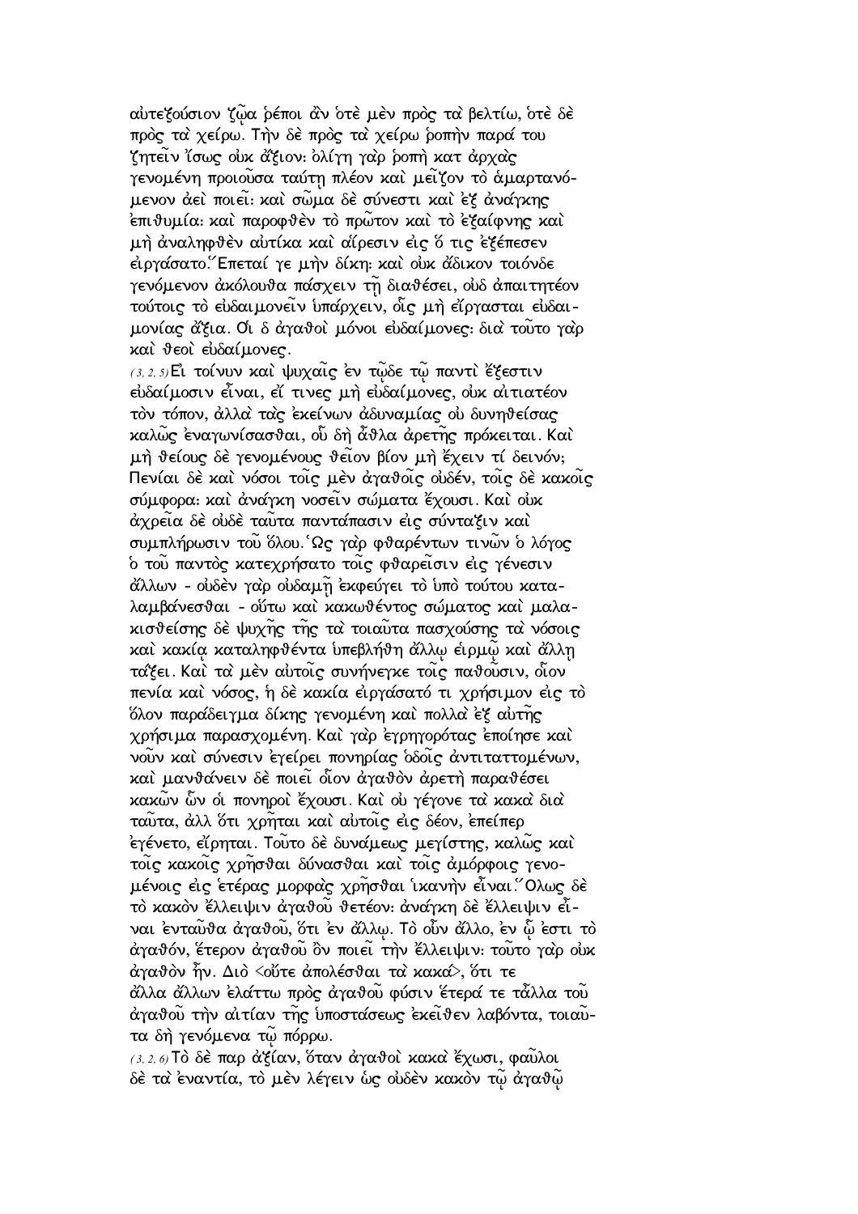αὐτεξούσιον ζῷα ῥέποι ἂν ὁτὲ μὲν πρὸς τὰ βελτίω, ὁτὲ δὲ πρὸς τὰ χείρω. Τὴν δὲ πρὸς τὰ χείρω ῥοπὴν παρά του ζητεῖν ἴσως οὐκ ἄξιον· ὀλίγη γὰρ ῥοπὴ κατ ἀρχὰς γενομένη προιοῦσα ταύτῃ πλέον καὶ μεῖζον τὸ ἁμαρτανόμενον ἀεὶ ποιεῖ· καὶ σῶμα δὲ σύνεστι καὶ ἐξ ἀνάγκης ἐπιθυμία· καὶ παροφθὲν τὸ πρῶτον καὶ τὸ ἐξαίφνης καὶ μὴ ἀναληφθὲν αὐτίκα καὶ αἵρεσιν εἰς ὅ τις ἐξέπεσεν εἰργάσατο.῞Επεταί γε μὴν δίκη· καὶ οὐκ ἄδικον τοιόνδε γενόμενον ἀκόλουθα πάσχειν τῇ διαθέσει, οὐδ ἀπαιτητέον τούτοις τὸ εὐδαιμονεῖν ὑπάρχειν, οἷς μὴ εἴργασται εὐδαιμονίας ἄξια. Οἱ δ ἀγαθοὶ μόνοι εὐδαίμονες· διὰ τοῦτο γὰρ καὶ θεοὶ εὐδαίμονες.

(3, 2, 5) Εἰ τοίνυν καὶ ψυχαῖς ἐν τῷδε τῷ παντὶ ἔξεστιν εὐδαίμοσιν εἶναι, εἴ τινες μὴ εὐδαίμονες, οὐκ αἰτιατέον τὸν τόπον, ἀλλὰ τὰς ἐκείνων ἀδυναμίας οὐ δυνηθείσας καλῶς ἐναγωνίσασθαι, οὗ δὴ ἆθλα ἀρετῆς πρόκειται. Καὶ μὴ θείους δὲ γενομένους θεῖον βίον μὴ ἔχειν τί δεινόν; Πενίαι δὲ καὶ νόσοι τοῖς μὲν ἀγαθοῖς οὐδέν, τοῖς δὲ κακοῖς σύμφορα· καὶ ἀνάγκη νοσεῖν σώματα ἔχουσι. Καὶ οὐκ ἀχρεῖα δὲ οὐδὲ ταῦτα παντάπασιν εἰς σύνταξιν καὶ συμπλήρωσιν τοῦ ὅλου.῾Ως γὰρ φθαρέντων τινῶν ὁ λόγος ὁ τοῦ παντὸς κατεχρήσατο τοῖς φθαρεῖσιν εἰς γένεσιν ἄλλων - οὐδὲν γὰρ οὐδαμῇ ἐκφεύγει τὸ ὑπὸ τούτου καταλαμβάνεσθαι - οὕτω καὶ κακωθέντος σώματος καὶ μαλακισθείσης δὲ ψυχῆς τῆς τὰ τοιαῦτα πασχούσης τὰ νόσοις καὶ κακίᾳ καταληφθέντα ὑπεβλήθη ἄλλῳ εἱρμῷ καὶ ἄλλῃ τάξει. Καὶ τὰ μὲν αὐτοῖς συνήνεγκε τοῖς παθοῦσιν, οἷον πενία καὶ νόσος, ἡ δὲ κακία εἰργάσατό τι χρήσιμον εἰς τὸ ὅλον παράδειγμα δίκης γενομένη καὶ πολλὰ ἐξ αὐτῆς χρήσιμα παρασχομένη. Καὶ γὰρ ἐγρηγορότας ἐποίησε καὶ νοῦν καὶ σύνεσιν ἐγείρει πονηρίας ὁδοῖς ἀντιταττομένων, καὶ μανθάνειν δὲ ποιεῖ οἷον ἀγαθὸν ἀρετὴ παραθέσει κακῶν ὧν οἱ πονηροὶ ἔχουσι. Καὶ οὐ γέγονε τὰ κακὰ διὰ ταῦτα, ἀλλ ὅτι χρῆται καὶ αὐτοῖς εἰς δέον, ἐπείπερ ἐγένετο, εἴρηται. Τοῦτο δὲ δυνάμεως μεγίστης, καλῶς καὶ τοῖς κακοῖς χρῆσθαι δύνασθαι καὶ τοῖς ἀμόρφοις γενομένοις εἰς ἑτέρας μορφὰς χρῆσθαι ἱκανὴν εἶναι.῞Ολως δὲ τὸ κακὸν ἔλλειψιν ἀγαθοῦ θετέον· ἀνάγκη δὲ ἔλλειψιν εἶναι ἐνταῦθα ἀγαθοῦ, ὅτι ἐν ἄλλῳ. Τὸ οὖν ἄλλο, ἐν ᾧ ἐστι τὸ ἀγαθόν, ἕτερον ἀγαθοῦ ὂν ποιεῖ τὴν ἔλλειψιν· τοῦτο γὰρ οὐκ ἀγαθὸν ἦν. Διὸ <οὔτε ἀπολέσθαι τὰ κακά>, ὅτι τε ἄλλα ἄλλων ἐλάττω πρὸς ἀγαθοῦ φύσιν ἕτερά τε τἆλλα τοῦ ἀγαθοῦ τὴν αἰτίαν τῆς ὑποστάσεως ἐκεῖθεν λαβόντα, τοιαῦτα δὴ γενόμενα τῷ πόρρω.

(3, 2, 6) Τὸ δὲ παρ ἀξίαν, ὅταν ἀγαθοὶ κακὰ ἔχωσι, φαῦλοι δὲ τὰ ἐναντία, τὸ μὲν λέγειν ὡς οὐδὲν κακὸν τῷ ἀγαθῷ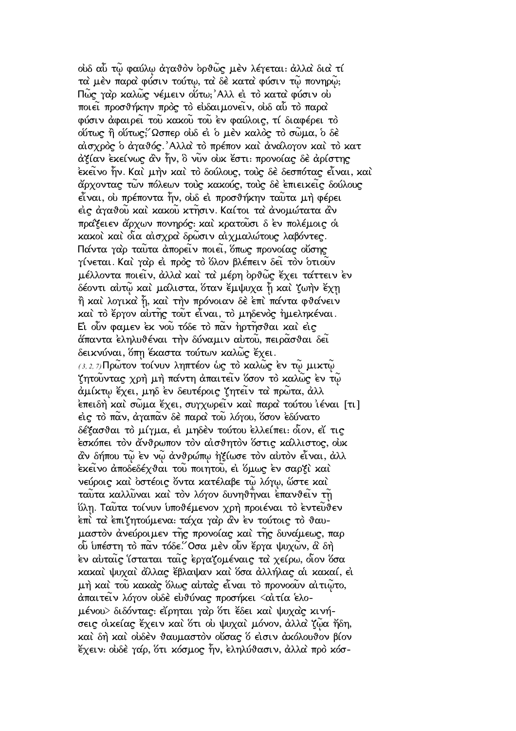οὐδ αὖ τῷ φαύλῳ ἀγαθὸν ὀρθῶς μὲν λέγεται· ἀλλὰ διὰ τί τὰ μὲν παρὰ φύσιν τούτῳ, τὰ δὲ κατὰ φύσιν τῷ πονηρῷ; Πῶς γὰρ καλῶς νέμειν οὕτω;᾽Αλλ εἰ τὸ κατὰ φύσιν οὐ ποιεῖ προσθήκην πρὸς τὸ εὐδαιμονεῖν, οὐδ αὖ τὸ παρὰ φύσιν ἀφαιρεῖ τοῦ κακοῦ τοῦ ἐν φαύλοις, τί διαφέρει τὸ οὕτως ἢ οὕτως;῞Ωσπερ οὐδ εἰ ὁ μὲν καλὸς τὸ σῶμα, ὁ δὲ αἰσχρὸς ὁ ἀγαθός.᾽Αλλὰ τὸ πρέπον καὶ ἀνάλογον καὶ τὸ κατ ἀξίαν ἐκείνως ἂν ἦν, ὃ νῦν οὐκ ἔστι· προνοίας δὲ ἀρίστης ἐκεῖνο ἦν. Καὶ μὴν καὶ τὸ δούλους, τοὺς δὲ δεσπότας εἶναι, καὶ ἄρχοντας τῶν πόλεων τοὺς κακούς, τοὺς δὲ ἐπιεικεῖς δούλους εἶναι, οὐ πρέποντα ἦν, οὐδ εἰ προσθήκην ταῦτα μὴ φέρει εἰς ἀγαθοῦ καὶ κακοῦ κτῆσιν. Καίτοι τὰ ἀνομώτατα ἂν πράξειεν ἄρχων πονηρός· καὶ κρατοῦσι δ ἐν πολέμοις οἱ κακοὶ καὶ οἷα αἰσχρὰ δρῶσιν αἰχμαλώτους λαβόντες. Πάντα γὰρ ταῦτα ἀπορεῖν ποιεῖ, ὅπως προνοίας οὔσης γίνεται. Καὶ γὰρ εἰ πρὸς τὸ ὅλον βλέπειν δεῖ τὸν ὁτιοῦν μέλλοντα ποιεῖν, ἀλλὰ καὶ τὰ μέρη ὀρθῶς ἔχει τάττειν ἐν δέοντι αὐτῷ καὶ μάλιστα, ὅταν ἔμψυχα ᾖ καὶ ζωὴν ἔχῃ ἢ καὶ λογικὰ ᾖ, καὶ τὴν πρόνοιαν δὲ ἐπὶ πάντα φθάνειν καὶ τὸ ἔργον αὐτῆς τοῦτ εἶναι, τὸ μηδενὸς ἠμεληκέναι. Εἰ οὖν φαμεν ἐκ νοῦ τόδε τὸ πᾶν ἠρτῆσθαι καὶ εἰς ἅπαντα ἐληλυθέναι τὴν δύναμιν αὐτοῦ, πειρᾶσθαι δεῖ δεικνύναι, ὅπῃ ἕκαστα τούτων καλῶς ἔχει.

*(3, 2, 7)* Πρῶτον τοίνυν ληπτέον ὡς τὸ καλῶς ἐν τῷ μικτῷ ζητοῦντας χρὴ μὴ πάντη ἀπαιτεῖν ὅσον τὸ καλῶς ἐν τῷ ἀμίκτῳ ἔχει, μηδ ἐν δευτέροις ζητεῖν τὰ πρῶτα, ἀλλ ἐπειδὴ καὶ σῶμα ἔχει, συγχωρεῖν καὶ παρὰ τούτου ἰέναι [τι] εἰς τὸ πᾶν, ἀγαπᾶν δὲ παρὰ τοῦ λόγου, ὅσον ἐδύνατο δέξασθαι τὸ μίγμα, εἰ μηδὲν τούτου ἐλλείπει· οἷον, εἴ τις ἐσκόπει τὸν ἄνθρωπον τὸν αἰσθητὸν ὅστις κάλλιστος, οὐκ ἂν δήπου τῷ ἐν νῷ ἀνθρώπῳ ἠξίωσε τὸν αὐτὸν εἶναι, ἀλλ ἐκεῖνο ἀποδεδέχθαι τοῦ ποιητοῦ, εἰ ὅμως ἐν σαρξὶ καὶ νεύροις καὶ ὀστέοις ὄντα κατέλαβε τῷ λόγῳ, ὥστε καὶ ταῦτα καλλῦναι καὶ τὸν λόγον δυνηθῆναι ἐπανθεῖν τῇ ὕλῃ. Ταῦτα τοίνυν ὑποθέμενον χρὴ προιέναι τὸ ἐντεῦθεν ἐπὶ τὰ ἐπιζητούμενα· τάχα γὰρ ἂν ἐν τούτοις τὸ θαυμαστὸν ἀνεύροιμεν τῆς προνοίας καὶ τῆς δυνάμεως, παρ οὗ ὑπέστη τὸ πᾶν τόδε.῞Οσα μὲν οὖν ἔργα ψυχῶν, ἃ δὴ ἐν αὐταῖς ἵσταται ταῖς ἐργαζομέναις τὰ χείρω, οἷον ὅσα κακαὶ ψυχαὶ ἄλλας ἔβλαψαν καὶ ὅσα ἀλλήλας αἱ κακαί, εἰ μὴ καὶ τοῦ κακὰς ὅλως αὐτὰς εἶναι τὸ προνοοῦν αἰτιῷτο, ἀπαιτεῖν λόγον οὐδὲ εὐθύνας προσήκει <αἰτία ἑλομένου> διδόντας· εἴρηται γὰρ ὅτι ἔδει καὶ ψυχὰς κινήσεις οἰκείας ἔχειν καὶ ὅτι οὐ ψυχαὶ μόνον, ἀλλὰ ζῷα ἤδη, καὶ δὴ καὶ οὐδὲν θαυμαστὸν οὔσας ὅ εἰσιν ἀκόλουθον βίον ἔχειν· οὐδὲ γάρ, ὅτι κόσμος ἦν, ἐληλύθασιν, ἀλλὰ πρὸ κόσ-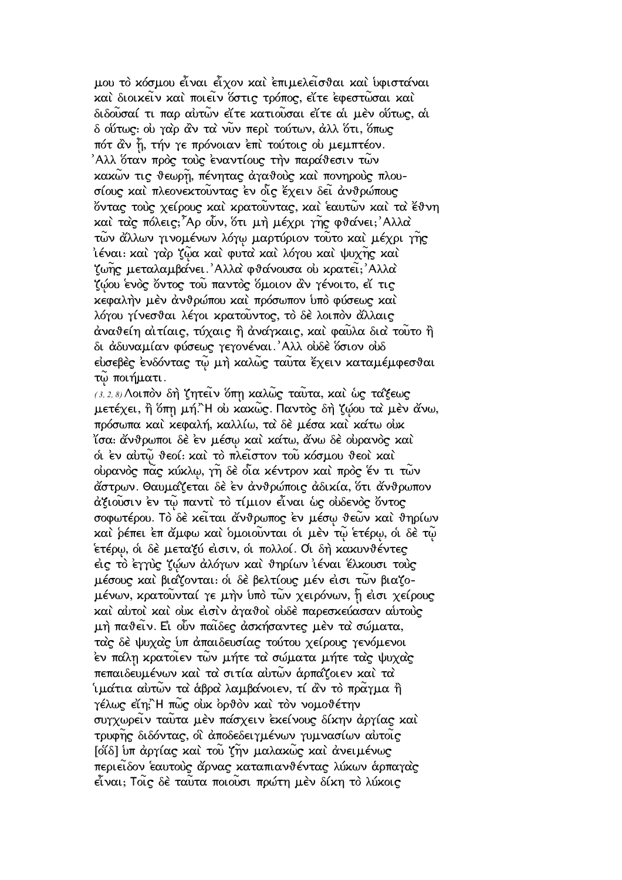μου τὸ κόσμου εἶναι εἶχον καὶ ἐπιμελεῖσθαι καὶ ὑφιστάναι καὶ διοικεῖν καὶ ποιεῖν ὅστις τρόπος, εἴτε ἐφεστῶσαι καὶ διδοῦσαί τι παρ αὐτῶν εἴτε κατιοῦσαι εἴτε αἱ μὲν οὕτως, αἱ δ οὕτως: οὐ γὰρ ἂν τὰ νῦν περὶ τούτων, ἀλλ ὅτι, ὅπως πότ ἂν ᾖ, τήν γε πρόνοιαν ἐπὶ τούτοις οὐ μεμπτέον. Ἀλλ ὅταν πρὸς τοὺς ἐναντίους τὴν παράθεσιν τῶν κακῶν τις θεωρῇ, πένητας ἀγαθοὺς καὶ πονηροὺς πλουσίους καὶ πλεονεκτοῦντας ἐν οἷς ἔχειν δεῖ ἀνθρώπους ὄντας τοὺς χείρους καὶ κρατοῦντας, καὶ ἑαυτῶν καὶ τὰ ἔθνη καὶ τὰς πόλεις; Ἆρ οὖν, ὅτι μὴ μέχρι γῆς φθάνει; Ἀλλὰ τῶν ἄλλων γινομένων λόγῳ μαρτύριον τοῦτο καὶ μέχρι γῆς ἰέναι: καὶ γὰρ ζῷα καὶ φυτὰ καὶ λόγου καὶ ψυχῆς καὶ ζωῆς μεταλαμβάνει. Ἀλλὰ φθάνουσα οὐ κρατεῖ; Ἀλλὰ ζῴου ἑνὸς ὄντος τοῦ παντὸς ὅμοιον ἂν γένοιτο, εἴ τις κεφαλὴν μὲν ἀνθρώπου καὶ πρόσωπον ὑπὸ φύσεως καὶ λόγου γίνεσθαι λέγοι κρατοῦντος, τὸ δὲ λοιπὸν ἄλλαις ἀναθείη αἰτίαις, τύχαις ἢ ἀνάγκαις, καὶ φαῦλα διὰ τοῦτο ἢ δι ἀδυναμίαν φύσεως γεγονέναι. Ἀλλ οὐδὲ ὅσιον οὐδ εὐσεβὲς ἐνδόντας τῷ μὴ καλῶς ταῦτα ἔχειν καταμέμφεσθαι τῷ ποιήματι.

*(3, 2, 8)* Λοιπὸν δὴ ζητεῖν ὅπῃ καλῶς ταῦτα, καὶ ὡς τάξεως μετέχει, ἢ ὅπῃ μή; Ἢ οὐ κακῶς. Παντὸς δὴ ζῴου τὰ μὲν ἄνω, πρόσωπα καὶ κεφαλή, καλλίω, τὰ δὲ μέσα καὶ κάτω οὐκ ἴσα: ἄνθρωποι δὲ ἐν μέσῳ καὶ κάτω, ἄνω δὲ οὐρανὸς καὶ οἱ ἐν αὐτῷ θεοί: καὶ τὸ πλεῖστον τοῦ κόσμου θεοὶ καὶ οὐρανὸς πᾶς κύκλῳ, γῆ δὲ οἷα κέντρον καὶ πρὸς ἕν τι τῶν ἄστρων. Θαυμάζεται δὲ ἐν ἀνθρώποις ἀδικία, ὅτι ἄνθρωπον ἀξιοῦσιν ἐν τῷ παντὶ τὸ τίμιον εἶναι ὡς οὐδενὸς ὄντος σοφωτέρου. Τὸ δὲ κεῖται ἄνθρωπος ἐν μέσῳ θεῶν καὶ θηρίων καὶ ῥέπει ἐπ ἄμφω καὶ ὁμοιοῦνται οἱ μὲν τῷ ἑτέρῳ, οἱ δὲ τῷ ἑτέρῳ, οἱ δὲ μεταξύ εἰσιν, οἱ πολλοί. Οἱ δὴ κακυνθέντες εἰς τὸ ἐγγὺς ζῴων ἀλόγων καὶ θηρίων ἰέναι ἕλκουσι τοὺς μέσους καὶ βιάζονται: οἱ δὲ βελτίους μέν εἰσι τῶν βιαζομένων, κρατοῦνταί γε μὴν ὑπὸ τῶν χειρόνων, ᾗ εἰσι χείρους καὶ αὐτοὶ καὶ οὐκ εἰσὶν ἀγαθοὶ οὐδὲ παρεσκεύασαν αὑτοὺς μὴ παθεῖν. Εἰ οὖν παῖδες ἀσκήσαντες μὲν τὰ σώματα, τὰς δὲ ψυχὰς ὑπ ἀπαιδευσίας τούτου χείρους γενόμενοι ἐν πάλῃ κρατοῖεν τῶν μήτε τὰ σώματα μήτε τὰς ψυχὰς πεπαιδευμένων καὶ τὰ σιτία αὐτῶν ἁρπάζοιεν καὶ τὰ ἱμάτια αὐτῶν τὰ ἁβρὰ λαμβάνοιεν, τί ἂν τὸ πρᾶγμα ἢ γέλως εἴη; Ἢ πῶς οὐκ ὀρθὸν καὶ τὸν νομοθέτην συγχωρεῖν ταῦτα μὲν πάσχειν ἐκείνους δίκην ἀργίας καὶ τρυφῆς διδόντας, οἳ ἀποδεδειγμένων γυμνασίων αὐτοῖς [οἵδ] ὑπ ἀργίας καὶ τοῦ ζῆν μαλακῶς καὶ ἀνειμένως περιεῖδον ἑαυτοὺς ἄρνας καταπιανθέντας λύκων ἁρπαγὰς εἶναι; Τοῖς δὲ ταῦτα ποιοῦσι πρώτη μὲν δίκη τὸ λύκοις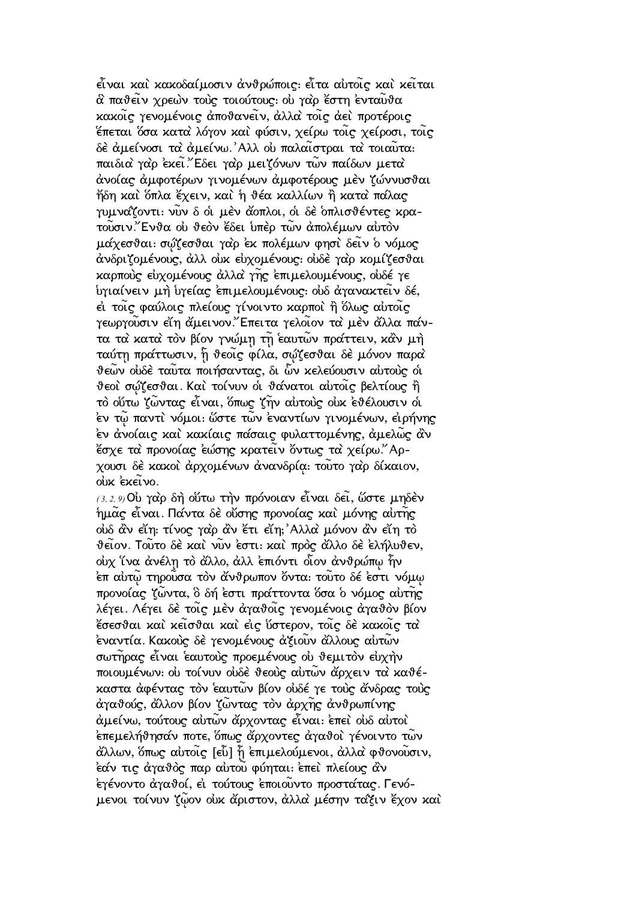εἶναι καὶ κακοδαίμοσιν ἀνθρώποις· εἶτα αὐτοῖς καὶ κεῖται ἃ παθεῖν χρεὼν τοὺς τοιούτους· οὐ γὰρ ἔστη ἐνταῦθα κακοῖς γενομένοις ἀποθανεῖν, ἀλλὰ τοῖς ἀεὶ προτέροις ἕπεται ὅσα κατὰ λόγον καὶ φύσιν, χείρω τοῖς χείροσι, τοῖς δὲ ἀμείνοσι τὰ ἀμείνω. Ἀλλ οὐ παλαῖστραι τὰ τοιαῦτα· παιδιὰ γὰρ ἐκεῖ. Ἔδει γὰρ μειζόνων τῶν παίδων μετὰ ἀνοίας ἀμφοτέρων γινομένων ἀμφοτέρους μὲν ζώννυσθαι ἤδη καὶ ὅπλα ἔχειν, καὶ ἡ θέα καλλίων ἢ κατὰ πάλας γυμνάζοντι· νῦν δ οἱ μὲν ἄοπλοι, οἱ δὲ ὁπλισθέντες κρατοῦσιν. Ἔνθα οὐ θεὸν ἔδει ὑπὲρ τῶν ἀπολέμων αὐτὸν μάχεσθαι· σῴζεσθαι γὰρ ἐκ πολέμων φησὶ δεῖν ὁ νόμος ἀνδριζομένους, ἀλλ οὐκ εὐχομένους· οὐδὲ γὰρ κομίζεσθαι καρποὺς εὐχομένους ἀλλὰ γῆς ἐπιμελουμένους, οὐδέ γε ὑγιαίνειν μὴ ὑγείας ἐπιμελουμένους· οὐδ ἀγανακτεῖν δέ, εἰ τοῖς φαύλοις πλείους γίνοιντο καρποὶ ἢ ὅλως αὐτοῖς γεωργοῦσιν εἴη ἄμεινον. Ἔπειτα γελοῖον τὰ μὲν ἄλλα πάντα τὰ κατὰ τὸν βίον γνώμῃ τῇ ἑαυτῶν πράττειν, κἂν μὴ ταύτῃ πράττωσιν, ᾗ θεοῖς φίλα, σῴζεσθαι δὲ μόνον παρὰ θεῶν οὐδὲ ταῦτα ποιήσαντας, δι ὧν κελεύουσιν αὐτοὺς οἱ θεοὶ σῴζεσθαι. Καὶ τοίνυν οἱ θάνατοι αὐτοῖς βελτίους ἢ τὸ οὕτω ζῶντας εἶναι, ὅπως ζῆν αὐτοὺς οὐκ ἐθέλουσιν οἱ ἐν τῷ παντὶ νόμοι· ὥστε τῶν ἐναντίων γινομένων, εἰρήνης ἐν ἀνοίαις καὶ κακίαις πάσαις φυλαττομένης, ἀμελῶς ἂν ἔσχε τὰ προνοίας ἐώσης κρατεῖν ὄντως τὰ χείρω. Ἄρχουσι δὲ κακοὶ ἀρχομένων ἀνανδρίᾳ· τοῦτο γὰρ δίκαιον, οὐκ ἐκεῖνο.

(3, 2, 9) Οὐ γὰρ δὴ οὕτω τὴν πρόνοιαν εἶναι δεῖ, ὥστε μηδὲν ἡμᾶς εἶναι. Πάντα δὲ οὔσης προνοίας καὶ μόνης αὐτῆς οὐδ ἂν εἴη· τίνος γὰρ ἂν ἔτι εἴη; Ἀλλὰ μόνον ἂν εἴη τὸ θεῖον. Τοῦτο δὲ καὶ νῦν ἐστι· καὶ πρὸς ἄλλο δὲ ἐλήλυθεν, οὐχ ἵνα ἀνέλῃ τὸ ἄλλο, ἀλλ ἐπιόντι οἷον ἀνθρώπῳ ἦν ἐπ αὐτῷ τηροῦσα τὸν ἄνθρωπον ὄντα· τοῦτο δέ ἐστι νόμῳ προνοίας ζῶντα, ὃ δή ἐστι πράττοντα ὅσα ὁ νόμος αὐτῆς λέγει. Λέγει δὲ τοῖς μὲν ἀγαθοῖς γενομένοις ἀγαθὸν βίον ἔσεσθαι καὶ κεῖσθαι καὶ εἰς ὕστερον, τοῖς δὲ κακοῖς τὰ ἐναντία. Κακοὺς δὲ γενομένους ἀξιοῦν ἄλλους αὐτῶν σωτῆρας εἶναι ἑαυτοὺς προεμένους οὐ θεμιτὸν εὐχὴν ποιουμένων· οὐ τοίνυν οὐδὲ θεοὺς αὐτῶν ἄρχειν τὰ καθέκαστα ἀφέντας τὸν ἑαυτῶν βίον οὐδέ γε τοὺς ἄνδρας τοὺς ἀγαθούς, ἄλλον βίον ζῶντας τὸν ἀρχῆς ἀνθρωπίνης ἀμείνω, τούτους αὐτῶν ἄρχοντας εἶναι· ἐπεὶ οὐδ αὐτοὶ ἐπεμελήθησάν ποτε, ὅπως ἄρχοντες ἀγαθοὶ γένοιντο τῶν ἄλλων, ὅπως αὐτοῖς [εὖ] ᾖ ἐπιμελούμενοι, ἀλλὰ φθονοῦσιν, ἐάν τις ἀγαθὸς παρ αὐτοῦ φύηται· ἐπεὶ πλείους ἂν ἐγένοντο ἀγαθοί, εἰ τούτους ἐποιοῦντο προστάτας. Γενόμενοι τοίνυν ζῷον οὐκ ἄριστον, ἀλλὰ μέσην τάξιν ἔχον καὶ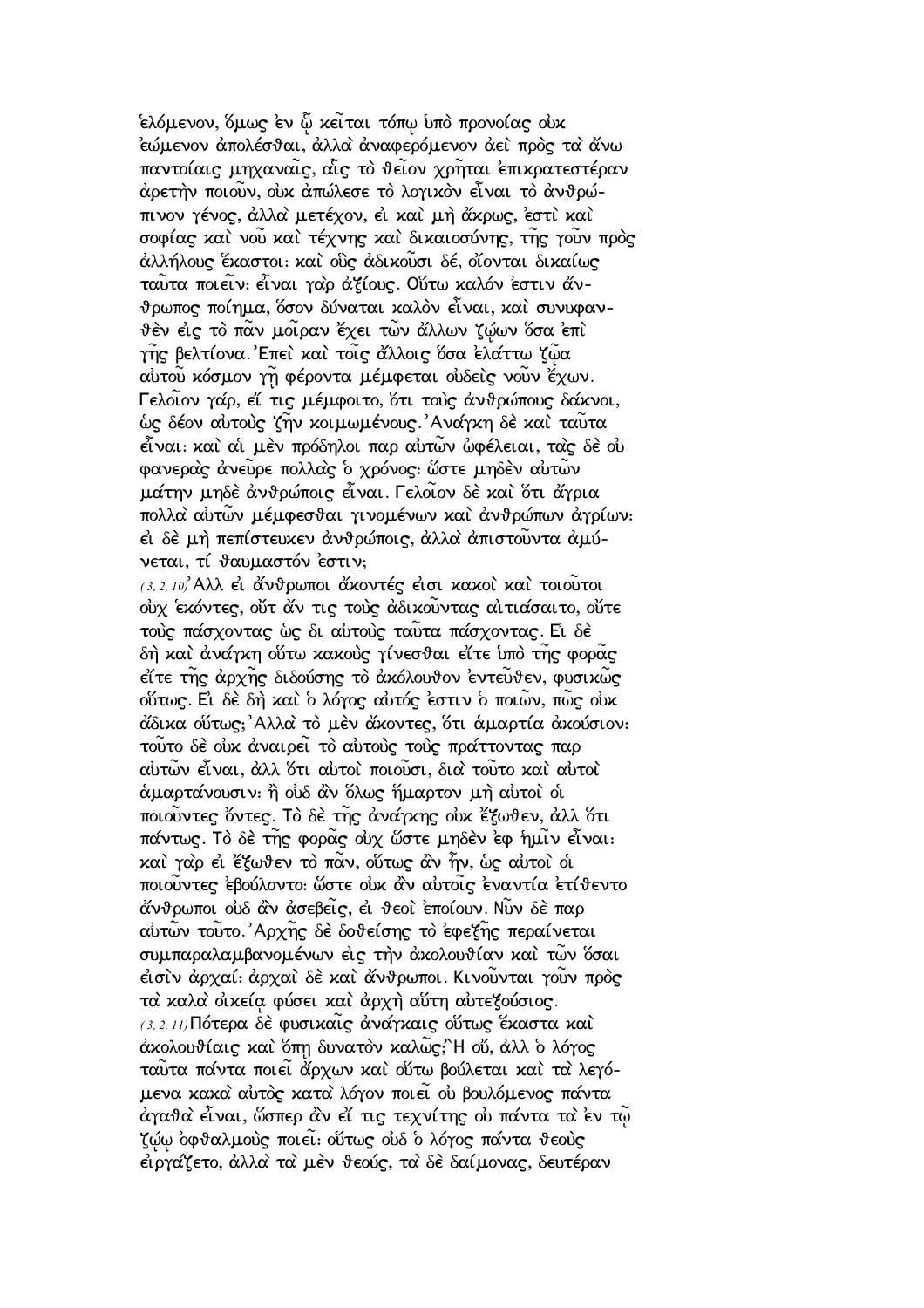ἑλόμενον, ὅμως ἐν ᾧ κεῖται τόπῳ ὑπὸ προνοίας οὐκ ἐώμενον ἀπολέσθαι, ἀλλὰ ἀναφερόμενον ἀεὶ πρὸς τὰ ἄνω παντοίαις μηχαναῖς, αἷς τὸ θεῖον χρῆται ἐπικρατεστέραν ἀρετὴν ποιοῦν, οὐκ ἀπώλεσε τὸ λογικὸν εἶναι τὸ ἀνθρώπινον γένος, ἀλλὰ μετέχον, εἰ καὶ μὴ ἄκρως, ἐστὶ καὶ σοφίας καὶ νοῦ καὶ τέχνης καὶ δικαιοσύνης, τῆς γοῦν πρὸς ἀλλήλους ἕκαστοι: καὶ οὓς ἀδικοῦσι δέ, οἴονται δικαίως ταῦτα ποιεῖν: εἶναι γὰρ ἀξίους. Οὕτω καλόν ἐστιν ἄνθρωπος ποίημα, ὅσον δύναται καλὸν εἶναι, καὶ συνυφανθὲν εἰς τὸ πᾶν μοῖραν ἔχει τῶν ἄλλων ζῴων ὅσα ἐπὶ γῆς βελτίονα. Ἐπεὶ καὶ τοῖς ἄλλοις ὅσα ἐλάττω ζῷα αὐτοῦ κόσμον γῇ φέροντα μέμφεται οὐδεὶς νοῦν ἔχων. Γελοῖον γάρ, εἴ τις μέμφοιτο, ὅτι τοὺς ἀνθρώπους δάκνοι, ὡς δέον αὐτοὺς ζῆν κοιμωμένους. Ἀνάγκη δὲ καὶ ταῦτα εἶναι: καὶ αἱ μὲν πρόδηλοι παρ αὐτῶν ὠφέλειαι, τὰς δὲ οὐ φανερὰς ἀνεῦρε πολλὰς ὁ χρόνος: ὥστε μηδὲν αὐτῶν μάτην μηδὲ ἀνθρώποις εἶναι. Γελοῖον δὲ καὶ ὅτι ἄγρια πολλὰ αὐτῶν μέμφεσθαι γινομένων καὶ ἀνθρώπων ἀγρίων: εἰ δὲ μὴ πεπίστευκεν ἀνθρώποις, ἀλλὰ ἀπιστοῦντα ἀμύνεται, τί θαυμαστόν ἐστιν;

(3, 2, 10) Ἀλλ εἰ ἄνθρωποι ἄκοντές εἰσι κακοὶ καὶ τοιοῦτοι οὐχ ἑκόντες, οὔτ ἄν τις τοὺς ἀδικοῦντας αἰτιάσαιτο, οὔτε τοὺς πάσχοντας ὡς δι αὐτοὺς ταῦτα πάσχοντας. Εἰ δὲ δὴ καὶ ἀνάγκη οὕτω κακοὺς γίνεσθαι εἴτε ὑπὸ τῆς φορᾶς εἴτε τῆς ἀρχῆς διδούσης τὸ ἀκόλουθον ἐντεῦθεν, φυσικῶς οὕτως. Εἰ δὲ δὴ καὶ ὁ λόγος αὐτός ἐστιν ὁ ποιῶν, πῶς οὐκ ἄδικα οὕτως; Ἀλλὰ τὸ μὲν ἄκοντες, ὅτι ἁμαρτία ἀκούσιον: τοῦτο δὲ οὐκ ἀναιρεῖ τὸ αὐτοὺς τοὺς πράττοντας παρ αὐτῶν εἶναι, ἀλλ ὅτι αὐτοὶ ποιοῦσι, διὰ τοῦτο καὶ αὐτοὶ ἁμαρτάνουσιν: ἢ οὐδ ἂν ὅλως ἥμαρτον μὴ αὐτοὶ οἱ ποιοῦντες ὄντες. Τὸ δὲ τῆς ἀνάγκης οὐκ ἔξωθεν, ἀλλ ὅτι πάντως. Τὸ δὲ τῆς φορᾶς οὐχ ὥστε μηδὲν ἐφ ἡμῖν εἶναι: καὶ γὰρ εἰ ἔξωθεν τὸ πᾶν, οὕτως ἂν ἦν, ὡς αὐτοὶ οἱ ποιοῦντες ἐβούλοντο: ὥστε οὐκ ἂν αὐτοῖς ἐναντία ἐτίθεντο ἄνθρωποι οὐδ ἂν ἀσεβεῖς, εἰ θεοὶ ἐποίουν. Νῦν δὲ παρ αὐτῶν τοῦτο. Ἀρχῆς δὲ δοθείσης τὸ ἐφεξῆς περαίνεται συμπαραλαμβανομένων εἰς τὴν ἀκολουθίαν καὶ τῶν ὅσαι εἰσὶν ἀρχαί: ἀρχαὶ δὲ καὶ ἄνθρωποι. Κινοῦνται γοῦν πρὸς τὰ καλὰ οἰκείᾳ φύσει καὶ ἀρχὴ αὕτη αὐτεξούσιος.

(3, 2, 11) Πότερα δὲ φυσικαῖς ἀνάγκαις οὕτως ἕκαστα καὶ ἀκολουθίαις καὶ ὅπῃ δυνατὸν καλῶς; Ἢ οὔ, ἀλλ ὁ λόγος ταῦτα πάντα ποιεῖ ἄρχων καὶ οὕτω βούλεται καὶ τὰ λεγόμενα κακὰ αὐτὸς κατὰ λόγον ποιεῖ οὐ βουλόμενος πάντα ἀγαθὰ εἶναι, ὥσπερ ἂν εἴ τις τεχνίτης οὐ πάντα τὰ ἐν τῷ ζῴῳ ὀφθαλμοὺς ποιεῖ: οὕτως οὐδ ὁ λόγος πάντα θεοὺς εἰργάζετο, ἀλλὰ τὰ μὲν θεούς, τὰ δὲ δαίμονας, δευτέραν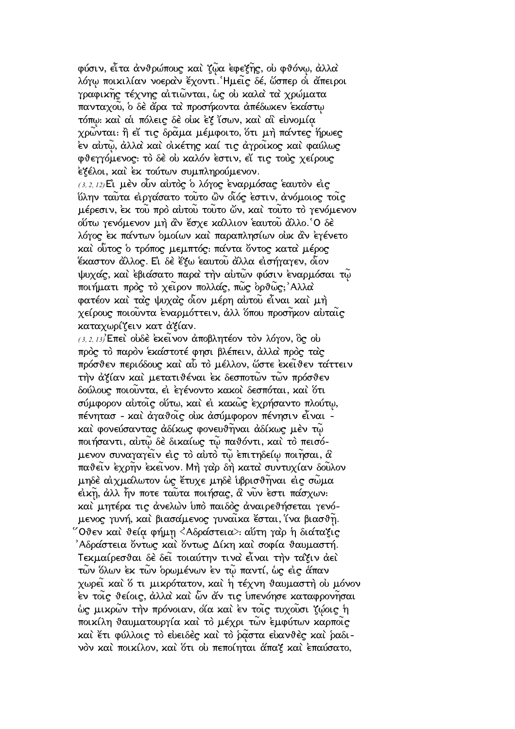φύσιν, εἶτα ἀνθρώπους καὶ ζῷα ἐφεξῆς, οὐ φθόνῳ, ἀλλὰ λόγῳ ποικιλίαν νοερὰν ἔχοντι. Ἡμεῖς δέ, ὥσπερ οἱ ἄπειροι γραφικῆς τέχνης αἰτιῶνται, ὡς οὐ καλὰ τὰ χρώματα πανταχοῦ, ὁ δὲ ἄρα τὰ προσήκοντα ἀπέδωκεν ἑκάστῳ τόπῳ: καὶ αἱ πόλεις δὲ οὐκ ἐξ ἴσων, καὶ αἳ εὐνομίᾳ χρῶνται: ἢ εἴ τις δρᾶμα μέμφοιτο, ὅτι μὴ πάντες ἥρωες ἐν αὐτῷ, ἀλλὰ καὶ οἰκέτης καί τις ἀγροῖκος καὶ φαύλως φθεγγόμενος: τὸ δὲ οὐ καλόν ἐστιν, εἴ τις τοὺς χείρους ἐξέλοι, καὶ ἐκ τούτων συμπληρούμενον.

(3, 2, 12) Εἰ μὲν οὖν αὐτὸς ὁ λόγος ἐναρμόσας ἑαυτὸν εἰς ὕλην ταῦτα εἰργάσατο τοῦτο ὢν οἷός ἐστιν, ἀνόμοιος τοῖς μέρεσιν, ἐκ τοῦ πρὸ αὐτοῦ τοῦτο ὤν, καὶ τοῦτο τὸ γενόμενον οὕτω γενόμενον μὴ ἂν ἔσχε κάλλιον ἑαυτοῦ ἄλλο. Ὁ δὲ λόγος ἐκ πάντων ὁμοίων καὶ παραπλησίων οὐκ ἂν ἐγένετο καὶ οὗτος ὁ τρόπος μεμπτός: πάντα ὄντος κατὰ μέρος ἕκαστον ἄλλος. Εἰ δὲ ἔξω ἑαυτοῦ ἄλλα εἰσήγαγεν, οἷον ψυχάς, καὶ ἐβιάσατο παρὰ τὴν αὐτῶν φύσιν ἐναρμόσαι τῷ ποιήματι πρὸς τὸ χεῖρον πολλάς, πῶς ὀρθῶς; Ἀλλὰ φατέον καὶ τὰς ψυχὰς οἷον μέρη αὐτοῦ εἶναι καὶ μὴ χείρους ποιοῦντα ἐναρμόττειν, ἀλλ ὅπου προσῆκον αὐταῖς καταχωρίζειν κατ ἀξίαν.

(3, 2, 13) Ἐπεὶ οὐδὲ ἐκεῖνον ἀποβλητέον τὸν λόγον, ὃς οὐ πρὸς τὸ παρὸν ἑκάστοτέ φησι βλέπειν, ἀλλὰ πρὸς τὰς πρόσθεν περιόδους καὶ αὖ τὸ μέλλον, ὥστε ἐκεῖθεν τάττειν τὴν ἀξίαν καὶ μετατιθέναι ἐκ δεσποτῶν τῶν πρόσθεν δούλους ποιοῦντα, εἰ ἐγένοντο κακοὶ δεσπόται, καὶ ὅτι σύμφορον αὐτοῖς οὕτω, καὶ εἰ κακῶς ἐχρήσαντο πλούτῳ, πένητασ - καὶ ἀγαθοῖς οὐκ ἀσύμφορον πένησιν εἶναι - καὶ φονεύσαντας ἀδίκως φονευθῆναι ἀδίκως μὲν τῷ ποιήσαντι, αὐτῷ δὲ δικαίως τῷ παθόντι, καὶ τὸ πεισόμενον συναγαγεῖν εἰς τὸ αὐτὸ τῷ ἐπιτηδείῳ ποιῆσαι, ἃ παθεῖν ἐχρῆν ἐκεῖνον. Μὴ γὰρ δὴ κατὰ συντυχίαν δοῦλον μηδὲ αἰχμάλωτον ὡς ἔτυχε μηδὲ ὑβρισθῆναι εἰς σῶμα εἰκῆ, ἀλλ ἦν ποτε ταῦτα ποιήσας, ἃ νῦν ἐστι πάσχων: καὶ μητέρα τις ἀνελὼν ὑπὸ παιδὸς ἀναιρεθήσεται γενόμενος γυνή, καὶ βιασάμενος γυναῖκα ἔσται, ἵνα βιασθῇ. Ὅθεν καὶ θείᾳ φήμῃ <Ἀδράστεια>: αὕτη γὰρ ἡ διάταξις Ἀδράστεια ὄντως καὶ ὄντως Δίκη καὶ σοφία θαυμαστή. Τεκμαίρεσθαι δὲ δεῖ τοιαύτην τινὰ εἶναι τὴν τάξιν ἀεὶ τῶν ὅλων ἐκ τῶν ὁρωμένων ἐν τῷ παντί, ὡς εἰς ἅπαν χωρεῖ καὶ ὅ τι μικρότατον, καὶ ἡ τέχνη θαυμαστὴ οὐ μόνον ἐν τοῖς θείοις, ἀλλὰ καὶ ὧν ἄν τις ὑπενόησε καταφρονῆσαι ὡς μικρῶν τὴν πρόνοιαν, οἷα καὶ ἐν τοῖς τυχοῦσι ζῴοις ἡ ποικίλη θαυματουργία καὶ τὸ μέχρι τῶν ἐμφύτων καρποῖς καὶ ἔτι φύλλοις τὸ εὐειδὲς καὶ τὸ ῥᾷστα εὐανθὲς καὶ ῥαδινὸν καὶ ποικίλον, καὶ ὅτι οὐ πεποίηται ἅπαξ καὶ ἐπαύσατο,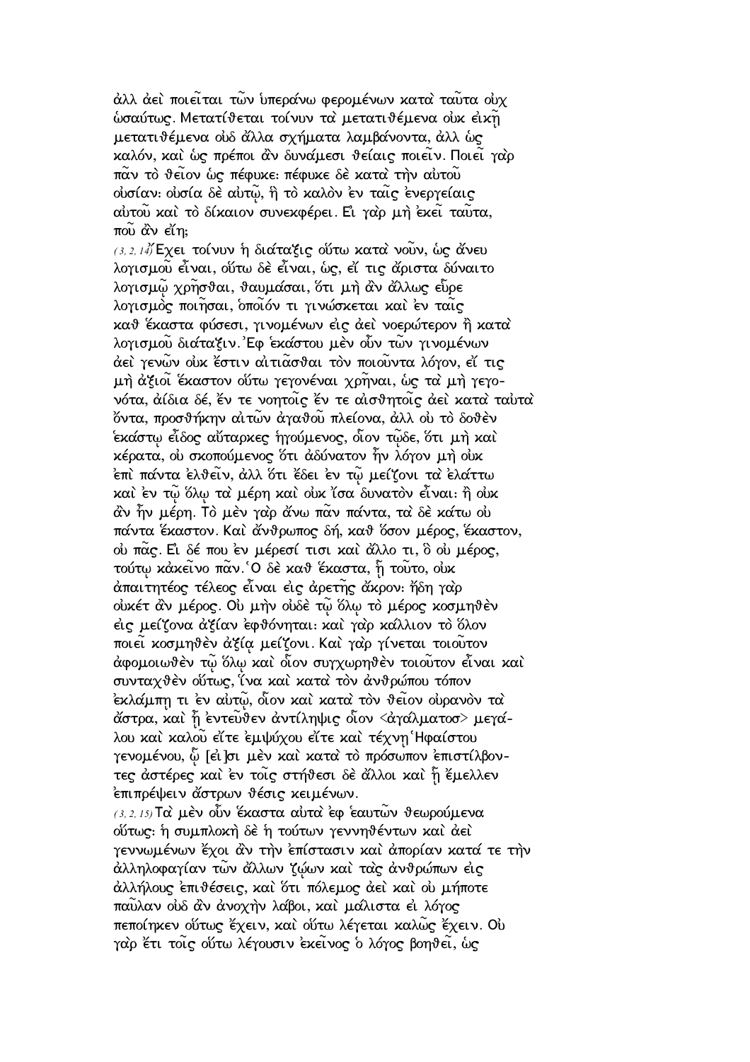ἀλλ ἀεὶ ποιεῖται τῶν ὑπεράνω φερομένων κατὰ ταὐτα οὐχ ὡσαύτως. Μετατίθεται τοίνυν τὰ μετατιθέμενα οὐκ εἰκῇ μετατιθέμενα οὐδ ἄλλα σχήματα λαμβάνοντα, ἀλλ ὡς καλόν, καὶ ὡς πρέποι ἂν δυνάμεσι θείαις ποιεῖν. Ποιεῖ γὰρ πᾶν τὸ θεῖον ὡς πέφυκε: πέφυκε δὲ κατὰ τὴν αὐτοῦ οὐσίαν: οὐσία δὲ αὐτῷ, ἣ τὸ καλὸν ἐν ταῖς ἐνεργείαις αὐτοῦ καὶ τὸ δίκαιον συνεκφέρει. Εἰ γὰρ μὴ ἐκεῖ ταῦτα, ποῦ ἂν εἴη;

(3, 2, 14) Ἔχει τοίνυν ἡ διάταξις οὕτω κατὰ νοῦν, ὡς ἄνευ λογισμοῦ εἶναι, οὕτω δὲ εἶναι, ὡς, εἴ τις ἄριστα δύναιτο λογισμῷ χρῆσθαι, θαυμάσαι, ὅτι μὴ ἂν ἄλλως εὗρε λογισμὸς ποιῆσαι, ὁποῖόν τι γινώσκεται καὶ ἐν ταῖς καθ ἕκαστα φύσεσι, γινομένων εἰς ἀεὶ νοερώτερον ἢ κατὰ λογισμοῦ διάταξιν. Ἐφ ἑκάστου μὲν οὖν τῶν γινομένων ἀεὶ γενῶν οὐκ ἔστιν αἰτιᾶσθαι τὸν ποιοῦντα λόγον, εἴ τις μὴ ἀξιοῖ ἕκαστον οὕτω γεγονέναι χρῆναι, ὡς τὰ μὴ γεγονότα, ἀίδια δέ, ἔν τε νοητοῖς ἔν τε αἰσθητοῖς ἀεὶ κατὰ ταὐτὰ ὄντα, προσθήκην αἰτῶν ἀγαθοῦ πλείονα, ἀλλ οὐ τὸ δοθὲν ἑκάστῳ εἶδος αὔταρκες ἡγούμενος, οἷον τῷδε, ὅτι μὴ καὶ κέρατα, οὐ σκοπούμενος ὅτι ἀδύνατον ἦν λόγον μὴ οὐκ ἐπὶ πάντα ἐλθεῖν, ἀλλ ὅτι ἔδει ἐν τῷ μείζονι τὰ ἐλάττω καὶ ἐν τῷ ὅλῳ τὰ μέρη καὶ οὐκ ἴσα δυνατὸν εἶναι: ἢ οὐκ ἂν ἦν μέρη. Τὸ μὲν γὰρ ἄνω πᾶν πάντα, τὰ δὲ κάτω οὐ πάντα ἕκαστον. Καὶ ἄνθρωπος δή, καθ ὅσον μέρος, ἕκαστον, οὐ πᾶς. Εἰ δέ που ἐν μέρεσί τισι καὶ ἄλλο τι, ὃ οὐ μέρος, τούτῳ κἀκεῖνο πᾶν. Ὁ δὲ καθ ἕκαστα, ᾗ τοῦτο, οὐκ ἀπαιτητέος τέλεος εἶναι εἰς ἀρετῆς ἄκρον: ἤδη γὰρ οὐκέτ ἂν μέρος. Οὐ μὴν οὐδὲ τῷ ὅλῳ τὸ μέρος κοσμηθὲν εἰς μείζονα ἀξίαν ἐφθόνηται: καὶ γὰρ κάλλιον τὸ ὅλον ποιεῖ κοσμηθὲν ἀξίᾳ μείζονι. Καὶ γὰρ γίνεται τοιοῦτον ἀφομοιωθὲν τῷ ὅλῳ καὶ οἷον συγχωρηθὲν τοιοῦτον εἶναι καὶ συνταχθὲν οὕτως, ἵνα καὶ κατὰ τὸν ἀνθρώπου τόπον ἐκλάμπῃ τι ἐν αὐτῷ, οἷον καὶ κατὰ τὸν θεῖον οὐρανὸν τὰ ἄστρα, καὶ ᾖ ἐντεῦθεν ἀντίληψις οἷον <ἀγάλματοσ> μεγάλου καὶ καλοῦ εἴτε ἐμψύχου εἴτε καὶ τέχνῃ Ἡφαίστου γενομένου, ᾧ [εἰ]σι μὲν καὶ κατὰ τὸ πρόσωπον ἐπιστίλβοντες ἀστέρες καὶ ἐν τοῖς στήθεσι δὲ ἄλλοι καὶ ᾗ ἔμελλεν ἐπιπρέψειν ἄστρων θέσις κειμένων.

(3, 2, 15) Τὰ μὲν οὖν ἕκαστα αὐτὰ ἐφ ἑαυτῶν θεωρούμενα οὕτως: ἡ συμπλοκὴ δὲ ἡ τούτων γεννηθέντων καὶ ἀεὶ γεννωμένων ἔχοι ἂν τὴν ἐπίστασιν καὶ ἀπορίαν κατά τε τὴν ἀλληλοφαγίαν τῶν ἄλλων ζῴων καὶ τὰς ἀνθρώπων εἰς ἀλλήλους ἐπιθέσεις, καὶ ὅτι πόλεμος ἀεὶ καὶ οὐ μήποτε παῦλαν οὐδ ἂν ἀνοχὴν λάβοι, καὶ μάλιστα εἰ λόγος πεποίηκεν οὕτως ἔχειν, καὶ οὕτω λέγεται καλῶς ἔχειν. Οὐ γὰρ ἔτι τοῖς οὕτω λέγουσιν ἐκεῖνος ὁ λόγος βοηθεῖ, ὡς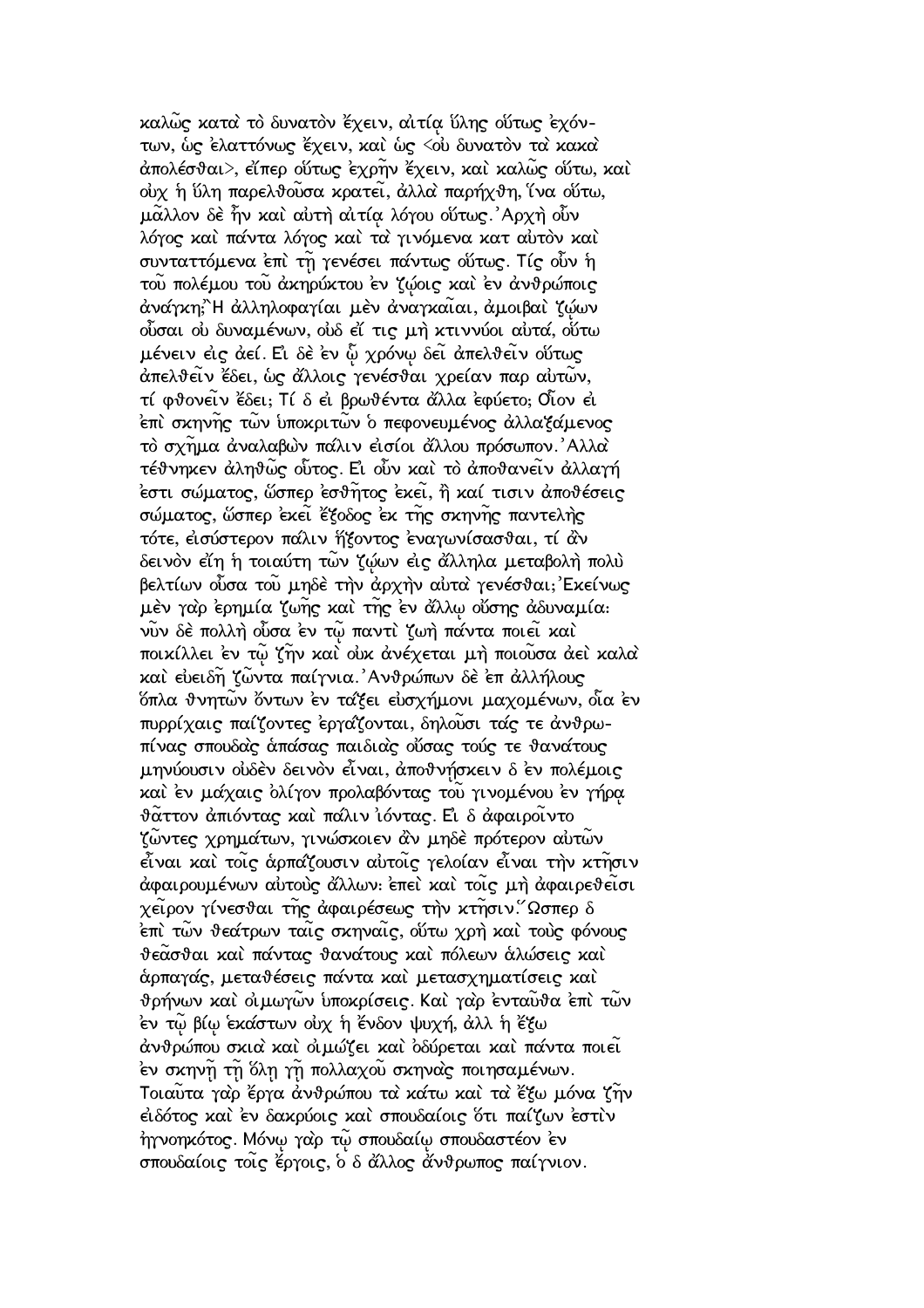καλῶς κατὰ τὸ δυνατὸν ἔχειν, αἰτίᾳ ὕλης οὕτως ἐχόντων, ὡς ἐλαττόνως ἔχειν, καὶ ὡς <οὐ δυνατὸν τὰ κακὰ ἀπολέσθαι>, εἴπερ οὕτως ἐχρῆν ἔχειν, καὶ καλῶς οὕτω, καὶ οὐχ ἡ ὕλη παρελθοῦσα κρατεῖ, ἀλλὰ παρήχθη, ἵνα οὕτω, μᾶλλον δὲ ἦν καὶ αὐτὴ αἰτίᾳ λόγου οὕτως. Ἀρχὴ οὖν λόγος καὶ πάντα λόγος καὶ τὰ γινόμενα κατ αὐτὸν καὶ συντασσόμενα ἐπὶ τῇ γενέσει πάντως οὕτως. Τίς οὖν ἡ τοῦ πολέμου τοῦ ἀκηρύκτου ἐν ζῴοις καὶ ἐν ἀνθρώποις ἀνάγκη; Ἡ ἀλληλοφαγίαι μὲν ἀναγκαῖαι, ἀμοιβαὶ ζῴων οὖσαι οὐ δυναμένων, οὐδ εἴ τις μὴ κτιννύοι αὐτά, οὕτω μένειν εἰς ἀεί. Εἰ δὲ ἐν ᾧ χρόνῳ δεῖ ἀπελθεῖν οὕτως ἀπελθεῖν ἔδει, ὡς ἄλλοις γενέσθαι χρείαν παρ αὐτῶν, τί φθονεῖν ἔδει; Τί δ εἰ βρωθέντα ἄλλα ἐφύετο; Οἷον εἰ ἐπὶ σκηνῆς τῶν ὑποκριτῶν ὁ πεφονευμένος ἀλλαξάμενος τὸ σχῆμα ἀναλαβὼν πάλιν εἰσίοι ἄλλου πρόσωπον. Ἀλλὰ τέθνηκεν ἀληθῶς οὗτος. Εἰ οὖν καὶ τὸ ἀποθανεῖν ἀλλαγή ἐστι σώματος, ὥσπερ ἐσθῆτος ἐκεῖ, ἢ καί τισιν ἀποθέσεις σώματος, ὥσπερ ἐκεῖ ἔξοδος ἐκ τῆς σκηνῆς παντελὴς τότε, εἰσύστερον πάλιν ἥξοντος ἐναγωνίσασθαι, τί ἂν δεινὸν εἴη ἡ τοιαύτη τῶν ζῴων εἰς ἄλληλα μεταβολὴ πολὺ βελτίων οὖσα τοῦ μηδὲ τὴν ἀρχὴν αὐτὰ γενέσθαι; Ἐκείνως μὲν γὰρ ἐρημία ζωῆς καὶ τῆς ἐν ἄλλῳ οὔσης ἀδυναμία· νῦν δὲ πολλὴ οὖσα ἐν τῷ παντὶ ζωὴ πάντα ποιεῖ καὶ ποικίλλει ἐν τῷ ζῆν καὶ οὐκ ἀνέχεται μὴ ποιοῦσα ἀεὶ καλὰ καὶ εὐειδῆ ζῶντα παίγνια. Ἀνθρώπων δὲ ἐπ ἀλλήλους ὅπλα θνητῶν ὄντων ἐν τάξει εὐσχήμονι μαχομένων, οἷα ἐν πυρρίχαις παίζοντες ἐργάζονται, δηλοῦσι τάς τε ἀνθρωπίνας σπουδὰς ἁπάσας παιδιὰς οὔσας τούς τε θανάτους μηνύουσιν οὐδὲν δεινὸν εἶναι, ἀποθνήσκειν δ ἐν πολέμοις καὶ ἐν μάχαις ὀλίγον προλαβόντας τοῦ γινομένου ἐν γήρᾳ θᾶττον ἀπιόντας καὶ πάλιν ἰόντας. Εἰ δ ἀφαιροῖντο ζῶντες χρημάτων, γινώσκοιεν ἂν μηδὲ πρότερον αὐτῶν εἶναι καὶ τοῖς ἁρπάζουσιν αὐτοῖς γελοίαν εἶναι τὴν κτῆσιν ἀφαιρουμένων αὐτοὺς ἄλλων· ἐπεὶ καὶ τοῖς μὴ ἀφαιρεθεῖσι χεῖρον γίνεσθαι τῆς ἀφαιρέσεως τὴν κτῆσιν. Ὥσπερ δ ἐπὶ τῶν θεάτρων ταῖς σκηναῖς, οὕτω χρὴ καὶ τοὺς φόνους θεᾶσθαι καὶ πάντας θανάτους καὶ πόλεων ἁλώσεις καὶ ἁρπαγάς, μεταθέσεις πάντα καὶ μετασχηματίσεις καὶ θρήνων καὶ οἰμωγῶν ὑποκρίσεις. Καὶ γὰρ ἐνταῦθα ἐπὶ τῶν ἐν τῷ βίῳ ἑκάστων οὐχ ἡ ἔνδον ψυχή, ἀλλ ἡ ἔξω ἀνθρώπου σκιὰ καὶ οἰμώζει καὶ ὀδύρεται καὶ πάντα ποιεῖ ἐν σκηνῇ τῇ ὅλῃ γῇ πολλαχοῦ σκηνὰς ποιησαμένων. Τοιαῦτα γὰρ ἔργα ἀνθρώπου τὰ κάτω καὶ τὰ ἔξω μόνα ζῆν εἰδότος καὶ ἐν δακρύοις καὶ σπουδαίοις ὅτι παίζων ἐστὶν ἠγνοηκότος. Μόνῳ γὰρ τῷ σπουδαίῳ σπουδαστέον ἐν σπουδαίοις τοῖς ἔργοις, ὁ δ ἄλλος ἄνθρωπος παίγνιον.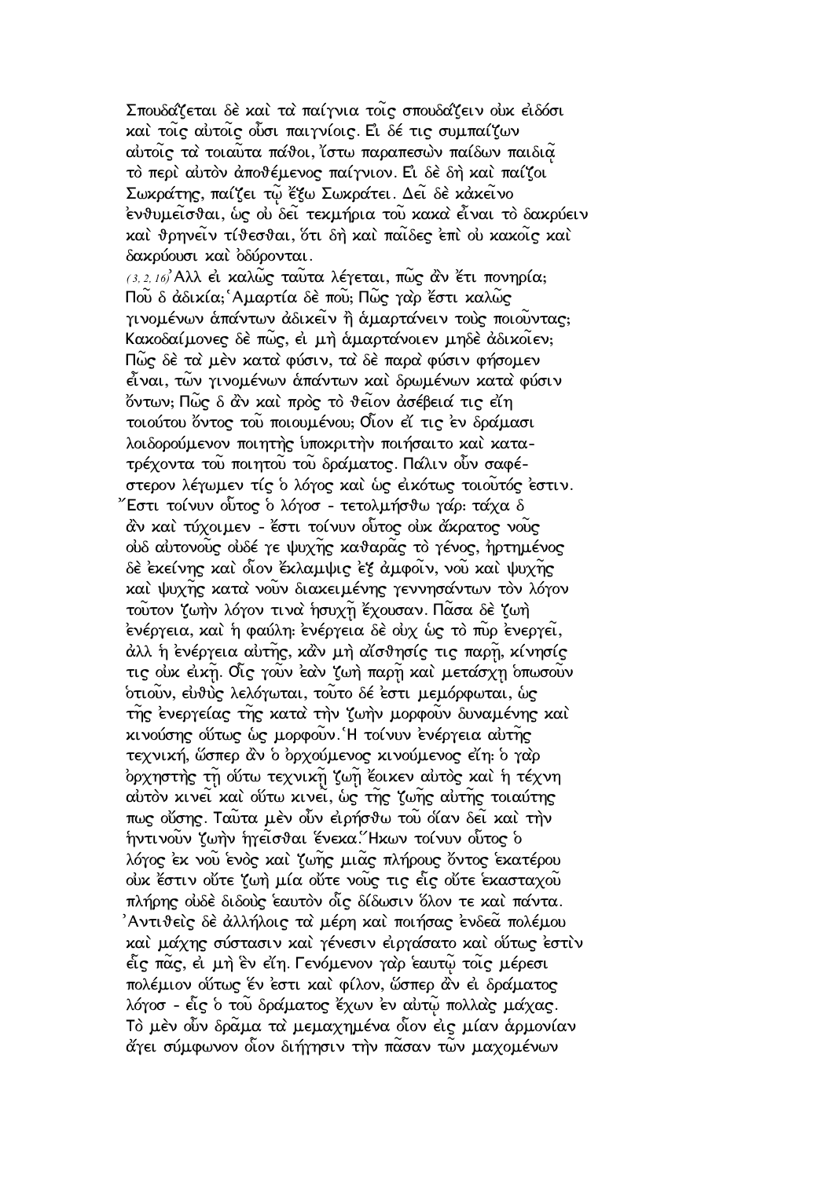Σπουδάζεται δὲ καὶ τὰ παίγνια τοῖς σπουδάζειν οὐκ εἰδόσι καὶ τοῖς αὐτοῖς οὖσι παιγνίοις. Εἰ δέ τις συμπαίζων αὐτοῖς τὰ τοιαῦτα πάθοι, ἴστω παραπεσὼν παίδων παιδιᾷ τὸ περὶ αὐτὸν ἀποθέμενος παίγνιον. Εἰ δὲ δὴ καὶ παίζοι Σωκράτης, παίζει τῷ ἔξω Σωκράτει. Δεῖ δὲ κἀκεῖνο ἐνθυμεῖσθαι, ὡς οὐ δεῖ τεκμήρια τοῦ κακὰ εἶναι τὸ δακρύειν καὶ θρηνεῖν τίθεσθαι, ὅτι δὴ καὶ παῖδες ἐπὶ οὐ κακοῖς καὶ δακρύουσι καὶ ὀδύρονται.

(3, 2, 16) Ἀλλ εἰ καλῶς ταῦτα λέγεται, πῶς ἂν ἔτι πονηρία; Ποῦ δ ἀδικία; Ἁμαρτία δὲ ποῦ; Πῶς γὰρ ἔστι καλῶς γινομένων ἁπάντων ἀδικεῖν ἢ ἁμαρτάνειν τοὺς ποιοῦντας; Κακοδαίμονες δὲ πῶς, εἰ μὴ ἁμαρτάνοιεν μηδὲ ἀδικοῖεν; Πῶς δὲ τὰ μὲν κατὰ φύσιν, τὰ δὲ παρὰ φύσιν φήσομεν εἶναι, τῶν γινομένων ἁπάντων καὶ δρωμένων κατὰ φύσιν ὄντων; Πῶς δ ἂν καὶ πρὸς τὸ θεῖον ἀσέβειά τις εἴη τοιούτου ὄντος τοῦ ποιουμένου; Οἷον εἴ τις ἐν δράμασι λοιδορούμενον ποιητὴς ὑποκριτὴν ποιήσαιτο καὶ κατατρέχοντα τοῦ ποιητοῦ τοῦ δράματος. Πάλιν οὖν σαφέστερον λέγωμεν τίς ὁ λόγος καὶ ὡς εἰκότως τοιοῦτός ἐστιν. Ἔστι τοίνυν οὗτος ὁ λόγοσ - τετολμήσθω γάρ: τάχα δ ἂν καὶ τύχοιμεν - ἔστι τοίνυν οὗτος οὐκ ἄκρατος νοῦς οὐδ αὐτονοῦς οὐδέ γε ψυχῆς καθαρᾶς τὸ γένος, ἠρτημένος δὲ ἐκείνης καὶ οἷον ἔκλαμψις ἐξ ἀμφοῖν, νοῦ καὶ ψυχῆς καὶ ψυχῆς κατὰ νοῦν διακειμένης γεννησάντων τὸν λόγον τοῦτον ζωὴν λόγον τινὰ ἡσυχῇ ἔχουσαν. Πᾶσα δὲ ζωὴ ἐνέργεια, καὶ ἡ φαύλη: ἐνέργεια δὲ οὐχ ὡς τὸ πῦρ ἐνεργεῖ, ἀλλ ἡ ἐνέργεια αὐτῆς, κἂν μὴ αἴσθησίς τις παρῇ, κίνησίς τις οὐκ εἰκῇ. Οἷς γοῦν ἐὰν ζωὴ παρῇ καὶ μετάσχῃ ὁπωσοῦν ὁτιοῦν, εὐθὺς λελόγωται, τοῦτο δέ ἐστι μεμόρφωται, ὡς τῆς ἐνεργείας τῆς κατὰ τὴν ζωὴν μορφοῦν δυναμένης καὶ κινούσης οὕτως ὡς μορφοῦν. Ἡ τοίνυν ἐνέργεια αὐτῆς τεχνική, ὥσπερ ἂν ὁ ὀρχούμενος κινούμενος εἴη: ὁ γὰρ ὀρχηστὴς τῇ οὕτω τεχνικῇ ζωῇ ἔοικεν αὐτὸς καὶ ἡ τέχνη αὐτὸν κινεῖ καὶ οὕτω κινεῖ, ὡς τῆς ζωῆς αὐτῆς τοιαύτης πως οὔσης. Ταῦτα μὲν οὖν εἰρήσθω τοῦ οἵαν δεῖ καὶ τὴν ἡντινοῦν ζωὴν ἡγεῖσθαι ἕνεκα. Ἥκων τοίνυν οὗτος ὁ λόγος ἐκ νοῦ ἑνὸς καὶ ζωῆς μιᾶς πλήρους ὄντος ἑκατέρου οὐκ ἔστιν οὔτε ζωὴ μία οὔτε νοῦς τις εἷς οὔτε ἑκασταχοῦ πλήρης οὐδὲ διδοὺς ἑαυτὸν οἷς δίδωσιν ὅλον τε καὶ πάντα. Ἀντιθεὶς δὲ ἀλλήλοις τὰ μέρη καὶ ποιήσας ἐνδεᾶ πολέμου καὶ μάχης σύστασιν καὶ γένεσιν εἰργάσατο καὶ οὕτως ἐστὶν εἷς πᾶς, εἰ μὴ ἓν εἴη. Γενόμενον γὰρ ἑαυτῷ τοῖς μέρεσι πολέμιον οὕτως ἕν ἐστι καὶ φίλον, ὥσπερ ἂν εἰ δράματος λόγοσ - εἷς ὁ τοῦ δράματος ἔχων ἐν αὐτῷ πολλὰς μάχας. Τὸ μὲν οὖν δρᾶμα τὰ μεμαχημένα οἷον εἰς μίαν ἁρμονίαν ἄγει σύμφωνον οἷον διήγησιν τὴν πᾶσαν τῶν μαχομένων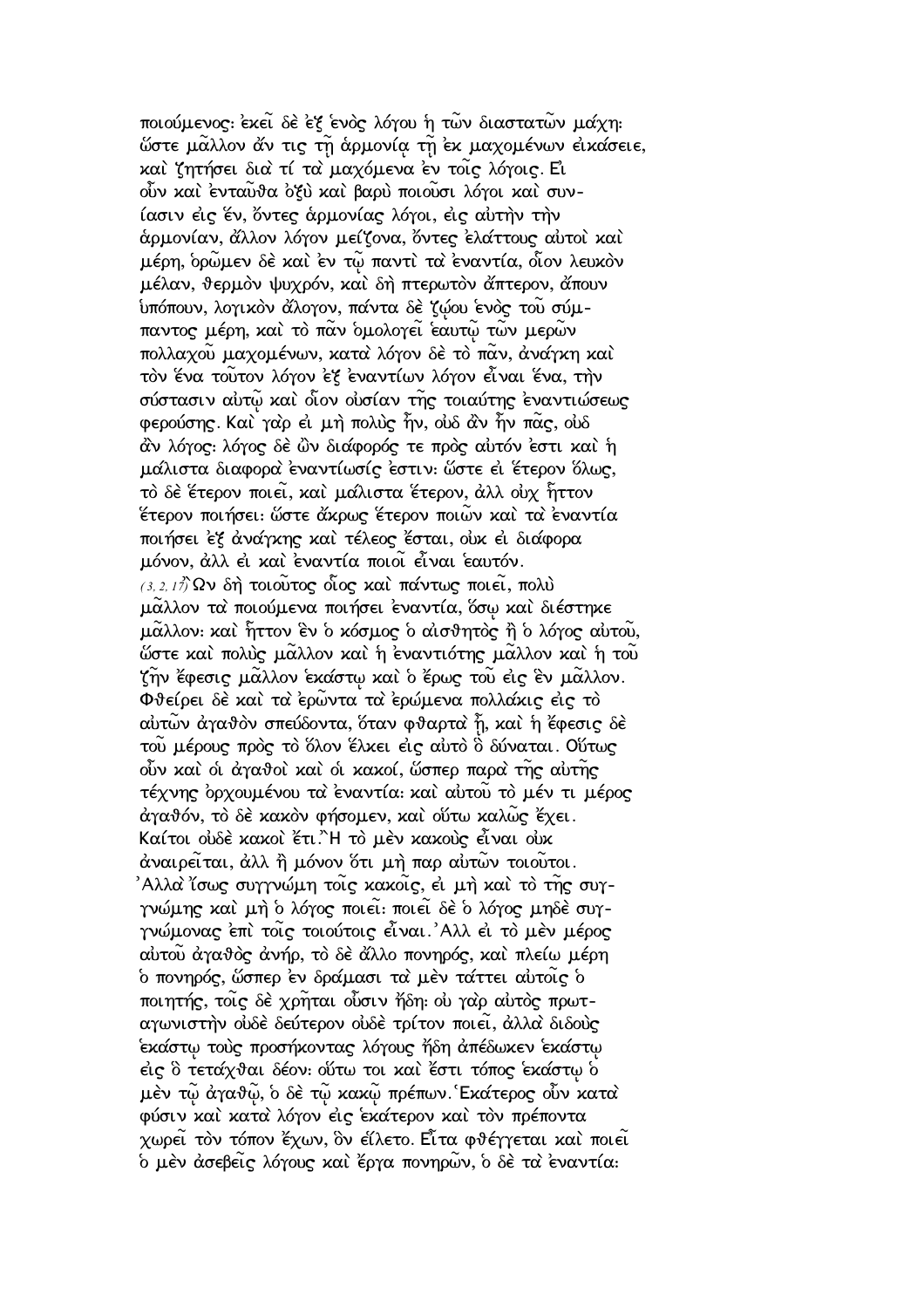ποιούμενος: ἐκεῖ δὲ ἐξ ἑνὸς λόγου ἡ τῶν διαστατῶν μάχη: ὥστε μᾶλλον ἄν τις τῇ ἁρμονίᾳ τῇ ἐκ μαχομένων εἰκάσειε, καὶ ζητήσει διὰ τί τὰ μαχόμενα ἐν τοῖς λόγοις. Εἰ οὖν καὶ ἐνταῦθα ὀξὺ καὶ βαρὺ ποιοῦσι λόγοι καὶ συνίασιν εἰς ἕν, ὄντες ἁρμονίας λόγοι, εἰς αὐτὴν τὴν ἁρμονίαν, ἄλλον λόγον μείζονα, ὄντες ἐλάττους αὐτοὶ καὶ μέρη, ὁρῶμεν δὲ καὶ ἐν τῷ παντὶ τὰ ἐναντία, οἷον λευκὸν μέλαν, θερμὸν ψυχρόν, καὶ δὴ πτερωτὸν ἄπτερον, ἄπουν ὑπόπουν, λογικὸν ἄλογον, πάντα δὲ ζῴου ἑνὸς τοῦ σύμπαντος μέρη, καὶ τὸ πᾶν ὁμολογεῖ ἑαυτῷ τῶν μερῶν πολλαχοῦ μαχομένων, κατὰ λόγον δὲ τὸ πᾶν, ἀνάγκη καὶ τὸν ἕνα τοῦτον λόγον ἐξ ἐναντίων λόγον εἶναι ἕνα, τὴν σύστασιν αὐτῷ καὶ οἷον οὐσίαν τῆς τοιαύτης ἐναντιώσεως φερούσης. Καὶ γὰρ εἰ μὴ πολὺς ἦν, οὐδ ἂν ἦν πᾶς, οὐδ ἂν λόγος: λόγος δὲ ὢν διαφορός τε πρὸς αὐτόν ἐστι καὶ ἡ μάλιστα διαφορὰ ἐναντίωσίς ἐστιν: ὥστε εἰ ἕτερον ὅλως, τὸ δὲ ἕτερον ποιεῖ, καὶ μάλιστα ἕτερον, ἀλλ οὐχ ἧττον ἕτερον ποιήσει: ὥστε ἄκρως ἕτερον ποιῶν καὶ τὰ ἐναντία ποιήσει ἐξ ἀνάγκης καὶ τέλεος ἔσται, οὐκ εἰ διάφορα μόνον, ἀλλ εἰ καὶ ἐναντία ποιοῖ εἶναι ἑαυτόν.

(3, 2, 17) Ὢν δὴ τοιοῦτος οἷος καὶ πάντως ποιεῖ, πολὺ μᾶλλον τὰ ποιούμενα ποιήσει ἐναντία, ὅσῳ καὶ διέστηκε μᾶλλον: καὶ ἧττον ἓν ὁ κόσμος ὁ αἰσθητὸς ἢ ὁ λόγος αὐτοῦ, ὥστε καὶ πολὺς μᾶλλον καὶ ἡ ἐναντιότης μᾶλλον καὶ ἡ τοῦ ζῆν ἔφεσις μᾶλλον ἑκάστῳ καὶ ὁ ἔρως τοῦ εἰς ἓν μᾶλλον. Φθείρει δὲ καὶ τὰ ἐρῶντα τὰ ἐρώμενα πολλάκις εἰς τὸ αὐτῶν ἀγαθὸν σπεύδοντα, ὅταν φθαρτὰ ᾖ, καὶ ἡ ἔφεσις δὲ τοῦ μέρους πρὸς τὸ ὅλον ἕλκει εἰς αὐτὸ ὃ δύναται. Οὕτως οὖν καὶ οἱ ἀγαθοὶ καὶ οἱ κακοί, ὥσπερ παρὰ τῆς αὐτῆς τέχνης ὀρχουμένου τὰ ἐναντία: καὶ αὐτοῦ τὸ μέν τι μέρος ἀγαθόν, τὸ δὲ κακὸν φήσομεν, καὶ οὕτω καλῶς ἔχει. Καίτοι οὐδὲ κακοὶ ἔτι. Ἢ τὸ μὲν κακοὺς εἶναι οὐκ ἀναιρεῖται, ἀλλ ἢ μόνον ὅτι μὴ παρ αὐτῶν τοιοῦτοι. Ἀλλὰ ἴσως συγγνώμη τοῖς κακοῖς, εἰ μὴ καὶ τὸ τῆς συγγνώμης καὶ μὴ ὁ λόγος ποιεῖ: ποιεῖ δὲ ὁ λόγος μηδὲ συγγνώμονας ἐπὶ τοῖς τοιούτοις εἶναι. Ἀλλ εἰ τὸ μὲν μέρος αὐτοῦ ἀγαθὸς ἀνήρ, τὸ δὲ ἄλλο πονηρός, καὶ πλείω μέρη ὁ πονηρός, ὥσπερ ἐν δράμασι τὰ μὲν τάττει αὐτοῖς ὁ ποιητής, τοῖς δὲ χρῆται οὖσιν ἤδη: οὐ γὰρ αὐτὸς πρωταγωνιστὴν οὐδὲ δεύτερον οὐδὲ τρίτον ποιεῖ, ἀλλὰ διδοὺς ἑκάστῳ τοὺς προσήκοντας λόγους ἤδη ἀπέδωκεν ἑκάστῳ εἰς ὃ τετάχθαι δέον: οὕτω τοι καὶ ἔστι τόπος ἑκάστῳ ὁ μὲν τῷ ἀγαθῷ, ὁ δὲ τῷ κακῷ πρέπων. Ἑκάτερος οὖν κατὰ φύσιν καὶ κατὰ λόγον εἰς ἑκάτερον καὶ τὸν πρέποντα χωρεῖ τὸν τόπον ἔχων, ὃν εἵλετο. Εἶτα φθέγγεται καὶ ποιεῖ ὁ μὲν ἀσεβεῖς λόγους καὶ ἔργα πονηρῶν, ὁ δὲ τὰ ἐναντία: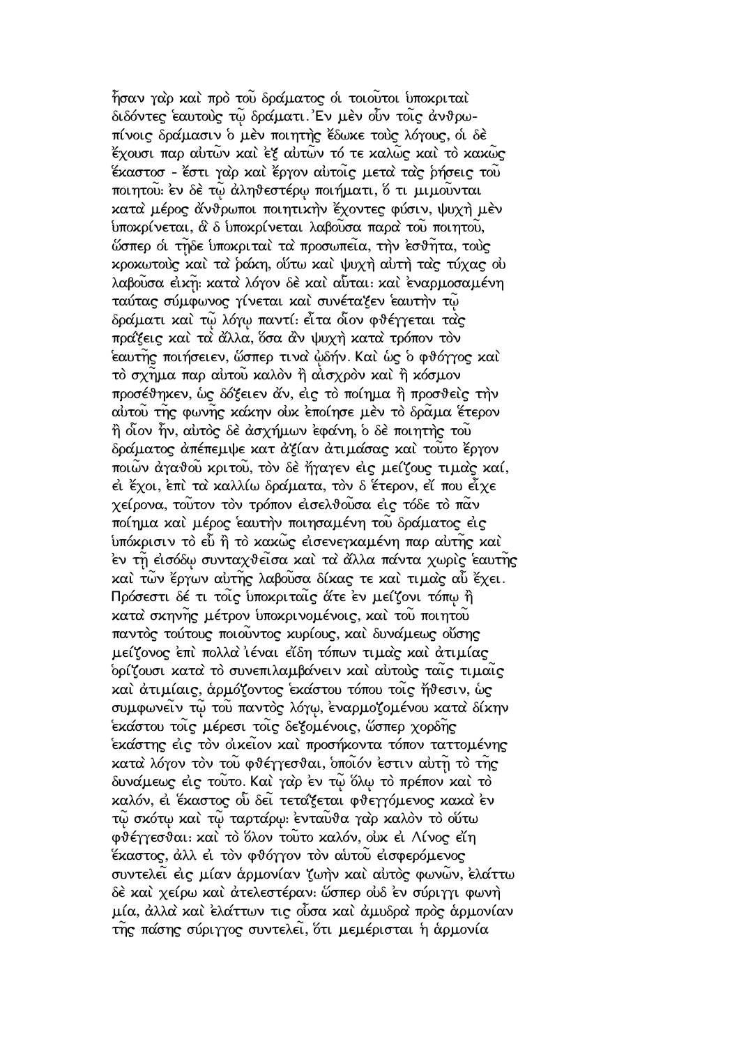ἦσαν γὰρ καὶ πρὸ τοῦ δράματος οἱ τοιοῦτοι ὑποκριταὶ διδόντες ἑαυτοὺς τῷ δράματι. Ἐν μὲν οὖν τοῖς ἀνθρωπίνοις δράμασιν ὁ μὲν ποιητὴς ἔδωκε τοὺς λόγους, οἱ δὲ ἔχουσι παρ αὐτῶν καὶ ἐξ αὐτῶν τό τε καλῶς καὶ τὸ κακῶς ἕκαστοσ - ἔστι γὰρ καὶ ἔργον αὐτοῖς μετὰ τὰς ῥήσεις τοῦ ποιητοῦ: ἐν δὲ τῷ ἀληθεστέρῳ ποιήματι, ὅ τι μιμοῦνται κατὰ μέρος ἄνθρωποι ποιητικὴν ἔχοντες φύσιν, ψυχὴ μὲν ὑποκρίνεται, ἃ δ ὑποκρίνεται λαβοῦσα παρὰ τοῦ ποιητοῦ, ὥσπερ οἱ τῇδε ὑποκριταὶ τὰ προσωπεῖα, τὴν ἐσθῆτα, τοὺς κροκωτοὺς καὶ τὰ ῥάκη, οὕτω καὶ ψυχὴ αὐτὴ τὰς τύχας οὐ λαβοῦσα εἰκῇ: κατὰ λόγον δὲ καὶ αὗται: καὶ ἐναρμοσαμένη ταύτας σύμφωνος γίνεται καὶ συνέταξεν ἑαυτὴν τῷ δράματι καὶ τῷ λόγῳ παντί: εἶτα οἷον φθέγγεται τὰς πράξεις καὶ τὰ ἄλλα, ὅσα ἂν ψυχὴ κατὰ τρόπον τὸν ἑαυτῆς ποιήσειεν, ὥσπερ τινὰ ᾠδήν. Καὶ ὡς ὁ φθόγγος καὶ τὸ σχῆμα παρ αὐτοῦ καλὸν ἢ αἰσχρὸν καὶ ἢ κόσμον προσέθηκεν, ὡς δόξειεν ἄν, εἰς τὸ ποίημα ἢ προσθεὶς τὴν αὐτοῦ τῆς φωνῆς κάκην οὐκ ἐποίησε μὲν τὸ δρᾶμα ἕτερον ἢ οἷον ἦν, αὐτὸς δὲ ἀσχήμων ἐφάνη, ὁ δὲ ποιητὴς τοῦ δράματος ἀπέπεμψε κατ ἀξίαν ἀτιμάσας καὶ τοῦτο ἔργον ποιῶν ἀγαθοῦ κριτοῦ, τὸν δὲ ἤγαγεν εἰς μείζους τιμὰς καί, εἰ ἔχοι, ἐπὶ τὰ καλλίω δράματα, τὸν δ ἕτερον, εἴ που εἶχε χείρονα, τοῦτον τὸν τρόπον εἰσελθοῦσα εἰς τόδε τὸ πᾶν ποίημα καὶ μέρος ἑαυτὴν ποιησαμένη τοῦ δράματος εἰς ὑπόκρισιν τὸ εὖ ἢ τὸ κακῶς εἰσενεγκαμένη παρ αὐτῆς καὶ ἐν τῇ εἰσόδῳ συνταχθεῖσα καὶ τὰ ἄλλα πάντα χωρὶς ἑαυτῆς καὶ τῶν ἔργων αὐτῆς λαβοῦσα δίκας τε καὶ τιμὰς αὖ ἔχει. Πρόσεστι δέ τι τοῖς ὑποκριταῖς ἅτε ἐν μείζονι τόπῳ ἢ κατὰ σκηνῆς μέτρον ὑποκρινομένοις, καὶ τοῦ ποιητοῦ παντὸς τούτους ποιοῦντος κυρίους, καὶ δυνάμεως οὔσης μείζονος ἐπὶ πολλὰ ἰέναι εἴδη τόπων τιμὰς καὶ ἀτιμίας ὁρίζουσι κατὰ τὸ συνεπιλαμβάνειν καὶ αὐτοὺς ταῖς τιμαῖς καὶ ἀτιμίαις, ἁρμόζοντος ἑκάστου τόπου τοῖς ἤθεσιν, ὡς συμφωνεῖν τῷ τοῦ παντὸς λόγῳ, ἐναρμοζομένου κατὰ δίκην ἑκάστου τοῖς μέρεσι τοῖς δεξομένοις, ὥσπερ χορδῆς ἑκάστης εἰς τὸν οἰκεῖον καὶ προσήκοντα τόπον ταττομένης κατὰ λόγον τὸν τοῦ φθέγγεσθαι, ὁποῖόν ἐστιν αὐτῇ τὸ τῆς δυνάμεως εἰς τοῦτο. Καὶ γὰρ ἐν τῷ ὅλῳ τὸ πρέπον καὶ τὸ καλόν, εἰ ἕκαστος οὗ δεῖ τετάξεται φθεγγόμενος κακὰ ἐν τῷ σκότῳ καὶ τῷ ταρτάρῳ: ἐνταῦθα γὰρ καλὸν τὸ οὕτω φθέγγεσθαι: καὶ τὸ ὅλον τοῦτο καλόν, οὐκ εἰ Λίνος εἴη ἕκαστος, ἀλλ εἰ τὸν φθόγγον τὸν αὐτοῦ εἰσφερόμενος συντελεῖ εἰς μίαν ἁρμονίαν ζωὴν καὶ αὐτὸς φωνῶν, ἐλάττω δὲ καὶ χείρω καὶ ἀτελεστέραν: ὥσπερ οὐδ ἐν σύριγγι φωνὴ μία, ἀλλὰ καὶ ἐλάττων τις οὖσα καὶ ἀμυδρὰ πρὸς ἁρμονίαν τῆς πάσης σύριγγος συντελεῖ, ὅτι μεμέρισται ἡ ἁρμονία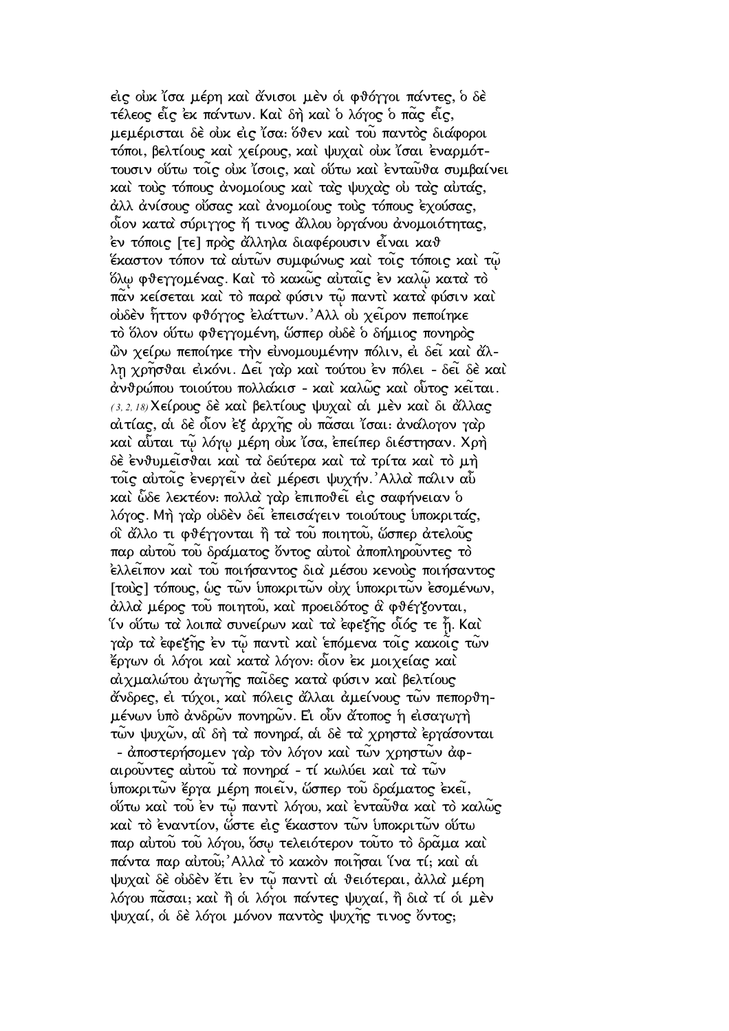εἰς οὐκ ἴσα μέρη καὶ ἄνισοι μὲν οἱ φθόγγοι πάντες, ὁ δὲ τέλεος εἷς ἐκ πάντων. Καὶ δὴ καὶ ὁ λόγος ὁ πᾶς εἷς, μεμέρισται δὲ οὐκ εἰς ἴσα: ὅθεν καὶ τοῦ παντὸς διάφοροι τόποι, βελτίους καὶ χείρους, καὶ ψυχαὶ οὐκ ἴσαι ἐναρμόττουσιν οὕτω τοῖς οὐκ ἴσοις, καὶ οὕτω καὶ ἐνταῦθα συμβαίνει καὶ τοὺς τόπους ἀνομοίους καὶ τὰς ψυχὰς οὐ τὰς αὐτάς, ἀλλ ἀνίσους οὔσας καὶ ἀνομοίους τοὺς τόπους ἐχούσας, οἷον κατὰ σύριγγος ἤ τινος ἄλλου ὀργάνου ἀνομοιότητας, ἐν τόποις [τε] πρὸς ἄλληλα διαφέρουσιν εἶναι καθ ἕκαστον τόπον τὰ αὐτῶν συμφώνως καὶ τοῖς τόποις καὶ τῷ ὅλῳ φθεγγομένας. Καὶ τὸ κακῶς αὐταῖς ἐν καλῷ κατὰ τὸ πᾶν κείσεται καὶ τὸ παρὰ φύσιν τῷ παντὶ κατὰ φύσιν καὶ οὐδὲν ἧττον φθόγγος ἐλάττων.᾿Αλλ οὐ χεῖρον πεποίηκε τὸ ὅλον οὕτω φθεγγομένη, ὥσπερ οὐδὲ ὁ δήμιος πονηρὸς ὢν χείρω πεποίηκε τὴν εὐνομουμένην πόλιν, εἰ δεῖ καὶ ἄλλῃ χρῆσθαι εἰκόνι. Δεῖ γὰρ καὶ τούτου ἐν πόλει - δεῖ δὲ καὶ ἀνθρώπου τοιούτου πολλάκισ - καὶ καλῶς καὶ οὗτος κεῖται.
(3, 2, 18) Χείρους δὲ καὶ βελτίους ψυχαὶ αἱ μὲν καὶ δι ἄλλας αἰτίας, αἱ δὲ οἷον ἐξ ἀρχῆς οὐ πᾶσαι ἴσαι: ἀνάλογον γὰρ καὶ αὗται τῷ λόγῳ μέρη οὐκ ἴσα, ἐπείπερ διέστησαν. Χρὴ δὲ ἐνθυμεῖσθαι καὶ τὰ δεύτερα καὶ τὰ τρίτα καὶ τὸ μὴ τοῖς αὐτοῖς ἐνεργεῖν ἀεὶ μέρεσι ψυχήν.᾿Αλλὰ πάλιν αὖ καὶ ὧδε λεκτέον: πολλὰ γὰρ ἐπιποθεῖ εἰς σαφήνειαν ὁ λόγος. Μὴ γὰρ οὐδὲν δεῖ ἐπεισάγειν τοιούτους ὑποκριτάς, οἳ ἄλλο τι φθέγγονται ἢ τὰ τοῦ ποιητοῦ, ὥσπερ ἀτελοῦς παρ αὐτοῦ τοῦ δράματος ὄντος αὐτοὶ ἀποπληροῦντες τὸ ἐλλεῖπον καὶ τοῦ ποιήσαντος διὰ μέσου κενοὺς ποιήσαντος [τοὺς] τόπους, ὡς τῶν ὑποκριτῶν οὐχ ὑποκριτῶν ἐσομένων, ἀλλὰ μέρος τοῦ ποιητοῦ, καὶ προειδότος ἃ φθέγξονται, ἵν οὕτω τὰ λοιπὰ συνείρων καὶ τὰ ἐφεξῆς οἷός τε ᾖ. Καὶ γὰρ τὰ ἐφεξῆς ἐν τῷ παντὶ καὶ ἑπόμενα τοῖς κακοῖς τῶν ἔργων οἱ λόγοι καὶ κατὰ λόγον: οἷον ἐκ μοιχείας καὶ αἰχμαλώτου ἀγωγῆς παῖδες κατὰ φύσιν καὶ βελτίους ἄνδρες, εἰ τύχοι, καὶ πόλεις ἄλλαι ἀμείνους τῶν πεπορθημένων ὑπὸ ἀνδρῶν πονηρῶν. Εἰ οὖν ἄτοπος ἡ εἰσαγωγὴ τῶν ψυχῶν, αἳ δὴ τὰ πονηρά, αἱ δὲ τὰ χρηστὰ ἐργάσονται - ἀποστερήσομεν γὰρ τὸν λόγον καὶ τῶν χρηστῶν ἀφαιροῦντες αὐτοῦ τὰ πονηρά - τί κωλύει καὶ τὰ τῶν ὑποκριτῶν ἔργα μέρη ποιεῖν, ὥσπερ τοῦ δράματος ἐκεῖ, οὕτω καὶ τοῦ ἐν τῷ παντὶ λόγου, καὶ ἐνταῦθα καὶ τὸ καλῶς καὶ τὸ ἐναντίον, ὥστε εἰς ἕκαστον τῶν ὑποκριτῶν οὕτω παρ αὐτοῦ τοῦ λόγου, ὅσῳ τελειότερον τοῦτο τὸ δρᾶμα καὶ πάντα παρ αὐτοῦ;᾿Αλλὰ τὸ κακὸν ποιῆσαι ἵνα τί; καὶ αἱ ψυχαὶ δὲ οὐδὲν ἔτι ἐν τῷ παντὶ αἱ θειότεραι, ἀλλὰ μέρη λόγου πᾶσαι; καὶ ἢ οἱ λόγοι πάντες ψυχαί, ἢ διὰ τί οἱ μὲν ψυχαί, οἱ δὲ λόγοι μόνον παντὸς ψυχῆς τινος ὄντος;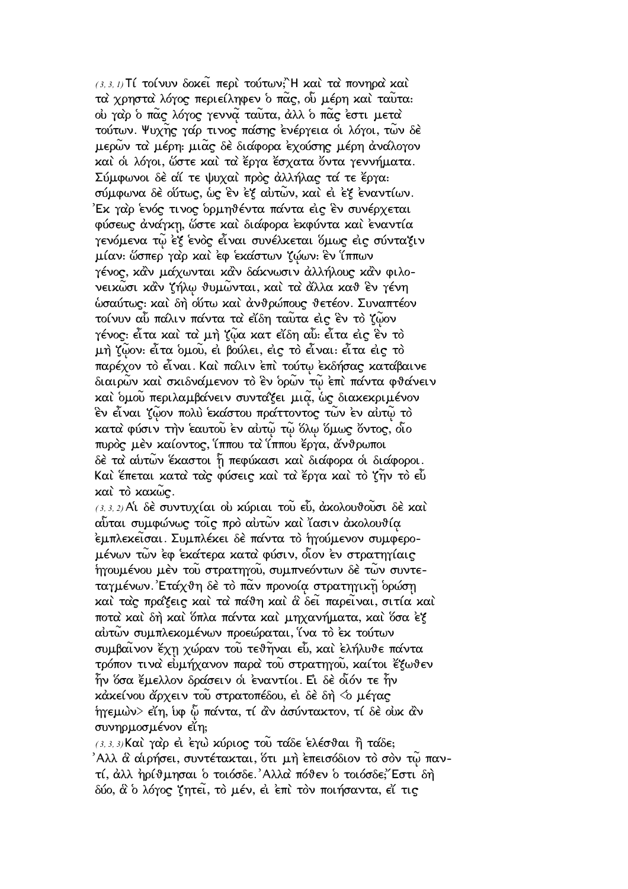(3, 3, 1) Τί τοίνυν δοκεῖ περὶ τούτων; Ἢ καὶ τὰ πονηρὰ καὶ τὰ χρηστὰ λόγος περιείληφεν ὁ πᾶς, οὗ μέρη καὶ ταῦτα· οὐ γὰρ ὁ πᾶς λόγος γεννᾷ ταῦτα, ἀλλ ὁ πᾶς ἐστι μετὰ τούτων. Ψυχῆς γάρ τινος πάσης ἐνέργεια οἱ λόγοι, τῶν δὲ μερῶν τὰ μέρη· μιᾶς δὲ διάφορα ἐχούσης μέρη ἀνάλογον καὶ οἱ λόγοι, ὥστε καὶ τὰ ἔργα ἔσχατα ὄντα γεννήματα. Σύμφωνοι δὲ αἵ τε ψυχαὶ πρὸς ἀλλήλας τά τε ἔργα· σύμφωνα δὲ οὕτως, ὡς ἓν ἐξ αὐτῶν, καὶ εἰ ἐξ ἐναντίων. Ἐκ γὰρ ἑνός τινος ὁρμηθέντα πάντα εἰς ἓν συνέρχεται φύσεως ἀνάγκῃ, ὥστε καὶ διάφορα ἐκφύντα καὶ ἐναντία γενόμενα τῷ ἐξ ἑνὸς εἶναι συνέλκεται ὅμως εἰς σύνταξιν μίαν· ὥσπερ γὰρ καὶ ἐφ ἑκάστων ζῴων· ἓν ἵππων γένος, κἂν μάχωνται κἂν δάκνωσιν ἀλλήλους κἂν φιλονεικῶσι κἂν ζήλῳ θυμῶνται, καὶ τὰ ἄλλα καθ ἓν γένη ὡσαύτως· καὶ δὴ οὕτω καὶ ἀνθρώπους θετέον. Συναπτέον τοίνυν αὖ πάλιν πάντα τὰ εἴδη ταῦτα εἰς ἓν τὸ ζῷον γένος· εἶτα καὶ τὰ μὴ ζῷα κατ εἴδη αὖ· εἶτα εἰς ἓν τὸ μὴ ζῷον· εἶτα ὁμοῦ, εἰ βούλει, εἰς τὸ εἶναι· εἶτα εἰς τὸ παρέχον τὸ εἶναι. Καὶ πάλιν ἐπὶ τούτῳ ἐκδήσας καταβαινε διαιρῶν καὶ σκιδνάμενον τὸ ἓν ὁρῶν τῷ ἐπὶ πάντα φθάνειν καὶ ὁμοῦ περιλαμβάνειν συντάξει μιᾷ, ὡς διακεκριμένον ἓν εἶναι ζῷον πολὺ ἑκάστου πράττοντος τῶν ἐν αὐτῷ τὸ κατὰ φύσιν τὴν ἑαυτοῦ ἐν αὐτῷ τῷ ὅλῳ ὅμως ὄντος, οἷο πυρὸς μὲν καίοντος, ἵππου τὰ ἵππου ἔργα, ἄνθρωποι δὲ τὰ αὐτῶν ἕκαστοι ᾗ πεφύκασι καὶ διάφορα οἱ διάφοροι. Καὶ ἕπεται κατὰ τὰς φύσεις καὶ τὰ ἔργα καὶ τὸ ζῆν τὸ εὖ καὶ τὸ κακῶς.

(3, 3, 2) Αἱ δὲ συντυχίαι οὐ κύριαι τοῦ εὖ, ἀκολουθοῦσι δὲ καὶ αὗται συμφώνως τοῖς πρὸ αὐτῶν καὶ ἴασιν ἀκολουθίᾳ ἐμπλεκεῖσαι. Συμπλέκει δὲ πάντα τὸ ἡγούμενον συμφερομένων τῶν ἐφ ἑκάτερα κατὰ φύσιν, οἷον ἐν στρατηγίαις ἡγουμένου μὲν τοῦ στρατηγοῦ, συμπνεόντων δὲ τῶν συντεταγμένων. Ἐτάχθη δὲ τὸ πᾶν προνοίᾳ στρατηγικῇ ὁρώσῃ καὶ τὰς πράξεις καὶ τὰ πάθη καὶ ἃ δεῖ παρεῖναι, σιτία καὶ ποτὰ καὶ δὴ καὶ ὅπλα πάντα καὶ μηχανήματα, καὶ ὅσα ἐξ αὐτῶν συμπλεκομένων προεώραται, ἵνα τὸ ἐκ τούτων συμβαῖνον ἔχῃ χώραν τοῦ τεθῆναι εὖ, καὶ ἐλήλυθε πάντα τρόπον τινὰ εὐμήχανον παρὰ τοῦ στρατηγοῦ, καίτοι ἔξωθεν ἦν ὅσα ἔμελλον δράσειν οἱ ἐναντίοι. Εἰ δὲ οἷόν τε ἦν κἀκείνου ἄρχειν τοῦ στρατοπέδου, εἰ δὲ δὴ <ὁ μέγας ἡγεμὼν> εἴη, ὑφ ᾧ πάντα, τί ἂν ἀσύντακτον, τί δὲ οὐκ ἂν συνηρμοσμένον εἴη;

(3, 3, 3) Καὶ γὰρ εἰ ἐγὼ κύριος τοῦ τάδε ἑλέσθαι ἢ τάδε; Ἀλλ ἃ αἱρήσει, συντέτακται, ὅτι μὴ ἐπεισόδιον τὸ σὸν τῷ παντί, ἀλλ ἠρίθμησαι ὁ τοιόσδε. Ἀλλὰ πόθεν ὁ τοιόσδε; Ἔστι δὴ δύο, ἃ ὁ λόγος ζητεῖ, τὸ μέν, εἰ ἐπὶ τὸν ποιήσαντα, εἴ τις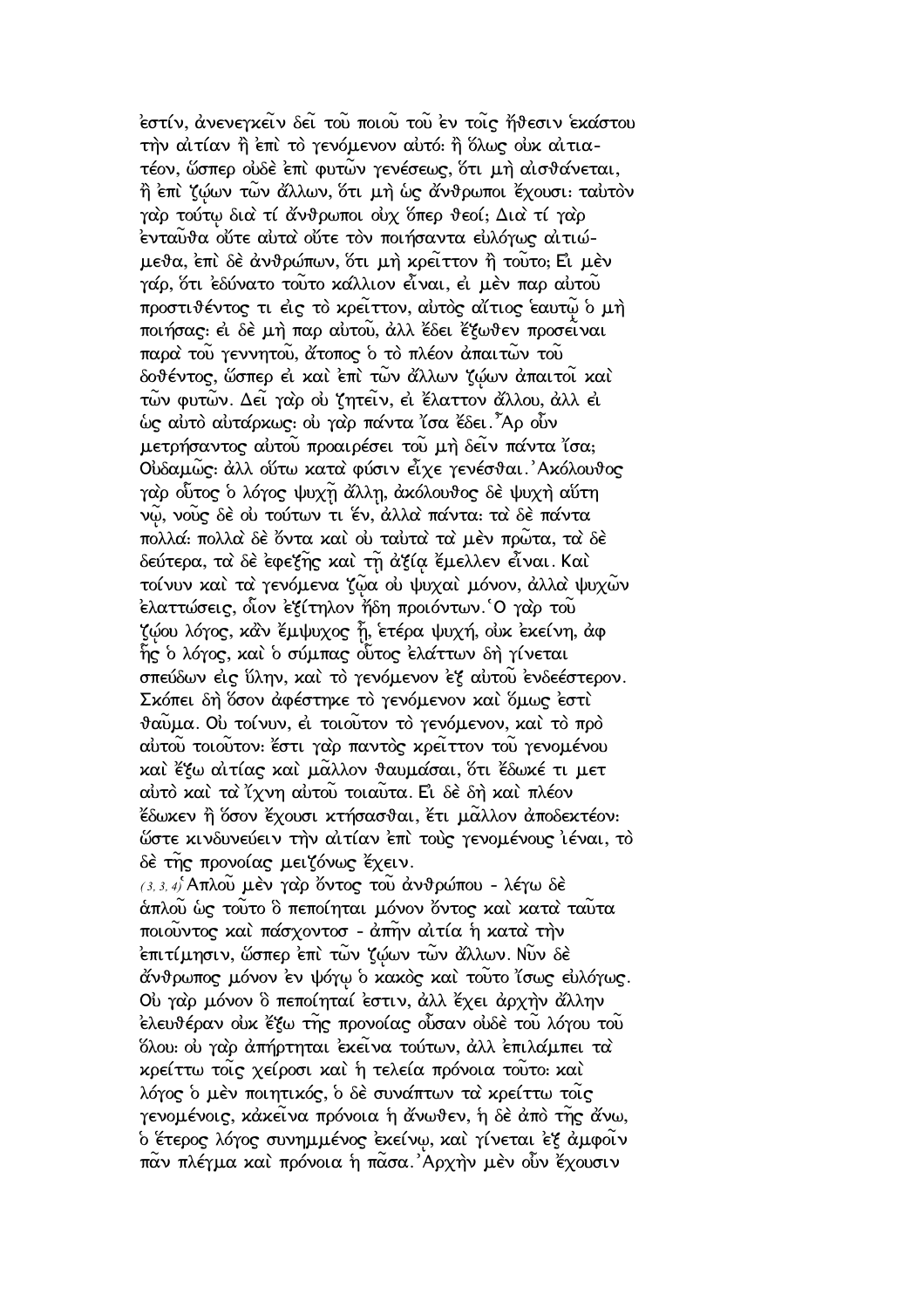ἐστίν, ἀνενεγκεῖν δεῖ τοῦ ποιοῦ τοῦ ἐν τοῖς ἤθεσιν ἑκάστου τὴν αἰτίαν ἢ ἐπὶ τὸ γενόμενον αὐτό: ἢ ὅλως οὐκ αἰτιατέον, ὥσπερ οὐδὲ ἐπὶ φυτῶν γενέσεως, ὅτι μὴ αἰσθάνεται, ἢ ἐπὶ ζῴων τῶν ἄλλων, ὅτι μὴ ὡς ἄνθρωποι ἔχουσι: ταὐτὸν γὰρ τούτῳ διὰ τί ἄνθρωποι οὐχ ὅπερ θεοί; Διὰ τί γὰρ ἐνταῦθα οὔτε αὐτὰ οὔτε τὸν ποιήσαντα εὐλόγως αἰτιώμεθα, ἐπὶ δὲ ἀνθρώπων, ὅτι μὴ κρεῖττον ἢ τοῦτο; Εἰ μὲν γάρ, ὅτι ἐδύνατο τοῦτο κάλλιον εἶναι, εἰ μὲν παρ αὐτοῦ προστιθέντος τι εἰς τὸ κρεῖττον, αὐτὸς αἴτιος ἑαυτῷ ὁ μὴ ποιήσας: εἰ δὲ μὴ παρ αὐτοῦ, ἀλλ ἔδει ἔξωθεν προσεῖναι παρὰ τοῦ γεννητοῦ, ἄτοπος ὁ τὸ πλέον ἀπαιτῶν τοῦ δοθέντος, ὥσπερ εἰ καὶ ἐπὶ τῶν ἄλλων ζῴων ἀπαιτοῖ καὶ τῶν φυτῶν. Δεῖ γὰρ οὐ ζητεῖν, εἰ ἔλαττον ἄλλου, ἀλλ εἰ ὡς αὐτὸ αὐτάρκως: οὐ γὰρ πάντα ἴσα ἔδει. Ἆρ οὖν μετρήσαντος αὐτοῦ προαιρέσει τοῦ μὴ δεῖν πάντα ἴσα; Οὐδαμῶς: ἀλλ οὕτω κατὰ φύσιν εἶχε γενέσθαι. Ἀκόλουθος γὰρ οὗτος ὁ λόγος ψυχῇ ἄλλῃ, ἀκόλουθος δὲ ψυχὴ αὕτη νῷ, νοῦς δὲ οὐ τούτων τι ἕν, ἀλλὰ πάντα: τὰ δὲ πάντα πολλά: πολλὰ δὲ ὄντα καὶ οὐ ταὐτὰ τὰ μὲν πρῶτα, τὰ δὲ δεύτερα, τὰ δὲ ἐφεξῆς καὶ τῇ ἀξίᾳ ἔμελλεν εἶναι. Καὶ τοίνυν καὶ τὰ γενόμενα ζῷα οὐ ψυχαὶ μόνον, ἀλλὰ ψυχῶν ἐλαττώσεις, οἷον ἐξίτηλον ἤδη προιόντων. Ὁ γὰρ τοῦ ζῴου λόγος, κἂν ἔμψυχος ᾖ, ἑτέρα ψυχή, οὐκ ἐκείνη, ἀφ ἧς ὁ λόγος, καὶ ὁ σύμπας οὗτος ἐλάττων δὴ γίνεται σπεύδων εἰς ὕλην, καὶ τὸ γενόμενον ἐξ αὐτοῦ ἐνδεέστερον. Σκόπει δὴ ὅσον ἀφέστηκε τὸ γενόμενον καὶ ὅμως ἐστὶ θαῦμα. Οὐ τοίνυν, εἰ τοιοῦτον τὸ γενόμενον, καὶ τὸ πρὸ αὐτοῦ τοιοῦτον: ἔστι γὰρ παντὸς κρεῖττον τοῦ γενομένου καὶ ἔξω αἰτίας καὶ μᾶλλον θαυμάσαι, ὅτι ἔδωκέ τι μετ αὐτὸ καὶ τὰ ἴχνη αὐτοῦ τοιαῦτα. Εἰ δὲ δὴ καὶ πλέον ἔδωκεν ἢ ὅσον ἔχουσι κτήσασθαι, ἔτι μᾶλλον ἀποδεκτέον: ὥστε κινδυνεύειν τὴν αἰτίαν ἐπὶ τοὺς γενομένους ἰέναι, τὸ δὲ τῆς προνοίας μειζόνως ἔχειν.

(3, 3, 4) Ἁπλοῦ μὲν γὰρ ὄντος τοῦ ἀνθρώπου - λέγω δὲ ἁπλοῦ ὡς τοῦτο ὃ πεποίηται μόνον ὄντος καὶ κατὰ ταῦτα ποιοῦντος καὶ πάσχοντοσ - ἀπῆν αἰτία ἡ κατὰ τὴν ἐπιτίμησιν, ὥσπερ ἐπὶ τῶν ζῴων τῶν ἄλλων. Νῦν δὲ ἄνθρωπος μόνον ἐν ψόγῳ ὁ κακὸς καὶ τοῦτο ἴσως εὐλόγως. Οὐ γὰρ μόνον ὃ πεποίηταί ἐστιν, ἀλλ ἔχει ἀρχὴν ἄλλην ἐλευθέραν οὐκ ἔξω τῆς προνοίας οὖσαν οὐδὲ τοῦ λόγου τοῦ ὅλου: οὐ γὰρ ἀπήρτηται ἐκεῖνα τούτων, ἀλλ ἐπιλάμπει τὰ κρείττω τοῖς χείροσι καὶ ἡ τελεία πρόνοια τοῦτο: καὶ λόγος ὁ μὲν ποιητικός, ὁ δὲ συνάπτων τὰ κρείττω τοῖς γενομένοις, κἀκεῖνα πρόνοια ἡ ἄνωθεν, ἡ δὲ ἀπὸ τῆς ἄνω, ὁ ἕτερος λόγος συνημμένος ἐκείνῳ, καὶ γίνεται ἐξ ἀμφοῖν πᾶν πλέγμα καὶ πρόνοια ἡ πᾶσα. Ἀρχὴν μὲν οὖν ἔχουσιν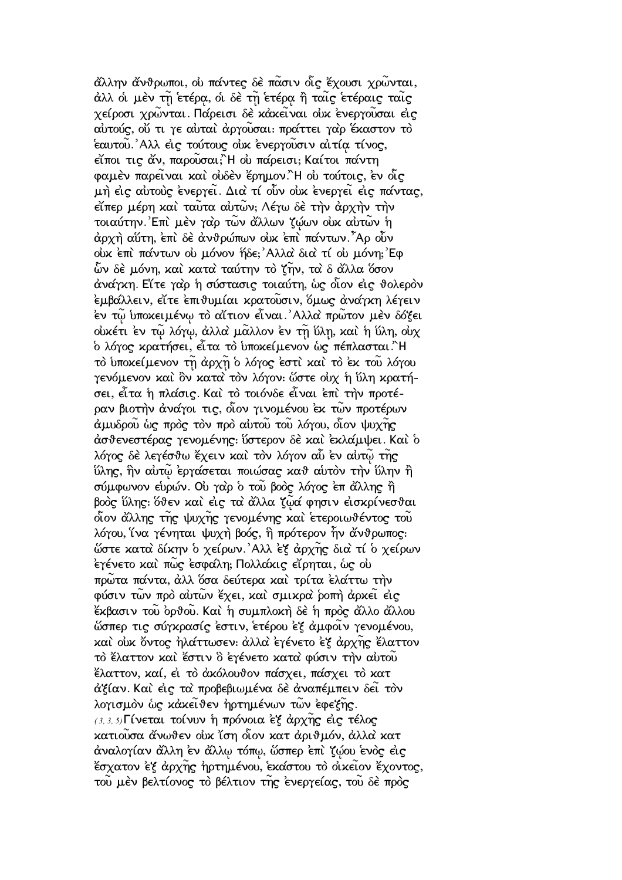ἄλλην ἄνθρωποι, οὐ πάντες δὲ πᾶσιν οἷς ἔχουσι χρῶνται, ἀλλ οἱ μὲν τῇ ἑτέρᾳ, οἱ δὲ τῇ ἑτέρᾳ ἢ ταῖς ἑτέραις ταῖς χείροσι χρῶνται. Πάρεισι δὲ κἀκεῖναι οὐκ ἐνεργοῦσαι εἰς αὐτούς, οὔ τι γε αὐταὶ ἀργοῦσαι· πράττει γὰρ ἕκαστον τὸ ἑαυτοῦ. Ἀλλ εἰς τούτους οὐκ ἐνεργοῦσιν αἰτίᾳ τίνος, εἴποι τις ἄν, παροῦσαι; Ἢ οὐ πάρεισι; Καίτοι πάντη φαμὲν παρεῖναι καὶ οὐδὲν ἔρημον. Ἢ οὐ τούτοις, ἐν οἷς μὴ εἰς αὐτοὺς ἐνεργεῖ. Διὰ τί οὖν οὐκ ἐνεργεῖ εἰς πάντας, εἴπερ μέρη καὶ ταῦτα αὐτῶν; Λέγω δὲ τὴν ἀρχὴν τὴν τοιαύτην. Ἐπὶ μὲν γὰρ τῶν ἄλλων ζῴων οὐκ αὐτῶν ἡ ἀρχὴ αὕτη, ἐπὶ δὲ ἀνθρώπων οὐκ ἐπὶ πάντων. Ἆρ οὖν οὐκ ἐπὶ πάντων οὐ μόνον ἥδε; Ἀλλὰ διὰ τί οὐ μόνη; Ἐφ ὧν δὲ μόνη, καὶ κατὰ ταύτην τὸ ζῆν, τὰ δ ἄλλα ὅσον ἀνάγκη. Εἴτε γὰρ ἡ σύστασις τοιαύτη, ὡς οἷον εἰς θολερὸν ἐμβάλλειν, εἴτε ἐπιθυμίαι κρατοῦσιν, ὅμως ἀνάγκη λέγειν ἐν τῷ ὑποκειμένῳ τὸ αἴτιον εἶναι. Ἀλλὰ πρῶτον μὲν δόξει οὐκέτι ἐν τῷ λόγῳ, ἀλλὰ μᾶλλον ἐν τῇ ὕλῃ, καὶ ἡ ὕλη, οὐχ ὁ λόγος κρατήσει, εἶτα τὸ ὑποκείμενον ὡς πέπλασται. Ἢ τὸ ὑποκείμενον τῇ ἀρχῇ ὁ λόγος ἐστὶ καὶ τὸ ἐκ τοῦ λόγου γενόμενον καὶ ὂν κατὰ τὸν λόγον· ὥστε οὐχ ἡ ὕλη κρατήσει, εἶτα ἡ πλάσις. Καὶ τὸ τοιόνδε εἶναι ἐπὶ τὴν προτέραν βιοτὴν ἀνάγοι τις, οἷον γινομένου ἐκ τῶν προτέρων ἀμυδροῦ ὡς πρὸς τὸν πρὸ αὐτοῦ τοῦ λόγου, οἷον ψυχῆς ἀσθενεστέρας γενομένης· ὕστερον δὲ καὶ ἐκλάμψει. Καὶ ὁ λόγος δὲ λεγέσθω ἔχειν καὶ τὸν λόγον αὖ ἐν αὐτῷ τῆς ὕλης, ἣν αὐτῷ ἐργάσεται ποιώσας καθ αὑτὸν τὴν ὕλην ἢ σύμφωνον εὑρών. Οὐ γὰρ ὁ τοῦ βοὸς λόγος ἐπ ἄλλης ἢ βοὸς ὕλης· ὅθεν καὶ εἰς τὰ ἄλλα ζῷά φησιν εἰσκρίνεσθαι οἷον ἄλλης τῆς ψυχῆς γενομένης καὶ ἑτεροιωθέντος τοῦ λόγου, ἵνα γένηται ψυχὴ βοός, ἣ πρότερον ἦν ἄνθρωπος· ὥστε κατὰ δίκην ὁ χείρων. Ἀλλ ἐξ ἀρχῆς διὰ τί ὁ χείρων ἐγένετο καὶ πῶς ἐσφάλη; Πολλάκις εἴρηται, ὡς οὐ πρῶτα πάντα, ἀλλ ὅσα δεύτερα καὶ τρίτα ἐλάττω τὴν φύσιν τῶν πρὸ αὐτῶν ἔχει, καὶ σμικρὰ ῥοπὴ ἀρκεῖ εἰς ἔκβασιν τοῦ ὀρθοῦ. Καὶ ἡ συμπλοκὴ δὲ ἡ πρὸς ἄλλο ἄλλου ὥσπερ τις σύγκρασίς ἐστιν, ἑτέρου ἐξ ἀμφοῖν γενομένου, καὶ οὐκ ὄντος ἠλάττωσεν· ἀλλὰ ἐγένετο ἐξ ἀρχῆς ἔλαττον τὸ ἔλαττον καὶ ἔστιν ὃ ἐγένετο κατὰ φύσιν τὴν αὐτοῦ ἔλαττον, καί, εἰ τὸ ἀκόλουθον πάσχει, πάσχει τὸ κατ ἀξίαν. Καὶ εἰς τὰ προβεβιωμένα δὲ ἀναπέμπειν δεῖ τὸν λογισμὸν ὡς κἀκεῖθεν ἠρτημένων τῶν ἐφεξῆς.

(3, 3, 5) Γίνεται τοίνυν ἡ πρόνοια ἐξ ἀρχῆς εἰς τέλος κατιοῦσα ἄνωθεν οὐκ ἴση οἷον κατ ἀριθμόν, ἀλλὰ κατ ἀναλογίαν ἄλλη ἐν ἄλλῳ τόπῳ, ὥσπερ ἐπὶ ζῴου ἑνὸς εἰς ἔσχατον ἐξ ἀρχῆς ἠρτημένου, ἑκάστου τὸ οἰκεῖον ἔχοντος, τοῦ μὲν βελτίονος τὸ βέλτιον τῆς ἐνεργείας, τοῦ δὲ πρὸς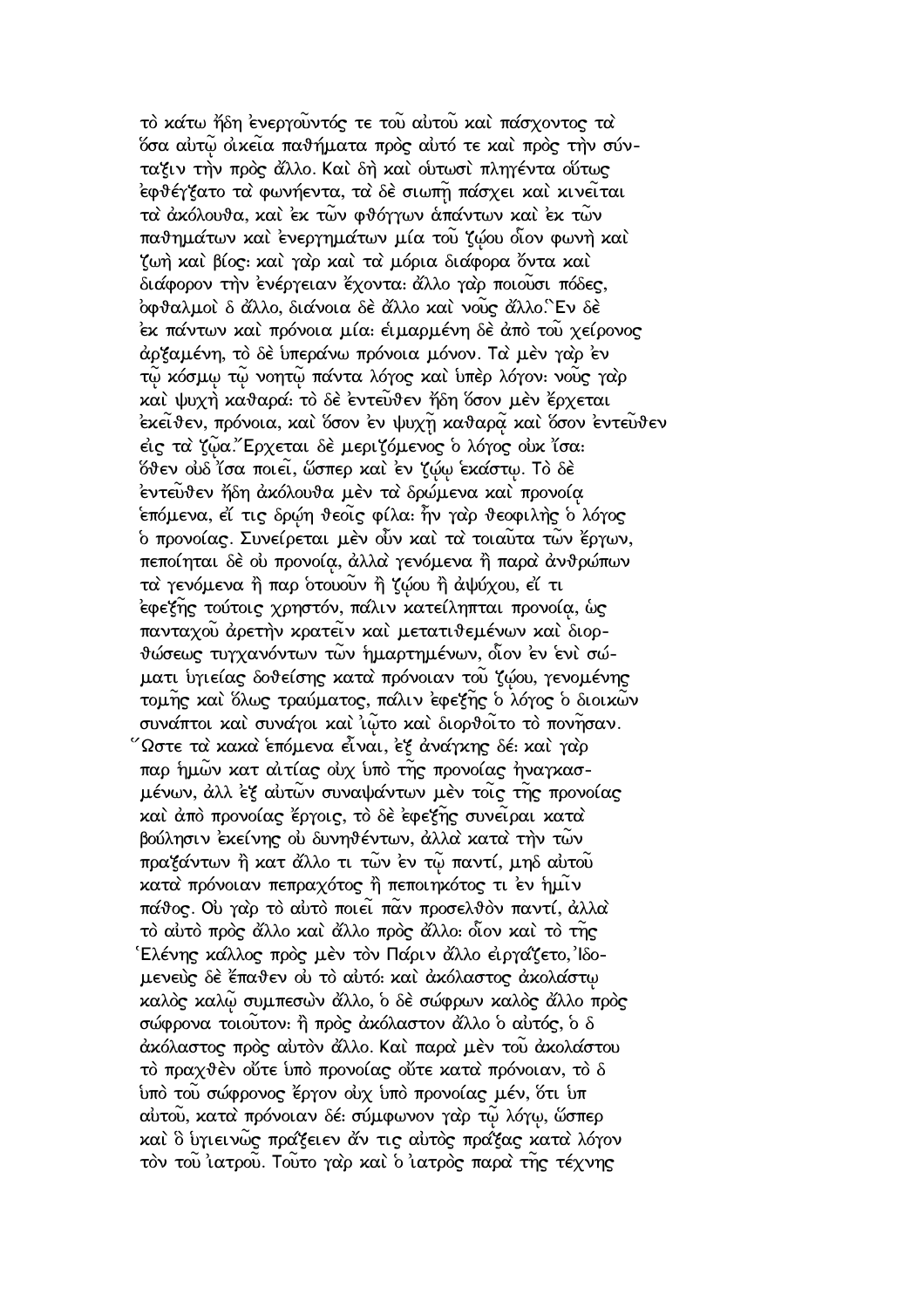τὸ κάτω ἤδη ἐνεργοῦντός τε τοῦ αὐτοῦ καὶ πάσχοντος τὰ ὅσα αὐτῷ οἰκεῖα παθήματα πρὸς αὐτό τε καὶ πρὸς τὴν σύνταξιν τὴν πρὸς ἄλλο. Καὶ δὴ καὶ οὑτωσὶ πληγέντα οὕτως ἐφθέγξατο τὰ φωνήεντα, τὰ δὲ σιωπῇ πάσχει καὶ κινεῖται τὰ ἀκόλουθα, καὶ ἐκ τῶν φθόγγων ἁπάντων καὶ ἐκ τῶν παθημάτων καὶ ἐνεργημάτων μία τοῦ ζῴου οἷον φωνὴ καὶ ζωὴ καὶ βίος: καὶ γὰρ καὶ τὰ μόρια διάφορα ὄντα καὶ διάφορον τὴν ἐνέργειαν ἔχοντα: ἄλλο γὰρ ποιοῦσι πόδες, ὀφθαλμοὶ δ ἄλλο, διάνοια δὲ ἄλλο καὶ νοῦς ἄλλο. Ἓν δὲ ἐκ πάντων καὶ πρόνοια μία: εἱμαρμένη δὲ ἀπὸ τοῦ χείρονος ἀρξαμένη, τὸ δὲ ὑπεράνω πρόνοια μόνον. Τὰ μὲν γὰρ ἐν τῷ κόσμῳ τῷ νοητῷ πάντα λόγος καὶ ὑπὲρ λόγον: νοῦς γὰρ καὶ ψυχὴ καθαρά: τὸ δὲ ἐντεῦθεν ἤδη ὅσον μὲν ἔρχεται ἐκεῖθεν, πρόνοια, καὶ ὅσον ἐν ψυχῇ καθαρᾷ καὶ ὅσον ἐντεῦθεν εἰς τὰ ζῷα. Ἔρχεται δὲ μεριζόμενος ὁ λόγος οὐκ ἴσα: ὅθεν οὐδ ἴσα ποιεῖ, ὥσπερ καὶ ἐν ζῴῳ ἑκάστῳ. Τὸ δὲ ἐντεῦθεν ἤδη ἀκόλουθα μὲν τὰ δρώμενα καὶ προνοίᾳ ἑπόμενα, εἴ τις δρῴη θεοῖς φίλα: ἦν γὰρ θεοφιλὴς ὁ λόγος ὁ προνοίας. Συνείρεται μὲν οὖν καὶ τὰ τοιαῦτα τῶν ἔργων, πεποίηται δὲ οὐ προνοίᾳ, ἀλλὰ γενόμενα ἢ παρὰ ἀνθρώπων τὰ γενόμενα ἢ παρ ὁτουοῦν ἢ ζῴου ἢ ἀψύχου, εἴ τι ἐφεξῆς τούτοις χρηστόν, πάλιν κατείληπται προνοίᾳ, ὡς πανταχοῦ ἀρετὴν κρατεῖν καὶ μετατιθεμένων καὶ διορθώσεως τυγχανόντων τῶν ἡμαρτημένων, οἷον ἐν ἑνὶ σώματι ὑγιείας δοθείσης κατὰ πρόνοιαν τοῦ ζῴου, γενομένης τομῆς καὶ ὅλως τραύματος, πάλιν ἐφεξῆς ὁ λόγος ὁ διοικῶν συνάπτοι καὶ συνάγοι καὶ ἰῷτο καὶ διορθοῖτο τὸ πονῆσαν. Ὥστε τὰ κακὰ ἑπόμενα εἶναι, ἐξ ἀνάγκης δέ: καὶ γὰρ παρ ἡμῶν κατ αἰτίας οὐχ ὑπὸ τῆς προνοίας ἠναγκασμένων, ἀλλ ἐξ αὐτῶν συναψάντων μὲν τοῖς τῆς προνοίας καὶ ἀπὸ προνοίας ἔργοις, τὸ δὲ ἐφεξῆς συνεῖραι κατὰ βούλησιν ἐκείνης οὐ δυνηθέντων, ἀλλὰ κατὰ τὴν τῶν πραξάντων ἢ κατ ἄλλο τι τῶν ἐν τῷ παντί, μηδ αὐτοῦ κατὰ πρόνοιαν πεπραχότος ἢ πεποιηκότος τι ἐν ἡμῖν πάθος. Οὐ γὰρ τὸ αὐτὸ ποιεῖ πᾶν προσελθὸν παντί, ἀλλὰ τὸ αὐτὸ πρὸς ἄλλο καὶ ἄλλο πρὸς ἄλλο: οἷον καὶ τὸ τῆς Ἑλένης κάλλος πρὸς μὲν τὸν Πάριν ἄλλο εἰργάζετο, Ἰδομενεὺς δὲ ἔπαθεν οὐ τὸ αὐτό: καὶ ἀκόλαστος ἀκολάστῳ καλὸς καλῷ συμπεσὼν ἄλλο, ὁ δὲ σώφρων καλὸς ἄλλο πρὸς σώφρονα τοιοῦτον: ἢ πρὸς ἀκόλαστον ἄλλο ὁ αὐτός, ὁ δ ἀκόλαστος πρὸς αὐτὸν ἄλλο. Καὶ παρὰ μὲν τοῦ ἀκολάστου τὸ πραχθὲν οὔτε ὑπὸ προνοίας οὔτε κατὰ πρόνοιαν, τὸ δ ὑπὸ τοῦ σώφρονος ἔργον οὐχ ὑπὸ προνοίας μέν, ὅτι ὑπ αὐτοῦ, κατὰ πρόνοιαν δέ: σύμφωνον γὰρ τῷ λόγῳ, ὥσπερ καὶ ὁ ὑγιεινῶς πράξειεν ἄν τις αὐτὸς πράξας κατὰ λόγον τὸν τοῦ ἰατροῦ. Τοῦτο γὰρ καὶ ὁ ἰατρὸς παρὰ τῆς τέχνης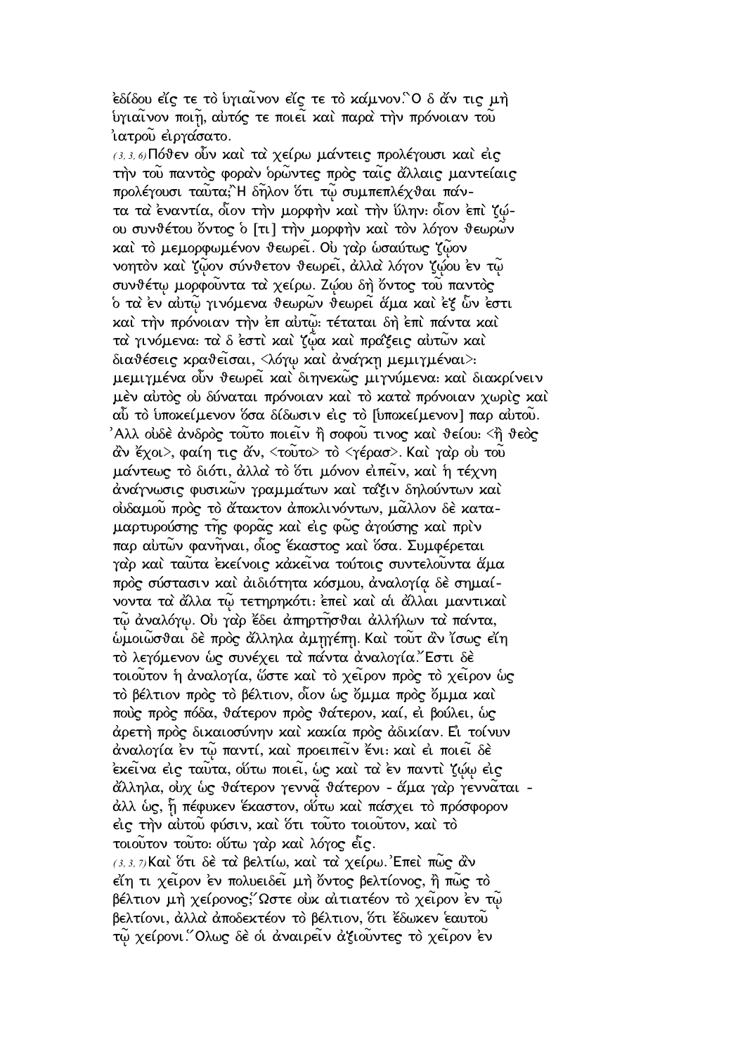ἐδίδου εἴς τε τὸ ὑγιαῖνον εἴς τε τὸ κάμνον.῝Ο δ ἄν τις μὴ ὑγιαῖνον ποιῇ, αὐτός τε ποιεῖ καὶ παρὰ τὴν πρόνοιαν τοῦ ἰατροῦ εἰργάσατο.

(3, 3, 6) Πόθεν οὖν καὶ τὰ χείρω μάντεις προλέγουσι καὶ εἰς τὴν τοῦ παντὸς φορὰν ὁρῶντες πρὸς ταῖς ἄλλαις μαντείαις προλέγουσι ταῦτα;῍Η δῆλον ὅτι τῷ συμπεπλέχθαι πάντα τὰ ἐναντία, οἷον τὴν μορφὴν καὶ τὴν ὕλην· οἷον ἐπὶ ζῴου συνθέτου ὄντος ὁ [τι] τὴν μορφὴν καὶ τὸν λόγον θεωρῶν καὶ τὸ μεμορφωμένον θεωρεῖ. Οὐ γὰρ ὡσαύτως ζῷον νοητὸν καὶ ζῷον σύνθετον θεωρεῖ, ἀλλὰ λόγον ζῴου ἐν τῷ συνθέτῳ μορφοῦντα τὰ χείρω. Ζῴου δὴ ὄντος τοῦ παντὸς ὁ τὰ ἐν αὐτῷ γινόμενα θεωρῶν θεωρεῖ ἅμα καὶ ἐξ ὧν ἐστι καὶ τὴν πρόνοιαν τὴν ἐπ αὐτῷ· τέταται δὴ ἐπὶ πάντα καὶ τὰ γινόμενα· τὰ δ ἐστὶ καὶ ζῷα καὶ πράξεις αὐτῶν καὶ διαθέσεις κραθεῖσαι, <λόγῳ καὶ ἀνάγκῃ μεμιγμέναι>· μεμιγμένα οὖν θεωρεῖ καὶ διηνεκῶς μιγνύμενα· καὶ διακρίνειν μὲν αὐτὸς οὐ δύναται πρόνοιαν καὶ τὸ κατὰ πρόνοιαν χωρὶς καὶ αὖ τὸ ὑποκείμενον ὅσα δίδωσιν εἰς τὸ [ὑποκείμενον] παρ αὐτοῦ. ᾿Αλλ οὐδὲ ἀνδρὸς τοῦτο ποιεῖν ἢ σοφοῦ τινος καὶ θείου· <ἢ θεὸς ἂν ἔχοι>, φαίη τις ἄν, <τοῦτο> τὸ <γέρας>. Καὶ γὰρ οὐ τοῦ μάντεως τὸ διότι, ἀλλὰ τὸ ὅτι μόνον εἰπεῖν, καὶ ἡ τέχνη ἀνάγνωσις φυσικῶν γραμμάτων καὶ τάξιν δηλούντων καὶ οὐδαμοῦ πρὸς τὸ ἄτακτον ἀποκλινόντων, μᾶλλον δὲ καταμαρτυρούσης τῆς φορᾶς καὶ εἰς φῶς ἀγούσης καὶ πρὶν παρ αὐτῶν φανῆναι, οἷος ἕκαστος καὶ ὅσα. Συμφέρεται γὰρ καὶ ταῦτα ἐκείνοις κἀκεῖνα τούτοις συντελοῦντα ἅμα πρὸς σύστασιν καὶ ἀιδιότητα κόσμου, ἀναλογίᾳ δὲ σημαίνοντα τὰ ἄλλα τῷ τετηρηκότι· ἐπεὶ καὶ αἱ ἄλλαι μαντικαὶ τῷ ἀναλόγῳ. Οὐ γὰρ ἔδει ἀπηρτῆσθαι ἀλλήλων τὰ πάντα, ὡμοιῶσθαι δὲ πρὸς ἄλληλα ἀμηγέπῃ. Καὶ τοῦτ ἂν ἴσως εἴη τὸ λεγόμενον ὡς συνέχει τὰ πάντα ἀναλογία.῎Εστι δὲ τοιοῦτον ἡ ἀναλογία, ὥστε καὶ τὸ χεῖρον πρὸς τὸ χεῖρον ὡς τὸ βέλτιον πρὸς τὸ βέλτιον, οἷον ὡς ὄμμα πρὸς ὄμμα καὶ πους πρὸς πόδα, θάτερον πρὸς θάτερον, καί, εἰ βούλει, ὡς ἀρετὴ πρὸς δικαιοσύνην καὶ κακία πρὸς ἀδικίαν. Εἰ τοίνυν ἀναλογία ἐν τῷ παντί, καὶ προειπεῖν ἔνι· καὶ εἰ ποιεῖ δὲ ἐκεῖνα εἰς ταῦτα, οὕτω ποιεῖ, ὡς καὶ τὰ ἐν παντὶ ζῴῳ εἰς ἄλληλα, οὐχ ὡς θάτερον γεννᾷ θάτερον - ἅμα γὰρ γεννᾶται - ἀλλ ὡς, ᾗ πέφυκεν ἕκαστον, οὕτω καὶ πάσχει τὸ πρόσφορον εἰς τὴν αὐτοῦ φύσιν, καὶ ὅτι τοῦτο τοιοῦτον, καὶ τὸ τοιοῦτον τοῦτο· οὕτω γὰρ καὶ λόγος εἷς.

(3, 3, 7) Καὶ ὅτι δὲ τὰ βελτίω, καὶ τὰ χείρω. ᾿Επεὶ πῶς ἂν εἴη τι χεῖρον ἐν πολυειδεῖ μὴ ὄντος βελτίονος, ἢ πῶς τὸ βέλτιον μὴ χείρονος;῞Ωστε οὐκ αἰτιατέον τὸ χεῖρον ἐν τῷ βελτίονι, ἀλλὰ ἀποδεκτέον τὸ βέλτιον, ὅτι ἔδωκεν ἑαυτοῦ τῷ χείρονι.῞Ολως δὲ οἱ ἀναιρεῖν ἀξιοῦντες τὸ χεῖρον ἐν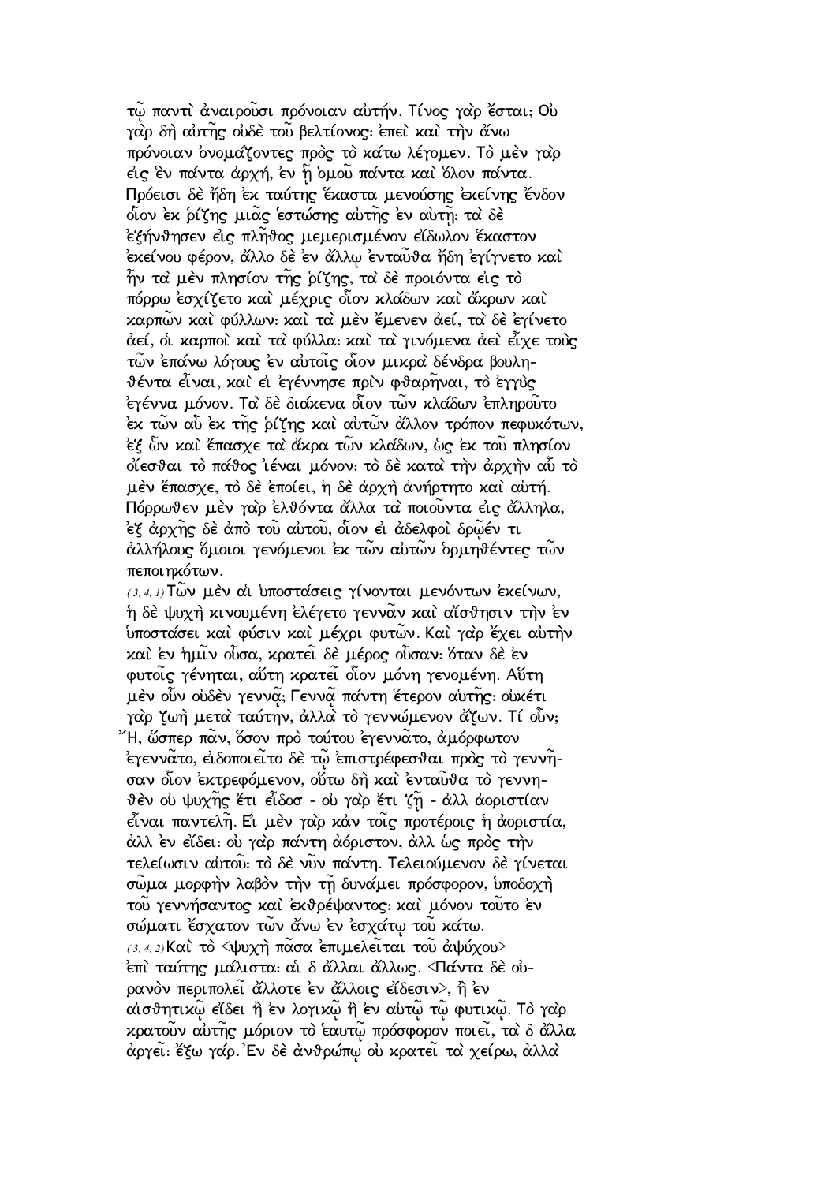τῷ παντὶ ἀναιροῦσι πρόνοιαν αὐτήν. Τίνος γὰρ ἔσται; Οὐ γὰρ δὴ αὐτῆς οὐδὲ τοῦ βελτίονος· ἐπεὶ καὶ τὴν ἄνω πρόνοιαν ὀνομάζοντες πρὸς τὸ κάτω λέγομεν. Τὸ μὲν γὰρ εἰς ἓν πάντα ἀρχή, ἐν ᾗ ὁμοῦ πάντα καὶ ὅλον πάντα. Πρόεισι δὲ ἤδη ἐκ ταύτης ἕκαστα μενούσης ἐκείνης ἔνδον οἷον ἐκ ῥίζης μιᾶς ἑστώσης αὐτῆς ἐν αὐτῇ· τὰ δὲ ἐξήνθησεν εἰς πλῆθος μεμερισμένον εἴδωλον ἕκαστον ἐκείνου φέρον, ἄλλο δὲ ἐν ἄλλῳ ἐνταῦθα ἤδη ἐγίγνετο καὶ ἦν τὰ μὲν πλησίον τῆς ῥίζης, τὰ δὲ προιόντα εἰς τὸ πόρρω ἐσχίζετο καὶ μέχρις οἷον κλάδων καὶ ἄκρων καὶ καρπῶν καὶ φύλλων· καὶ τὰ μὲν ἔμενεν ἀεί, τὰ δὲ ἐγίνετο ἀεί, οἱ καρποὶ καὶ τὰ φύλλα· καὶ τὰ γινόμενα ἀεὶ εἶχε τοὺς τῶν ἐπάνω λόγους ἐν αὐτοῖς οἷον μικρὰ δένδρα βουληθέντα εἶναι, καὶ εἰ ἐγέννησε πρὶν φθαρῆναι, τὸ ἐγγὺς ἐγέννα μόνον. Τὰ δὲ διάκενα οἷον τῶν κλάδων ἐπληροῦτο ἐκ τῶν αὖ ἐκ τῆς ῥίζης καὶ αὐτῶν ἄλλον τρόπον πεφυκότων, ἐξ ὧν καὶ ἔπασχε τὰ ἄκρα τῶν κλάδων, ὡς ἐκ τοῦ πλησίον οἴεσθαι τὸ πάθος ἰέναι μόνον· τὸ δὲ κατὰ τὴν ἀρχὴν αὖ τὸ μὲν ἔπασχε, τὸ δὲ ἐποίει, ἡ δὲ ἀρχὴ ἀνήρτητο καὶ αὐτή. Πόρρωθεν μὲν γὰρ ἐλθόντα ἄλλα τὰ ποιοῦντα εἰς ἄλληλα, ἐξ ἀρχῆς δὲ ἀπὸ τοῦ αὐτοῦ, οἷον εἰ ἀδελφοὶ δρῷέν τι ἀλλήλους ὅμοιοι γενόμενοι ἐκ τῶν αὐτῶν ὁρμηθέντες τῶν πεποιηκότων.

(3, 4, 1) Τῶν μὲν αἱ ὑποστάσεις γίνονται μενόντων ἐκείνων, ἡ δὲ ψυχὴ κινουμένη ἐλέγετο γεννᾶν καὶ αἴσθησιν τὴν ἐν ὑποστάσει καὶ φύσιν καὶ μέχρι φυτῶν. Καὶ γὰρ ἔχει αὐτὴν καὶ ἐν ἡμῖν οὖσα, κρατεῖ δὲ μέρος οὖσαν· ὅταν δὲ ἐν φυτοῖς γένηται, αὕτη κρατεῖ οἷον μόνη γενομένη. Αὕτη μὲν οὖν οὐδὲν γεννᾷ; Γεννᾷ πάντη ἕτερον αὐτῆς· οὐκέτι γὰρ ζωὴ μετὰ ταύτην, ἀλλὰ τὸ γεννώμενον ἄζων. Τί οὖν; Ἢ, ὥσπερ πᾶν, ὅσον πρὸ τούτου ἐγεννᾶτο, ἀμόρφωτον ἐγεννᾶτο, εἰδοποιεῖτο δὲ τῷ ἐπιστρέφεσθαι πρὸς τὸ γεννῆσαν οἷον ἐκτρεφόμενον, οὕτω δὴ καὶ ἐνταῦθα τὸ γεννηθὲν οὐ ψυχῆς ἔτι εἶδοσ - οὐ γὰρ ἔτι ζῇ - ἀλλ ἀοριστίαν εἶναι παντελῆ. Εἰ μὲν γὰρ κἀν τοῖς προτέροις ἡ ἀοριστία, ἀλλ ἐν εἴδει· οὐ γὰρ πάντη ἀόριστον, ἀλλ ὡς πρὸς τὴν τελείωσιν αὐτοῦ· τὸ δὲ νῦν πάντη. Τελειούμενον δὲ γίνεται σῶμα μορφὴν λαβὸν τὴν τῇ δυνάμει πρόσφορον, ὑποδοχὴ τοῦ γεννήσαντος καὶ ἐκθρέψαντος· καὶ μόνον τοῦτο ἐν σώματι ἔσχατον τῶν ἄνω ἐν ἐσχάτῳ τοῦ κάτω.

(3, 4, 2) Καὶ τὸ <ψυχὴ πᾶσα ἐπιμελεῖται τοῦ ἀψύχου> ἐπὶ ταύτης μάλιστα· αἱ δ ἄλλαι ἄλλως. <Πάντα δὲ οὐρανὸν περιπολεῖ ἄλλοτε ἐν ἄλλοις εἴδεσιν>, ἢ ἐν αἰσθητικῷ εἴδει ἢ ἐν λογικῷ ἢ ἐν αὐτῷ τῷ φυτικῷ. Τὸ γὰρ κρατοῦν αὐτῆς μόριον τὸ ἑαυτῷ πρόσφορον ποιεῖ, τὰ δ ἄλλα ἀργεῖ· ἔξω γάρ. Ἐν δὲ ἀνθρώπῳ οὐ κρατεῖ τὰ χείρω, ἀλλὰ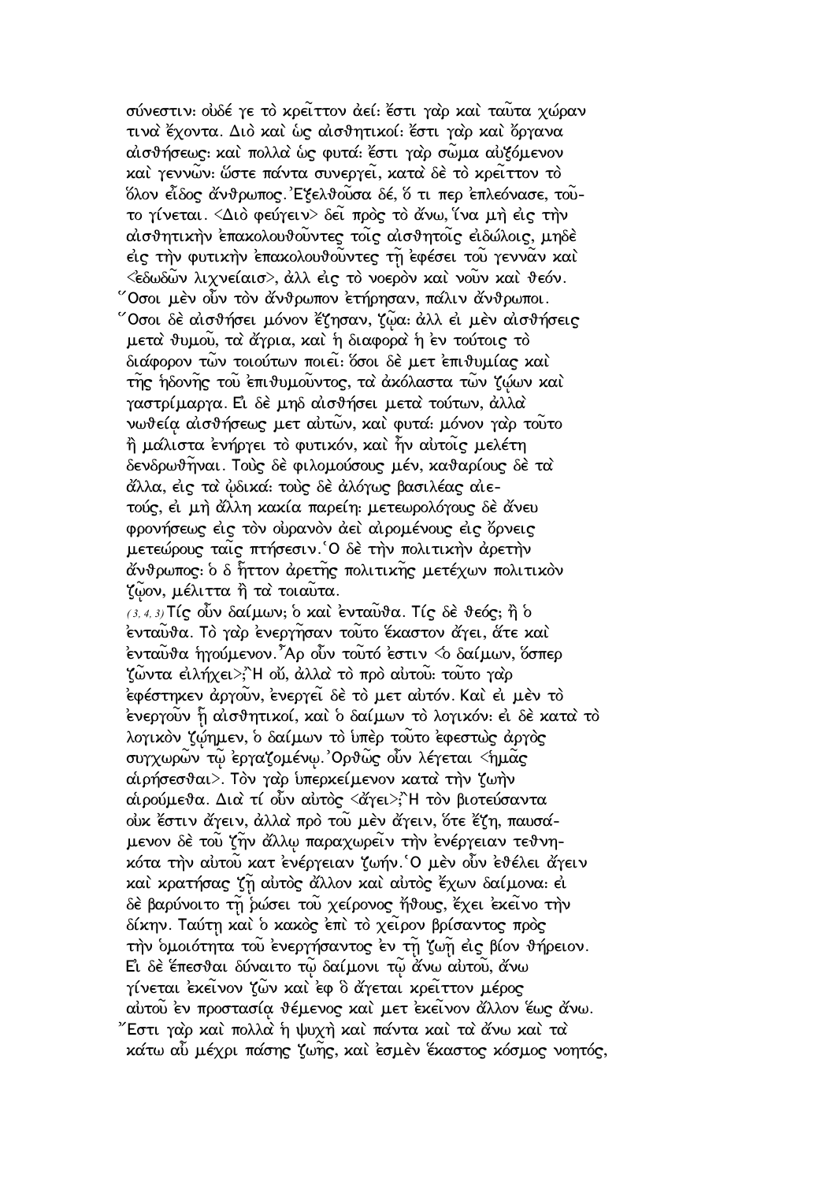σύνεστιν: οὐδέ γε τὸ κρεῖττον ἀεί: ἔστι γὰρ καὶ ταῦτα χώραν τινὰ ἔχοντα. Διὸ καὶ ὡς αἰσθητικοί: ἔστι γὰρ καὶ ὄργανα αἰσθήσεως: καὶ πολλὰ ὡς φυτά: ἔστι γὰρ σῶμα αὐξόμενον καὶ γεννῶν: ὥστε πάντα συνεργεῖ, κατὰ δὲ τὸ κρεῖττον τὸ ὅλον εἶδος ἄνθρωπος. Ἐξελθοῦσα δέ, ὅ τι περ ἐπλεόνασε, τοῦτο γίνεται. <Διὸ φεύγειν> δεῖ πρὸς τὸ ἄνω, ἵνα μὴ εἰς τὴν αἰσθητικὴν ἐπακολουθοῦντες τοῖς αἰσθητοῖς εἰδώλοις, μηδὲ εἰς τὴν φυτικὴν ἐπακολουθοῦντες τῇ ἐφέσει τοῦ γεννᾶν καὶ <ἐδωδῶν λιχνείαισ>, ἀλλ εἰς τὸ νοερὸν καὶ νοῦν καὶ θεόν. Ὅσοι μὲν οὖν τὸν ἄνθρωπον ἐτήρησαν, πάλιν ἄνθρωποι. Ὅσοι δὲ αἰσθήσει μόνον ἔζησαν, ζῷα: ἀλλ εἰ μὲν αἰσθήσεις μετὰ θυμοῦ, τὰ ἄγρια, καὶ ἡ διαφορὰ ἡ ἐν τούτοις τὸ διάφορον τῶν τοιούτων ποιεῖ: ὅσοι δὲ μετ ἐπιθυμίας καὶ τῆς ἡδονῆς τοῦ ἐπιθυμοῦντος, τὰ ἀκόλαστα τῶν ζῴων καὶ γαστρίμαργα. Εἰ δὲ μηδ αἰσθήσει μετὰ τούτων, ἀλλὰ νωθείᾳ αἰσθήσεως μετ αὐτῶν, καὶ φυτά: μόνον γὰρ τοῦτο ἢ μάλιστα ἐνήργει τὸ φυτικόν, καὶ ἦν αὐτοῖς μελέτη δενδρωθῆναι. Τοὺς δὲ φιλομούσους μέν, καθαρίους δὲ τὰ ἄλλα, εἰς τὰ ᾠδικά: τοὺς δὲ ἀλόγως βασιλέας αἰετούς, εἰ μὴ ἄλλη κακία παρείη: μετεωρολόγους δὲ ἄνευ φρονήσεως εἰς τὸν οὐρανὸν ἀεὶ αἰρομένους εἰς ὄρνεις μετεώρους ταῖς πτήσεσιν. Ὁ δὲ τὴν πολιτικὴν ἀρετὴν ἄνθρωπος: ὁ δ ἧττον ἀρετῆς πολιτικῆς μετέχων πολιτικὸν ζῷον, μέλιττα ἢ τὰ τοιαῦτα.

(3, 4, 3) Τίς οὖν δαίμων; ὁ καὶ ἐνταῦθα. Τίς δὲ θεός; ἢ ὁ ἐνταῦθα. Τὸ γὰρ ἐνεργῆσαν τοῦτο ἕκαστον ἄγει, ἅτε καὶ ἐνταῦθα ἡγούμενον. Ἆρ οὖν τοῦτό ἐστιν <ὁ δαίμων, ὅσπερ ζῶντα εἰλήχει>; Ἢ οὔ, ἀλλὰ τὸ πρὸ αὐτοῦ: τοῦτο γὰρ ἐφέστηκεν ἀργοῦν, ἐνεργεῖ δὲ τὸ μετ αὐτόν. Καὶ εἰ μὲν τὸ ἐνεργοῦν ᾗ αἰσθητικοί, καὶ ὁ δαίμων τὸ λογικόν: εἰ δὲ κατὰ τὸ λογικὸν ζῶμεν, ὁ δαίμων τὸ ὑπὲρ τοῦτο ἐφεστὼς ἀργὸς συγχωρῶν τῷ ἐργαζομένῳ. Ὀρθῶς οὖν λέγεται <ἡμᾶς αἱρήσεσθαι>. Τὸν γὰρ ὑπερκείμενον κατὰ τὴν ζωὴν αἱρούμεθα. Διὰ τί οὖν αὐτὸς <ἄγει>; Ἢ τὸν βιοτεύσαντα οὐκ ἔστιν ἄγειν, ἀλλὰ πρὸ τοῦ μὲν ἄγειν, ὅτε ἔζη, παυσάμενον δὲ τοῦ ζῆν ἄλλῳ παραχωρεῖν τὴν ἐνέργειαν τεθνηκότα τὴν αὐτοῦ κατ ἐνέργειαν ζωήν. Ὁ μὲν οὖν ἐθέλει ἄγειν καὶ κρατήσας ζῇ αὐτὸς ἄλλον καὶ αὐτὸς ἔχων δαίμονα: εἰ δὲ βαρύνοιτο τῇ ῥώσει τοῦ χείρονος ἤθους, ἔχει ἐκεῖνο τὴν δίκην. Ταύτῃ καὶ ὁ κακὸς ἐπὶ τὸ χεῖρον βρίσαντος πρὸς τὴν ὁμοιότητα τοῦ ἐνεργήσαντος ἐν τῇ ζωῇ εἰς βίον θήρειον. Εἰ δὲ ἕπεσθαι δύναιτο τῷ δαίμονι τῷ ἄνω αὐτοῦ, ἄνω γίνεται ἐκεῖνον ζῶν καὶ ἐφ ὃ ἄγεται κρεῖττον μέρος αὐτοῦ ἐν προστασίᾳ θέμενος καὶ μετ ἐκεῖνον ἄλλον ἕως ἄνω. Ἔστι γὰρ καὶ πολλὰ ἡ ψυχὴ καὶ πάντα καὶ τὰ ἄνω καὶ τὰ κάτω αὖ μέχρι πάσης ζωῆς, καὶ ἐσμὲν ἕκαστος κόσμος νοητός,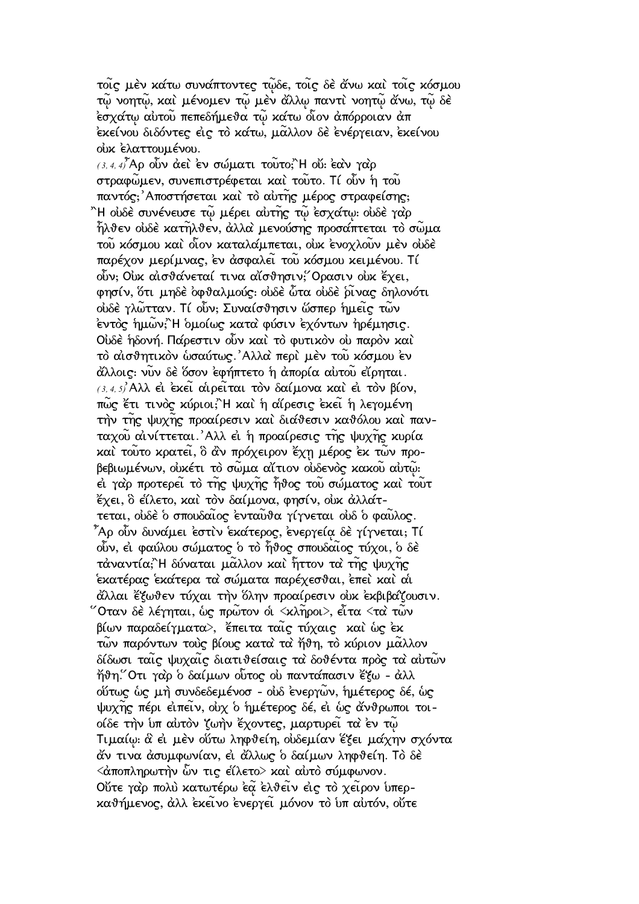τοῖς μὲν κάτω συνάπτοντες τῷδε, τοῖς δὲ ἄνω καὶ τοῖς κόσμου τῷ νοητῷ, καὶ μένομεν τῷ μὲν ἄλλῳ παντὶ νοητῷ ἄνω, τῷ δὲ ἐσχάτῳ αὐτοῦ πεπεδήμεθα τῷ κάτω οἷον ἀπόρροιαν ἀπ ἐκείνου διδόντες εἰς τὸ κάτω, μᾶλλον δὲ ἐνέργειαν, ἐκείνου οὐκ ἐλαττουμένου.

(3, 4, 4) Ἆρ οὖν ἀεὶ ἐν σώματι τοῦτο; Ἢ οὔ· ἐὰν γὰρ στραφῶμεν, συνεπιστρέφεται καὶ τοῦτο. Τί οὖν ἡ τοῦ παντός; Ἀποστήσεται καὶ τὸ αὐτῆς μέρος στραφείσης; Ἢ οὐδὲ συνένευσε τῷ μέρει αὐτῆς τῷ ἐσχάτῳ· οὐδὲ γὰρ ἦλθεν οὐδὲ κατῆλθεν, ἀλλὰ μενούσης προσάπτεται τὸ σῶμα τοῦ κόσμου καὶ οἷον καταλάμπεται, οὐκ ἐνοχλοῦν μὲν οὐδὲ παρέχον μερίμνας, ἐν ἀσφαλεῖ τοῦ κόσμου κειμένου. Τί οὖν; Οὐκ αἰσθάνεταί τινα αἴσθησιν; Ὅρασιν οὐκ ἔχει, φησίν, ὅτι μηδὲ ὀφθαλμούς· οὐδὲ ὦτα οὐδὲ ῥῖνας δηλονότι οὐδὲ γλῶτταν. Τί οὖν; Συναίσθησιν ὥσπερ ἡμεῖς τῶν ἐντὸς ἡμῶν; Ἢ ὁμοίως κατὰ φύσιν ἐχόντων ἠρέμησις. Οὐδὲ ἡδονή. Πάρεστιν οὖν καὶ τὸ φυτικὸν οὐ παρὸν καὶ τὸ αἰσθητικὸν ὡσαύτως. Ἀλλὰ περὶ μὲν τοῦ κόσμου ἐν ἄλλοις· νῦν δὲ ὅσον ἐφήπτετο ἡ ἀπορία αὐτοῦ εἴρηται.

(3, 4, 5) Ἀλλ εἰ ἐκεῖ αἱρεῖται τὸν δαίμονα καὶ εἰ τὸν βίον, πῶς ἔτι τινὸς κύριοι; Ἢ καὶ ἡ αἵρεσις ἐκεῖ ἡ λεγομένη τὴν τῆς ψυχῆς προαίρεσιν καὶ διάθεσιν καθόλου καὶ πανταχοῦ αἰνίττεται. Ἀλλ εἰ ἡ προαίρεσις τῆς ψυχῆς κυρία καὶ τοῦτο κρατεῖ, ὃ ἂν πρόχειρον ἔχῃ μέρος ἐκ τῶν προβεβιωμένων, οὐκέτι τὸ σῶμα αἴτιον οὐδενὸς κακοῦ αὐτῷ· εἰ γὰρ προτερεῖ τὸ τῆς ψυχῆς ἦθος τοῦ σώματος καὶ τοῦτ ἔχει, ὃ εἵλετο, καὶ τὸν δαίμονα, φησίν, οὐκ ἀλλάττεται, οὐδὲ ὁ σπουδαῖος ἐνταῦθα γίγνεται οὐδ ὁ φαῦλος. Ἆρ οὖν δυνάμει ἐστὶν ἑκάτερος, ἐνεργείᾳ δὲ γίγνεται; Τί οὖν, εἰ φαύλου σώματος ὁ τὸ ἦθος σπουδαῖος τύχοι, ὁ δὲ τἀναντία; Ἢ δύναται μᾶλλον καὶ ἧττον τὰ τῆς ψυχῆς ἑκατέρας ἑκάτερα τὰ σώματα παρέχεσθαι, ἐπεὶ καὶ αἱ ἄλλαι ἔξωθεν τύχαι τὴν ὅλην προαίρεσιν οὐκ ἐκβιβάζουσιν. Ὅταν δὲ λέγηται, ὡς πρῶτον οἱ <κλῆροι>, εἶτα <τὰ τῶν βίων παραδείγματα>, ἔπειτα ταῖς τύχαις καὶ ὡς ἐκ τῶν παρόντων τοὺς βίους κατὰ τὰ ἤθη, τὸ κύριον μᾶλλον δίδωσι ταῖς ψυχαῖς διατιθείσαις τὰ δοθέντα πρὸς τὰ αὐτῶν ἤθη. Ὅτι γὰρ ὁ δαίμων οὗτος οὐ παντάπασιν ἔξω - ἀλλ οὕτως ὡς μὴ συνδεδεμένος - οὐδ ἐνεργῶν, ἡμέτερος δέ, ὡς ψυχῆς πέρι εἰπεῖν, οὐχ ὁ ἡμέτερος δέ, εἰ ὡς ἄνθρωποι τοιοίδε τὴν ὑπ αὐτὸν ζωὴν ἔχοντες, μαρτυρεῖ τὰ ἐν τῷ Τιμαίῳ· ἃ εἰ μὲν οὕτω ληφθείη, οὐδεμίαν ἕξει μάχην σχόντα ἄν τινα ἀσυμφωνίαν, εἰ ἄλλως ὁ δαίμων ληφθείη. Τὸ δὲ <ἀποπληρωτὴν ὧν τις εἵλετο> καὶ αὐτὸ σύμφωνον. Οὔτε γὰρ πολὺ κατωτέρω ἐᾷ ἐλθεῖν εἰς τὸ χεῖρον ὑπερκαθήμενος, ἀλλ ἐκεῖνο ἐνεργεῖ μόνον τὸ ὑπ αὐτόν, οὔτε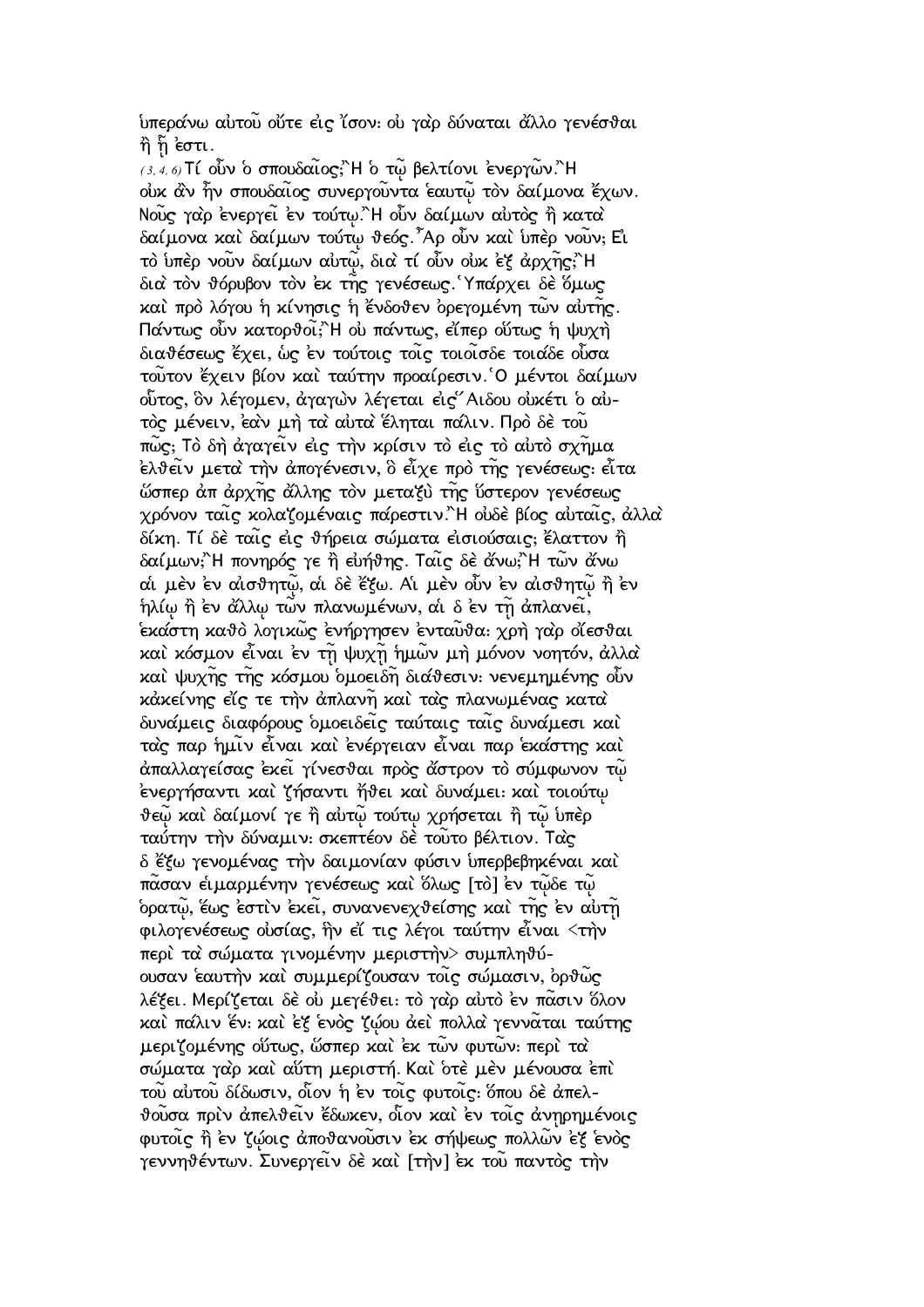ὑπεράνω αὐτοῦ οὔτε εἰς ἴσον· οὐ γὰρ δύναται ἄλλο γενέσθαι ἢ ᾗ ἔστι.

(3, 4, 6) Τί οὖν ὁ σπουδαῖος;Ἢ ὁ τῷ βελτίονι ἐνεργῶν.Ἢ οὐκ ἂν ἦν σπουδαῖος συνεργοῦντα ἑαυτῷ τὸν δαίμονα ἔχων. Νοῦς γὰρ ἐνεργεῖ ἐν τούτῳ.Ἢ οὖν δαίμων αὐτὸς ἢ κατὰ δαίμονα καὶ δαίμων τούτῳ θεός.Ἆρ οὖν καὶ ὑπὲρ νοῦν; Εἰ τὸ ὑπὲρ νοῦν δαίμων αὐτῷ, διὰ τί οὖν οὐκ ἐξ ἀρχῆς;Ἢ διὰ τὸν θόρυβον τὸν ἐκ τῆς γενέσεως.Ὑπάρχει δὲ ὅμως καὶ πρὸ λόγου ἡ κίνησις ἡ ἔνδοθεν ὀρεγομένη τῶν αὐτῆς. Πάντως οὖν κατορθοῖ;Ἢ οὐ πάντως, εἴπερ οὕτως ἡ ψυχὴ διαθέσεως ἔχει, ὡς ἐν τούτοις τοῖς τοιοῖσδε τοιάδε οὖσα τοῦτον ἔχειν βίον καὶ ταύτην προαίρεσιν.Ὁ μέντοι δαίμων οὗτος, ὃν λέγομεν, ἀγαγὼν λέγεται εἰς Ἅιδου οὐκέτι ὁ αὐτὸς μένειν, ἐὰν μὴ τὰ αὐτὰ ἕληται πάλιν. Πρὸ δὲ τοῦ πῶς; Τὸ δὴ ἀγαγεῖν εἰς τὴν κρίσιν τὸ εἰς τὸ αὐτὸ σχῆμα ἐλθεῖν μετὰ τὴν ἀπογένεσιν, ὃ εἶχε πρὸ τῆς γενέσεως· εἶτα ὥσπερ ἀπ ἀρχῆς ἄλλης τὸν μεταξὺ τῆς ὕστερον γενέσεως χρόνον ταῖς κολαζομέναις πάρεστιν.Ἢ οὐδὲ βίος αὐταῖς, ἀλλὰ δίκη. Τί δὲ ταῖς εἰς θήρεια σώματα εἰσιούσαις; ἔλαττον ἢ δαίμων;Ἢ πονηρός γε ἢ εὐήθης. Ταῖς δὲ ἄνω;Ἢ τῶν ἄνω αἱ μὲν ἐν αἰσθητῷ, αἱ δὲ ἔξω. Αἱ μὲν οὖν ἐν αἰσθητῷ ἢ ἐν ἡλίῳ ἢ ἐν ἄλλῳ τῶν πλανωμένων, αἱ δ ἐν τῇ ἀπλανεῖ, ἑκάστη καθὸ λογικῶς ἐνήργησεν ἐνταῦθα· χρὴ γὰρ οἴεσθαι καὶ κόσμον εἶναι ἐν τῇ ψυχῇ ἡμῶν μὴ μόνον νοητόν, ἀλλὰ καὶ ψυχῆς τῆς κόσμου ὁμοειδῆ διάθεσιν· νενεμημένης οὖν κἀκείνης εἴς τε τὴν ἀπλανῆ καὶ τὰς πλανωμένας κατὰ δυνάμεις διαφόρους ὁμοειδεῖς ταύταις ταῖς δυνάμεσι καὶ τὰς παρ ἡμῖν εἶναι καὶ ἐνέργειαν εἶναι παρ ἑκάστης καὶ ἀπαλλαγείσας ἐκεῖ γίνεσθαι πρὸς ἄστρον τὸ σύμφωνον τῷ ἐνεργήσαντι καὶ ζήσαντι ἤθει καὶ δυνάμει· καὶ τοιούτῳ θεῷ καὶ δαίμονί γε ἢ αὐτῷ τούτῳ χρήσεται ἢ τῷ ὑπὲρ ταύτην τὴν δύναμιν· σκεπτέον δὲ τοῦτο βέλτιον. Τὰς δ ἔξω γενομένας τὴν δαιμονίαν φύσιν ὑπερβεβηκέναι καὶ πᾶσαν εἱμαρμένην γενέσεως καὶ ὅλως [τὸ] ἐν τῷδε τῷ ὁρατῷ, ἕως ἐστὶν ἐκεῖ, συνανενεχθείσης καὶ τῆς ἐν αὐτῇ φιλογενέσεως οὐσίας, ἣν εἴ τις λέγοι ταύτην εἶναι <τὴν περὶ τὰ σώματα γινομένην μεριστὴν> συμπληθύουσαν ἑαυτὴν καὶ συμμερίζουσαν τοῖς σώμασιν, ὀρθῶς λέξει. Μερίζεται δὲ οὐ μεγέθει· τὸ γὰρ αὐτὸ ἐν πᾶσιν ὅλον καὶ πάλιν ἕν· καὶ ἐξ ἑνὸς ζῴου ἀεὶ πολλὰ γεννᾶται ταύτης μεριζομένης οὕτως, ὥσπερ καὶ ἐκ τῶν φυτῶν· περὶ τὰ σώματα γὰρ καὶ αὕτη μεριστή. Καὶ ὅτε μὲν μένουσα ἐπὶ τοῦ αὐτοῦ δίδωσιν, οἷον ἡ ἐν τοῖς φυτοῖς· ὅπου δὲ ἀπελθοῦσα πρὶν ἀπελθεῖν ἔδωκεν, οἷον καὶ ἐν τοῖς ἀνῃρημένοις φυτοῖς ἢ ἐν ζῴοις ἀποθανοῦσιν ἐκ σήψεως πολλῶν ἐξ ἑνὸς γεννηθέντων. Συνεργεῖν δὲ καὶ [τὴν] ἐκ τοῦ παντὸς τὴν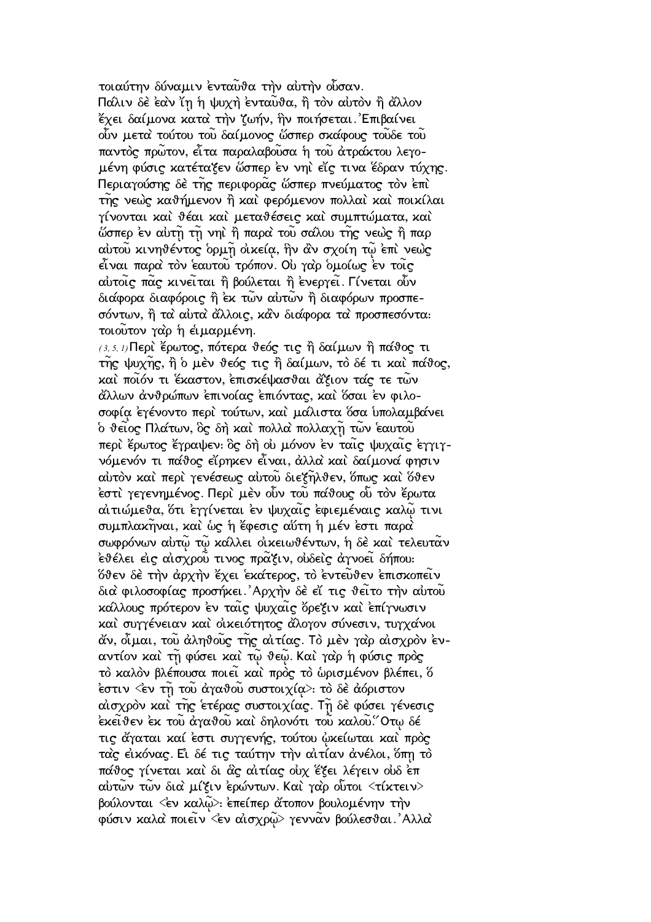τοιαύτην δύναμιν ἐνταῦθα τὴν αὐτὴν οὖσαν.
Πάλιν δὲ ἐὰν ἴῃ ἡ ψυχὴ ἐνταῦθα, ἢ τὸν αὐτὸν ἢ ἄλλον ἔχει δαίμονα κατὰ τὴν ζωήν, ἣν ποιήσεται. Ἐπιβαίνει οὖν μετὰ τούτου τοῦ δαίμονος ὥσπερ σκάφους τοῦδε τοῦ παντὸς πρῶτον, εἶτα παραλαβοῦσα ἡ τοῦ ἀτράκτου λεγομένη φύσις κατέταξεν ὥσπερ ἐν νηὶ εἴς τινα ἕδραν τύχης. Περιαγούσης δὲ τῆς περιφορᾶς ὥσπερ πνεύματος τὸν ἐπὶ τῆς νεὼς καθήμενον ἢ καὶ φερόμενον πολλαὶ καὶ ποικίλαι γίνονται καὶ θέαι καὶ μεταθέσεις καὶ συμπτώματα, καὶ ὥσπερ ἐν αὐτῇ τῇ νηὶ ἢ παρὰ τοῦ σάλου τῆς νεὼς ἢ παρ αὐτοῦ κινηθέντος ὁρμῇ οἰκείᾳ, ἣν ἂν σχοίη τῷ ἐπὶ νεὼς εἶναι παρὰ τὸν ἑαυτοῦ τρόπον. Οὐ γὰρ ὁμοίως ἐν τοῖς αὐτοῖς πᾶς κινεῖται ἢ βούλεται ἢ ἐνεργεῖ. Γίνεται οὖν διάφορα διαφόροις ἢ ἐκ τῶν αὐτῶν ἢ διαφόρων προσπεσόντων, ἢ τὰ αὐτὰ ἄλλοις, κἂν διάφορα τὰ προσπεσόντα: τοιοῦτον γὰρ ἡ εἱμαρμένη.

(3, 5, 1) Περὶ ἔρωτος, πότερα θεός τις ἢ δαίμων ἢ πάθος τι τῆς ψυχῆς, ἢ ὁ μὲν θεός τις ἢ δαίμων, τὸ δέ τι καὶ πάθος, καὶ ποῖόν τι ἕκαστον, ἐπισκέψασθαι ἄξιον τάς τε τῶν ἄλλων ἀνθρώπων ἐπινοίας ἐπιόντας, καὶ ὅσαι ἐν φιλοσοφίᾳ ἐγένοντο περὶ τούτων, καὶ μάλιστα ὅσα ὑπολαμβάνει ὁ θεῖος Πλάτων, ὃς δὴ καὶ πολλὰ πολλαχῇ τῶν ἑαυτοῦ περὶ ἔρωτος ἔγραψεν: ὃς δὴ οὐ μόνον ἐν ταῖς ψυχαῖς ἐγγιγνόμενόν τι πάθος εἴρηκεν εἶναι, ἀλλὰ καὶ δαίμονά φησιν αὐτὸν καὶ περὶ γενέσεως αὐτοῦ διεξῆλθεν, ὅπως καὶ ὅθεν ἐστὶ γεγενημένος. Περὶ μὲν οὖν τοῦ πάθους οὗ τὸν ἔρωτα αἰτιώμεθα, ὅτι ἐγγίνεται ἐν ψυχαῖς ἐφιεμέναις καλῷ τινι συμπλακῆναι, καὶ ὡς ἡ ἔφεσις αὕτη ἡ μέν ἐστι παρὰ σωφρόνων αὐτῷ τῷ κάλλει οἰκειωθέντων, ἡ δὲ καὶ τελευτᾶν ἐθέλει εἰς αἰσχροῦ τινος πρᾶξιν, οὐδεὶς ἀγνοεῖ δήπου: ὅθεν δὲ τὴν ἀρχὴν ἔχει ἑκάτερος, τὸ ἐντεῦθεν ἐπισκοπεῖν διὰ φιλοσοφίας προσήκει. Ἀρχὴν δὲ εἴ τις θεῖτο τὴν αὐτοῦ κάλλους πρότερον ἐν ταῖς ψυχαῖς ὄρεξιν καὶ ἐπίγνωσιν καὶ συγγένειαν καὶ οἰκειότητος ἄλογον σύνεσιν, τυγχάνοι ἄν, οἶμαι, τοῦ ἀληθοῦς τῆς αἰτίας. Τὸ μὲν γὰρ αἰσχρὸν ἐναντίον καὶ τῇ φύσει καὶ τῷ θεῷ. Καὶ γὰρ ἡ φύσις πρὸς τὸ καλὸν βλέπουσα ποιεῖ καὶ πρὸς τὸ ὡρισμένον βλέπει, ὅ ἐστιν <ἐν τῇ τοῦ ἀγαθοῦ συστοιχίᾳ>: τὸ δὲ ἀόριστον αἰσχρὸν καὶ τῆς ἑτέρας συστοιχίας. Τῇ δὲ φύσει γένεσις ἐκεῖθεν ἐκ τοῦ ἀγαθοῦ καὶ δηλονότι τοῦ καλοῦ. Ὅτῳ δέ τις ἄγαται καί ἐστι συγγενής, τούτου ᾠκείωται καὶ πρὸς τὰς εἰκόνας. Εἰ δέ τις ταύτην τὴν αἰτίαν ἀνέλοι, ὅπῃ τὸ πάθος γίνεται καὶ δι ἃς αἰτίας οὐχ ἕξει λέγειν οὐδ ἐπ αὐτῶν τῶν διὰ μίξιν ἐρώντων. Καὶ γὰρ οὗτοι <τίκτειν> βούλονται <ἐν καλῷ>: ἐπείπερ ἄτοπον βουλομένην τὴν φύσιν καλὰ ποιεῖν <ἐν αἰσχρῷ> γεννᾶν βούλεσθαι. Ἀλλὰ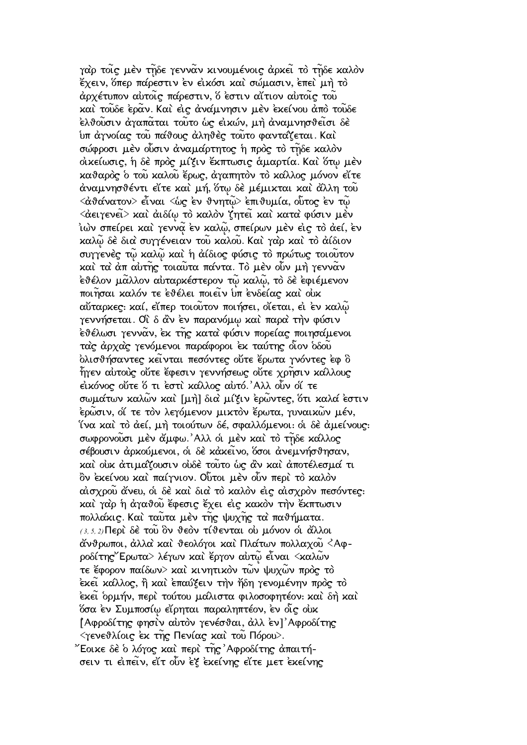γαρ τοις μεν τῆδε γενναν κινουμένοις ἀρκει το τῆδε καλον ἔχειν, ὅπερ πάρεστιν ἐν εἰκόσι και σώμασιν, ἐπει μη το ἀρχέτυπον αὐτοις πάρεστιν, ὅ ἐστιν αἴτιον αὐτοις του και τουδε ἐραν. Και εἰς ἀνάμνησιν μεν ἐκείνου ἀπο τουδε ἐλθουσιν ἀγαπαται τουτο ὡς εἰκών, μη ἀναμνησθεισι δε ὑπ ἀγνοίας του πάθους ἀληθες τουτο φαντάζεται. Και σώφροσι μεν οὖσιν ἀναμάρτητος ἡ προς το τῆδε καλον οἰκείωσις, ἡ δε προς μίξιν ἔκπτωσις ἁμαρτία. Και ὅτῳ μεν καθαρος ὁ του καλου ἔρως, ἀγαπητον το κάλλος μόνον εἴτε ἀναμνησθέντι εἴτε και μή, ὅτῳ δε μέμικται και ἄλλη του <ἀθάνατον> εἶναι <ὡς ἐν θνητῷ> ἐπιθυμία, οὗτος ἐν τῷ <ἀειγενει> και ἀιδίῳ το καλον ζητει και κατα φύσιν μεν ἰων σπείρει και γεννᾳ ἐν καλῷ, σπείρων μεν εἰς το ἀεί, ἐν καλῷ δε δια συγγένειαν του καλου. Και γαρ και το ἀίδιον συγγενες τῷ καλῷ και ἡ ἀίδιος φύσις το πρώτως τοιουτον και τα ἀπ αὐτῆς τοιαυτα πάντα. Το μεν οὖν μη γενναν ἐθέλον μαλλον αὐταρκέστερον τῷ καλῷ, το δε ἐφιέμενον ποιῆσαι καλόν τε ἐθέλει ποιειν ὑπ ἐνδείας και οὐκ αὔταρκες· καί, εἴπερ τοιουτον ποιήσει, οἴεται, εἰ ἐν καλῷ γεννήσεται. Οἱ δ ἂν ἐν παρανόμῳ και παρα την φύσιν ἐθέλωσι γενναν, ἐκ τῆς κατα φύσιν πορείας ποιησάμενοι τας ἀρχας γενόμενοι παράφοροι ἐκ ταύτης οἷον ὁδου ὀλισθήσαντες κεινται πεσόντες οὔτε ἔρωτα γνόντες ἐφ ὃ ἦγεν αὐτους οὔτε ἔφεσιν γεννήσεως οὔτε χρῆσιν κάλλους εἰκόνος οὔτε ὅ τι ἐστι κάλλος αὐτό. Ἀλλ οὖν οἵ τε σωμάτων καλων και [μη] δια μίξιν ἐρωντες, ὅτι καλά ἐστιν ἐρωσιν, οἵ τε τον λεγόμενον μικτον ἔρωτα, γυναικων μέν, ἵνα και το ἀεί, μη τοιούτων δέ, σφαλλόμενοι· οἱ δε ἀμείνους· σωφρονουσι μεν ἄμφω. Ἀλλ οἱ μεν και το τῆδε κάλλος σέβουσιν ἀρκούμενοι, οἱ δε κἀκεινο, ὅσοι ἀνεμνήσθησαν, και οὐκ ἀτιμάζουσιν οὐδε τουτο ὡς ἂν και ἀποτέλεσμά τι ὂν ἐκείνου και παίγνιον. Οὗτοι μεν οὖν περι το καλον αἰσχρου ἄνευ, οἱ δε και δια το καλον εἰς αἰσχρον πεσόντες· και γαρ ἡ ἀγαθου ἔφεσις ἔχει εἰς κακον την ἔκπτωσιν πολλάκις. Και ταυτα μεν τῆς ψυχῆς τα παθήματα.

(3, 5, 2) Περι δε του ὃν θεον τίθενται οὐ μόνον οἱ ἄλλοι ἄνθρωποι, ἀλλα και θεολόγοι και Πλάτων πολλαχου <Ἀφροδίτης Ἔρωτα> λέγων και ἔργον αὐτῷ εἶναι <καλων τε ἔφορον παίδων> και κινητικον των ψυχων προς το ἐκει κάλλος, ἢ και ἐπαύξειν την ἤδη γενομένην προς το ἐκει ὁρμήν, περι τούτου μάλιστα φιλοσοφητέον· και δη και ὅσα ἐν Συμποσίῳ εἴρηται παραληπτέον, ἐν οἷς οὐκ [Ἀφροδίτης φησιν αὐτον γενέσθαι, ἀλλ ἐν] Ἀφροδίτης <γενεθλίοις ἐκ τῆς Πενίας και του Πόρου>.

Ἔοικε δε ὁ λόγος και περι τῆς Ἀφροδίτης ἀπαιτήσειν τι εἰπειν, εἴτ οὖν ἐξ ἐκείνης εἴτε μετ ἐκείνης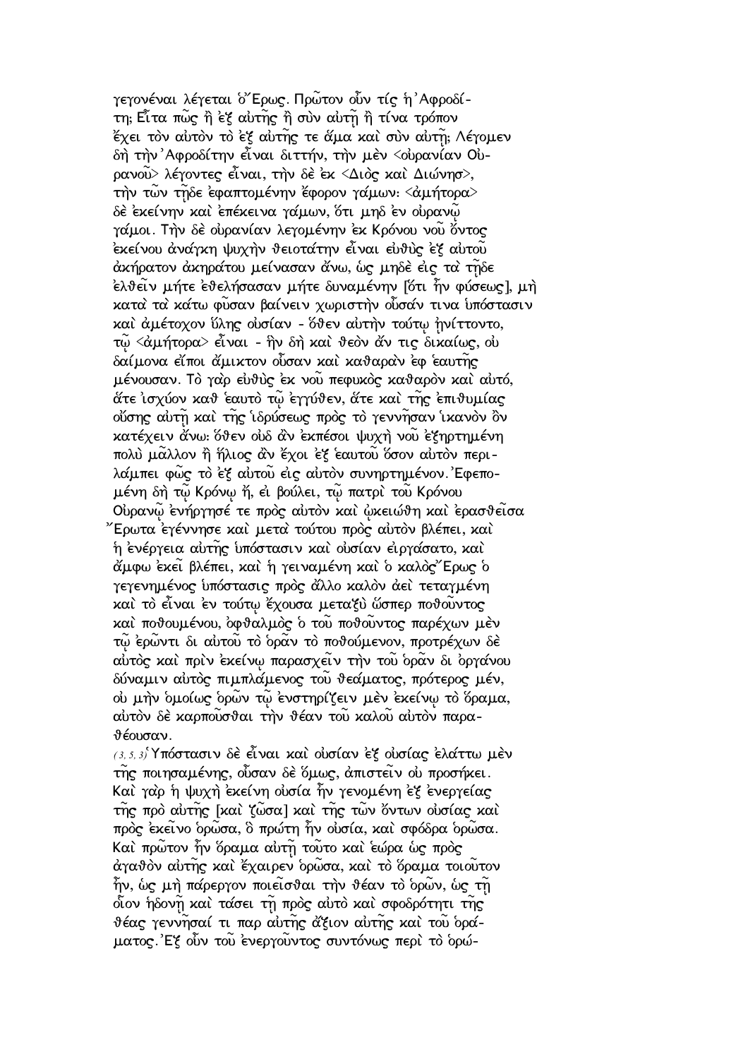γεγονέναι λέγεται ὁ Ἔρως. Πρῶτον οὖν τίς ἡ Ἀφροδίτη; Εἶτα πῶς ἢ ἐξ αὐτῆς ἢ σὺν αὐτῇ ἢ τίνα τρόπον ἔχει τὸν αὐτὸν τὸ ἐξ αὐτῆς τε ἅμα καὶ σὺν αὐτῇ; Λέγομεν δὴ τὴν Ἀφροδίτην εἶναι διττήν, τὴν μὲν <οὐρανίαν Οὐρανοῦ> λέγοντες εἶναι, τὴν δὲ ἐκ <Διὸς καὶ Διώνησ>, τὴν τῶν τῇδε ἐφαπτομένην ἔφορον γάμων: <ἀμήτορα> δὲ ἐκείνην καὶ ἐπέκεινα γάμων, ὅτι μηδ ἐν οὐρανῷ γάμοι. Τὴν δὲ οὐρανίαν λεγομένην ἐκ Κρόνου νοῦ ὄντος ἐκείνου ἀνάγκη ψυχὴν θειοτάτην εἶναι εὐθὺς ἐξ αὐτοῦ ἀκήρατον ἀκηράτου μείνασαν ἄνω, ὡς μηδὲ εἰς τὰ τῇδε ἐλθεῖν μήτε ἐθελήσασαν μήτε δυναμένην [ὅτι ἦν φύσεως], μὴ κατὰ τὰ κάτω φῦσαν βαίνειν χωριστὴν οὖσάν τινα ὑπόστασιν καὶ ἀμέτοχον ὕλης οὐσίαν - ὅθεν αὐτὴν τούτῳ ἠνίττοντο, τῷ <ἀμήτορα> εἶναι - ἣν δὴ καὶ θεὸν ἄν τις δικαίως, οὐ δαίμονα εἴποι ἄμικτον οὖσαν καὶ καθαρὰν ἐφ ἑαυτῆς μένουσαν. Τὸ γὰρ εὐθὺς ἐκ νοῦ πεφυκὸς καθαρὸν καὶ αὐτό, ἅτε ἰσχύον καθ ἑαυτὸ τῷ ἐγγύθεν, ἅτε καὶ τῆς ἐπιθυμίας οὔσης αὐτῇ καὶ τῆς ἱδρύσεως πρὸς τὸ γεννῆσαν ἱκανὸν ὂν κατέχειν ἄνω: ὅθεν οὐδ ἂν ἐκπέσοι ψυχὴ νοῦ ἐξηρτημένη πολὺ μᾶλλον ἢ ἥλιος ἂν ἔχοι ἐξ ἑαυτοῦ ὅσον αὐτὸν περιλάμπει φῶς τὸ ἐξ αὐτοῦ εἰς αὐτὸν συνηρτημένον. Ἐφεπομένη δὴ τῷ Κρόνῳ ἤ, εἰ βούλει, τῷ πατρὶ τοῦ Κρόνου Οὐρανῷ ἐνήργησέ τε πρὸς αὐτὸν καὶ ᾠκειώθη καὶ ἐρασθεῖσα Ἔρωτα ἐγέννησε καὶ μετὰ τούτου πρὸς αὐτὸν βλέπει, καὶ ἡ ἐνέργεια αὐτῆς ὑπόστασιν καὶ οὐσίαν εἰργάσατο, καὶ ἄμφω ἐκεῖ βλέπει, καὶ ἡ γειναμένη καὶ ὁ καλὸς Ἔρως ὁ γεγενημένος ὑπόστασις πρὸς ἄλλο καλὸν ἀεὶ τεταγμένη καὶ τὸ εἶναι ἐν τούτῳ ἔχουσα μεταξὺ ὥσπερ ποθοῦντος καὶ ποθουμένου, ὀφθαλμὸς ὁ τοῦ ποθοῦντος παρέχων μὲν τῷ ἐρῶντι δι αὐτοῦ τὸ ὁρᾶν τὸ ποθούμενον, προτρέχων δὲ αὐτὸς καὶ πρὶν ἐκείνῳ παρασχεῖν τὴν τοῦ ὁρᾶν δι ὀργάνου δύναμιν αὐτὸς πιμπλάμενος τοῦ θεάματος, πρότερος μέν, οὐ μὴν ὁμοίως ὁρῶν τῷ ἐνστηρίζειν μὲν ἐκείνῳ τὸ ὅραμα, αὐτὸν δὲ καρποῦσθαι τὴν θέαν τοῦ καλοῦ αὐτὸν παραθέουσαν.

(3,5,3) Ὑπόστασιν δὲ εἶναι καὶ οὐσίαν ἐξ οὐσίας ἐλάττω μὲν τῆς ποιησαμένης, οὖσαν δὲ ὅμως, ἀπιστεῖν οὐ προσήκει. Καὶ γὰρ ἡ ψυχὴ ἐκείνη οὐσία ἦν γενομένη ἐξ ἐνεργείας τῆς πρὸ αὐτῆς [καὶ ζῶσα] καὶ τῆς τῶν ὄντων οὐσίας καὶ πρὸς ἐκεῖνο ὁρῶσα, ὃ πρώτη ἦν οὐσία, καὶ σφόδρα ὁρῶσα. Καὶ πρῶτον ἦν ὅραμα αὐτῇ τοῦτο καὶ ἑώρα ὡς πρὸς ἀγαθὸν αὐτῆς καὶ ἔχαιρεν ὁρῶσα, καὶ τὸ ὅραμα τοιοῦτον ἦν, ὡς μὴ πάρεργον ποιεῖσθαι τὴν θέαν τὸ ὁρῶν, ὡς τῇ οἷον ἡδονῇ καὶ τάσει τῇ πρὸς αὐτὸ καὶ σφοδρότητι τῆς θέας γεννῆσαί τι παρ αὐτῆς ἄξιον αὐτῆς καὶ τοῦ ὁράματος. Ἐξ οὖν τοῦ ἐνεργοῦντος συντόνως περὶ τὸ ὁρώ-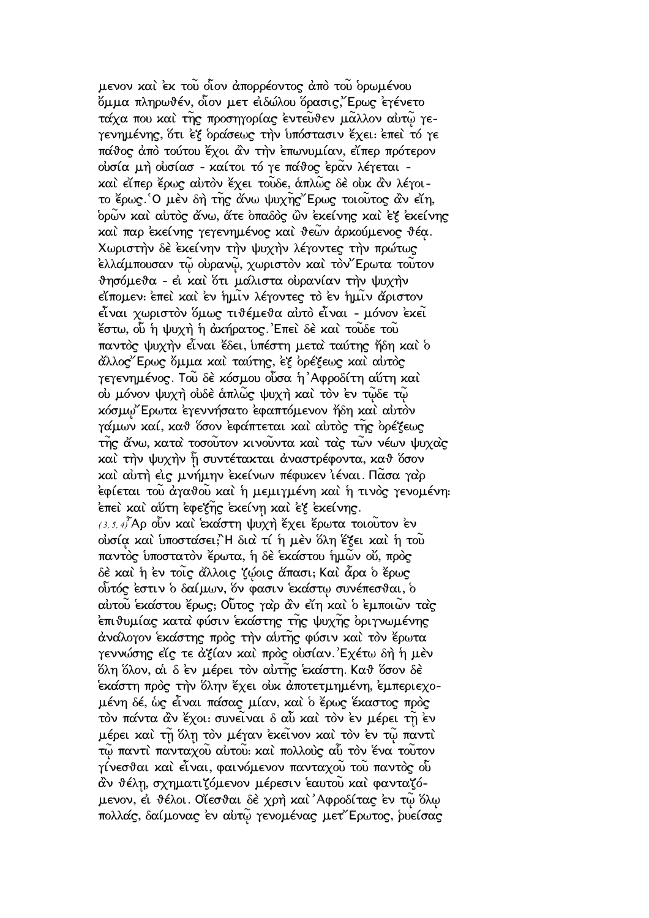μενον καὶ ἐκ τοῦ οἷον ἀπορρέοντος ἀπὸ τοῦ ὁρωμένου ὄμμα πληρωθέν, οἷον μετ εἰδώλου ὅρασις,῎Ερως ἐγένετο τάχα που καὶ τῆς προσηγορίας ἐντεῦθεν μᾶλλον αὐτῷ γεγενημένης, ὅτι ἐξ ὁράσεως τὴν ὑπόστασιν ἔχει· ἐπεὶ τό γε πάθος ἀπὸ τούτου ἔχοι ἂν τὴν ἐπωνυμίαν, εἴπερ πρότερον οὐσία μὴ οὐσίασ - καίτοι τό γε πάθος ἐρᾶν λέγεται - καὶ εἴπερ ἔρως αὐτὸν ἔχει τοῦδε, ἁπλῶς δὲ οὐκ ἂν λέγοιτο ἔρως. Ὁ μὲν δὴ τῆς ἄνω ψυχῆς῎Ερως τοιοῦτος ἂν εἴη, ὁρῶν καὶ αὐτὸς ἄνω, ἅτε ὀπαδὸς ὢν ἐκείνης καὶ ἐξ ἐκείνης καὶ παρ ἐκείνης γεγενημένος καὶ θεῶν ἀρκούμενος θέᾳ. Χωριστὴν δὲ ἐκείνην τὴν ψυχὴν λέγοντες τὴν πρώτως ἐλλάμπουσαν τῷ οὐρανῷ, χωριστὸν καὶ τὸν῎Ερωτα τοῦτον θησόμεθα - εἰ καὶ ὅτι μάλιστα οὐρανίαν τὴν ψυχὴν εἴπομεν· ἐπεὶ καὶ ἐν ἡμῖν λέγοντες τὸ ἐν ἡμῖν ἄριστον εἶναι χωριστὸν ὅμως τιθέμεθα αὐτὸ εἶναι - μόνον ἐκεῖ ἔστω, οὗ ἡ ψυχὴ ἡ ἀκήρατος. Ἐπεὶ δὲ καὶ τοῦδε τοῦ παντὸς ψυχὴν εἶναι ἔδει, ὑπέστη μετὰ ταύτης ἤδη καὶ ὁ ἄλλος῎Ερως ὄμμα καὶ ταύτης, ἐξ ὀρέξεως καὶ αὐτὸς γεγενημένος. Τοῦ δὲ κόσμου οὖσα ἡ Ἀφροδίτη αὕτη καὶ οὐ μόνον ψυχὴ οὐδὲ ἁπλῶς ψυχὴ καὶ τὸν ἐν τῷδε τῷ κόσμῳ῎Ερωτα ἐγεννήσατο ἐφαπτόμενον ἤδη καὶ αὐτὸν γάμων καί, καθ ὅσον ἐφάπτεται καὶ αὐτὸς τῆς ὀρέξεως τῆς ἄνω, κατὰ τοσοῦτον κινοῦντα καὶ τὰς τῶν νέων ψυχὰς καὶ τὴν ψυχὴν ᾗ συντέτακται ἀναστρέφοντα, καθ ὅσον καὶ αὐτὴ εἰς μνήμην ἐκείνων πέφυκεν ἰέναι. Πᾶσα γὰρ ἐφίεται τοῦ ἀγαθοῦ καὶ ἡ μεμιγμένη καὶ ἡ τινὸς γενομένη· ἐπεὶ καὶ αὕτη ἐφεξῆς ἐκείνῃ καὶ ἐξ ἐκείνης.

(3,5,4) Ἆρ οὖν καὶ ἑκάστη ψυχὴ ἔχει ἔρωτα τοιοῦτον ἐν οὐσίᾳ καὶ ὑποστάσει; Ἢ διὰ τί ἡ μὲν ὅλη ἕξει καὶ ἡ τοῦ παντὸς ὑποστατὸν ἔρωτα, ἡ δὲ ἑκάστου ἡμῶν οὔ, πρὸς δὲ καὶ ἡ ἐν τοῖς ἄλλοις ζῴοις ἅπασι; Καὶ ἆρα ὁ ἔρως οὗτός ἐστιν ὁ δαίμων, ὅν φασιν ἑκάστῳ συνέπεσθαι, ὁ αὐτοῦ ἑκάστου ἔρως; Οὗτος γὰρ ἂν εἴη καὶ ὁ ἐμποιῶν τὰς ἐπιθυμίας κατὰ φύσιν ἑκάστης τῆς ψυχῆς ὀριγνωμένης ἀνάλογον ἑκάστης πρὸς τὴν αὐτῆς φύσιν καὶ τὸν ἔρωτα γεννώσης εἴς τε ἀξίαν καὶ πρὸς οὐσίαν. Ἐχέτω δὴ ἡ μὲν ὅλη ὅλον, αἱ δ ἐν μέρει τὸν αὐτῆς ἑκάστη. Καθ ὅσον δὲ ἑκάστη πρὸς τὴν ὅλην ἔχει οὐκ ἀποτετμημένη, ἐμπεριεχομένη δέ, ὡς εἶναι πάσας μίαν, καὶ ὁ ἔρως ἕκαστος πρὸς τὸν πάντα ἂν ἔχοι· συνεῖναι δ αὖ καὶ τὸν ἐν μέρει τῇ ἐν μέρει καὶ τῇ ὅλῃ τὸν μέγαν ἐκεῖνον καὶ τὸν ἐν τῷ παντὶ τῷ παντὶ πανταχοῦ αὐτοῦ· καὶ πολλοὺς αὖ τὸν ἕνα τοῦτον γίνεσθαι καὶ εἶναι, φαινόμενον πανταχοῦ τοῦ παντὸς οὗ ἂν θέλῃ, σχηματιζόμενον μέρεσιν ἑαυτοῦ καὶ φανταζόμενον, εἰ θέλοι. Οἴεσθαι δὲ χρὴ καὶ Ἀφροδίτας ἐν τῷ ὅλῳ πολλάς, δαίμονας ἐν αὐτῷ γενομένας μετ῎Ερωτος, ῥυείσας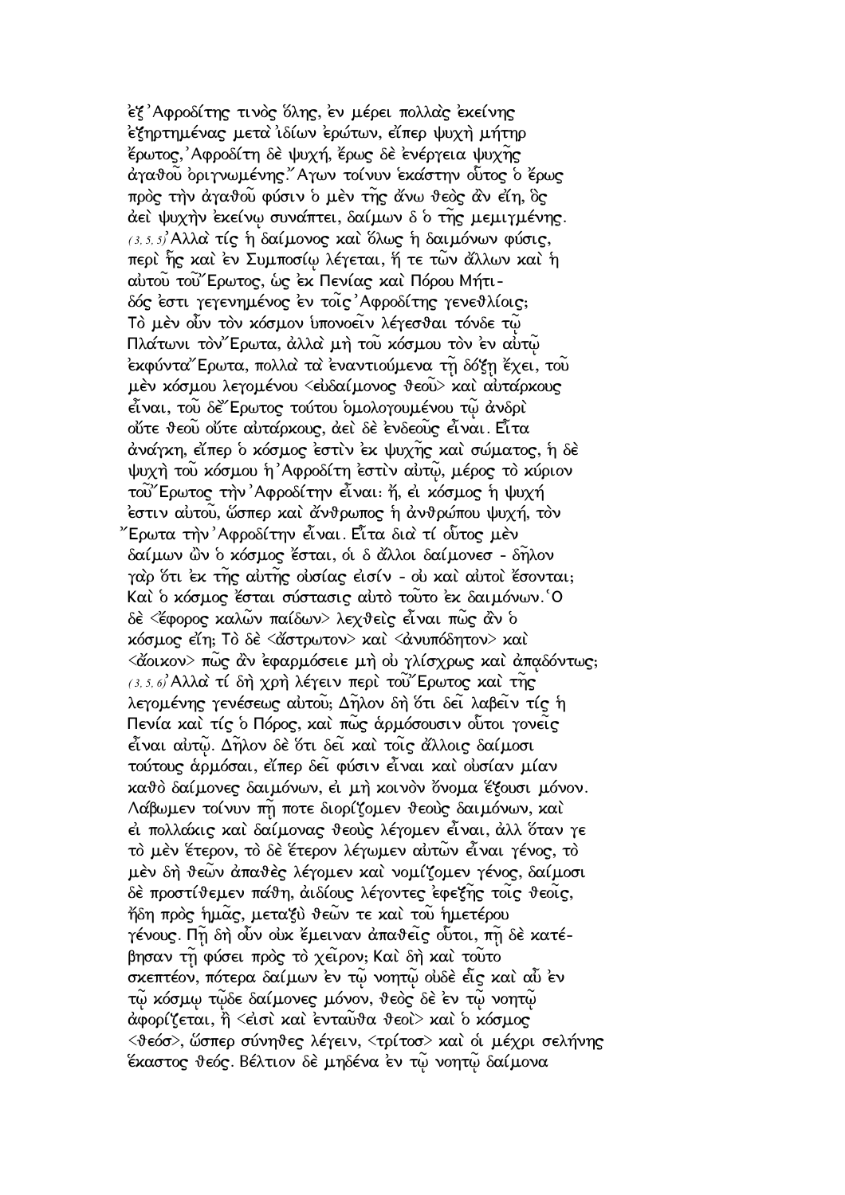ἐξ Ἀφροδίτης τινὸς ὅλης, ἐν μέρει πολλὰς ἐκείνης ἐξηρτημένας μετὰ ἰδίων ἐρώτων, εἴπερ ψυχὴ μήτηρ ἔρωτος, Ἀφροδίτη δὲ ψυχή, ἔρως δὲ ἐνέργεια ψυχῆς ἀγαθοῦ ὀριγνωμένης. Ἄγων τοίνυν ἑκάστην οὗτος ὁ ἔρως πρὸς τὴν ἀγαθοῦ φύσιν ὁ μὲν τῆς ἄνω θεὸς ἂν εἴη, ὃς ἀεὶ ψυχὴν ἐκείνῳ συνάπτει, δαίμων δ ὁ τῆς μεμιγμένης. (3, 5, 5) Ἀλλὰ τίς ἡ δαίμονος καὶ ὅλως ἡ δαιμόνων φύσις, περὶ ἧς καὶ ἐν Συμποσίῳ λέγεται, ἥ τε τῶν ἄλλων καὶ ἡ αὐτοῦ τοῦ Ἔρωτος, ὡς ἐκ Πενίας καὶ Πόρου Μήτιδός ἐστι γεγενημένος ἐν τοῖς Ἀφροδίτης γενεθλίοις; Τὸ μὲν οὖν τὸν κόσμον ὑπονοεῖν λέγεσθαι τόνδε τῷ Πλάτωνι τὸν Ἔρωτα, ἀλλὰ μὴ τοῦ κόσμου τὸν ἐν αὐτῷ ἐκφύντα Ἔρωτα, πολλὰ τὰ ἐναντιούμενα τῇ δόξῃ ἔχει, τοῦ μὲν κόσμου λεγομένου <εὐδαίμονος θεοῦ> καὶ αὐτάρκους εἶναι, τοῦ δὲ Ἔρωτος τούτου ὁμολογουμένου τῷ ἀνδρὶ οὔτε θεοῦ οὔτε αὐτάρκους, ἀεὶ δὲ ἐνδεοῦς εἶναι. Εἶτα ἀνάγκη, εἴπερ ὁ κόσμος ἐστὶν ἐκ ψυχῆς καὶ σώματος, ἡ δὲ ψυχὴ τοῦ κόσμου ἡ Ἀφροδίτη ἐστὶν αὐτῷ, μέρος τὸ κύριον τοῦ Ἔρωτος τὴν Ἀφροδίτην εἶναι· ἤ, εἰ κόσμος ἡ ψυχή ἐστιν αὐτοῦ, ὥσπερ καὶ ἄνθρωπος ἡ ἀνθρώπου ψυχή, τὸν Ἔρωτα τὴν Ἀφροδίτην εἶναι. Εἶτα διὰ τί οὗτος μὲν δαίμων ὢν ὁ κόσμος ἔσται, οἱ δ ἄλλοι δαίμονεσ - δῆλον γὰρ ὅτι ἐκ τῆς αὐτῆς οὐσίας εἰσίν - οὐ καὶ αὐτοὶ ἔσονται; Καὶ ὁ κόσμος ἔσται σύστασις αὐτὸ τοῦτο ἐκ δαιμόνων. Ὁ δὲ <ἔφορος καλῶν παίδων> λεχθεὶς εἶναι πῶς ἂν ὁ κόσμος εἴη; Τὸ δὲ <ἄστρωτον> καὶ <ἀνυπόδητον> καὶ <ἄοικον> πῶς ἂν ἐφαρμόσειε μὴ οὐ γλίσχρως καὶ ἀπᾳδόντως; (3, 5, 6) Ἀλλὰ τί δὴ χρὴ λέγειν περὶ τοῦ Ἔρωτος καὶ τῆς λεγομένης γενέσεως αὐτοῦ; Δῆλον δὴ ὅτι δεῖ λαβεῖν τίς ἡ Πενία καὶ τίς ὁ Πόρος, καὶ πῶς ἁρμόσουσιν οὗτοι γονεῖς εἶναι αὐτῷ. Δῆλον δὲ ὅτι δεῖ καὶ τοῖς ἄλλοις δαίμοσι τούτους ἁρμόσαι, εἴπερ δεῖ φύσιν εἶναι καὶ οὐσίαν μίαν καθὸ δαίμονες δαιμόνων, εἰ μὴ κοινὸν ὄνομα ἕξουσι μόνον. Λάβωμεν τοίνυν πῇ ποτε διορίζομεν θεοὺς δαιμόνων, καὶ εἰ πολλάκις καὶ δαίμονας θεοὺς λέγομεν εἶναι, ἀλλ ὅταν γε τὸ μὲν ἕτερον, τὸ δὲ ἕτερον λέγωμεν αὐτῶν εἶναι γένος, τὸ μὲν δὴ θεῶν ἀπαθὲς λέγομεν καὶ νομίζομεν γένος, δαίμοσι δὲ προστίθεμεν πάθη, ἀιδίους λέγοντες ἐφεξῆς τοῖς θεοῖς, ἤδη πρὸς ἡμᾶς, μεταξὺ θεῶν τε καὶ τοῦ ἡμετέρου γένους. Πῇ δὴ οὖν οὐκ ἔμειναν ἀπαθεῖς οὗτοι, πῇ δὲ κατέβησαν τῇ φύσει πρὸς τὸ χεῖρον; Καὶ δὴ καὶ τοῦτο σκεπτέον, πότερα δαίμων ἐν τῷ νοητῷ οὐδὲ εἷς καὶ αὖ ἐν τῷ κόσμῳ τῷδε δαίμονες μόνον, θεὸς δὲ ἐν τῷ νοητῷ ἀφορίζεται, ἢ <εἰσὶ καὶ ἐνταῦθα θεοὶ> καὶ ὁ κόσμος <θεόσ>, ὥσπερ σύνηθες λέγειν, <τρίτοσ> καὶ οἱ μέχρι σελήνης ἕκαστος θεός. Βέλτιον δὲ μηδένα ἐν τῷ νοητῷ δαίμονα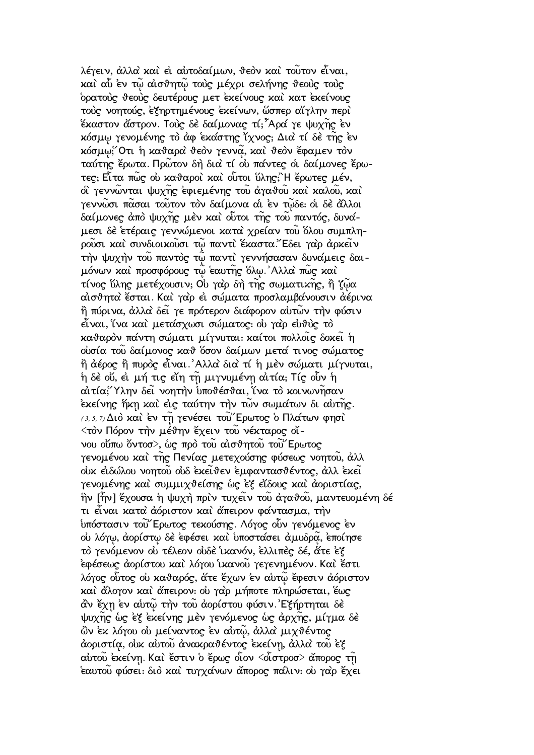λέγειν, ἀλλὰ καὶ εἰ αὐτοδαίμων, θεὸν καὶ τοῦτον εἶναι, καὶ αὖ ἐν τῷ αἰσθητῷ τοὺς μέχρι σελήνης θεοὺς τοὺς ὁρατοὺς θεοὺς δευτέρους μετ ἐκείνους καὶ κατ ἐκείνους τοὺς νοητούς, ἐξηρτημένους ἐκείνων, ὥσπερ αἴγλην περὶ ἕκαστον ἄστρον. Τοὺς δὲ δαίμονας τί; Ἆρά γε ψυχῆς ἐν κόσμῳ γενομένης τὸ ἀφ ἑκάστης ἴχνος; Διὰ τί δὲ τῆς ἐν κόσμῳ; Ὅτι ἡ καθαρὰ θεὸν γεννᾷ, καὶ θεὸν ἔφαμεν τὸν ταύτης ἔρωτα. Πρῶτον δὴ διὰ τί οὐ πάντες οἱ δαίμονες ἔρωτες; Εἶτα πῶς οὐ καθαροὶ καὶ οὗτοι ὕλης; Ἢ ἔρωτες μέν, οἳ γεννῶνται ψυχῆς ἐφιεμένης τοῦ ἀγαθοῦ καὶ καλοῦ, καὶ γεννῶσι πᾶσαι τοῦτον τὸν δαίμονα αἱ ἐν τῷδε· οἱ δὲ ἄλλοι δαίμονες ἀπὸ ψυχῆς μὲν καὶ οὗτοι τῆς τοῦ παντός, δυνάμεσι δὲ ἑτέραις γεννώμενοι κατὰ χρείαν τοῦ ὅλου συμπληροῦσι καὶ συνδιοικοῦσι τῷ παντὶ ἕκαστα. Ἔδει γὰρ ἀρκεῖν τὴν ψυχὴν τοῦ παντὸς τῷ παντὶ γεννήσασαν δυνάμεις δαιμόνων καὶ προσφόρους τῷ ἑαυτῆς ὅλῳ. Ἀλλὰ πῶς καὶ τίνος ὕλης μετέχουσιν; Οὐ γὰρ δὴ τῆς σωματικῆς, ἢ ζῷα αἰσθητὰ ἔσται. Καὶ γὰρ εἰ σώματα προσλαμβάνουσιν ἀέρινα ἢ πύρινα, ἀλλὰ δεῖ γε πρότερον διάφορον αὐτῶν τὴν φύσιν εἶναι, ἵνα καὶ μετάσχωσι σώματος· οὐ γὰρ εὐθὺς τὸ καθαρὸν πάντῃ σώματι μίγνυται· καίτοι πολλοῖς δοκεῖ ἡ οὐσία τοῦ δαίμονος καθ ὅσον δαίμων μετά τινος σώματος ἢ ἀέρος ἢ πυρὸς εἶναι. Ἀλλὰ διὰ τί ἡ μὲν σώματι μίγνυται, ἡ δὲ οὔ, εἰ μή τις εἴη τῇ μιγνυμένῃ αἰτία; Τίς οὖν ἡ αἰτία; Ὕλην δεῖ νοητὴν ὑποθέσθαι, ἵνα τὸ κοινωνῆσαν ἐκείνης ἥκῃ καὶ εἰς ταύτην τὴν τῶν σωμάτων δι αὐτῆς.

(3, 5, 7) Διὸ καὶ ἐν τῇ γενέσει τοῦ Ἔρωτος ὁ Πλάτων φησὶ <τὸν Πόρον τὴν μέθην ἔχειν τοῦ νέκταρος οἴνου οὔπω ὄντοσ>, ὡς πρὸ τοῦ αἰσθητοῦ τοῦ Ἔρωτος γενομένου καὶ τῆς Πενίας μετεχούσης φύσεως νοητοῦ, ἀλλ οὐκ εἰδώλου νοητοῦ οὐδ ἐκεῖθεν ἐμφαντασθέντος, ἀλλ ἐκεῖ γενομένης καὶ συμμιχθείσης ὡς ἐξ εἴδους καὶ ἀοριστίας, ἣν [ἦν] ἔχουσα ἡ ψυχὴ πρὶν τυχεῖν τοῦ ἀγαθοῦ, μαντευομένη δέ τι εἶναι κατὰ ἀόριστον καὶ ἄπειρον φάντασμα, τὴν ὑπόστασιν τοῦ Ἔρωτος τεκούσης. Λόγος οὖν γενόμενος ἐν οὐ λόγῳ, ἀορίστῳ δὲ ἐφέσει καὶ ὑποστάσει ἀμυδρᾷ, ἐποίησε τὸ γενόμενον οὐ τέλεον οὐδὲ ἱκανόν, ἐλλιπὲς δέ, ἅτε ἐξ ἐφέσεως ἀορίστου καὶ λόγου ἱκανοῦ γεγενημένον. Καὶ ἔστι λόγος οὗτος οὐ καθαρός, ἅτε ἔχων ἐν αὐτῷ ἔφεσιν ἀόριστον καὶ ἄλογον καὶ ἄπειρον· οὐ γὰρ μήποτε πληρώσεται, ἕως ἂν ἔχῃ ἐν αὐτῷ τὴν τοῦ ἀορίστου φύσιν. Ἐξήρτηται δὲ ψυχῆς ὡς ἐξ ἐκείνης μὲν γενόμενος ὡς ἀρχῆς, μίγμα δὲ ὢν ἐκ λόγου οὐ μείναντος ἐν αὐτῷ, ἀλλὰ μιχθέντος ἀοριστίᾳ, οὐκ αὐτοῦ ἀνακραθέντος ἐκείνῃ, ἀλλὰ τοῦ ἐξ αὐτοῦ ἐκείνῃ. Καὶ ἔστιν ὁ ἔρως οἷον <οἶστροσ> ἄπορος τῇ ἑαυτοῦ φύσει· διὸ καὶ τυγχάνων ἄπορος πάλιν· οὐ γὰρ ἔχει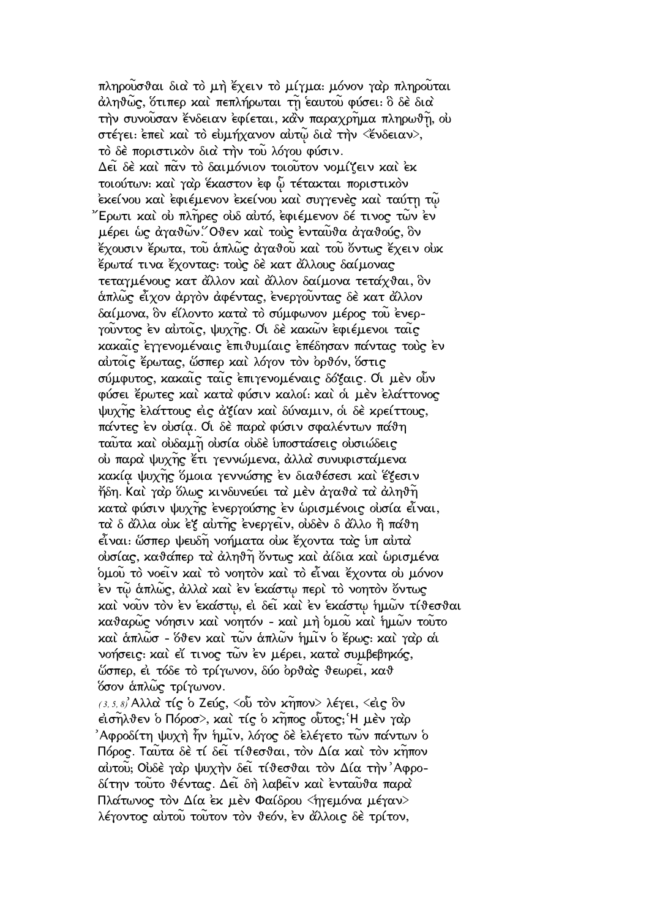πληροῦσθαι διὰ τὸ μὴ ἔχειν τὸ μίγμα· μόνον γὰρ πληροῦται ἀληθῶς, ὅτιπερ καὶ πεπλήρωται τῇ ἑαυτοῦ φύσει· ὃ δὲ διὰ τὴν συνοῦσαν ἔνδειαν ἐφίεται, κἂν παραχρῆμα πληρωθῇ, οὐ στέγει· ἐπεὶ καὶ τὸ εὐμήχανον αὐτῷ διὰ τὴν <ἔνδειαν>, τὸ δὲ ποριστικὸν διὰ τὴν τοῦ λόγου φύσιν.

Δεῖ δὲ καὶ πᾶν τὸ δαιμόνιον τοιοῦτον νομίζειν καὶ ἐκ τοιούτων· καὶ γὰρ ἕκαστον ἐφ ᾧ τέτακται ποριστικὸν ἐκείνου καὶ ἐφιέμενον ἐκείνου καὶ συγγενὲς καὶ ταύτῃ τῷ Ἔρωτι καὶ οὐ πλῆρες οὐδ αὐτό, ἐφιέμενον δέ τινος τῶν ἐν μέρει ὡς ἀγαθῶν. Ὅθεν καὶ τοὺς ἐνταῦθα ἀγαθούς, ὃν ἔχουσιν ἔρωτα, τοῦ ἁπλῶς ἀγαθοῦ καὶ τοῦ ὄντως ἔχειν οὐκ ἔρωτά τινα ἔχοντας· τοὺς δὲ κατ ἄλλους δαίμονας τεταγμένους κατ ἄλλον καὶ ἄλλον δαίμονα τετάχθαι, ὃν ἁπλῶς εἶχον ἀργὸν ἀφέντας, ἐνεργοῦντας δὲ κατ ἄλλον δαίμονα, ὃν εἵλοντο κατὰ τὸ σύμφωνον μέρος τοῦ ἐνεργοῦντος ἐν αὐτοῖς, ψυχῆς. Οἱ δὲ κακῶν ἐφιέμενοι ταῖς κακαῖς ἐγγενομέναις ἐπιθυμίαις ἐπέδησαν πάντας τοὺς ἐν αὐτοῖς ἔρωτας, ὥσπερ καὶ λόγον τὸν ὀρθόν, ὅστις σύμφυτος, κακαῖς ταῖς ἐπιγενομέναις δόξαις. Οἱ μὲν οὖν φύσει ἔρωτες καὶ κατὰ φύσιν καλοί· καὶ οἱ μὲν ἐλάττονος ψυχῆς ἐλάττους εἰς ἀξίαν καὶ δύναμιν, οἱ δὲ κρείττους, πάντες ἐν οὐσίᾳ. Οἱ δὲ παρὰ φύσιν σφαλέντων πάθη ταῦτα καὶ οὐδαμῇ οὐσία οὐδὲ ὑποστάσεις οὐσιώδεις οὐ παρὰ ψυχῆς ἔτι γεννώμενα, ἀλλὰ συνυφιστάμενα κακίᾳ ψυχῆς ὅμοια γεννώσης ἐν διαθέσεσι καὶ ἕξεσιν ἤδη. Καὶ γὰρ ὅλως κινδυνεύει τὰ μὲν ἀγαθὰ τὰ ἀληθῆ κατὰ φύσιν ψυχῆς ἐνεργούσης ἐν ὡρισμένοις οὐσία εἶναι, τὰ δ ἄλλα οὐκ ἐξ αὐτῆς ἐνεργεῖν, οὐδὲν δ ἄλλο ἢ πάθη εἶναι· ὥσπερ ψευδῆ νοήματα οὐκ ἔχοντα τὰς ὑπ αὐτὰ οὐσίας, καθάπερ τὰ ἀληθῆ ὄντως καὶ ἀίδια καὶ ὡρισμένα ὁμοῦ τὸ νοεῖν καὶ τὸ νοητὸν καὶ τὸ εἶναι ἔχοντα οὐ μόνον ἐν τῷ ἁπλῶς, ἀλλὰ καὶ ἐν ἑκάστῳ περὶ τὸ νοητὸν ὄντως καὶ νοῦν τὸν ἐν ἑκάστῳ, εἰ δεῖ καὶ ἐν ἑκάστῳ ἡμῶν τίθεσθαι καθαρῶς νόησιν καὶ νοητόν - καὶ μὴ ὁμοῦ καὶ ἡμῶν τοῦτο καὶ ἁπλῶσ - ὅθεν καὶ τῶν ἁπλῶν ἡμῖν ὁ ἔρως· καὶ γὰρ αἱ νοήσεις· καὶ εἴ τινος τῶν ἐν μέρει, κατὰ συμβεβηκός, ὥσπερ, εἰ τόδε τὸ τρίγωνον, δύο ὀρθὰς θεωρεῖ, καθ ὅσον ἁπλῶς τρίγωνον.

(3,5,8) Ἀλλὰ τίς ὁ Ζεύς, <οὗ τὸν κῆπον> λέγει, <εἰς ὃν εἰσῆλθεν ὁ Πόροσ>, καὶ τίς ὁ κῆπος οὗτος; Ἡ μὲν γὰρ Ἀφροδίτη ψυχὴ ἦν ἡμῖν, λόγος δὲ ἐλέγετο τῶν πάντων ὁ Πόρος. Ταῦτα δὲ τί δεῖ τίθεσθαι, τὸν Δία καὶ τὸν κῆπον αὐτοῦ; Οὐδὲ γὰρ ψυχὴν δεῖ τίθεσθαι τὸν Δία τὴν Ἀφροδίτην τοῦτο θέντας. Δεῖ δὴ λαβεῖν καὶ ἐνταῦθα παρὰ Πλάτωνος τὸν Δία ἐκ μὲν Φαίδρου <ἡγεμόνα μέγαν> λέγοντος αὐτοῦ τοῦτον τὸν θεόν, ἐν ἄλλοις δὲ τρίτον,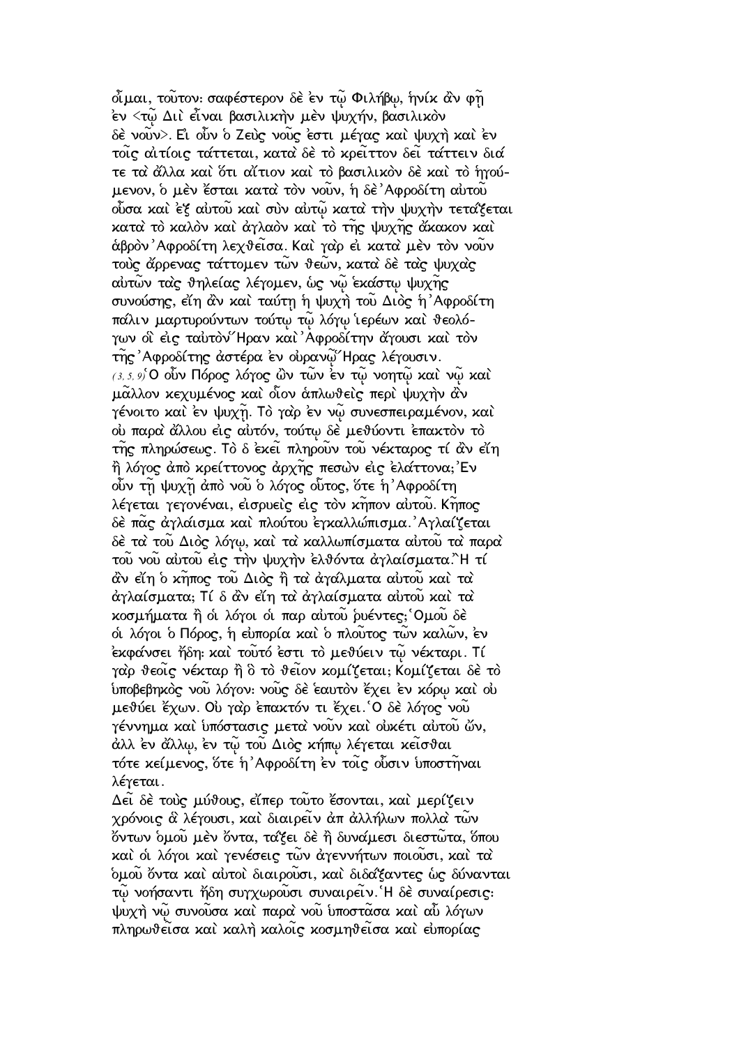οἶμαι, τοῦτον· σαφέστερον δὲ ἐν τῷ Φιλήβῳ, ἡνίκ ἂν φῇ ἐν <τῷ Διὶ εἶναι βασιλικὴν μὲν ψυχήν, βασιλικὸν δὲ νοῦν>. Εἰ οὖν ὁ Ζεὺς νοῦς ἐστι μέγας καὶ ψυχὴ καὶ ἐν τοῖς αἰτίοις τάττεται, κατὰ δὲ τὸ κρεῖττον δεῖ τάττειν διά τε τὰ ἄλλα καὶ ὅτι αἴτιον καὶ τὸ βασιλικὸν δὲ καὶ τὸ ἡγούμενον, ὁ μὲν ἔσται κατὰ τὸν νοῦν, ἡ δὲ Ἀφροδίτη αὐτοῦ οὖσα καὶ ἐξ αὐτοῦ καὶ σὺν αὐτῷ κατὰ τὴν ψυχὴν τετάξεται κατὰ τὸ καλὸν καὶ ἀγλαὸν καὶ τὸ τῆς ψυχῆς ἄκακον καὶ ἁβρὸν Ἀφροδίτη λεχθεῖσα. Καὶ γὰρ εἰ κατὰ μὲν τὸν νοῦν τοὺς ἄρρενας τάττομεν τῶν θεῶν, κατὰ δὲ τὰς ψυχὰς αὐτῶν τὰς θηλείας λέγομεν, ὡς νῷ ἑκάστῳ ψυχῆς συνούσης, εἴη ἂν καὶ ταύτῃ ἡ ψυχὴ τοῦ Διὸς ἡ Ἀφροδίτη πάλιν μαρτυρούντων τούτῳ τῷ λόγῳ ἱερέων καὶ θεολόγων οἳ εἰς ταὐτὸν Ἥραν καὶ Ἀφροδίτην ἄγουσι καὶ τὸν τῆς Ἀφροδίτης ἀστέρα ἐν οὐρανῷ Ἥρας λέγουσιν.

(3, 5, 9) Ὁ οὖν Πόρος λόγος ὢν τῶν ἐν τῷ νοητῷ καὶ νῷ καὶ μᾶλλον κεχυμένος καὶ οἷον ἁπλωθεὶς περὶ ψυχὴν ἂν γένοιτο καὶ ἐν ψυχῇ. Τὸ γὰρ ἐν νῷ συνεσπειραμένον, καὶ οὐ παρὰ ἄλλου εἰς αὐτόν, τούτῳ δὲ μεθύοντι ἐπακτὸν τὸ τῆς πληρώσεως. Τὸ δ ἐκεῖ πληροῦν τοῦ νέκταρος τί ἂν εἴη ἢ λόγος ἀπὸ κρείττονος ἀρχῆς πεσὼν εἰς ἐλάττονα; Ἐν οὖν τῇ ψυχῇ ἀπὸ νοῦ ὁ λόγος οὗτος, ὅτε ἡ Ἀφροδίτη λέγεται γεγονέναι, εἰσρυεὶς εἰς τὸν κῆπον αὐτοῦ. Κῆπος δὲ πᾶς ἀγλάισμα καὶ πλούτου ἐγκαλλώπισμα. Ἀγλαΐζεται δὲ τὰ τοῦ Διὸς λόγῳ, καὶ τὰ καλλωπίσματα αὐτοῦ τὰ παρὰ τοῦ νοῦ αὐτοῦ εἰς τὴν ψυχὴν ἐλθόντα ἀγλαΐσματα. Ἢ τί ἂν εἴη ὁ κῆπος τοῦ Διὸς ἢ τὰ ἀγάλματα αὐτοῦ καὶ τὰ ἀγλαΐσματα; Τί δ ἂν εἴη τὰ ἀγλαΐσματα αὐτοῦ καὶ τὰ κοσμήματα ἢ οἱ λόγοι οἱ παρ αὐτοῦ ῥυέντες; Ὁμοῦ δὲ οἱ λόγοι ὁ Πόρος, ἡ εὐπορία καὶ ὁ πλοῦτος τῶν καλῶν, ἐν ἐκφάνσει ἤδη· καὶ τοῦτό ἐστι τὸ μεθύειν τῷ νέκταρι. Τί γὰρ θεοῖς νέκταρ ἢ ὃ τὸ θεῖον κομίζεται; Κομίζεται δὲ τὸ ὑποβεβηκὸς νοῦ λόγον· νοῦς δὲ ἑαυτὸν ἔχει ἐν κόρῳ καὶ οὐ μεθύει ἔχων. Οὐ γὰρ ἐπακτόν τι ἔχει. Ὁ δὲ λόγος νοῦ γέννημα καὶ ὑπόστασις μετὰ νοῦν καὶ οὐκέτι αὐτοῦ ὤν, ἀλλ ἐν ἄλλῳ, ἐν τῷ τοῦ Διὸς κήπῳ λέγεται κεῖσθαι τότε κείμενος, ὅτε ἡ Ἀφροδίτη ἐν τοῖς οὖσιν ὑποστῆναι λέγεται.

Δεῖ δὲ τοὺς μύθους, εἴπερ τοῦτο ἔσονται, καὶ μερίζειν χρόνοις ἃ λέγουσι, καὶ διαιρεῖν ἀπ ἀλλήλων πολλὰ τῶν ὄντων ὁμοῦ μὲν ὄντα, τάξει δὲ ἢ δυνάμεσι διεστῶτα, ὅπου καὶ οἱ λόγοι καὶ γενέσεις τῶν ἀγεννήτων ποιοῦσι, καὶ τὰ ὁμοῦ ὄντα καὶ αὐτοὶ διαιροῦσι, καὶ διδάξαντες ὡς δύνανται τῷ νοήσαντι ἤδη συγχωροῦσι συναιρεῖν. Ἡ δὲ συναίρεσις· ψυχὴ νῷ συνοῦσα καὶ παρὰ νοῦ ὑποστᾶσα καὶ αὖ λόγων πληρωθεῖσα καὶ καλὴ καλοῖς κοσμηθεῖσα καὶ εὐπορίας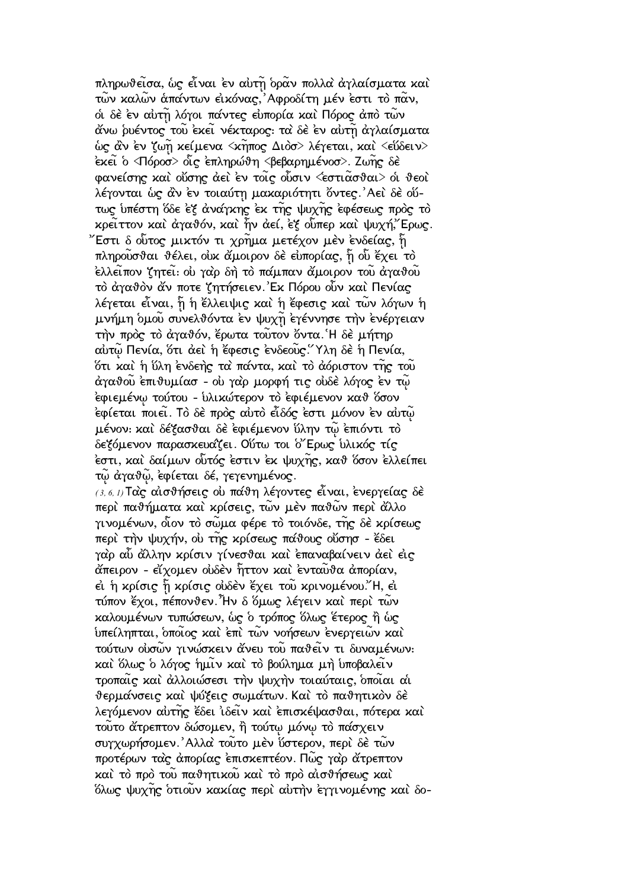πληρωθεῖσα, ὡς εἶναι ἐν αὐτῇ ὁρᾶν πολλὰ ἀγλαίσματα καὶ τῶν καλῶν ἁπάντων εἰκόνας, Ἀφροδίτη μέν ἐστι τὸ πᾶν, οἱ δὲ ἐν αὐτῇ λόγοι πάντες εὐπορία καὶ Πόρος ἀπὸ τῶν ἄνω ῥυέντος τοῦ ἐκεῖ νέκταρος· τὰ δὲ ἐν αὐτῇ ἀγλαίσματα ὡς ἂν ἐν ζωῇ κείμενα <κῆπος Διὸσ> λέγεται, καὶ <εὕδειν> ἐκεῖ ὁ <Πόροσ> οἷς ἐπληρώθη <βεβαρημένοσ>. Ζωῆς δὲ φανείσης καὶ οὔσης ἀεὶ ἐν τοῖς οὖσιν <ἑστιᾶσθαι> οἱ θεοὶ λέγονται ὡς ἂν ἐν τοιαύτῃ μακαριότητι ὄντες. Ἀεὶ δὲ οὕτως ὑπέστη ὅδε ἐξ ἀνάγκης ἐκ τῆς ψυχῆς ἐφέσεως πρὸς τὸ κρεῖττον καὶ ἀγαθόν, καὶ ἦν ἀεί, ἐξ οὗπερ καὶ ψυχή, Ἔρως. Ἔστι δ οὗτος μικτόν τι χρῆμα μετέχον μὲν ἐνδείας, ᾗ πληροῦσθαι θέλει, οὐκ ἄμοιρον δὲ εὐπορίας, ᾗ οὗ ἔχει τὸ ἐλλεῖπον ζητεῖ· οὐ γὰρ δὴ τὸ πάμπαν ἄμοιρον τοῦ ἀγαθοῦ τὸ ἀγαθὸν ἄν ποτε ζητήσειεν. Ἐκ Πόρου οὖν καὶ Πενίας λέγεται εἶναι, ᾗ ἡ ἔλλειψις καὶ ἡ ἔφεσις καὶ τῶν λόγων ἡ μνήμη ὁμοῦ συνελθόντα ἐν ψυχῇ ἐγέννησε τὴν ἐνέργειαν τὴν πρὸς τὸ ἀγαθόν, ἔρωτα τοῦτον ὄντα. Ἡ δὲ μήτηρ αὐτῷ Πενία, ὅτι ἀεὶ ἡ ἔφεσις ἐνδεοῦς. Ὕλη δὲ ἡ Πενία, ὅτι καὶ ἡ ὕλη ἐνδεὴς τὰ πάντα, καὶ τὸ ἀόριστον τῆς τοῦ ἀγαθοῦ ἐπιθυμίασ - οὐ γὰρ μορφή τις οὐδὲ λόγος ἐν τῷ ἐφιεμένῳ τούτου - ὑλικώτερον τὸ ἐφιέμενον καθ ὅσον ἐφίεται ποιεῖ. Τὸ δὲ πρὸς αὐτὸ εἶδός ἐστι μόνον ἐν αὐτῷ μένον· καὶ δέξασθαι δὲ ἐφιέμενον ὕλην τῷ ἐπιόντι τὸ δεξόμενον παρασκευάζει. Οὕτω τοι ὁ Ἔρως ὑλικός τίς ἐστι, καὶ δαίμων οὗτός ἐστιν ἐκ ψυχῆς, καθ ὅσον ἐλλείπει τῷ ἀγαθῷ, ἐφίεται δέ, γεγενημένος.

*(3, 6, 1)* Τὰς αἰσθήσεις οὐ πάθη λέγοντες εἶναι, ἐνεργείας δὲ περὶ παθήματα καὶ κρίσεις, τῶν μὲν παθῶν περὶ ἄλλο γινομένων, οἷον τὸ σῶμα φέρε τὸ τοιόνδε, τῆς δὲ κρίσεως περὶ τὴν ψυχήν, οὐ τῆς κρίσεως πάθους οὔσησ - ἔδει γὰρ αὖ ἄλλην κρίσιν γίνεσθαι καὶ ἐπαναβαίνειν ἀεὶ εἰς ἄπειρον - εἴχομεν οὐδὲν ἧττον καὶ ἐνταῦθα ἀπορίαν, εἰ ἡ κρίσις ᾗ κρίσις οὐδὲν ἔχει τοῦ κρινομένου. Ἤ, εἰ τύπον ἔχοι, πέπονθεν. Ἦν δ ὅμως λέγειν καὶ περὶ τῶν καλουμένων τυπώσεων, ὡς ὁ τρόπος ὅλως ἕτερος ἢ ὡς ὑπείληπται, ὁποῖος καὶ ἐπὶ τῶν νοήσεων ἐνεργειῶν καὶ τούτων οὐσῶν γινώσκειν ἄνευ τοῦ παθεῖν τι δυναμένων· καὶ ὅλως ὁ λόγος ἡμῖν καὶ τὸ βούλημα μὴ ὑποβαλεῖν τροπαῖς καὶ ἀλλοιώσεσι τὴν ψυχὴν τοιαύταις, ὁποῖαι αἱ θερμάνσεις καὶ ψύξεις σωμάτων. Καὶ τὸ παθητικὸν δὲ λεγόμενον αὐτῆς ἔδει ἰδεῖν καὶ ἐπισκέψασθαι, πότερα καὶ τοῦτο ἄτρεπτον δώσομεν, ἢ τούτῳ μόνῳ τὸ πάσχειν συγχωρήσομεν. Ἀλλὰ τοῦτο μὲν ὕστερον, περὶ δὲ τῶν προτέρων τὰς ἀπορίας ἐπισκεπτέον. Πῶς γὰρ ἄτρεπτον καὶ τὸ πρὸ τοῦ παθητικοῦ καὶ τὸ πρὸ αἰσθήσεως καὶ ὅλως ψυχῆς ὁτιοῦν κακίας περὶ αὐτὴν ἐγγινομένης καὶ δο-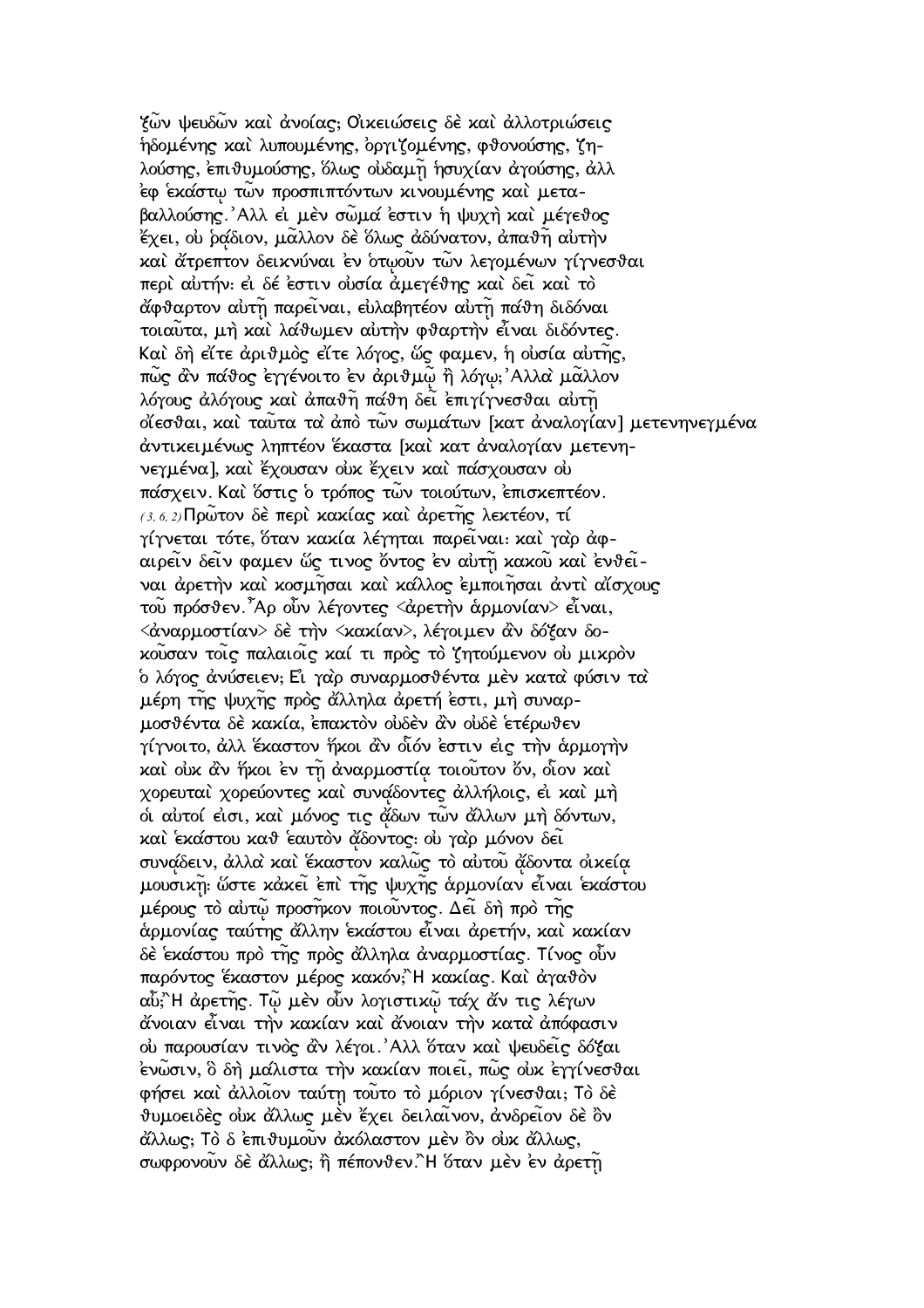ζων ψευδων και ἀνοίας; Οἰκειώσεις δὲ καὶ ἀλλοτριώσεις ἡδομένης καὶ λυπουμένης, ὀργιζομένης, φθονούσης, ζηλούσης, ἐπιθυμούσης, ὅλως οὐδαμῇ ἡσυχίαν ἀγούσης, ἀλλ ἐφ ἑκάστῳ τῶν προσπιπτόντων κινουμένης καὶ μεταβαλλούσης.'Αλλ εἰ μὲν σῶμά ἐστιν ἡ ψυχὴ καὶ μέγεθος ἔχει, οὐ ῥᾴδιον, μᾶλλον δὲ ὅλως ἀδύνατον, ἀπαθῆ αὐτὴν καὶ ἄτρεπτον δεικνύναι ἐν ὁτῳοῦν τῶν λεγομένων γίγνεσθαι περὶ αὐτήν: εἰ δέ ἐστιν οὐσία ἀμεγέθης καὶ δεῖ καὶ τὸ ἄφθαρτον αὐτῇ παρεῖναι, εὐλαβητέον αὐτῇ πάθη διδόναι τοιαῦτα, μὴ καὶ λάθωμεν αὐτὴν φθαρτὴν εἶναι διδόντες. Καὶ δὴ εἴτε ἀριθμὸς εἴτε λόγος, ὥς φαμεν, ἡ οὐσία αὐτῆς, πῶς ἂν πάθος ἐγγένοιτο ἐν ἀριθμῷ ἢ λόγῳ;'Αλλὰ μᾶλλον λόγους ἀλόγους καὶ ἀπαθῆ πάθη δεῖ ἐπιγίγνεσθαι αὐτῇ οἴεσθαι, καὶ ταῦτα τὰ ἀπὸ τῶν σωμάτων [κατ ἀναλογίαν] μετενηνεγμένα ἀντικειμένως ληπτέον ἕκαστα [καὶ κατ ἀναλογίαν μετενηνεγμένα], καὶ ἔχουσαν οὐκ ἔχειν καὶ πάσχουσαν οὐ πάσχειν. Καὶ ὅστις ὁ τρόπος τῶν τοιούτων, ἐπισκεπτέον.

*(3, 6, 2)* Πρῶτον δὲ περὶ κακίας καὶ ἀρετῆς λεκτέον, τί γίγνεται τότε, ὅταν κακία λέγηται παρεῖναι: καὶ γὰρ ἀφαιρεῖν δεῖν φαμεν ὥς τινος ὄντος ἐν αὐτῇ κακοῦ καὶ ἐνθεῖναι ἀρετὴν καὶ κοσμῆσαι καὶ κάλλος ἐμποιῆσαι ἀντὶ αἴσχους τοῦ πρόσθεν. Ἆρ οὖν λέγοντες <ἀρετὴν ἁρμονίαν> εἶναι, <ἀναρμοστίαν> δὲ τὴν <κακίαν>, λέγοιμεν ἂν δόξαν δοκοῦσαν τοῖς παλαιοῖς καί τι πρὸς τὸ ζητούμενον οὐ μικρὸν ὁ λόγος ἀνύσειεν; Εἰ γὰρ συναρμοσθέντα μὲν κατὰ φύσιν τὰ μέρη τῆς ψυχῆς πρὸς ἄλληλα ἀρετή ἐστι, μὴ συναρμοσθέντα δὲ κακία, ἐπακτὸν οὐδὲν ἂν οὐδὲ ἑτέρωθεν γίγνοιτο, ἀλλ ἕκαστον ἥκοι ἂν οἷόν ἐστιν εἰς τὴν ἁρμογὴν καὶ οὐκ ἂν ἥκοι ἐν τῇ ἀναρμοστίᾳ τοιοῦτον ὄν, οἷον καὶ χορευταὶ χορεύοντες καὶ συνᾴδοντες ἀλλήλοις, εἰ καὶ μὴ οἱ αὐτοί εἰσι, καὶ μόνος τις ᾄδων τῶν ἄλλων μὴ ᾀδόντων, καὶ ἑκάστου καθ ἑαυτὸν ᾄδοντος: οὐ γὰρ μόνον δεῖ συνᾴδειν, ἀλλὰ καὶ ἕκαστον καλῶς τὸ αὐτοῦ ᾄδοντα οἰκείᾳ μουσικῇ: ὥστε κἀκεῖ ἐπὶ τῆς ψυχῆς ἁρμονίαν εἶναι ἑκάστου μέρους τὸ αὐτῷ προσῆκον ποιοῦντος. Δεῖ δὴ πρὸ τῆς ἁρμονίας ταύτης ἄλλην ἑκάστου εἶναι ἀρετήν, καὶ κακίαν δὲ ἑκάστου πρὸ τῆς πρὸς ἄλληλα ἀναρμοστίας. Τίνος οὖν παρόντος ἕκαστον μέρος κακόν; Ἢ κακίας. Καὶ ἀγαθὸν αὖ; Ἢ ἀρετῆς. Τῷ μὲν οὖν λογιστικῷ τάχ ἄν τις λέγων ἄνοιαν εἶναι τὴν κακίαν καὶ ἄνοιαν τὴν κατὰ ἀπόφασιν οὐ παρουσίαν τινὸς ἂν λέγοι.'Αλλ ὅταν καὶ ψευδεῖς δόξαι ἐνῶσιν, ὃ δὴ μάλιστα τὴν κακίαν ποιεῖ, πῶς οὐκ ἐγγίνεσθαι φήσει καὶ ἀλλοῖον ταύτῃ τοῦτο τὸ μόριον γίνεσθαι; Τὸ δὲ θυμοειδὲς οὐκ ἄλλως μὲν ἔχει δειλαῖνον, ἀνδρεῖον δὲ ὂν ἄλλως; Τὸ δ ἐπιθυμοῦν ἀκόλαστον μὲν ὂν οὐκ ἄλλως, σωφρονοῦν δὲ ἄλλως; ἢ πέπονθεν. Ἢ ὅταν μὲν ἐν ἀρετῇ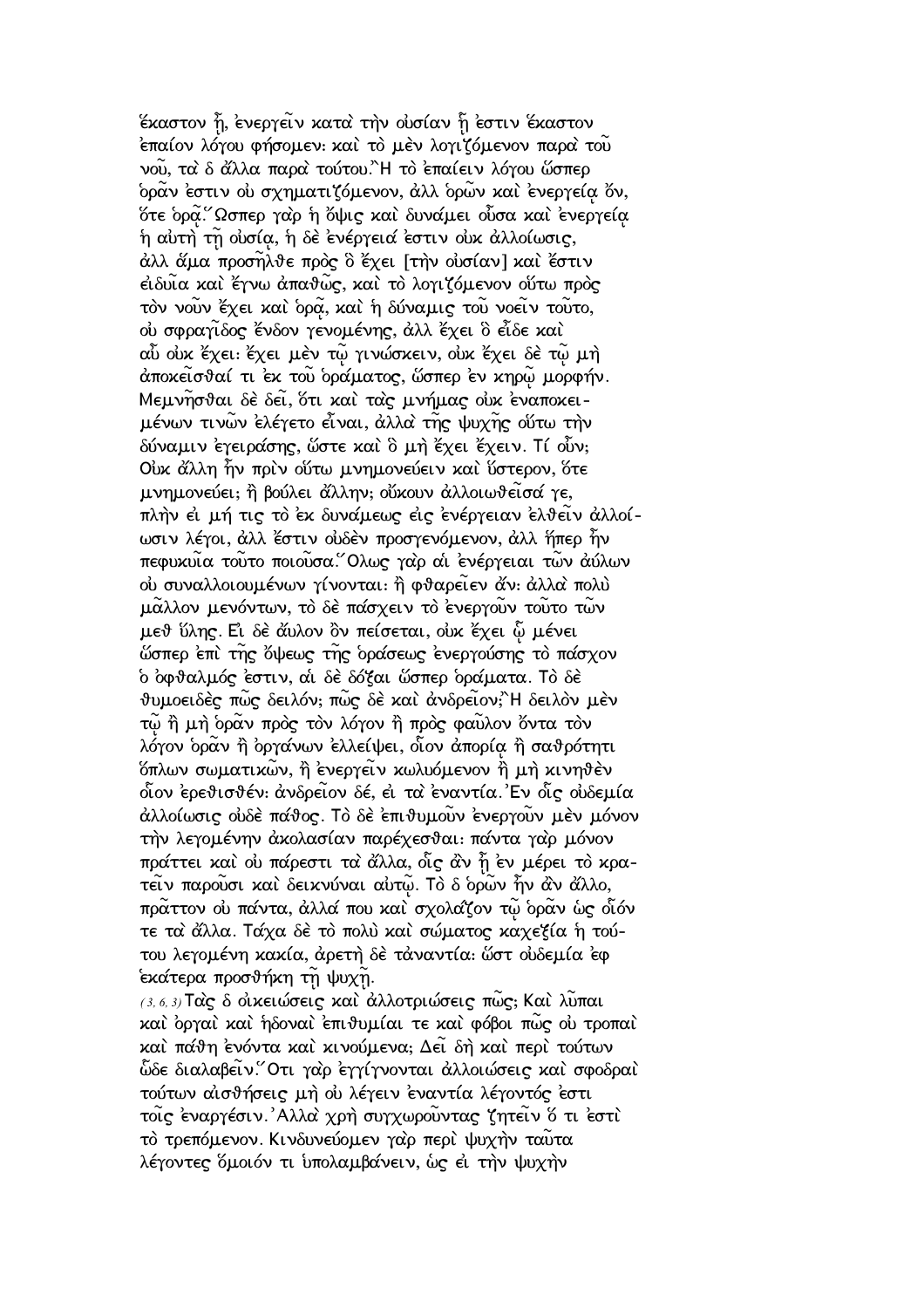ἕκαστον ᾖ, ἐνεργεῖν κατὰ τὴν οὐσίαν ᾗ ἐστιν ἕκαστον ἐπαίον λόγου φήσομεν· καὶ τὸ μὲν λογιζόμενον παρὰ τοῦ νοῦ, τὰ δ ἄλλα παρὰ τούτου. Ἢ τὸ ἐπαίειν λόγου ὥσπερ ὁρᾶν ἐστιν οὐ σχηματιζόμενον, ἀλλ ὁρῶν καὶ ἐνεργείᾳ ὄν, ὅτε ὁρᾷ. Ὥσπερ γὰρ ἡ ὄψις καὶ δυνάμει οὖσα καὶ ἐνεργείᾳ ἡ αὐτὴ τῇ οὐσίᾳ, ἡ δὲ ἐνέργειά ἐστιν οὐκ ἀλλοίωσις, ἀλλ ἅμα προσῆλθε πρὸς ὃ ἔχει [τὴν οὐσίαν] καὶ ἔστιν εἰδυῖα καὶ ἔγνω ἀπαθῶς, καὶ τὸ λογιζόμενον οὕτω πρὸς τὸν νοῦν ἔχει καὶ ὁρᾷ, καὶ ἡ δύναμις τοῦ νοεῖν τοῦτο, οὐ σφραγῖδος ἔνδον γενομένης, ἀλλ ἔχει ὃ εἶδε καὶ αὖ οὐκ ἔχει· ἔχει μὲν τῷ γινώσκειν, οὐκ ἔχει δὲ τῷ μὴ ἀποκεῖσθαί τι ἐκ τοῦ ὁράματος, ὥσπερ ἐν κηρῷ μορφήν. Μεμνῆσθαι δὲ δεῖ, ὅτι καὶ τὰς μνήμας οὐκ ἐναποκειμένων τινῶν ἐλέγετο εἶναι, ἀλλὰ τῆς ψυχῆς οὕτω τὴν δύναμιν ἐγειράσης, ὥστε καὶ ὃ μὴ ἔχει ἔχειν. Τί οὖν; Οὐκ ἄλλη ἦν πρὶν οὕτω μνημονεύειν καὶ ὕστερον, ὅτε μνημονεύει; ἢ βούλει ἄλλην; οὔκουν ἀλλοιωθεῖσά γε, πλὴν εἰ μή τις τὸ ἐκ δυνάμεως εἰς ἐνέργειαν ἐλθεῖν ἀλλοίωσιν λέγοι, ἀλλ ἔστιν οὐδὲν προσγενόμενον, ἀλλ ἥπερ ἦν πεφυκυῖα τοῦτο ποιοῦσα. Ὅλως γὰρ αἱ ἐνέργειαι τῶν ἀύλων οὐ συναλλοιουμένων γίνονται· ἢ φθαρεῖεν ἄν· ἀλλὰ πολὺ μᾶλλον μενόντων, τὸ δὲ πάσχειν τὸ ἐνεργοῦν τοῦτο τῶν μεθ ὕλης. Εἰ δὲ ἄυλον ὂν πείσεται, οὐκ ἔχει ᾧ μένει ὥσπερ ἐπὶ τῆς ὄψεως τῆς ὁράσεως ἐνεργούσης τὸ πάσχον ὁ ὀφθαλμός ἐστιν, αἱ δὲ δόξαι ὥσπερ ὁράματα. Τὸ δὲ θυμοειδὲς πῶς δειλόν; πῶς δὲ καὶ ἀνδρεῖον; Ἢ δειλὸν μὲν τῷ ἢ μὴ ὁρᾶν πρὸς τὸν λόγον ἢ πρὸς φαῦλον ὄντα τὸν λόγον ὁρᾶν ἢ ὀργάνων ἐλλείψει, οἷον ἀπορίᾳ ἢ σαθρότητι ὅπλων σωματικῶν, ἢ ἐνεργεῖν κωλυόμενον ἢ μὴ κινηθὲν οἷον ἐρεθισθέν· ἀνδρεῖον δέ, εἰ τὰ ἐναντία. Ἐν οἷς οὐδεμία ἀλλοίωσις οὐδὲ πάθος. Τὸ δὲ ἐπιθυμοῦν ἐνεργοῦν μὲν μόνον τὴν λεγομένην ἀκολασίαν παρέχεσθαι· πάντα γὰρ μόνον πράττει καὶ οὐ πάρεστι τὰ ἄλλα, οἷς ἂν ᾖ ἐν μέρει τὸ κρατεῖν παροῦσι καὶ δεικνύναι αὐτῷ. Τὸ δ ὁρῶν ἦν ἂν ἄλλο, πρᾶττον οὐ πάντα, ἀλλά που καὶ σχολάζον τῷ ὁρᾶν ὡς οἷόν τε τὰ ἄλλα. Τάχα δὲ τὸ πολὺ καὶ σώματος καχεξία ἡ τούτου λεγομένη κακία, ἀρετὴ δὲ τἀναντία· ὥστ οὐδεμία ἐφ ἑκάτερα προσθήκη τῇ ψυχῇ.

(3, 6, 3) Τὰς δ οἰκειώσεις καὶ ἀλλοτριώσεις πῶς; Καὶ λῦπαι καὶ ὀργαὶ καὶ ἡδοναὶ ἐπιθυμίαι τε καὶ φόβοι πῶς οὐ τροπαὶ καὶ πάθη ἐνόντα καὶ κινούμενα; Δεῖ δὴ καὶ περὶ τούτων ὧδε διαλαβεῖν. Ὅτι γὰρ ἐγγίγνονται ἀλλοιώσεις καὶ σφοδραὶ τούτων αἰσθήσεις μὴ οὐ λέγειν ἐναντία λέγοντός ἐστι τοῖς ἐναργέσιν. Ἀλλὰ χρὴ συγχωροῦντας ζητεῖν ὅ τι ἐστὶ τὸ τρεπόμενον. Κινδυνεύομεν γὰρ περὶ ψυχὴν ταῦτα λέγοντες ὅμοιόν τι ὑπολαμβάνειν, ὡς εἰ τὴν ψυχὴν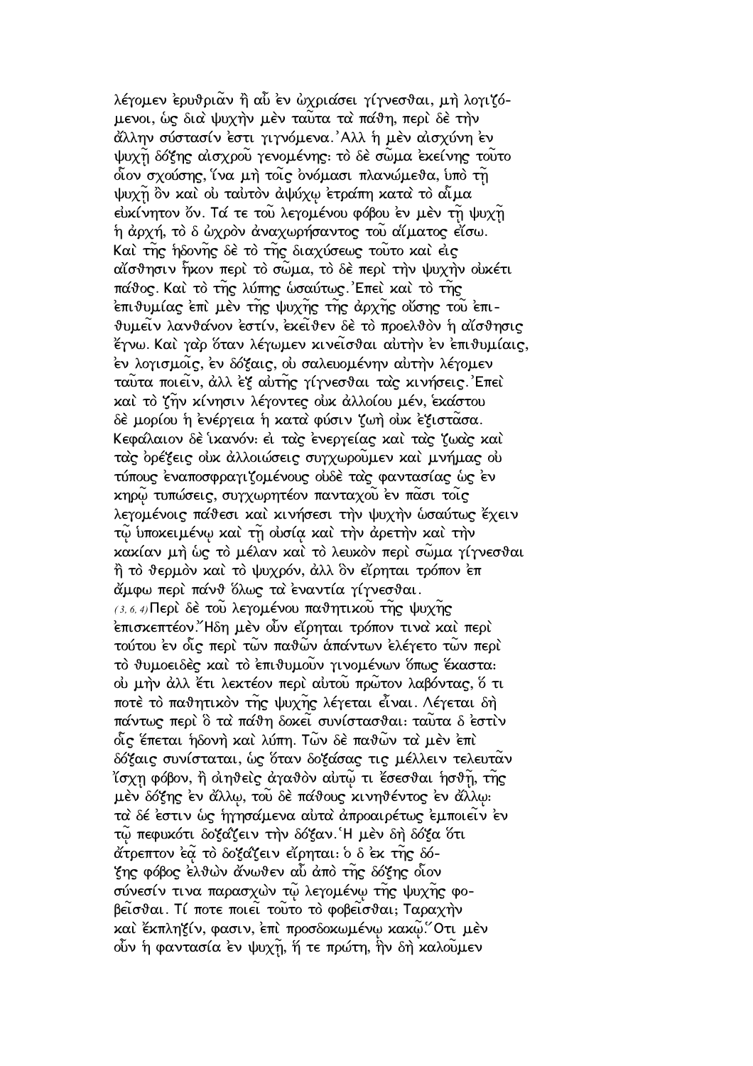λέγομεν ἐρυθριᾶν ἢ αὖ ἐν ὠχριάσει γίγνεσθαι, μὴ λογιζόμενοι, ὡς διὰ ψυχὴν μὲν ταῦτα τὰ πάθη, περὶ δὲ τὴν ἄλλην σύστασίν ἐστι γιγνόμενα. Ἀλλ ἡ μὲν αἰσχύνη ἐν ψυχῇ δόξης αἰσχροῦ γενομένης· τὸ δὲ σῶμα ἐκείνης τοῦτο οἷον σχούσης, ἵνα μὴ τοῖς ὀνόμασι πλανώμεθα, ὑπὸ τῇ ψυχῇ ὂν καὶ οὐ ταὐτὸν ἀψύχῳ ἐτράπη κατὰ τὸ αἷμα εὐκίνητον ὄν. Τά τε τοῦ λεγομένου φόβου ἐν μὲν τῇ ψυχῇ ἡ ἀρχή, τὸ δ ὠχρὸν ἀναχωρήσαντος τοῦ αἵματος εἴσω. Καὶ τῆς ἡδονῆς δὲ τὸ τῆς διαχύσεως τοῦτο καὶ εἰς αἴσθησιν ἧκον περὶ τὸ σῶμα, τὸ δὲ περὶ τὴν ψυχὴν οὐκέτι πάθος. Καὶ τὸ τῆς λύπης ὡσαύτως. Ἐπεὶ καὶ τὸ τῆς ἐπιθυμίας ἐπὶ μὲν τῆς ψυχῆς τῆς ἀρχῆς οὔσης τοῦ ἐπιθυμεῖν λανθάνον ἐστίν, ἐκεῖθεν δὲ τὸ προελθὸν ἡ αἴσθησις ἔγνω. Καὶ γὰρ ὅταν λέγωμεν κινεῖσθαι αὐτὴν ἐν ἐπιθυμίαις, ἐν λογισμοῖς, ἐν δόξαις, οὐ σαλευομένην αὐτὴν λέγομεν ταῦτα ποιεῖν, ἀλλ ἐξ αὐτῆς γίγνεσθαι τὰς κινήσεις. Ἐπεὶ καὶ τὸ ζῆν κίνησιν λέγοντες οὐκ ἀλλοίου μέν, ἑκάστου δὲ μορίου ἡ ἐνέργεια ἡ κατὰ φύσιν ζωὴ οὐκ ἐξιστᾶσα. Κεφάλαιον δὲ ἱκανόν· εἰ τὰς ἐνεργείας καὶ τὰς ζωὰς καὶ τὰς ὀρέξεις οὐκ ἀλλοιώσεις συγχωροῦμεν καὶ μνήμας οὐ τύπους ἐναποσφραγιζομένους οὐδὲ τὰς φαντασίας ὡς ἐν κηρῷ τυπώσεις, συγχωρητέον πανταχοῦ ἐν πᾶσι τοῖς λεγομένοις πάθεσι καὶ κινήσεσι τὴν ψυχὴν ὡσαύτως ἔχειν τῷ ὑποκειμένῳ καὶ τῇ οὐσίᾳ καὶ τὴν ἀρετὴν καὶ τὴν κακίαν μὴ ὡς τὸ μέλαν καὶ τὸ λευκὸν περὶ σῶμα γίγνεσθαι ἢ τὸ θερμὸν καὶ τὸ ψυχρόν, ἀλλ ὃν εἴρηται τρόπον ἐπ ἄμφω περὶ πάνθ ὅλως τὰ ἐναντία γίγνεσθαι.

(3, 6, 4) Περὶ δὲ τοῦ λεγομένου παθητικοῦ τῆς ψυχῆς ἐπισκεπτέον. Ἤδη μὲν οὖν εἴρηται τρόπον τινὰ καὶ περὶ τούτου ἐν οἷς περὶ τῶν παθῶν ἁπάντων ἐλέγετο τῶν περὶ τὸ θυμοειδὲς καὶ τὸ ἐπιθυμοῦν γινομένων ὅπως ἕκαστα· οὐ μὴν ἀλλ ἔτι λεκτέον περὶ αὐτοῦ πρῶτον λαβόντας, ὅ τι ποτὲ τὸ παθητικὸν τῆς ψυχῆς λέγεται εἶναι. Λέγεται δὴ πάντως περὶ ὃ τὰ πάθη δοκεῖ συνίστασθαι· ταῦτα δ ἐστὶν οἷς ἕπεται ἡδονὴ καὶ λύπη. Τῶν δὲ παθῶν τὰ μὲν ἐπὶ δόξαις συνίσταται, ὡς ὅταν δοξάσας τις μέλλειν τελευτᾶν ἴσχῃ φόβον, ἢ οἰηθεὶς ἀγαθὸν αὐτῷ τι ἔσεσθαι ἡσθῇ, τῆς μὲν δόξης ἐν ἄλλῳ, τοῦ δὲ πάθους κινηθέντος ἐν ἄλλῳ· τὰ δέ ἐστιν ὡς ἡγησάμενα αὐτὰ ἀπροαιρέτως ἐμποιεῖν ἐν τῷ πεφυκότι δοξάζειν τὴν δόξαν. Ἡ μὲν δὴ δόξα ὅτι ἄτρεπτον ἐᾷ τὸ δοξάζειν εἴρηται· ὁ δ ἐκ τῆς δόξης φόβος ἐλθὼν ἄνωθεν αὖ ἀπὸ τῆς δόξης οἷον σύνεσίν τινα παρασχὼν τῷ λεγομένῳ τῆς ψυχῆς φοβεῖσθαι. Τί ποτε ποιεῖ τοῦτο τὸ φοβεῖσθαι; Ταραχὴν καὶ ἔκπληξίν, φασιν, ἐπὶ προσδοκωμένῳ κακῷ. Ὅτι μὲν οὖν ἡ φαντασία ἐν ψυχῇ, ἥ τε πρώτη, ἣν δὴ καλοῦμεν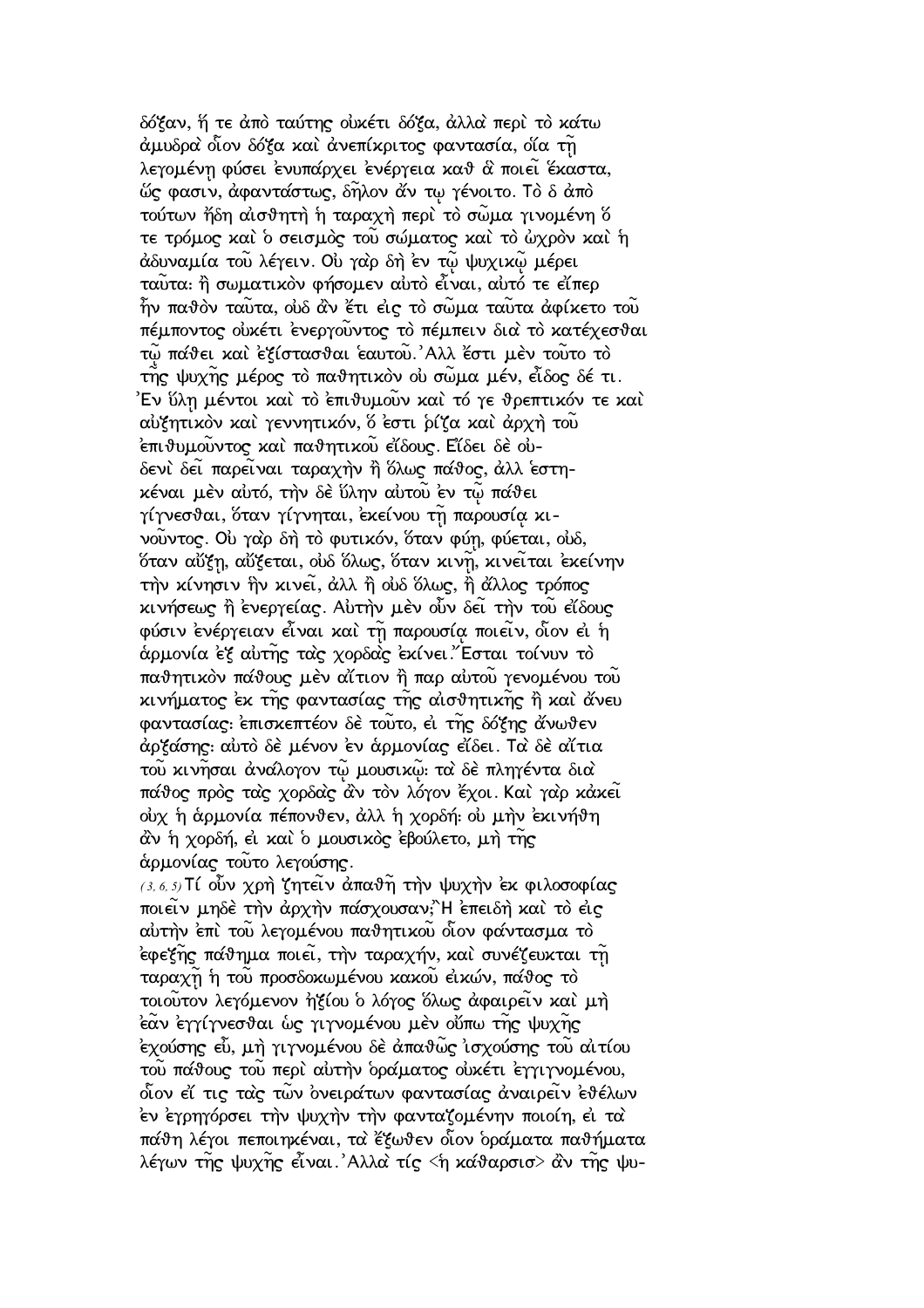δόξαν, ἥ τε ἀπὸ ταύτης οὐκέτι δόξα, ἀλλὰ περὶ τὸ κάτω ἀμυδρὰ οἷον δόξα καὶ ἀνεπίκριτος φαντασία, οἵα τῇ λεγομένῃ φύσει ἐνυπάρχει ἐνέργεια καθ ἃ ποιεῖ ἕκαστα, ὥς φασιν, ἀφαντάστως, δῆλον ἄν τῳ γένοιτο. Τὸ δ ἀπὸ τούτων ἤδη αἰσθητὴ ἡ ταραχὴ περὶ τὸ σῶμα γινομένη ὅ τε τρόμος καὶ ὁ σεισμὸς τοῦ σώματος καὶ τὸ ὠχρὸν καὶ ἡ ἀδυναμία τοῦ λέγειν. Οὐ γὰρ δὴ ἐν τῷ ψυχικῷ μέρει ταῦτα: ἢ σωματικὸν φήσομεν αὐτὸ εἶναι, αὐτό τε εἴπερ ἦν παθὸν ταῦτα, οὐδ ἂν ἔτι εἰς τὸ σῶμα ταῦτα ἀφίκετο τοῦ πέμποντος οὐκέτι ἐνεργοῦντος τὸ πέμπειν διὰ τὸ κατέχεσθαι τῷ πάθει καὶ ἐξίστασθαι ἑαυτοῦ. Ἀλλ ἔστι μὲν τοῦτο τὸ τῆς ψυχῆς μέρος τὸ παθητικὸν οὐ σῶμα μέν, εἶδος δέ τι. Ἐν ὕλῃ μέντοι καὶ τὸ ἐπιθυμοῦν καὶ τό γε θρεπτικόν τε καὶ αὐξητικὸν καὶ γεννητικόν, ὅ ἐστι ῥίζα καὶ ἀρχὴ τοῦ ἐπιθυμοῦντος καὶ παθητικοῦ εἴδους. Εἴδει δὲ οὐδενὶ δεῖ παρεῖναι ταραχὴν ἢ ὅλως πάθος, ἀλλ ἑστηκέναι μὲν αὐτό, τὴν δὲ ὕλην αὐτοῦ ἐν τῷ πάθει γίγνεσθαι, ὅταν γίγνηται, ἐκείνου τῇ παρουσίᾳ κινοῦντος. Οὐ γὰρ δὴ τὸ φυτικόν, ὅταν φύῃ, φύεται, οὐδ, ὅταν αὔξῃ, αὔξεται, οὐδ ὅλως, ὅταν κινῇ, κινεῖται ἐκείνην τὴν κίνησιν ἣν κινεῖ, ἀλλ ἢ οὐδ ὅλως, ἢ ἄλλος τρόπος κινήσεως ἢ ἐνεργείας. Αὐτὴν μὲν οὖν δεῖ τὴν τοῦ εἴδους φύσιν ἐνέργειαν εἶναι καὶ τῇ παρουσίᾳ ποιεῖν, οἷον εἰ ἡ ἁρμονία ἐξ αὐτῆς τὰς χορδὰς ἐκίνει. Ἔσται τοίνυν τὸ παθητικὸν πάθους μὲν αἴτιον ἢ παρ αὐτοῦ γενομένου τοῦ κινήματος ἐκ τῆς φαντασίας τῆς αἰσθητικῆς ἢ καὶ ἄνευ φαντασίας: ἐπισκεπτέον δὲ τοῦτο, εἰ τῆς δόξης ἄνωθεν ἀρξάσης: αὐτὸ δὲ μένον ἐν ἁρμονίας εἴδει. Τὰ δὲ αἴτια τοῦ κινῆσαι ἀνάλογον τῷ μουσικῷ: τὰ δὲ πληγέντα διὰ πάθος πρὸς τὰς χορδὰς ἂν τὸν λόγον ἔχοι. Καὶ γὰρ κἀκεῖ οὐχ ἡ ἁρμονία πέπονθεν, ἀλλ ἡ χορδή: οὐ μὴν ἐκινήθη ἂν ἡ χορδή, εἰ καὶ ὁ μουσικὸς ἐβούλετο, μὴ τῆς ἁρμονίας τοῦτο λεγούσης.

(3, 6, 5) Τί οὖν χρὴ ζητεῖν ἀπαθῆ τὴν ψυχὴν ἐκ φιλοσοφίας ποιεῖν μηδὲ τὴν ἀρχὴν πάσχουσαν; Ἢ ἐπειδὴ καὶ τὸ εἰς αὐτὴν ἐπὶ τοῦ λεγομένου παθητικοῦ οἷον φάντασμα τὸ ἐφεξῆς πάθημα ποιεῖ, τὴν ταραχήν, καὶ συνέζευκται τῇ ταραχῇ ἡ τοῦ προσδοκωμένου κακοῦ εἰκών, πάθος τὸ τοιοῦτον λεγόμενον ἠξίου ὁ λόγος ὅλως ἀφαιρεῖν καὶ μὴ ἐᾶν ἐγγίγνεσθαι ὡς γιγνομένου μὲν οὔπω τῆς ψυχῆς ἐχούσης εὖ, μὴ γιγνομένου δὲ ἀπαθῶς ἰσχούσης τοῦ αἰτίου τοῦ πάθους τοῦ περὶ αὐτὴν ὁράματος οὐκέτι ἐγγιγνομένου, οἷον εἴ τις τὰς τῶν ὀνειράτων φαντασίας ἀναιρεῖν ἐθέλων ἐν ἐγρηγόρσει τὴν ψυχὴν τὴν φανταζομένην ποιοίη, εἰ τὰ πάθη λέγοι πεποιηκέναι, τὰ ἔξωθεν οἷον ὁράματα παθήματα λέγων τῆς ψυχῆς εἶναι. Ἀλλὰ τίς <ἡ κάθαρσισ> ἂν τῆς ψυ-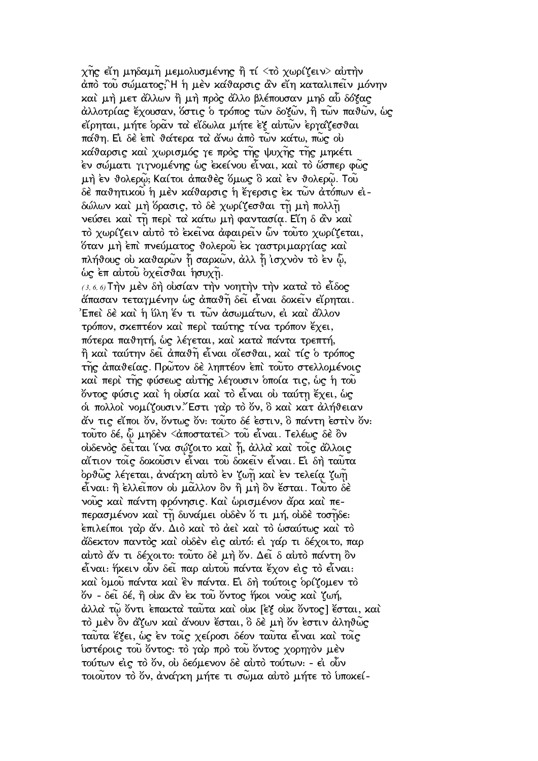χῆς εἴη μηδαμῇ μεμολυσμένης ἢ τί <τὸ χωρίζειν> αὐτὴν ἀπὸ τοῦ σώματος;Ἢ ἡ μὲν κάθαρσις ἂν εἴη καταλιπεῖν μόνην καὶ μὴ μετ ἄλλων ἢ μὴ πρὸς ἄλλο βλέπουσαν μηδ αὖ δόξας ἀλλοτρίας ἔχουσαν, ὅστις ὁ τρόπος τῶν δοξῶν, ἢ τῶν παθῶν, ὡς εἴρηται, μήτε ὁρᾶν τὰ εἴδωλα μήτε ἐξ αὐτῶν ἐργάζεσθαι πάθη. Εἰ δὲ ἐπὶ θάτερα τὰ ἄνω ἀπὸ τῶν κάτω, πῶς οὐ κάθαρσις καὶ χωρισμός γε πρὸς τῆς ψυχῆς τῆς μηκέτι ἐν σώματι γιγνομένης ὡς ἐκείνου εἶναι, καὶ τὸ ὥσπερ φῶς μὴ ἐν θολερῷ; Καίτοι ἀπαθὲς ὅμως ὃ καὶ ἐν θολερῷ. Τοῦ δὲ παθητικοῦ ἡ μὲν κάθαρσις ἡ ἔγερσις ἐκ τῶν ἀτόπων εἰδώλων καὶ μὴ ὅρασις, τὸ δὲ χωρίζεσθαι τῇ μὴ πολλῇ νεύσει καὶ τῇ περὶ τὰ κάτω μὴ φαντασίᾳ. Εἴη δ ἂν καὶ τὸ χωρίζειν αὐτὸ τὸ ἐκεῖνα ἀφαιρεῖν ὧν τοῦτο χωρίζεται, ὅταν μὴ ἐπὶ πνεύματος θολεροῦ ἐκ γαστριμαργίας καὶ πλήθους οὐ καθαρῶν ᾖ σαρκῶν, ἀλλ ᾖ ἰσχνὸν τὸ ἐν ᾧ, ὡς ἐπ αὐτοῦ ὀχεῖσθαι ἡσυχῇ.

*(3, 6, 6)* Τὴν μὲν δὴ οὐσίαν τὴν νοητὴν τὴν κατὰ τὸ εἶδος ἅπασαν τεταγμένην ὡς ἀπαθῆ δεῖ εἶναι δοκεῖν εἴρηται. Ἐπεὶ δὲ καὶ ἡ ὕλη ἕν τι τῶν ἀσωμάτων, εἰ καὶ ἄλλον τρόπον, σκεπτέον καὶ περὶ ταύτης τίνα τρόπον ἔχει, πότερα παθητή, ὡς λέγεται, καὶ κατὰ πάντα τρεπτή, ἢ καὶ ταύτην δεῖ ἀπαθῆ εἶναι οἴεσθαι, καὶ τίς ὁ τρόπος τῆς ἀπαθείας. Πρῶτον δὲ ληπτέον ἐπὶ τοῦτο στελλομένοις καὶ περὶ τῆς φύσεως αὐτῆς λέγουσιν ὁποία τις, ὡς ἡ τοῦ ὄντος φύσις καὶ ἡ οὐσία καὶ τὸ εἶναι οὐ ταύτῃ ἔχει, ὡς οἱ πολλοὶ νομίζουσιν.Ἔστι γὰρ τὸ ὄν, ὃ καὶ κατ ἀλήθειαν ἄν τις εἴποι ὄν, ὄντως ὄν: τοῦτο δέ ἐστιν, ὃ πάντη ἐστὶν ὄν: τοῦτο δέ, ᾧ μηδὲν <ἀποστατεῖ> τοῦ εἶναι. Τελέως δὲ ὂν οὐδενὸς δεῖται ἵνα σῴζοιτο καὶ ᾖ, ἀλλὰ καὶ τοῖς ἄλλοις αἴτιον τοῖς δοκοῦσιν εἶναι τοῦ δοκεῖν εἶναι. Εἰ δὴ ταῦτα ὀρθῶς λέγεται, ἀνάγκη αὐτὸ ἐν ζωῇ καὶ ἐν τελείᾳ ζωῇ εἶναι: ἢ ἐλλεῖπον οὐ μᾶλλον ὂν ἢ μὴ ὂν ἔσται. Τοῦτο δὲ νοῦς καὶ πάντη φρόνησις. Καὶ ὡρισμένον ἄρα καὶ πεπερασμένον καὶ τῇ δυνάμει οὐδὲν ὅ τι μή, οὐδὲ τοσῇδε: ἐπιλείποι γὰρ ἄν. Διὸ καὶ τὸ ἀεὶ καὶ τὸ ὡσαύτως καὶ τὸ ἄδεκτον παντὸς καὶ οὐδὲν εἰς αὐτό: εἰ γάρ τι δέχοιτο, παρ αὐτὸ ἄν τι δέχοιτο: τοῦτο δὲ μὴ ὄν. Δεῖ δ αὐτὸ πάντη ὂν εἶναι: ἥκειν οὖν δεῖ παρ αὐτοῦ πάντα ἔχον εἰς τὸ εἶναι: καὶ ὁμοῦ πάντα καὶ ἓν πάντα. Εἰ δὴ τούτοις ὁρίζομεν τὸ ὄν - δεῖ δέ, ἢ οὐκ ἂν ἐκ τοῦ ὄντος ἥκοι νοῦς καὶ ζωή, ἀλλὰ τῷ ὄντι ἐπακτὰ ταῦτα καὶ οὐκ [ἐξ οὐκ ὄντος] ἔσται, καὶ τὸ μὲν ὂν ἄζων καὶ ἄνουν ἔσται, ὃ δὲ μὴ ὄν ἐστιν ἀληθῶς ταῦτα ἕξει, ὡς ἐν τοῖς χείροσι δέον ταῦτα εἶναι καὶ τοῖς ὑστέροις τοῦ ὄντος: τὸ γὰρ πρὸ τοῦ ὄντος χορηγὸν μὲν τούτων εἰς τὸ ὄν, οὐ δεόμενον δὲ αὐτὸ τούτων: - εἰ οὖν τοιοῦτον τὸ ὄν, ἀνάγκη μήτε τι σῶμα αὐτὸ μήτε τὸ ὑποκεί-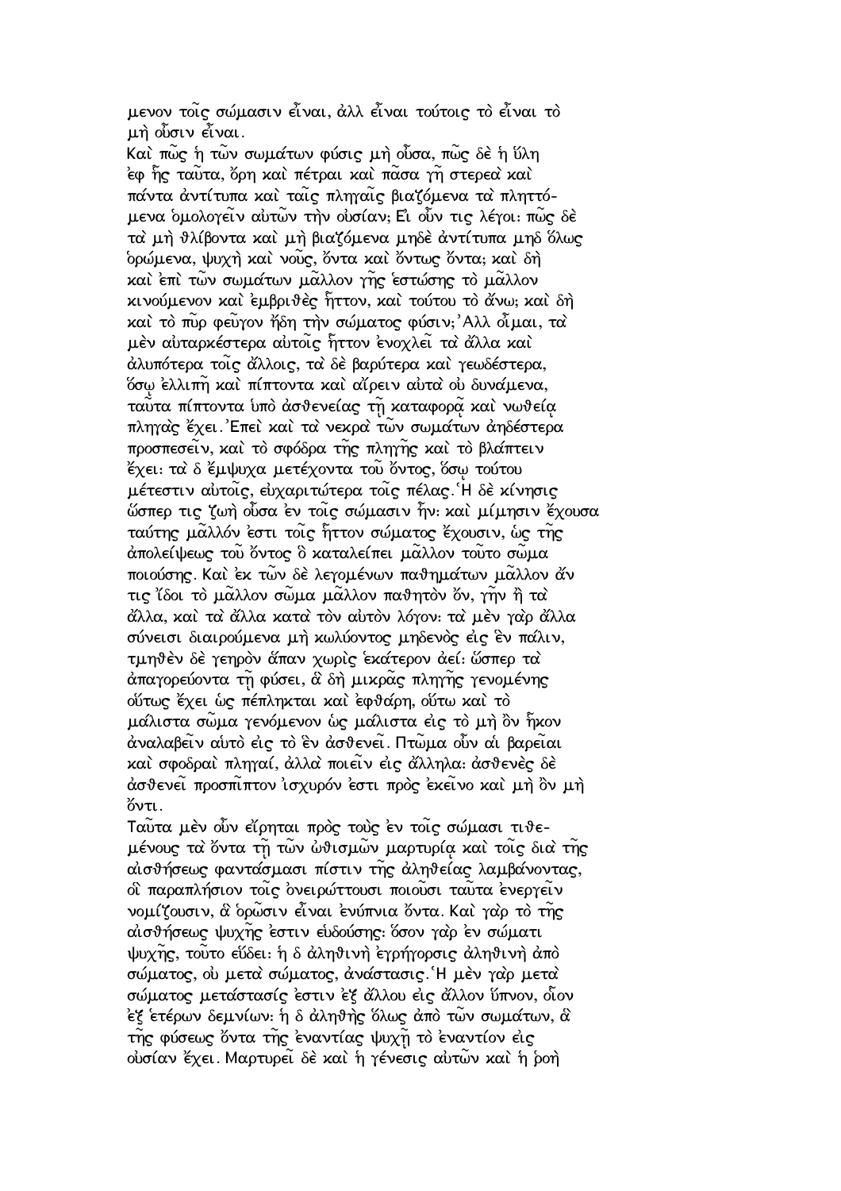μενον τοῖς σώμασιν εἶναι, ἀλλ εἶναι τούτοις τὸ εἶναι τὸ μὴ οὖσιν εἶναι.

Καὶ πῶς ἡ τῶν σωμάτων φύσις μὴ οὖσα, πῶς δὲ ἡ ὕλη ἐφ ἧς ταῦτα, ὄρη καὶ πέτραι καὶ πᾶσα γῆ στερεὰ καὶ πάντα ἀντίτυπα καὶ ταῖς πληγαῖς βιαζόμενα τὰ πληττόμενα ὁμολογεῖν αὐτῶν τὴν οὐσίαν; Εἰ οὖν τις λέγοι: πῶς δὲ τὰ μὴ θλίβοντα καὶ μὴ βιαζόμενα μηδὲ ἀντίτυπα μηδ ὅλως ὁρώμενα, ψυχὴ καὶ νοῦς, ὄντα καὶ ὄντως ὄντα; καὶ δὴ καὶ ἐπὶ τῶν σωμάτων μᾶλλον γῆς ἑστώσης τὸ μᾶλλον κινούμενον καὶ ἐμβριθὲς ἧττον, καὶ τούτου τὸ ἄνω; καὶ δὴ καὶ τὸ πῦρ φεῦγον ἤδη τὴν σώματος φύσιν;᾿Αλλ οἶμαι, τὰ μὲν αὐταρκέστερα αὐτοῖς ἧττον ἐνοχλεῖ τὰ ἄλλα καὶ ἀλυπότερα τοῖς ἄλλοις, τὰ δὲ βαρύτερα καὶ γεωδέστερα, ὅσῳ ἐλλιπῆ καὶ πίπτοντα καὶ αἴρειν αὐτὰ οὐ δυνάμενα, ταῦτα πίπτοντα ὑπὸ ἀσθενείας τῇ καταφορᾷ καὶ νωθείᾳ πληγὰς ἔχει.᾿Επεὶ καὶ τὰ νεκρὰ τῶν σωμάτων ἀηδέστερα προσπεσεῖν, καὶ τὸ σφόδρα τῆς πληγῆς καὶ τὸ βλάπτειν ἔχει: τὰ δ ἔμψυχα μετέχοντα τοῦ ὄντος, ὅσῳ τούτου μέτεστιν αὐτοῖς, εὐχαριτώτερα τοῖς πέλας.῾Η δὲ κίνησις ὥσπερ τις ζωὴ οὖσα ἐν τοῖς σώμασιν ἦν: καὶ μίμησιν ἔχουσα ταύτης μᾶλλόν ἐστι τοῖς ἧττον σώματος ἔχουσιν, ὡς τῆς ἀπολείψεως τοῦ ὄντος ὃ καταλείπει μᾶλλον τοῦτο σῶμα ποιούσης. Καὶ ἐκ τῶν δὲ λεγομένων παθημάτων μᾶλλον ἄν τις ἴδοι τὸ μᾶλλον σῶμα μᾶλλον παθητὸν ὄν, γῆν ἢ τὰ ἄλλα, καὶ τὰ ἄλλα κατὰ τὸν αὐτὸν λόγον: τὰ μὲν γὰρ ἄλλα σύνεισι διαιρούμενα μὴ κωλύοντος μηδενὸς εἰς ἓν πάλιν, τμηθὲν δὲ γεηρὸν ἅπαν χωρὶς ἑκάτερον ἀεί: ὥσπερ τὰ ἀπαγορεύοντα τῇ φύσει, ἃ δὴ μικρᾶς πληγῆς γενομένης οὕτως ἔχει ὡς πέπληκται καὶ ἐφθάρη, οὕτω καὶ τὸ μάλιστα σῶμα γενόμενον ὡς μάλιστα εἰς τὸ μὴ ὂν ἧκον ἀναλαβεῖν αὐτὸ εἰς τὸ ἓν ἀσθενεῖ. Πτῶμα οὖν αἱ βαρεῖαι καὶ σφοδραὶ πληγαί, ἀλλὰ ποιεῖν εἰς ἄλληλα: ἀσθενὲς δὲ ἀσθενεῖ προσπῖπτον ἰσχυρόν ἐστι πρὸς ἐκεῖνο καὶ μὴ ὂν μὴ ὄντι.

Ταῦτα μὲν οὖν εἴρηται πρὸς τοὺς ἐν τοῖς σώμασι τιθεμένους τὰ ὄντα τῇ τῶν ὠθισμῶν μαρτυρίᾳ καὶ τοῖς διὰ τῆς αἰσθήσεως φαντάσμασι πίστιν τῆς ἀληθείας λαμβάνοντας, οἳ παραπλήσιον τοῖς ὀνειρώττουσι ποιοῦσι ταῦτα ἐνεργεῖν νομίζουσιν, ἃ ὁρῶσιν εἶναι ἐνύπνια ὄντα. Καὶ γὰρ τὸ τῆς αἰσθήσεως ψυχῆς ἐστιν εὑδούσης: ὅσον γὰρ ἐν σώματι ψυχῆς, τοῦτο εὕδει: ἡ δ ἀληθινὴ ἐγρήγορσις ἀληθινὴ ἀπὸ σώματος, οὐ μετὰ σώματος, ἀνάστασις.῾Η μὲν γὰρ μετὰ σώματος μετάστασίς ἐστιν ἐξ ἄλλου εἰς ἄλλον ὕπνον, οἷον ἐξ ἑτέρων δεμνίων: ἡ δ ἀληθὴς ὅλως ἀπὸ τῶν σωμάτων, ἃ τῆς φύσεως ὄντα τῆς ἐναντίας ψυχῇ τὸ ἐναντίον εἰς οὐσίαν ἔχει. Μαρτυρεῖ δὲ καὶ ἡ γένεσις αὐτῶν καὶ ἡ ῥοὴ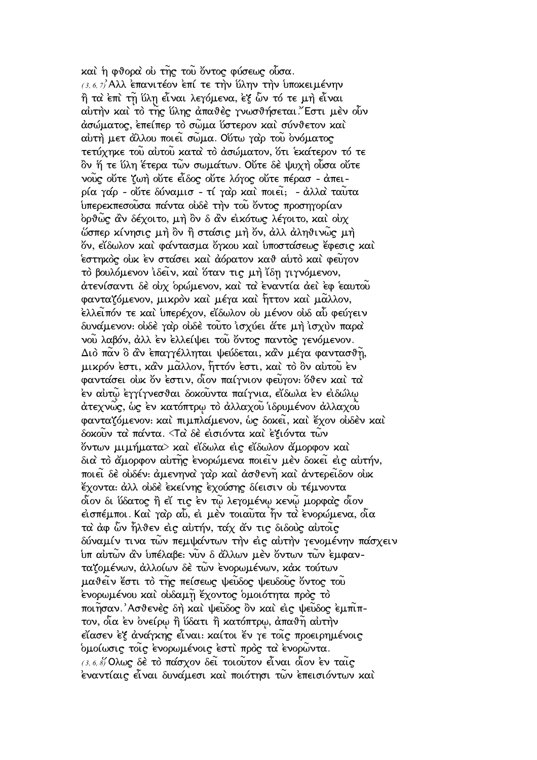καὶ ἡ φθορὰ οὐ τῆς τοῦ ὄντος φύσεως οὖσα.

(3, 6, 7) Ἀλλ ἐπανιτέον ἐπί τε τὴν ὕλην τὴν ὑποκειμένην ἢ τὰ ἐπὶ τῇ ὕλῃ εἶναι λεγόμενα, ἐξ ὧν τό τε μὴ εἶναι αὐτὴν καὶ τὸ τῆς ὕλης ἀπαθὲς γνωσθήσεται. Ἔστι μὲν οὖν ἀσώματος, ἐπείπερ τὸ σῶμα ὕστερον καὶ σύνθετον καὶ αὐτὴ μετ ἄλλου ποιεῖ σῶμα. Οὕτω γὰρ τοῦ ὀνόματος τετύχηκε τοῦ αὐτοῦ κατὰ τὸ ἀσώματον, ὅτι ἑκάτερον τό τε ὂν ἥ τε ὕλη ἕτερα τῶν σωμάτων. Οὔτε δὲ ψυχὴ οὖσα οὔτε νοῦς οὔτε ζωὴ οὔτε εἶδος οὔτε λόγος οὔτε πέρασ - ἀπειρία γάρ - οὔτε δύναμισ - τί γὰρ καὶ ποιεῖ; - ἀλλὰ ταῦτα ὑπερεκπεσοῦσα πάντα οὐδὲ τὴν τοῦ ὄντος προσηγορίαν ὀρθῶς ἂν δέχοιτο, μὴ ὂν δ ἂν εἰκότως λέγοιτο, καὶ οὐχ ὥσπερ κίνησις μὴ ὂν ἢ στάσις μὴ ὄν, ἀλλ ἀληθινῶς μὴ ὄν, εἴδωλον καὶ φάντασμα ὄγκου καὶ ὑποστάσεως ἔφεσις καὶ ἑστηκὸς οὐκ ἐν στάσει καὶ ἀόρατον καθ αὑτὸ καὶ φεῦγον τὸ βουλόμενον ἰδεῖν, καὶ ὅταν τις μὴ ἴδῃ γιγνόμενον, ἀτενίσαντι δὲ οὐχ ὁρώμενον, καὶ τὰ ἐναντία ἀεὶ ἐφ ἑαυτοῦ φανταζόμενον, μικρὸν καὶ μέγα καὶ ἧττον καὶ μᾶλλον, ἐλλεῖπόν τε καὶ ὑπερέχον, εἴδωλον οὐ μένον οὐδ αὖ φεύγειν δυνάμενον: οὐδὲ γὰρ οὐδὲ τοῦτο ἰσχύει ἅτε μὴ ἰσχὺν παρὰ νοῦ λαβόν, ἀλλ ἐν ἐλλείψει τοῦ ὄντος παντὸς γενόμενον. Διὸ πᾶν ὃ ἂν ἐπαγγέλληται ψεύδεται, κἂν μέγα φαντασθῇ, μικρόν ἐστι, κἂν μᾶλλον, ἧττόν ἐστι, καὶ τὸ ὂν αὐτοῦ ἐν φαντάσει οὐκ ὄν ἐστιν, οἷον παίγνιον φεῦγον: ὅθεν καὶ τὰ ἐν αὐτῷ ἐγγίγνεσθαι δοκοῦντα παίγνια, εἴδωλα ἐν εἰδώλῳ ἀτεχνῶς, ὡς ἐν κατόπτρῳ τὸ ἀλλαχοῦ ἱδρυμένον ἀλλαχοῦ φανταζόμενον: καὶ πιμπλάμενον, ὡς δοκεῖ, καὶ ἔχον οὐδὲν καὶ δοκοῦν τὰ πάντα. <Τὰ δὲ εἰσιόντα καὶ ἐξιόντα τῶν ὄντων μιμήματα> καὶ εἴδωλα εἰς εἴδωλον ἄμορφον καὶ διὰ τὸ ἄμορφον αὐτῆς ἐνορώμενα ποιεῖν μὲν δοκεῖ εἰς αὐτήν, ποιεῖ δὲ οὐδέν: ἀμενηνὰ γὰρ καὶ ἀσθενῆ καὶ ἀντερεῖδον οὐκ ἔχοντα: ἀλλ οὐδὲ ἐκείνης ἐχούσης δίεισιν οὐ τέμνοντα οἷον δι ὕδατος ἢ εἴ τις ἐν τῷ λεγομένῳ κενῷ μορφὰς οἷον εἰσπέμποι. Καὶ γὰρ αὖ, εἰ μὲν τοιαῦτα ἦν τὰ ἐνορώμενα, οἷα τὰ ἀφ ὧν ἦλθεν εἰς αὐτήν, τάχ ἄν τις διδοὺς αὐτοῖς δύναμίν τινα τῶν πεμψάντων τὴν εἰς αὐτὴν γενομένην πάσχειν ὑπ αὐτῶν ἂν ὑπέλαβε: νῦν δ ἄλλων μὲν ὄντων τῶν ἐμφανταζομένων, ἀλλοίων δὲ τῶν ἐνορωμένων, κἀκ τούτων μαθεῖν ἔστι τὸ τῆς πείσεως ψεῦδος ψευδοῦς ὄντος τοῦ ἐνορωμένου καὶ οὐδαμῇ ἔχοντος ὁμοιότητα πρὸς τὸ ποιῆσαν. Ἀσθενὲς δὴ καὶ ψεῦδος ὂν καὶ εἰς ψεῦδος ἐμπῖπτον, οἷα ἐν ὀνείρῳ ἢ ὕδατι ἢ κατόπτρῳ, ἀπαθῆ αὐτὴν εἴασεν ἐξ ἀνάγκης εἶναι: καίτοι ἔν γε τοῖς προειρημένοις ὁμοίωσις τοῖς ἐνορωμένοις ἐστὶ πρὸς τὰ ἐνορῶντα.

(3, 6, 8) Ὅλως δὲ τὸ πάσχον δεῖ τοιοῦτον εἶναι οἷον ἐν ταῖς ἐναντίαις εἶναι δυνάμεσι καὶ ποιότησι τῶν ἐπεισιόντων καὶ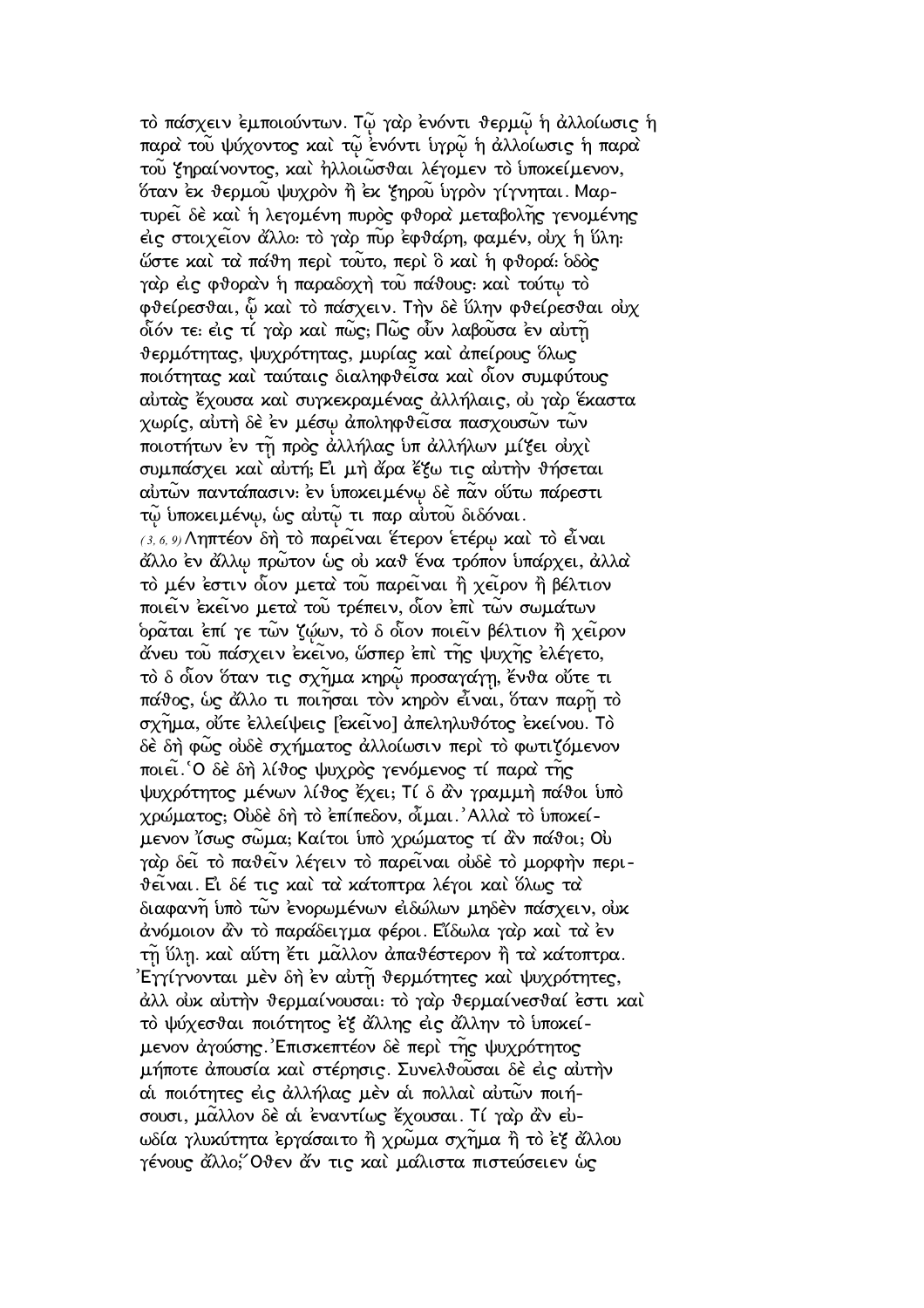τὸ πάσχειν ἐμποιούντων. Τῷ γὰρ ἐνόντι θερμῷ ἡ ἀλλοίωσις ἡ παρὰ τοῦ ψύχοντος καὶ τῷ ἐνόντι ὑγρῷ ἡ ἀλλοίωσις ἡ παρὰ τοῦ ξηραίνοντος, καὶ ἠλλοιῶσθαι λέγομεν τὸ ὑποκείμενον, ὅταν ἐκ θερμοῦ ψυχρὸν ἢ ἐκ ξηροῦ ὑγρὸν γίγνηται. Μαρτυρεῖ δὲ καὶ ἡ λεγομένη πυρὸς φθορὰ μεταβολῆς γενομένης εἰς στοιχεῖον ἄλλο: τὸ γὰρ πῦρ ἐφθάρη, φαμέν, οὐχ ἡ ὕλη: ὥστε καὶ τὰ πάθη περὶ τοῦτο, περὶ ὃ καὶ ἡ φθορά: ὁδὸς γὰρ εἰς φθορὰν ἡ παραδοχὴ τοῦ πάθους: καὶ τούτῳ τὸ φθείρεσθαι, ᾧ καὶ τὸ πάσχειν. Τὴν δὲ ὕλην φθείρεσθαι οὐχ οἷόν τε: εἰς τί γὰρ καὶ πῶς; Πῶς οὖν λαβοῦσα ἐν αὐτῇ θερμότητας, ψυχρότητας, μυρίας καὶ ἀπείρους ὅλως ποιότητας καὶ ταύταις διαληφθεῖσα καὶ οἷον συμφύτους αὐτὰς ἔχουσα καὶ συγκεκραμένας ἀλλήλαις, οὐ γὰρ ἕκαστα χωρίς, αὐτὴ δὲ ἐν μέσῳ ἀποληφθεῖσα πασχουσῶν τῶν ποιοτήτων ἐν τῇ πρὸς ἀλλήλας ὑπ ἀλλήλων μίξει οὐχὶ συμπάσχει καὶ αὐτή; Εἰ μὴ ἄρα ἔξω τις αὐτὴν θήσεται αὐτῶν παντάπασιν: ἐν ὑποκειμένῳ δὲ πᾶν οὕτω πάρεστι τῷ ὑποκειμένῳ, ὡς αὐτῷ τι παρ αὐτοῦ διδόναι.

*(3, 6, 9)* Ληπτέον δὴ τὸ παρεῖναι ἕτερον ἑτέρῳ καὶ τὸ εἶναι ἄλλο ἐν ἄλλῳ πρῶτον ὡς οὐ καθ ἕνα τρόπον ὑπάρχει, ἀλλὰ τὸ μέν ἐστιν οἷον μετὰ τοῦ παρεῖναι ἢ χεῖρον ἢ βέλτιον ποιεῖν ἐκεῖνο μετὰ τοῦ τρέπειν, οἷον ἐπὶ τῶν σωμάτων ὁρᾶται ἐπί γε τῶν ζῴων, τὸ δ οἷον ποιεῖν βέλτιον ἢ χεῖρον ἄνευ τοῦ πάσχειν ἐκεῖνο, ὥσπερ ἐπὶ τῆς ψυχῆς ἐλέγετο, τὸ δ οἷον ὅταν τις σχῆμα κηρῷ προσαγάγῃ, ἔνθα οὔτε τι πάθος, ὡς ἄλλο τι ποιῆσαι τὸν κηρὸν εἶναι, ὅταν παρῇ τὸ σχῆμα, οὔτε ἐλλείψεις [ἐκεῖνο] ἀπεληλυθότος ἐκείνου. Τὸ δὲ δὴ φῶς οὐδὲ σχήματος ἀλλοίωσιν περὶ τὸ φωτιζόμενον ποιεῖ. Ὁ δὲ δὴ λίθος ψυχρὸς γενόμενος τί παρὰ τῆς ψυχρότητος μένων λίθος ἔχει; Τί δ ἂν γραμμὴ πάθοι ὑπὸ χρώματος; Οὐδὲ δὴ τὸ ἐπίπεδον, οἶμαι. Ἀλλὰ τὸ ὑποκείμενον ἴσως σῶμα; Καίτοι ὑπὸ χρώματος τί ἂν πάθοι; Οὐ γὰρ δεῖ τὸ παθεῖν λέγειν τὸ παρεῖναι οὐδὲ τὸ μορφὴν περιθεῖναι. Εἰ δέ τις καὶ τὰ κάτοπτρα λέγοι καὶ ὅλως τὰ διαφανῆ ὑπὸ τῶν ἐνορωμένων εἰδώλων μηδὲν πάσχειν, οὐκ ἀνόμοιον ἂν τὸ παράδειγμα φέροι. Εἴδωλα γὰρ καὶ τὰ ἐν τῇ ὕλῃ. καὶ αὕτη ἔτι μᾶλλον ἀπαθέστερον ἢ τὰ κάτοπτρα. Ἐγγίγνονται μὲν δὴ ἐν αὐτῇ θερμότητες καὶ ψυχρότητες, ἀλλ οὐκ αὐτὴν θερμαίνουσαι: τὸ γὰρ θερμαίνεσθαί ἐστι καὶ τὸ ψύχεσθαι ποιότητος ἐξ ἄλλης εἰς ἄλλην τὸ ὑποκείμενον ἀγούσης. Ἐπισκεπτέον δὲ περὶ τῆς ψυχρότητος μήποτε ἀπουσία καὶ στέρησις. Συνελθοῦσαι δὲ εἰς αὐτὴν αἱ ποιότητες εἰς ἀλλήλας μὲν αἱ πολλαὶ αὐτῶν ποιήσουσι, μᾶλλον δὲ αἱ ἐναντίως ἔχουσαι. Τί γὰρ ἂν εὐωδία γλυκύτητα ἐργάσαιτο ἢ χρῶμα σχῆμα ἢ τὸ ἐξ ἄλλου γένους ἄλλο; Ὅθεν ἄν τις καὶ μάλιστα πιστεύσειεν ὡς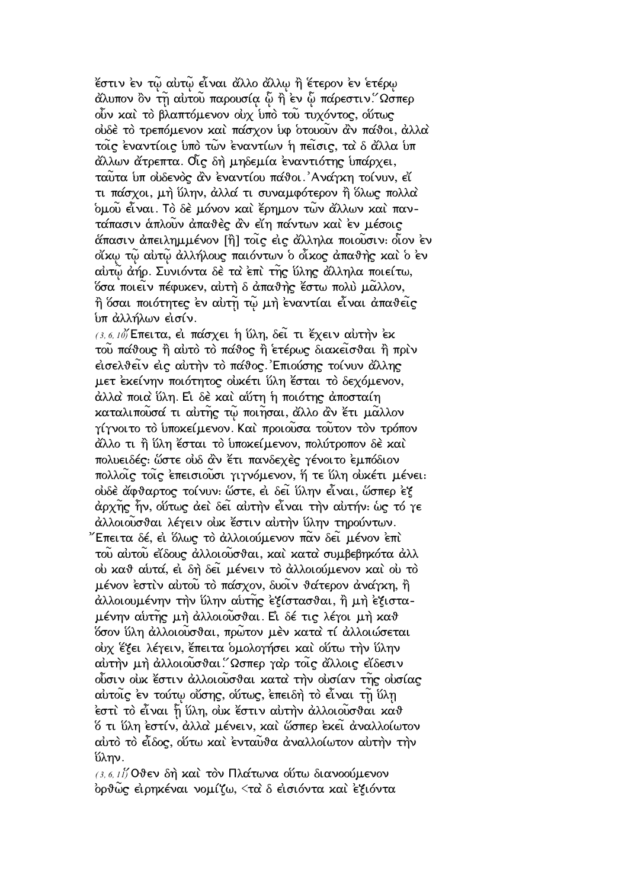ἔστιν ἐν τῷ αὐτῷ εἶναι ἄλλο ἄλλῳ ἢ ἕτερον ἐν ἑτέρῳ ἄλυπον ὂν τῇ αὐτοῦ παρουσίᾳ ᾧ ἢ ἐν ᾧ πάρεστιν.῞Ωσπερ οὖν καὶ τὸ βλαπτόμενον οὐχ ὑπὸ τοῦ τυχόντος, οὕτως οὐδὲ τὸ τρεπόμενον καὶ πάσχον ὑφ ὁτουοῦν ἂν πάθοι, ἀλλὰ τοῖς ἐναντίοις ὑπὸ τῶν ἐναντίων ἡ πεῖσις, τὰ δ ἄλλα ὑπ ἄλλων ἄτρεπτα. Οἷς δὴ μηδεμία ἐναντιότης ὑπάρχει, ταῦτα ὑπ οὐδενὸς ἂν ἐναντίου πάθοι.᾿Ανάγκη τοίνυν, εἴ τι πάσχοι, μὴ ὕλην, ἀλλά τι συναμφότερον ἢ ὅλως πολλὰ ὁμοῦ εἶναι. Τὸ δὲ μόνον καὶ ἔρημον τῶν ἄλλων καὶ παντάπασιν ἁπλοῦν ἀπαθὲς ἂν εἴη πάντων καὶ ἐν μέσοις ἅπασιν ἀπειλημμένον [ἢ] τοῖς εἰς ἄλληλα ποιοῦσιν: οἷον ἐν οἴκῳ τῷ αὐτῷ ἀλλήλους παιόντων ὁ οἶκος ἀπαθὴς καὶ ὁ ἐν αὐτῷ ἀήρ. Συνιόντα δὲ τὰ ἐπὶ τῆς ὕλης ἄλληλα ποιείτω, ὅσα ποιεῖν πέφυκεν, αὐτὴ δ ἀπαθὴς ἔστω πολὺ μᾶλλον, ἢ ὅσαι ποιότητες ἐν αὐτῇ τῷ μὴ ἐναντίαι εἶναι ἀπαθεῖς ὑπ ἀλλήλων εἰσίν.

(3, 6, 10) Επειτα, εἰ πάσχει ἡ ὕλη, δεῖ τι ἔχειν αὐτὴν ἐκ τοῦ πάθους ἢ αὐτὸ τὸ πάθος ἢ ἑτέρως διακεῖσθαι ἢ πρὶν εἰσελθεῖν εἰς αὐτὴν τὸ πάθος.᾿Επιούσης τοίνυν ἄλλης μετ ἐκείνην ποιότητος οὐκέτι ὕλη ἔσται τὸ δεχόμενον, ἀλλὰ ποιὰ ὕλη. Εἰ δὲ καὶ αὕτη ἡ ποιότης ἀποσταίη καταλιποῦσά τι αὐτῆς τῷ ποιῆσαι, ἄλλο ἂν ἔτι μᾶλλον γίγνοιτο τὸ ὑποκείμενον. Καὶ προιοῦσα τοῦτον τὸν τρόπον ἄλλο τι ἢ ὕλη ἔσται τὸ ὑποκείμενον, πολύτροπον δὲ καὶ πολυειδές: ὥστε οὐδ ἂν ἔτι πανδεχὲς γένοιτο ἐμπόδιον πολλοῖς τοῖς ἐπεισιοῦσι γιγνόμενον, ἥ τε ὕλη οὐκέτι μένει: οὐδὲ ἄφθαρτος τοίνυν: ὥστε, εἰ δεῖ ὕλην εἶναι, ὥσπερ ἐξ ἀρχῆς ἦν, οὕτως ἀεὶ δεῖ αὐτὴν εἶναι τὴν αὐτήν: ὡς τό γε ἀλλοιοῦσθαι λέγειν οὐκ ἔστιν αὐτὴν ὕλην τηρούντων.

῎Επειτα δέ, εἰ ὅλως τὸ ἀλλοιούμενον πᾶν δεῖ μένον ἐπὶ τοῦ αὐτοῦ εἴδους ἀλλοιοῦσθαι, καὶ κατὰ συμβεβηκότα ἀλλ οὐ καθ αὑτά, εἰ δὴ δεῖ μένειν τὸ ἀλλοιούμενον καὶ οὐ τὸ μένον ἐστὶν αὐτοῦ τὸ πάσχον, δυοῖν θάτερον ἀνάγκη, ἢ ἀλλοιουμένην τὴν ὕλην αὑτῆς ἐξίστασθαι, ἢ μὴ ἐξισταμένην αὑτῆς μὴ ἀλλοιοῦσθαι. Εἰ δέ τις λέγοι μὴ καθ ὅσον ὕλη ἀλλοιοῦσθαι, πρῶτον μὲν κατὰ τί ἀλλοιώσεται οὐχ ἕξει λέγειν, ἔπειτα ὁμολογήσει καὶ οὕτω τὴν ὕλην αὐτὴν μὴ ἀλλοιοῦσθαι.῞Ωσπερ γὰρ τοῖς ἄλλοις εἴδεσιν οὖσιν οὐκ ἔστιν ἀλλοιοῦσθαι κατὰ τὴν οὐσίαν τῆς οὐσίας αὐτοῖς ἐν τούτῳ οὔσης, οὕτως, ἐπειδὴ τὸ εἶναι τῇ ὕλῃ ἐστὶ τὸ εἶναι ᾗ ὕλη, οὐκ ἔστιν αὐτὴν ἀλλοιοῦσθαι καθ ὅ τι ὕλη ἐστίν, ἀλλὰ μένειν, καὶ ὥσπερ ἐκεῖ ἀναλλοίωτον αὐτὸ τὸ εἶδος, οὕτω καὶ ἐνταῦθα ἀναλλοίωτον αὐτὴν τὴν ὕλην.

(3, 6, 11) Οθεν δὴ καὶ τὸν Πλάτωνα οὕτω διανοούμενον ὀρθῶς εἰρηκέναι νομίζω, <τὰ δ εἰσιόντα καὶ ἐξιόντα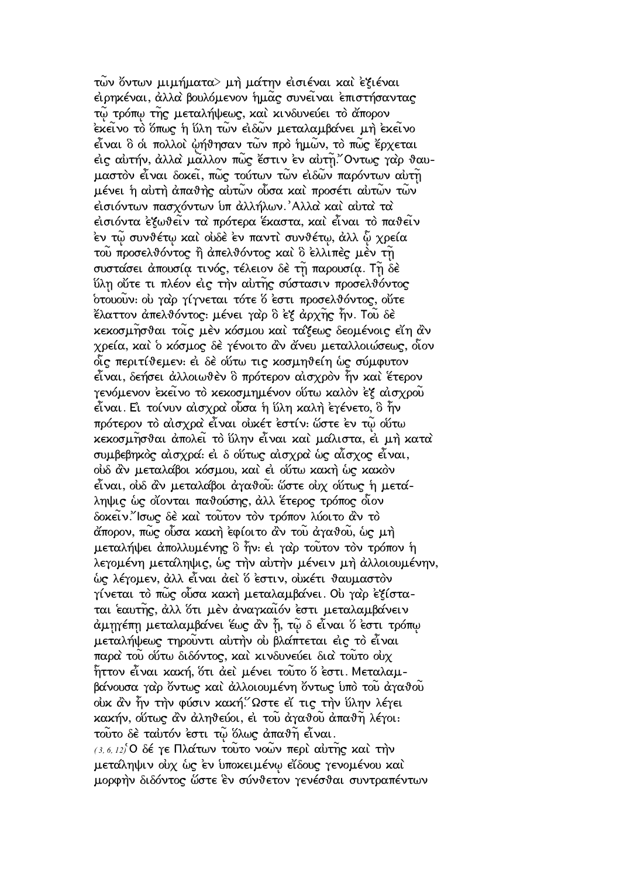τῶν ὄντων μιμήματα> μὴ μάτην εἰσιέναι καὶ ἐξιέναι εἰρηκέναι, ἀλλὰ βουλόμενον ἡμᾶς συνεῖναι ἐπιστήσαντας τῷ τρόπῳ τῆς μεταλήψεως, καὶ κινδυνεύει τὸ ἄπορον ἐκεῖνο τὸ ὅπως ἡ ὕλη τῶν εἰδῶν μεταλαμβάνει μὴ ἐκεῖνο εἶναι ὃ οἱ πολλοὶ ᾠήθησαν τῶν πρὸ ἡμῶν, τὸ πῶς ἔρχεται εἰς αὐτήν, ἀλλὰ μᾶλλον πῶς ἔστιν ἐν αὐτῇ. Ὄντως γὰρ θαυμαστὸν εἶναι δοκεῖ, πῶς τούτων τῶν εἰδῶν παρόντων αὐτῇ μένει ἡ αὐτὴ ἀπαθὴς αὐτῶν οὖσα καὶ προσέτι αὐτῶν τῶν εἰσιόντων πασχόντων ὑπ ἀλλήλων. Ἀλλὰ καὶ αὐτὰ τὰ εἰσιόντα ἐξωθεῖν τὰ πρότερα ἕκαστα, καὶ εἶναι τὸ παθεῖν ἐν τῷ συνθέτῳ καὶ οὐδὲ ἐν παντὶ συνθέτῳ, ἀλλ ᾧ χρεία τοῦ προσελθόντος ἢ ἀπελθόντος καὶ ὃ ἐλλιπὲς μὲν τῇ συστάσει ἀπουσίᾳ τινός, τέλειον δὲ τῇ παρουσίᾳ. Τῇ δὲ ὕλῃ οὔτε τι πλέον εἰς τὴν αὐτῆς σύστασιν προσελθόντος ὁτουοῦν: οὐ γὰρ γίγνεται τότε ὅ ἐστι προσελθόντος, οὔτε ἔλαττον ἀπελθόντος: μένει γὰρ ὃ ἐξ ἀρχῆς ἦν. Τοῦ δὲ κεκοσμῆσθαι τοῖς μὲν κόσμου καὶ τάξεως δεομένοις εἴη ἂν χρεία, καὶ ὁ κόσμος δὲ γένοιτο ἂν ἄνευ μεταλλοιώσεως, οἷον οἷς περιτίθεμεν: εἰ δὲ οὕτω τις κοσμηθείη ὡς σύμφυτον εἶναι, δεήσει ἀλλοιωθὲν ὃ πρότερον αἰσχρὸν ἦν καὶ ἕτερον γενόμενον ἐκεῖνο τὸ κεκοσμημένον οὕτω καλὸν ἐξ αἰσχροῦ εἶναι. Εἰ τοίνυν αἰσχρὰ οὖσα ἡ ὕλη καλὴ ἐγένετο, ὃ ἦν πρότερον τὸ αἰσχρὰ εἶναι οὐκέτ ἐστίν: ὥστε ἐν τῷ οὕτω κεκοσμῆσθαι ἀπολεῖ τὸ ὕλην εἶναι καὶ μάλιστα, εἰ μὴ κατὰ συμβεβηκὸς αἰσχρά: εἰ δ οὕτως αἰσχρὰ ὡς αἶσχος εἶναι, οὐδ ἂν μεταλάβοι κόσμου, καὶ εἰ οὕτω κακὴ ὡς κακὸν εἶναι, οὐδ ἂν μεταλάβοι ἀγαθοῦ: ὥστε οὐχ οὕτως ἡ μετάληψις ὡς οἴονται παθούσης, ἀλλ ἕτερος τρόπος οἷον δοκεῖν. Ἴσως δὲ καὶ τοῦτον τὸν τρόπον λύοιτο ἂν τὸ ἄπορον, πῶς οὖσα κακὴ ἐφίοιτο ἂν τοῦ ἀγαθοῦ, ὡς μὴ μεταλήψει ἀπολλυμένης ὃ ἦν: εἰ γὰρ τοῦτον τὸν τρόπον ἡ λεγομένη μετάληψις, ὡς τὴν αὐτὴν μένειν μὴ ἀλλοιουμένην, ὡς λέγομεν, ἀλλ εἶναι ἀεὶ ὅ ἐστιν, οὐκέτι θαυμαστὸν γίνεται τὸ πῶς οὖσα κακὴ μεταλαμβάνει. Οὐ γὰρ ἐξίσταται ἑαυτῆς, ἀλλ ὅτι μὲν ἀναγκαῖόν ἐστι μεταλαμβάνειν ἀμηγέπη μεταλαμβάνει ἕως ἂν ᾖ, τῷ δ εἶναι ὅ ἐστι τρόπῳ μεταλήψεως τηροῦντι αὐτὴν οὐ βλάπτεται εἰς τὸ εἶναι παρὰ τοῦ οὕτω διδόντος, καὶ κινδυνεύει διὰ τοῦτο οὐχ ἧττον εἶναι κακή, ὅτι ἀεὶ μένει τοῦτο ὅ ἐστι. Μεταλαμβάνουσα γὰρ ὄντως καὶ ἀλλοιουμένη ὄντως ὑπὸ τοῦ ἀγαθοῦ οὐκ ἂν ἦν τὴν φύσιν κακή. Ὥστε εἴ τις τὴν ὕλην λέγει κακήν, οὕτως ἂν ἀληθεύοι, εἰ τοῦ ἀγαθοῦ ἀπαθῆ λέγοι: τοῦτο δὲ ταὐτόν ἐστι τῷ ὅλως ἀπαθῆ εἶναι.

(3, 6, 12) Ὁ δέ γε Πλάτων τοῦτο νοῶν περὶ αὐτῆς καὶ τὴν μετάληψιν οὐχ ὡς ἐν ὑποκειμένῳ εἴδους γενομένου καὶ μορφὴν διδόντος ὥστε ἓν σύνθετον γενέσθαι συντραπέντων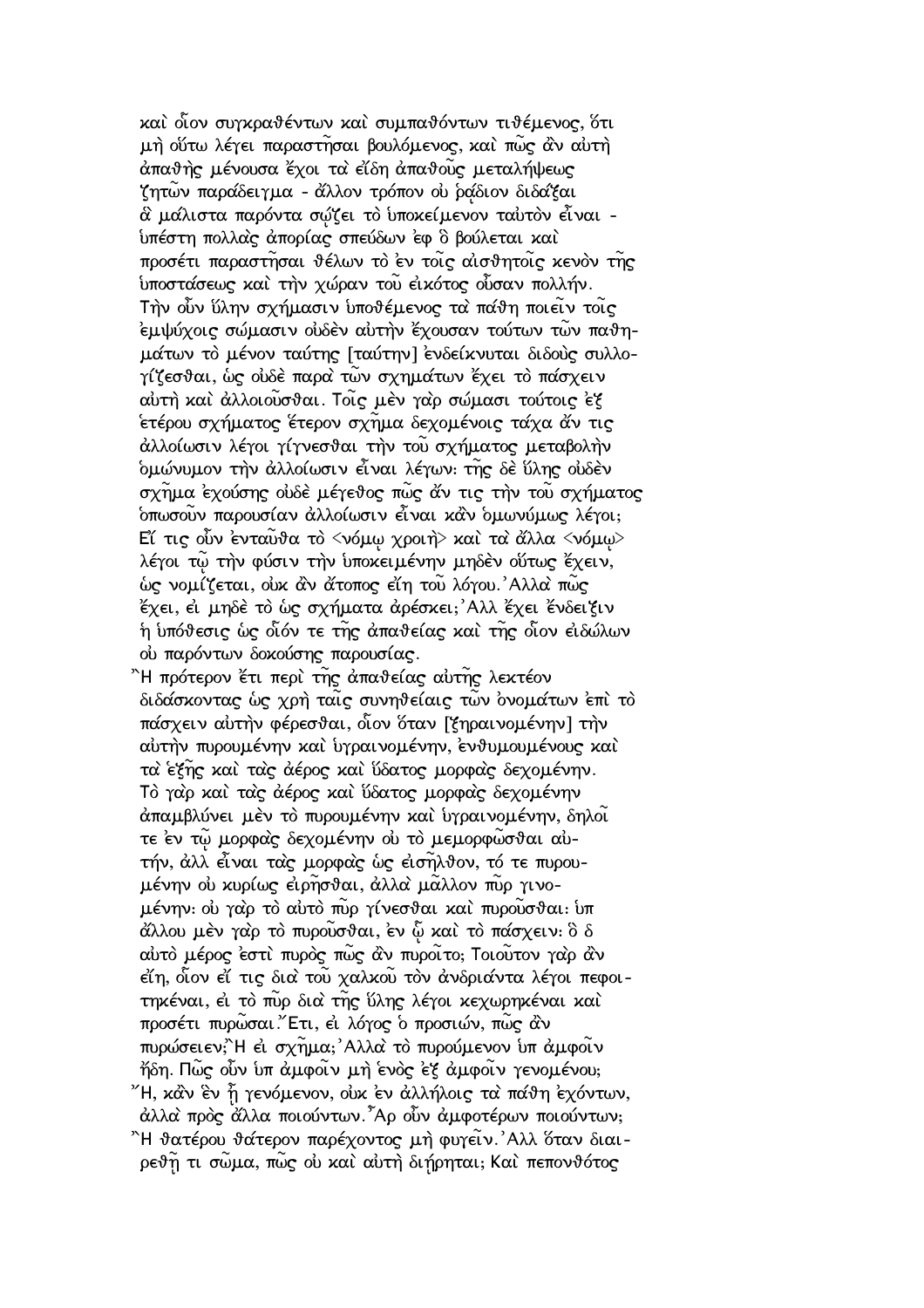καὶ οἷον συγκραθέντων καὶ συμπαθόντων τιθέμενος, ὅτι μὴ οὕτω λέγει παραστῆσαι βουλόμενος, καὶ πῶς ἂν αὐτὴ ἀπαθὴς μένουσα ἔχοι τὰ εἴδη ἀπαθοῦς μεταλήψεως ζητῶν παράδειγμα - ἄλλον τρόπον οὐ ῥάδιον διδάξαι ἃ μάλιστα παρόντα σῴζει τὸ ὑποκείμενον ταὐτὸν εἶναι - ὑπέστη πολλὰς ἀπορίας σπεύδων ἐφ ὃ βούλεται καὶ προσέτι παραστῆσαι θέλων τὸ ἐν τοῖς αἰσθητοῖς κενὸν τῆς ὑποστάσεως καὶ τὴν χώραν τοῦ εἰκότος οὖσαν πολλήν. Τὴν οὖν ὕλην σχήμασιν ὑποθέμενος τὰ πάθη ποιεῖν τοῖς ἐμψύχοις σώμασιν οὐδὲν αὐτὴν ἔχουσαν τούτων τῶν παθημάτων τὸ μένον ταύτης [ταύτην] ἐνδείκνυται διδοὺς συλλογίζεσθαι, ὡς οὐδὲ παρὰ τῶν σχημάτων ἔχει τὸ πάσχειν αὐτὴ καὶ ἀλλοιοῦσθαι. Τοῖς μὲν γὰρ σώμασι τούτοις ἐξ ἑτέρου σχήματος ἕτερον σχῆμα δεχομένοις τάχα ἄν τις ἀλλοίωσιν λέγοι γίγνεσθαι τὴν τοῦ σχήματος μεταβολὴν ὁμώνυμον τὴν ἀλλοίωσιν εἶναι λέγων· τῆς δὲ ὕλης οὐδὲν σχῆμα ἐχούσης οὐδὲ μέγεθος πῶς ἄν τις τὴν τοῦ σχήματος ὁπωσοῦν παρουσίαν ἀλλοίωσιν εἶναι κἂν ὁμωνύμως λέγοι; Εἴ τις οὖν ἐνταῦθα τὸ <νόμῳ χροιὴ> καὶ τὰ ἄλλα <νόμῳ> λέγοι τῷ τὴν φύσιν τὴν ὑποκειμένην μηδὲν οὕτως ἔχειν, ὡς νομίζεται, οὐκ ἂν ἄτοπος εἴη τοῦ λόγου. Ἀλλὰ πῶς ἔχει, εἰ μηδὲ τὸ ὡς σχήματα ἀρέσκει; Ἀλλ ἔχει ἔνδειξιν ἡ ὑπόθεσις ὡς οἷόν τε τῆς ἀπαθείας καὶ τῆς οἷον εἰδώλων οὐ παρόντων δοκούσης παρουσίας.

Ἢ πρότερον ἔτι περὶ τῆς ἀπαθείας αὐτῆς λεκτέον διδάσκοντας ὡς χρὴ ταῖς συνηθείαις τῶν ὀνομάτων ἐπὶ τὸ πάσχειν αὐτὴν φέρεσθαι, οἷον ὅταν [ξηραινομένην] τὴν αὐτὴν πυρουμένην καὶ ὑγραινομένην, ἐνθυμουμένους καὶ τὰ ἑξῆς καὶ τὰς ἀέρος καὶ ὕδατος μορφὰς δεχομένην. Τὸ γὰρ καὶ τὰς ἀέρος καὶ ὕδατος μορφὰς δεχομένην ἀπαμβλύνει μὲν τὸ πυρουμένην καὶ ὑγραινομένην, δηλοῖ τε ἐν τῷ μορφὰς δεχομένην οὐ τὸ μεμορφῶσθαι αὐτήν, ἀλλ εἶναι τὰς μορφὰς ὡς εἰσῆλθον, τό τε πυρουμένην οὐ κυρίως εἰρῆσθαι, ἀλλὰ μᾶλλον πῦρ γινομένην· οὐ γὰρ τὸ αὐτὸ πῦρ γίνεσθαι καὶ πυροῦσθαι· ὑπ ἄλλου μὲν γὰρ τὸ πυροῦσθαι, ἐν ᾧ καὶ τὸ πάσχειν· ὃ δ αὐτὸ μέρος ἐστὶ πυρὸς πῶς ἂν πυροῖτο; Τοιοῦτον γὰρ ἂν εἴη, οἷον εἴ τις διὰ τοῦ χαλκοῦ τὸν ἀνδριάντα λέγοι πεφοιτηκέναι, εἰ τὸ πῦρ διὰ τῆς ὕλης λέγοι κεχωρηκέναι καὶ προσέτι πυρῶσαι. Ἔτι, εἰ λόγος ὁ προσιών, πῶς ἂν πυρώσειεν; Ἢ εἰ σχῆμα; Ἀλλὰ τὸ πυρούμενον ὑπ ἀμφοῖν ἤδη. Πῶς οὖν ὑπ ἀμφοῖν μὴ ἑνὸς ἐξ ἀμφοῖν γενομένου; Ἤ, κἂν ἓν ᾖ γενόμενον, οὐκ ἐν ἀλλήλοις τὰ πάθη ἐχόντων, ἀλλὰ πρὸς ἄλλα ποιούντων. Ἆρ οὖν ἀμφοτέρων ποιούντων; Ἢ θατέρου θάτερον παρέχοντος μὴ φυγεῖν. Ἀλλ ὅταν διαιρεθῇ τι σῶμα, πῶς οὐ καὶ αὐτὴ διῄρηται; Καὶ πεπονθότος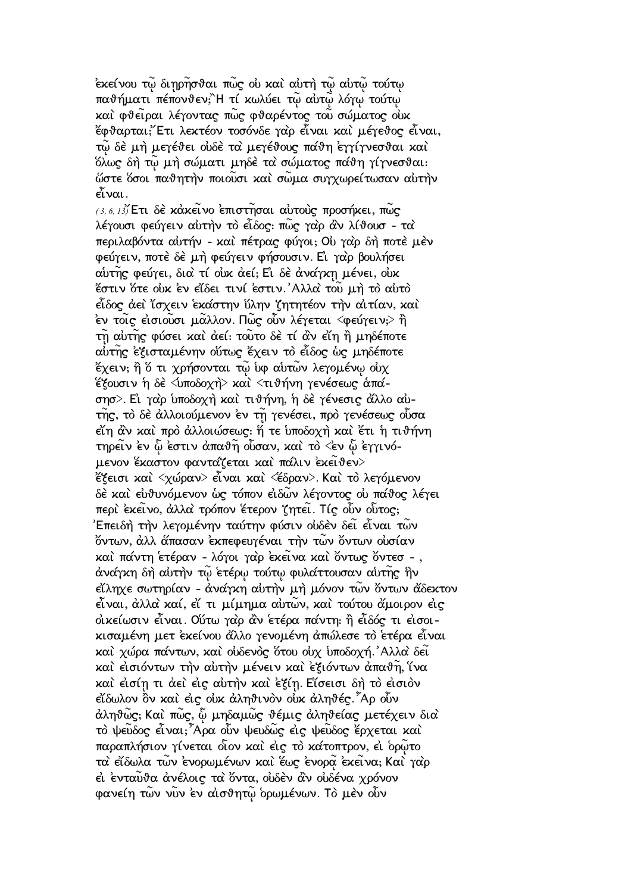ἐκείνου τῷ διῃρῆσθαι πῶς οὐ καὶ αὐτὴ τῷ αὐτῷ τούτῳ παθήματι πέπονθεν;῍Η τί κωλύει τῷ αὐτῷ λόγῳ τούτῳ καὶ φθεῖραι λέγοντας πῶς φθαρέντος τοῦ σώματος οὐκ ἔφθαρται;῎Ετι λεκτέον τοσόνδε γὰρ εἶναι καὶ μέγεθος εἶναι, τῷ δὲ μὴ μεγέθει οὐδὲ τὰ μεγέθους πάθη ἐγγίγνεσθαι καὶ ὅλως δὴ τῷ μὴ σώματι μηδὲ τὰ σώματος πάθη γίγνεσθαι: ὥστε ὅσοι παθητὴν ποιοῦσι καὶ σῶμα συγχωρείτωσαν αὐτὴν εἶναι.

(3,6,13) Ἔτι δὲ κἀκεῖνο ἐπιστῆσαι αὐτοὺς προσήκει, πῶς λέγουσι φεύγειν αὐτὴν τὸ εἶδος: πῶς γὰρ ἂν λίθουσ - τὰ περιλαβόντα αὐτήν - καὶ πέτρας φύγοι; Οὐ γὰρ δὴ ποτὲ μὲν φεύγειν, ποτὲ δὲ μὴ φεύγειν φήσουσιν. Εἰ γὰρ βουλήσει αὑτῆς φεύγει, διὰ τί οὐκ ἀεί; Εἰ δὲ ἀνάγκῃ μένει, οὐκ ἔστιν ὅτε οὐκ ἐν εἴδει τινί ἐστιν.᾿Αλλὰ τοῦ μὴ τὸ αὐτὸ εἶδος ἀεὶ ἴσχειν ἑκάστην ὕλην ζητητέον τὴν αἰτίαν, καὶ ἐν τοῖς εἰσιοῦσι μᾶλλον. Πῶς οὖν λέγεται <φεύγειν;> ἢ τῇ αὑτῆς φύσει καὶ ἀεί: τοῦτο δὲ τί ἂν εἴη ἢ μηδέποτε αὑτῆς ἐξισταμένην οὕτως ἔχειν τὸ εἶδος ὡς μηδέποτε ἔχειν; ἢ ὅ τι χρήσονται τῷ ὑφ αὐτῶν λεγομένῳ οὐχ ἕξουσιν ἡ δὲ <ὑποδοχὴ> καὶ <τιθήνη γενέσεως ἁπάσησ>. Εἰ γὰρ ὑποδοχὴ καὶ τιθήνη, ἡ δὲ γένεσις ἄλλο αὐτῆς, τὸ δὲ ἀλλοιούμενον ἐν τῇ γενέσει, πρὸ γενέσεως οὖσα εἴη ἂν καὶ πρὸ ἀλλοιώσεως: ἥ τε ὑποδοχὴ καὶ ἔτι ἡ τιθήνη τηρεῖν ἐν ᾧ ἐστιν ἀπαθῆ οὖσαν, καὶ τὸ <ἐν ᾧ ἐγγινόμενον ἕκαστον φαντάζεται καὶ πάλιν ἐκεῖθεν> ἔξεισι καὶ <χώραν> εἶναι καὶ <ἕδραν>. Καὶ τὸ λεγόμενον δὲ καὶ εὐθυνόμενον ὡς τόπον εἰδῶν λέγοντος οὐ πάθος λέγει περὶ ἐκεῖνο, ἀλλὰ τρόπον ἕτερον ζητεῖ. Τίς οὖν οὗτος; Ἐπειδὴ τὴν λεγομένην ταύτην φύσιν οὐδὲν δεῖ εἶναι τῶν ὄντων, ἀλλ ἅπασαν ἐκπεφευγέναι τὴν τῶν ὄντων οὐσίαν καὶ πάντῃ ἑτέραν - λόγοι γὰρ ἐκεῖνα καὶ ὄντως ὄντεσ - , ἀνάγκη δὴ αὐτὴν τῷ ἑτέρῳ τούτῳ φυλάττουσαν αὑτῆς ἣν εἴληχε σωτηρίαν - ἀνάγκη αὐτὴν μὴ μόνον τῶν ὄντων ἄδεκτον εἶναι, ἀλλὰ καί, εἴ τι μίμημα αὐτῶν, καὶ τούτου ἄμοιρον εἰς οἰκείωσιν εἶναι. Οὕτω γὰρ ἂν ἑτέρα πάντῃ: ἢ εἶδός τι εἰσοικισαμένη μετ ἐκείνου ἄλλο γενομένη ἀπώλεσε τὸ ἑτέρα εἶναι καὶ χώρα πάντων, καὶ οὐδενὸς ὅτου οὐχ ὑποδοχή.᾿Αλλὰ δεῖ καὶ εἰσιόντων τὴν αὐτὴν μένειν καὶ ἐξιόντων ἀπαθῆ, ἵνα καὶ εἰσίῃ τι ἀεὶ εἰς αὐτὴν καὶ ἐξίῃ. Εἴσεισι δὴ τὸ εἰσιὸν εἴδωλον ὂν καὶ εἰς οὐκ ἀληθινὸν οὐκ ἀληθές.῏Αρ οὖν ἀληθῶς; Καὶ πῶς, ᾧ μηδαμῶς θέμις ἀληθείας μετέχειν διὰ τὸ ψεῦδος εἶναι;῏Αρα οὖν ψευδῶς εἰς ψεῦδος ἔρχεται καὶ παραπλήσιον γίνεται οἷον καὶ εἰς τὸ κάτοπτρον, εἰ ὁρῷτο τὰ εἴδωλα τῶν ἐνορωμένων καὶ ἕως ἐνορᾷ ἐκεῖνα; Καὶ γὰρ εἰ ἐνταῦθα ἀνέλοις τὰ ὄντα, οὐδὲν ἂν οὐδένα χρόνον φανείη τῶν νῦν ἐν αἰσθητῷ ὁρωμένων. Τὸ μὲν οὖν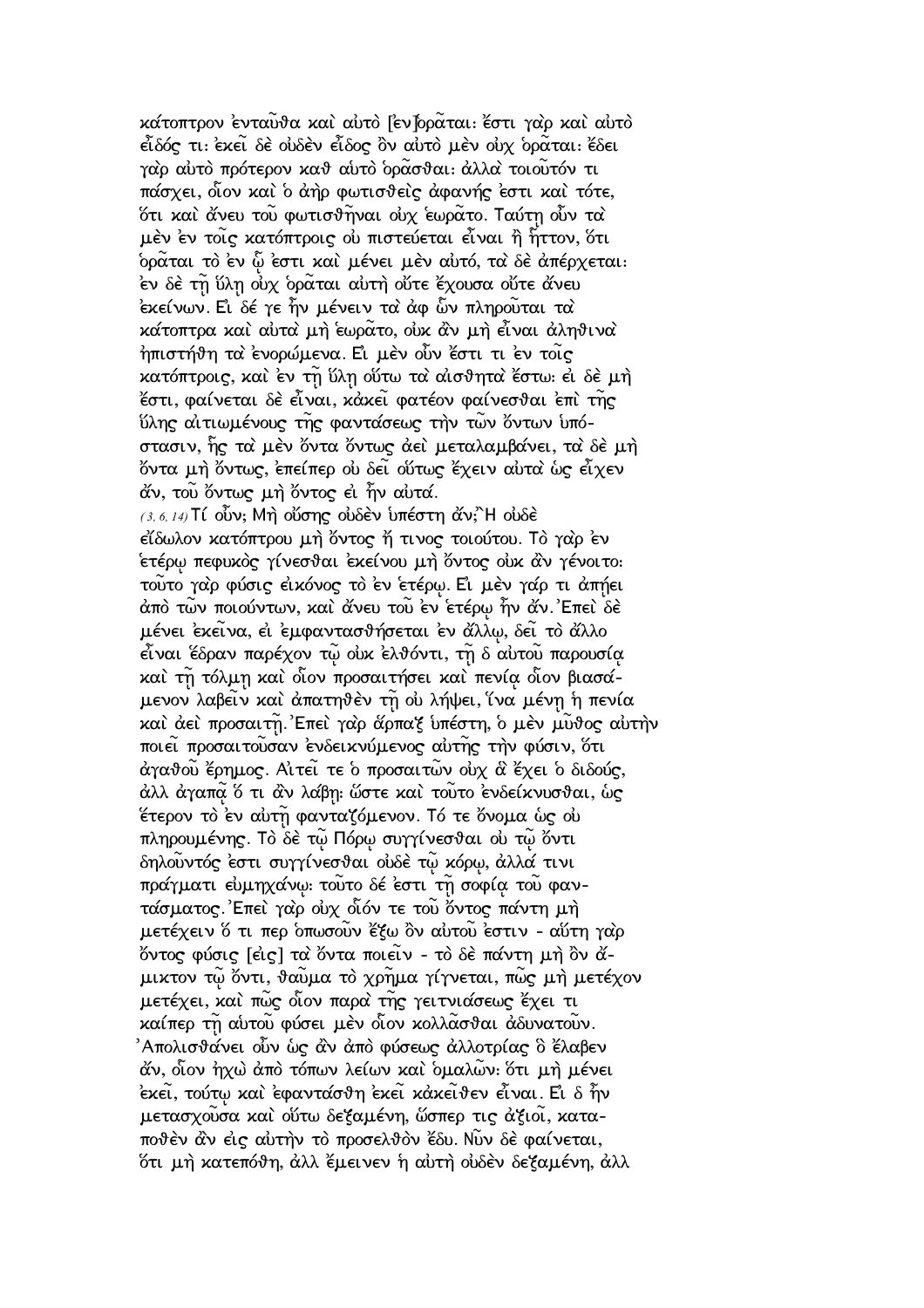κάτοπτρον ἐνταῦθα καὶ αὐτὸ [ἐν]ορᾶται: ἔστι γὰρ καὶ αὐτὸ εἶδός τι: ἐκεῖ δὲ οὐδὲν εἶδος ὂν αὐτὸ μὲν οὐχ ὁρᾶται: ἔδει γὰρ αὐτὸ πρότερον καθ αὑτὸ ὁρᾶσθαι: ἀλλὰ τοιοῦτόν τι πάσχει, οἷον καὶ ὁ ἀὴρ φωτισθεὶς ἀφανής ἐστι καὶ τότε, ὅτι καὶ ἄνευ τοῦ φωτισθῆναι οὐχ ἑωρᾶτο. Ταύτῃ οὖν τὰ μὲν ἐν τοῖς κατόπτροις οὐ πιστεύεται εἶναι ἢ ἧττον, ὅτι ὁρᾶται τὸ ἐν ᾧ ἐστι καὶ μένει μὲν αὐτό, τὰ δὲ ἀπέρχεται: ἐν δὲ τῇ ὕλῃ οὐχ ὁρᾶται αὐτὴ οὔτε ἔχουσα οὔτε ἄνευ ἐκείνων. Εἰ δέ γε ἦν μένειν τὰ ἀφ ὧν πληροῦται τὰ κάτοπτρα καὶ αὐτὰ μὴ ἑωρᾶτο, οὐκ ἂν μὴ εἶναι ἀληθινὰ ἠπιστήθη τὰ ἐνορώμενα. Εἰ μὲν οὖν ἔστι τι ἐν τοῖς κατόπτροις, καὶ ἐν τῇ ὕλῃ οὕτω τὰ αἰσθητὰ ἔστω: εἰ δὲ μὴ ἔστι, φαίνεται δὲ εἶναι, κἀκεῖ φατέον φαίνεσθαι ἐπὶ τῆς ὕλης αἰτιωμένους τῆς φαντάσεως τὴν τῶν ὄντων ὑπόστασιν, ἧς τὰ μὲν ὄντα ὄντως ἀεὶ μεταλαμβάνει, τὰ δὲ μὴ ὄντα μὴ ὄντως, ἐπείπερ οὐ δεῖ οὕτως ἔχειν αὐτὰ ὡς εἶχεν ἄν, τοῦ ὄντως μὴ ὄντος εἰ ἦν αὐτά.

(3, 6, 14) Τί οὖν; Μὴ οὔσης οὐδὲν ὑπέστη ἄν;῏Η οὐδὲ εἴδωλον κατόπτρου μὴ ὄντος ἤ τινος τοιούτου. Τὸ γὰρ ἐν ἑτέρῳ πεφυκὸς γίνεσθαι ἐκείνου μὴ ὄντος οὐκ ἂν γένοιτο: τοῦτο γὰρ φύσις εἰκόνος τὸ ἐν ἑτέρῳ. Εἰ μὲν γάρ τι ἀπῄει ἀπὸ τῶν ποιούντων, καὶ ἄνευ τοῦ ἐν ἑτέρῳ ἦν ἄν. Ἐπεὶ δὲ μένει ἐκεῖνα, εἰ ἐμφαντασθήσεται ἐν ἄλλῳ, δεῖ τὸ ἄλλο εἶναι ἕδραν παρέχον τῷ οὐκ ἐλθόντι, τῇ δ αὑτοῦ παρουσίᾳ καὶ τῇ τόλμῃ καὶ οἷον προσαιτήσει καὶ πενίᾳ οἷον βιασάμενον λαβεῖν καὶ ἀπατηθὲν τῇ οὐ λήψει, ἵνα μένῃ ἡ πενία καὶ ἀεὶ προσαιτῇ. Ἐπεὶ γὰρ ἅπαξ ὑπέστη, ὁ μὲν μῦθος αὐτὴν ποιεῖ προσαιτοῦσαν ἐνδεικνύμενος αὐτῆς τὴν φύσιν, ὅτι ἀγαθοῦ ἔρημος. Αἰτεῖ τε ὁ προσαιτῶν οὐχ ἃ ἔχει ὁ διδούς, ἀλλ ἀγαπᾷ ὅ τι ἂν λάβῃ: ὥστε καὶ τοῦτο ἐνδείκνυσθαι, ὡς ἕτερον τὸ ἐν αὐτῇ φανταζόμενον. Τό τε ὄνομα ὡς οὐ πληρουμένης. Τὸ δὲ τῷ Πόρῳ συγγίνεσθαι οὐ τῷ ὄντι δηλοῦντός ἐστι συγγίνεσθαι οὐδὲ τῷ κόρῳ, ἀλλά τινι πράγματι εὐμηχάνῳ: τοῦτο δέ ἐστι τῇ σοφίᾳ τοῦ φαντάσματος. Ἐπεὶ γὰρ οὐχ οἷόν τε τοῦ ὄντος πάντη μὴ μετέχειν ὅ τι περ ὁπωσοῦν ἔξω ὂν αὐτοῦ ἐστιν - αὕτη γὰρ ὄντος φύσις [εἰς] τὰ ὄντα ποιεῖν - τὸ δὲ πάντη μὴ ὂν ἄμικτον τῷ ὄντι, θαῦμα τὸ χρῆμα γίγνεται, πῶς μὴ μετέχον μετέχει, καὶ πῶς οἷον παρὰ τῆς γειτνιάσεως ἔχει τι καίπερ τῇ αὑτοῦ φύσει μὲν οἷον κολλᾶσθαι ἀδυνατοῦν. Ἀπολισθάνει οὖν ὡς ἂν ἀπὸ φύσεως ἀλλοτρίας ὃ ἔλαβεν ἄν, οἷον ἠχὼ ἀπὸ τόπων λείων καὶ ὁμαλῶν: ὅτι μὴ μένει ἐκεῖ, τούτῳ καὶ ἐφαντάσθη ἐκεῖ κἀκεῖθεν εἶναι. Εἰ δ ἦν μετασχοῦσα καὶ οὕτω δεξαμένη, ὥσπερ τις ἀξιοῖ, καταποθὲν ἂν εἰς αὐτὴν τὸ προσελθὸν ἔδυ. Νῦν δὲ φαίνεται, ὅτι μὴ κατεπόθη, ἀλλ ἔμεινεν ἡ αὐτὴ οὐδὲν δεξαμένη, ἀλλ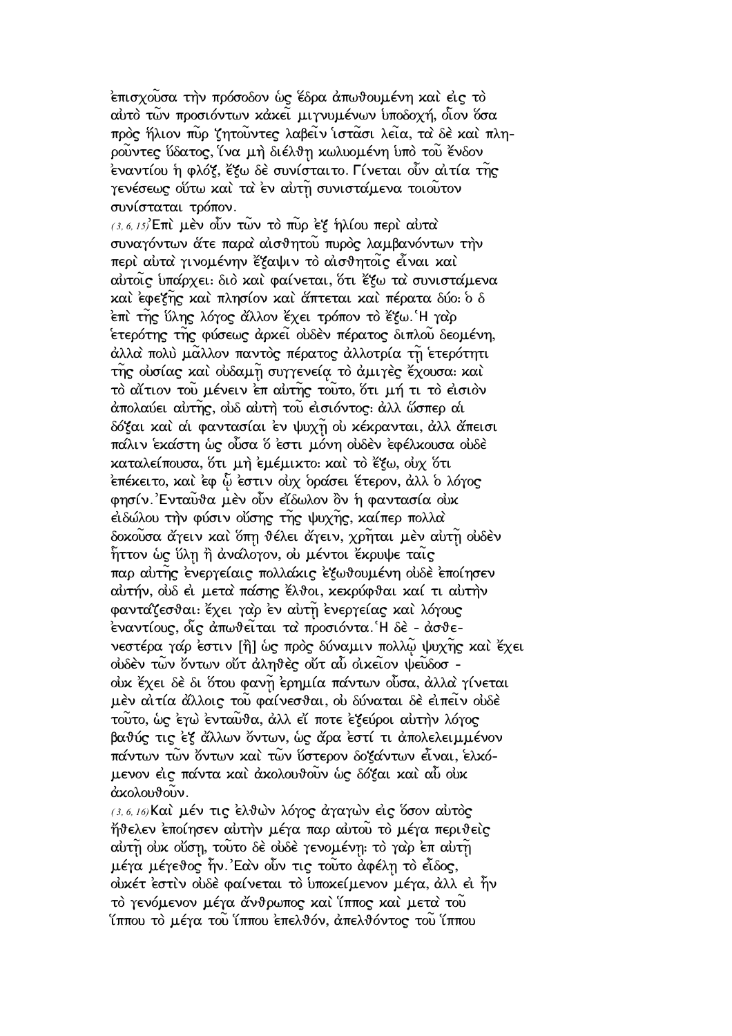ἐπισχοῦσα τὴν πρόσοδον ὡς ἕδρα ἀπωθουμένη καὶ εἰς τὸ αὐτὸ τῶν προσιόντων κἀκεῖ μιγνυμένων ὑποδοχή, οἷον ὅσα πρὸς ἥλιον πῦρ ζητοῦντες λαβεῖν ἱστᾶσι λεῖα, τὰ δὲ καὶ πληροῦντες ὕδατος, ἵνα μὴ διέλθῃ κωλυομένη ὑπὸ τοῦ ἔνδον ἐναντίου ἡ φλόξ, ἔξω δὲ συνίσταιτο. Γίνεται οὖν αἰτία τῆς γενέσεως οὕτω καὶ τὰ ἐν αὐτῇ συνιστάμενα τοιοῦτον συνίσταται τρόπον.

(3,6,15) Ἐπὶ μὲν οὖν τῶν τὸ πῦρ ἐξ ἡλίου περὶ αὐτὰ συναγόντων ἅτε παρὰ αἰσθητοῦ πυρὸς λαμβανόντων τὴν περὶ αὐτὰ γινομένην ἔξαψιν τὸ αἰσθητοῖς εἶναι καὶ αὐτοῖς ὑπάρχει· διὸ καὶ φαίνεται, ὅτι ἔξω τὰ συνιστάμενα καὶ ἐφεξῆς καὶ πλησίον καὶ ἅπτεται καὶ πέρατα δύο· ὁ δ ἐπὶ τῆς ὕλης λόγος ἄλλον ἔχει τρόπον τὸ ἔξω. Ἡ γὰρ ἑτερότης τῆς φύσεως ἀρκεῖ οὐδὲν πέρατος διπλοῦ δεομένη, ἀλλὰ πολὺ μᾶλλον παντὸς πέρατος ἀλλοτρία τῇ ἑτερότητι τῆς οὐσίας καὶ οὐδαμῇ συγγενείᾳ τὸ ἀμιγὲς ἔχουσα· καὶ τὸ αἴτιον τοῦ μένειν ἐπ αὐτῆς τοῦτο, ὅτι μή τι τὸ εἰσιὸν ἀπολαύει αὐτῆς, οὐδ αὐτὴ τοῦ εἰσιόντος· ἀλλ ὥσπερ αἱ δόξαι καὶ αἱ φαντασίαι ἐν ψυχῇ οὐ κέκρανται, ἀλλ ἄπεισι πάλιν ἑκάστη ὡς οὖσα ὅ ἐστι μόνη οὐδὲν ἐφέλκουσα οὐδὲ καταλείπουσα, ὅτι μὴ ἐμέμικτο· καὶ τὸ ἔξω, οὐχ ὅτι ἐπέκειτο, καὶ ἐφ ᾧ ἐστιν οὐχ ὁράσει ἕτερον, ἀλλ ὁ λόγος φησίν. Ἐνταῦθα μὲν οὖν εἴδωλον ὂν ἡ φαντασία οὐκ εἰδώλου τὴν φύσιν οὔσης τῆς ψυχῆς, καίπερ πολλὰ δοκοῦσα ἄγειν καὶ ὅπῃ θέλει ἄγειν, χρῆται μὲν αὐτῇ οὐδὲν ἧττον ὡς ὕλῃ ἢ ἀνάλογον, οὐ μέντοι ἔκρυψε ταῖς παρ αὐτῆς ἐνεργείαις πολλάκις ἐξωθουμένη οὐδὲ ἐποίησεν αὐτήν, οὐδ εἰ μετὰ πάσης ἔλθοι, κεκρύφθαι καί τι αὐτὴν φαντάζεσθαι· ἔχει γὰρ ἐν αὐτῇ ἐνεργείας καὶ λόγους ἐναντίους, οἷς ἀπωθεῖται τὰ προσιόντα. Ἡ δὲ - ἀσθενεστέρα γάρ ἐστιν [ἣ] ὡς πρὸς δύναμιν πολλῷ ψυχῆς καὶ ἔχει οὐδὲν τῶν ὄντων οὔτ ἀληθὲς οὔτ αὖ οἰκεῖον ψεῦδοσ - οὐκ ἔχει δὲ δι ὅτου φανῇ ἐρημία πάντων οὖσα, ἀλλὰ γίνεται μὲν αἰτία ἄλλοις τοῦ φαίνεσθαι, οὐ δύναται δὲ εἰπεῖν οὐδὲ τοῦτο, ὡς ἐγὼ ἐνταῦθα, ἀλλ εἴ ποτε ἐξεύροι αὐτὴν λόγος βαθύς τις ἐξ ἄλλων ὄντων, ὡς ἄρα ἐστί τι ἀπολελειμμένον πάντων τῶν ὄντων καὶ τῶν ὕστερον δοξάντων εἶναι, ἑλκόμενον εἰς πάντα καὶ ἀκολουθοῦν ὡς δόξαι καὶ αὖ οὐκ ἀκολουθοῦν.

(3,6,16) Καὶ μέν τις ἐλθὼν λόγος ἀγαγὼν εἰς ὅσον αὐτὸς ἤθελεν ἐποίησεν αὐτὴν μέγα παρ αὐτοῦ τὸ μέγα περιθεὶς αὐτῇ οὐκ οὔσῃ, τοῦτο δὲ οὐδὲ γενομένῃ· τὸ γὰρ ἐπ αὐτῇ μέγα μέγεθος ἦν. Ἐὰν οὖν τις τοῦτο ἀφέλῃ τὸ εἶδος, οὐκέτ ἐστὶν οὐδὲ φαίνεται τὸ ὑποκείμενον μέγα, ἀλλ εἰ ἦν τὸ γενόμενον μέγα ἄνθρωπος καὶ ἵππος καὶ μετὰ τοῦ ἵππου τὸ μέγα τοῦ ἵππου ἐπελθόν, ἀπελθόντος τοῦ ἵππου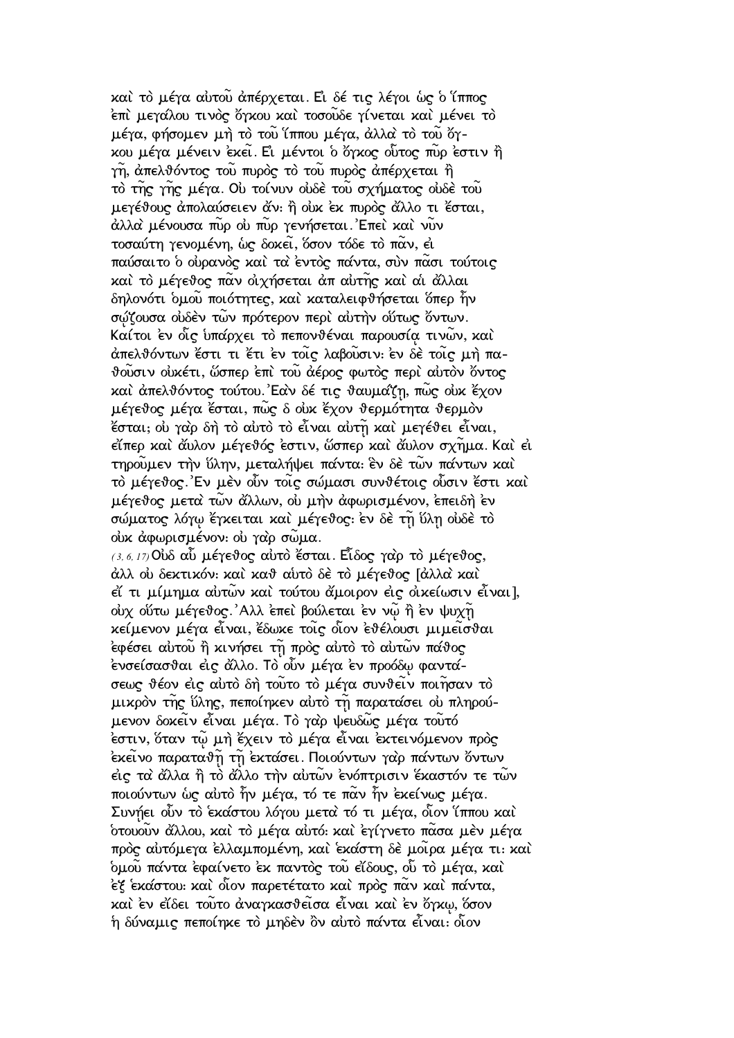καὶ τὸ μέγα αὐτοῦ ἀπέρχεται. Εἰ δέ τις λέγοι ὡς ὁ ἵππος ἐπὶ μεγάλου τινὸς ὄγκου καὶ τοσοῦδε γίνεται καὶ μένει τὸ μέγα, φήσομεν μὴ τὸ τοῦ ἵππου μέγα, ἀλλὰ τὸ τοῦ ὄγκου μέγα μένειν ἐκεῖ. Εἰ μέντοι ὁ ὄγκος οὗτος πῦρ ἐστιν ἢ γῆ, ἀπελθόντος τοῦ πυρὸς τὸ τοῦ πυρὸς ἀπέρχεται ἢ τὸ τῆς γῆς μέγα. Οὐ τοίνυν οὐδὲ τοῦ σχήματος οὐδὲ τοῦ μεγέθους ἀπολαύσειεν ἄν· ἢ οὐκ ἐκ πυρὸς ἄλλο τι ἔσται, ἀλλὰ μένουσα πῦρ οὐ πῦρ γενήσεται. Ἐπεὶ καὶ νῦν τοσαύτη γενομένη, ὡς δοκεῖ, ὅσον τόδε τὸ πᾶν, εἰ παύσαιτο ὁ οὐρανὸς καὶ τὰ ἐντὸς πάντα, σὺν πᾶσι τούτοις καὶ τὸ μέγεθος πᾶν οἰχήσεται ἀπ αὐτῆς καὶ αἱ ἄλλαι δηλονότι ὁμοῦ ποιότητες, καὶ καταλειφθήσεται ὅπερ ἦν σῴζουσα οὐδὲν τῶν πρότερον περὶ αὐτὴν οὕτως ὄντων. Καίτοι ἐν οἷς ὑπάρχει τὸ πεπονθέναι παρουσίᾳ τινῶν, καὶ ἀπελθόντων ἔστι τι ἔτι ἐν τοῖς λαβοῦσιν· ἐν δὲ τοῖς μὴ παθοῦσιν οὐκέτι, ὥσπερ ἐπὶ τοῦ ἀέρος φωτὸς περὶ αὐτὸν ὄντος καὶ ἀπελθόντος τούτου. Ἐὰν δέ τις θαυμάζῃ, πῶς οὐκ ἔχον μέγεθος μέγα ἔσται, πῶς δ οὐκ ἔχον θερμότητα θερμὸν ἔσται; οὐ γὰρ δὴ τὸ αὐτὸ τὸ εἶναι αὐτῇ καὶ μεγέθει εἶναι, εἴπερ καὶ ἄυλον μέγεθός ἐστιν, ὥσπερ καὶ ἄυλον σχῆμα. Καὶ εἰ τηροῦμεν τὴν ὕλην, μεταλήψει πάντα· ἓν δὲ τῶν πάντων καὶ τὸ μέγεθος. Ἐν μὲν οὖν τοῖς σώμασι συνθέτοις οὖσιν ἔστι καὶ μέγεθος μετὰ τῶν ἄλλων, οὐ μὴν ἀφωρισμένον, ἐπειδὴ ἐν σώματος λόγῳ ἔγκειται καὶ μέγεθος· ἐν δὲ τῇ ὕλῃ οὐδὲ τὸ οὐκ ἀφωρισμένον· οὐ γὰρ σῶμα.

(3,6,17) Οὐδ αὖ μέγεθος αὐτὸ ἔσται. Εἶδος γὰρ τὸ μέγεθος, ἀλλ οὐ δεκτικόν· καὶ καθ αὑτὸ δὲ τὸ μέγεθος [ἀλλὰ καὶ εἴ τι μίμημα αὐτῶν καὶ τούτου ἄμοιρον εἰς οἰκείωσιν εἶναι], οὐχ οὕτω μέγεθος. Ἀλλ ἐπεὶ βούλεται ἐν νῷ ἢ ἐν ψυχῇ κείμενον μέγα εἶναι, ἔδωκε τοῖς οἷον ἐθέλουσι μιμεῖσθαι ἐφέσει αὐτοῦ ἢ κινήσει τῇ πρὸς αὐτὸ τὸ αὐτῶν πάθος ἐνσείσασθαι εἰς ἄλλο. Τὸ οὖν μέγα ἐν προόδῳ φαντάσεως θέον εἰς αὐτὸ δὴ τοῦτο τὸ μέγα συνθεῖν ποιῆσαν τὸ μικρὸν τῆς ὕλης, πεποίηκεν αὐτὸ τῇ παρατάσει οὐ πληρούμενον δοκεῖν εἶναι μέγα. Τὸ γὰρ ψευδῶς μέγα τοῦτό ἐστιν, ὅταν τῷ μὴ ἔχειν τὸ μέγα εἶναι ἐκτεινόμενον πρὸς ἐκεῖνο παραταθῇ τῇ ἐκτάσει. Ποιούντων γὰρ πάντων ὄντων εἰς τὰ ἄλλα ἢ τὸ ἄλλο τὴν αὐτῶν ἐνόπτρισιν ἕκαστόν τε τῶν ποιούντων ὡς αὐτὸ ἦν μέγα, τό τε πᾶν ἦν ἐκείνως μέγα. Συνῄει οὖν τὸ ἑκάστου λόγου μετά τι μέγα, οἷον ἵππου καὶ ὁτουοῦν ἄλλου, καὶ τὸ μέγα αὐτό· καὶ ἐγίγνετο πᾶσα μὲν μέγα πρὸς αὐτόμεγα ἐλλαμπομένη, καὶ ἑκάστη δὲ μοῖρα μέγα τι· καὶ ὁμοῦ πάντα ἐφαίνετο ἐκ παντὸς τοῦ εἴδους, οὗ τὸ μέγα, καὶ ἐξ ἑκάστου· καὶ οἷον παρετέτατο καὶ πρὸς πᾶν καὶ πάντα, καὶ ἐν εἴδει τοῦτο ἀναγκασθεῖσα εἶναι καὶ ἐν ὄγκῳ, ὅσον ἡ δύναμις πεποίηκε τὸ μηδὲν ὂν αὐτὸ πάντα εἶναι· οἷον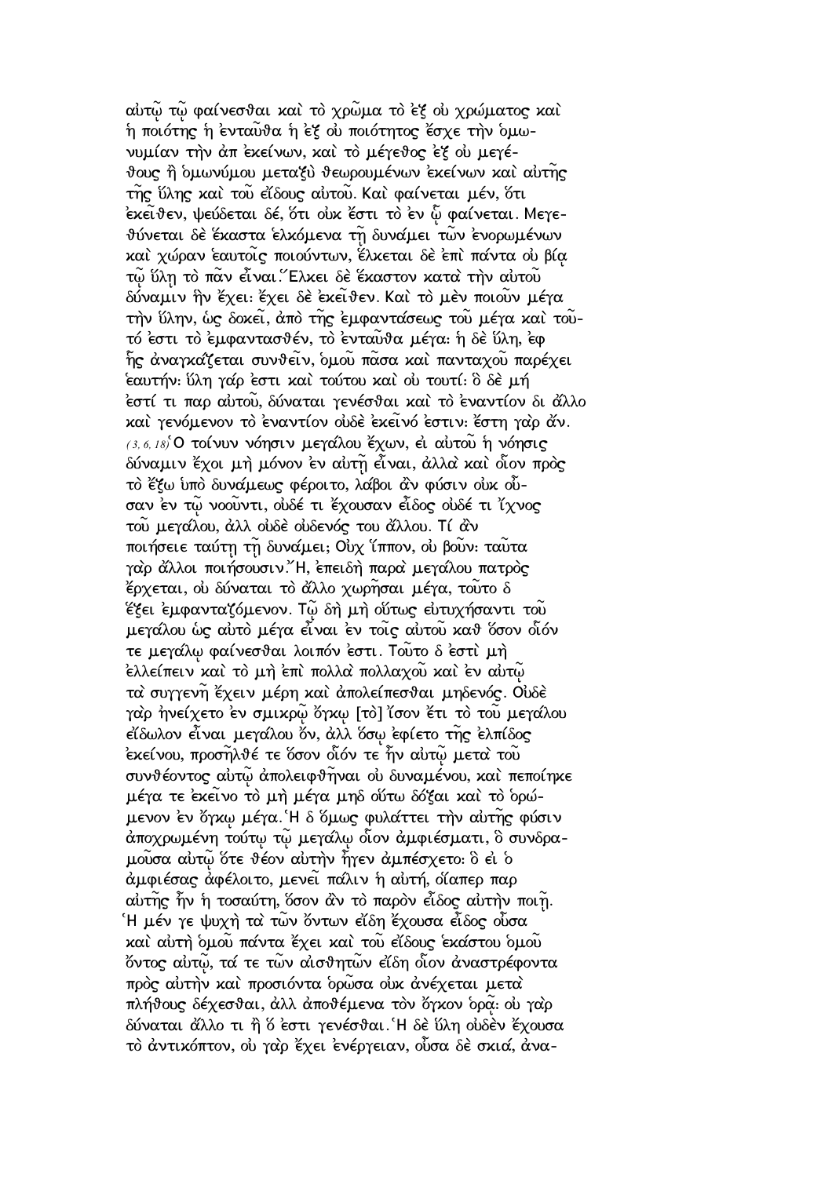αὐτῷ τῷ φαίνεσθαι καὶ τὸ χρῶμα τὸ ἐξ οὐ χρώματος καὶ ἡ ποιότης ἡ ἐνταῦθα ἡ ἐξ οὐ ποιότητος ἔσχε τὴν ὁμωνυμίαν τὴν ἀπ ἐκείνων, καὶ τὸ μέγεθος ἐξ οὐ μεγέθους ἢ ὁμωνύμου μεταξὺ θεωρουμένων ἐκείνων καὶ αὐτῆς τῆς ὕλης καὶ τοῦ εἴδους αὐτοῦ. Καὶ φαίνεται μέν, ὅτι ἐκεῖθεν, ψεύδεται δέ, ὅτι οὐκ ἔστι τὸ ἐν ᾧ φαίνεται. Μεγεθύνεται δὲ ἕκαστα ἑλκόμενα τῇ δυνάμει τῶν ἐνορωμένων καὶ χώραν ἑαυτοῖς ποιούντων, ἕλκεται δὲ ἐπὶ πάντα οὐ βίᾳ τῷ ὕλῃ τὸ πᾶν εἶναι. Ἕλκει δὲ ἕκαστον κατὰ τὴν αὐτοῦ δύναμιν ἣν ἔχει: ἔχει δὲ ἐκεῖθεν. Καὶ τὸ μὲν ποιοῦν μέγα τὴν ὕλην, ὡς δοκεῖ, ἀπὸ τῆς ἐμφαντάσεως τοῦ μέγα καὶ τοῦτό ἐστι τὸ ἐμφαντασθέν, τὸ ἐνταῦθα μέγα: ἡ δὲ ὕλη, ἐφ ἧς ἀναγκάζεται συνθεῖν, ὁμοῦ πᾶσα καὶ πανταχοῦ παρέχει ἑαυτήν: ὕλη γάρ ἐστι καὶ τούτου καὶ οὐ τουτί: ὃ δὲ μή ἐστί τι παρ αὐτοῦ, δύναται γενέσθαι καὶ τὸ ἐναντίον δι ἄλλο καὶ γενόμενον τὸ ἐναντίον οὐδὲ ἐκεῖνό ἐστιν: ἔστη γὰρ ἄν. *(3, 6, 18)* Ὁ τοίνυν νόησιν μεγάλου ἔχων, εἰ αὐτοῦ ἡ νόησις δύναμιν ἔχοι μὴ μόνον ἐν αὐτῇ εἶναι, ἀλλὰ καὶ οἷον πρὸς τὸ ἔξω ὑπὸ δυνάμεως φέροιτο, λάβοι ἂν φύσιν οὐκ οὖσαν ἐν τῷ νοοῦντι, οὐδέ τι ἔχουσαν εἶδος οὐδέ τι ἴχνος τοῦ μεγάλου, ἀλλ οὐδὲ οὐδενός του ἄλλου. Τί ἂν ποιήσειε ταύτῃ τῇ δυνάμει; Οὐχ ἵππον, οὐ βοῦν: ταῦτα γὰρ ἄλλοι ποιήσουσιν. Ἤ, ἐπειδὴ παρὰ μεγάλου πατρὸς ἔρχεται, οὐ δύναται τὸ ἄλλο χωρῆσαι μέγα, τοῦτο δ ἕξει ἐμφανταζόμενον. Τῷ δὴ μὴ οὕτως εὐτυχήσαντι τοῦ μεγάλου ὡς αὐτὸ μέγα εἶναι ἐν τοῖς αὐτοῦ καθ ὅσον οἷόν τε μεγάλῳ φαίνεσθαι λοιπόν ἐστι. Τοῦτο δ ἐστὶ μὴ ἐλλείπειν καὶ τὸ μὴ ἐπὶ πολλὰ πολλαχοῦ καὶ ἐν αὐτῷ τὰ συγγενῆ ἔχειν μέρη καὶ ἀπολείπεσθαι μηδενός. Οὐδὲ γὰρ ἠνείχετο ἐν σμικρῷ ὄγκῳ [τὸ] ἴσον ἔτι τὸ τοῦ μεγάλου εἴδωλον εἶναι μεγάλου ὄν, ἀλλ ὅσῳ ἐφίετο τῆς ἐλπίδος ἐκείνου, προσῆλθέ τε ὅσον οἷόν τε ἦν αὐτῷ μετὰ τοῦ συνθέοντος αὐτῷ ἀπολειφθῆναι οὐ δυναμένου, καὶ πεποίηκε μέγα τε ἐκεῖνο τὸ μὴ μέγα μηδ οὕτω δόξαι καὶ τὸ ὁρώμενον ἐν ὄγκῳ μέγα. Ἡ δ ὅμως φυλάττει τὴν αὐτῆς φύσιν ἀποχρωμένη τούτῳ τῷ μεγάλῳ οἷον ἀμφιέσματι, ὃ συνδραμοῦσα αὐτῷ ὅτε θέον αὐτὴν ἦγεν ἀμπέσχετο: ὃ εἰ ὁ ἀμφιέσας ἀφέλοιτο, μενεῖ πάλιν ἡ αὐτή, οἵαπερ παρ αὐτῆς ἦν ἡ τοσαύτη, ὅσον ἂν τὸ παρὸν εἶδος αὐτὴν ποιῇ. Ἡ μέν γε ψυχὴ τὰ τῶν ὄντων εἴδη ἔχουσα εἶδος οὖσα καὶ αὐτὴ ὁμοῦ πάντα ἔχει καὶ τοῦ εἴδους ἑκάστου ὁμοῦ ὄντος αὐτῷ, τά τε τῶν αἰσθητῶν εἴδη οἷον ἀναστρέφοντα πρὸς αὐτὴν καὶ προσιόντα ὁρῶσα οὐκ ἀνέχεται μετὰ πλήθους δέχεσθαι, ἀλλ ἀποθέμενα τὸν ὄγκον ὁρᾷ: οὐ γὰρ δύναται ἄλλο τι ἢ ὅ ἐστι γενέσθαι. Ἡ δὲ ὕλη οὐδὲν ἔχουσα τὸ ἀντικόπτον, οὐ γὰρ ἔχει ἐνέργειαν, οὖσα δὲ σκιά, ἀνα-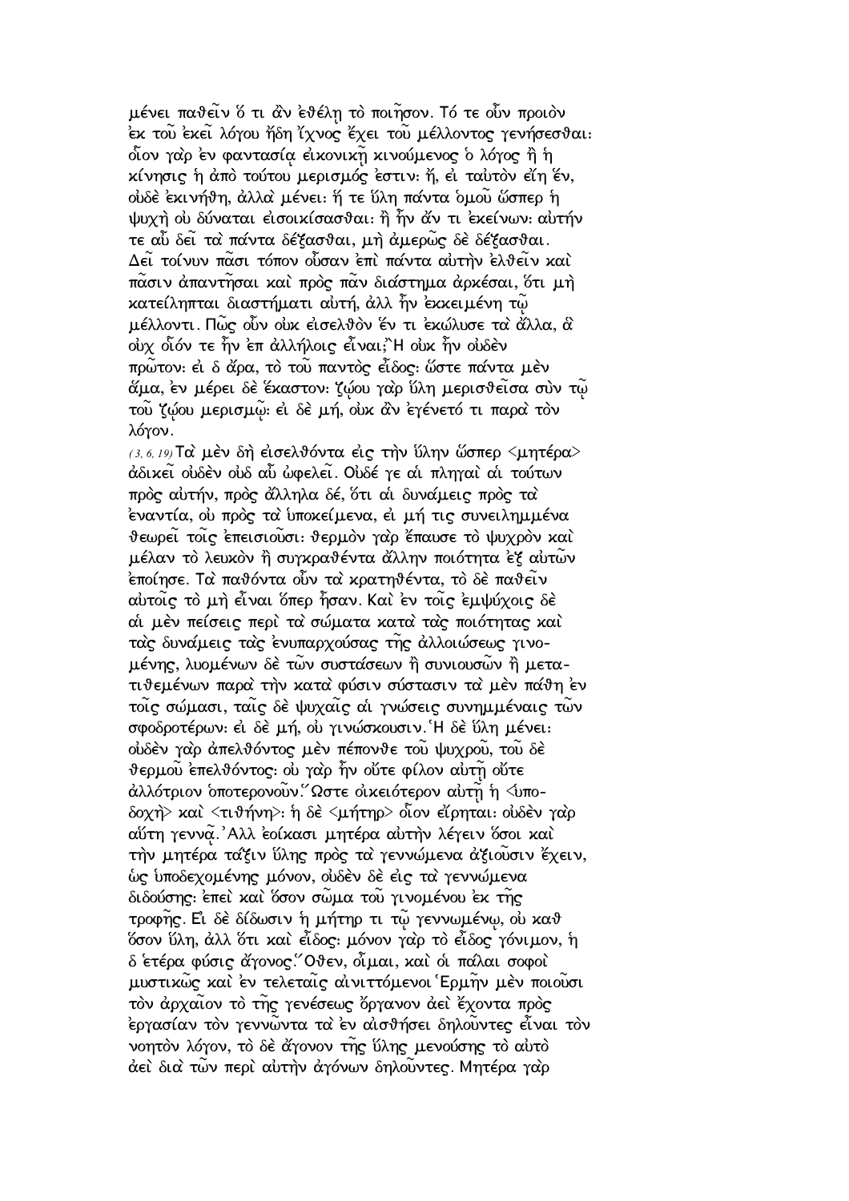μένει παθεῖν ὅ τι ἂν ἐθέλῃ τὸ ποιῆσον. Τό τε οὖν προιὸν ἐκ τοῦ ἐκεῖ λόγου ἤδη ἴχνος ἔχει τοῦ μέλλοντος γενήσεσθαι· οἷον γὰρ ἐν φαντασίᾳ εἰκονικῇ κινούμενος ὁ λόγος ἢ ἡ κίνησις ἡ ἀπὸ τούτου μερισμός ἐστιν· ἤ, εἰ ταὐτὸν εἴη ἕν, οὐδὲ ἐκινήθη, ἀλλὰ μένει· ἥ τε ὕλη πάντα ὁμοῦ ὥσπερ ἡ ψυχὴ οὐ δύναται εἰσοικίσασθαι· ἢ ἦν ἄν τι ἐκείνων· αὐτήν τε αὖ δεῖ τὰ πάντα δέξασθαι, μὴ ἀμερῶς δὲ δέξασθαι. Δεῖ τοίνυν πᾶσι τόπον οὖσαν ἐπὶ πάντα αὐτὴν ἐλθεῖν καὶ πᾶσιν ἀπαντῆσαι καὶ πρὸς πᾶν διάστημα ἀρκέσαι, ὅτι μὴ κατείληπται διαστήματι αὐτή, ἀλλ ἦν ἐκκειμένη τῷ μέλλοντι. Πῶς οὖν οὐκ εἰσελθὸν ἕν τι ἐκώλυσε τὰ ἄλλα, ἃ οὐχ οἷόν τε ἦν ἐπ ἀλλήλοις εἶναι; Ἢ οὐκ ἦν οὐδὲν πρῶτον· εἰ δ ἄρα, τὸ τοῦ παντὸς εἶδος· ὥστε πάντα μὲν ἅμα, ἐν μέρει δὲ ἕκαστον· ζῴου γὰρ ὕλη μερισθεῖσα σὺν τῷ τοῦ ζῴου μερισμῷ· εἰ δὲ μή, οὐκ ἂν ἐγένετό τι παρὰ τὸν λόγον.

(3, 6, 19) Τὰ μὲν δὴ εἰσελθόντα εἰς τὴν ὕλην ὥσπερ <μητέρα> ἀδικεῖ οὐδὲν οὐδ αὖ ὠφελεῖ. Οὐδέ γε αἱ πληγαὶ αἱ τούτων πρὸς αὐτήν, πρὸς ἄλληλα δέ, ὅτι αἱ δυνάμεις πρὸς τὰ ἐναντία, οὐ πρὸς τὰ ὑποκείμενα, εἰ μή τις συνειλημμένα θεωρεῖ τοῖς ἐπεισιοῦσι· θερμὸν γὰρ ἔπαυσε τὸ ψυχρὸν καὶ μέλαν τὸ λευκὸν ἢ συγκραθέντα ἄλλην ποιότητα ἐξ αὐτῶν ἐποίησε. Τὰ παθόντα οὖν τὰ κρατηθέντα, τὸ δὲ παθεῖν αὐτοῖς τὸ μὴ εἶναι ὅπερ ἦσαν. Καὶ ἐν τοῖς ἐμψύχοις δὲ αἱ μὲν πείσεις περὶ τὰ σώματα κατὰ τὰς ποιότητας καὶ τὰς δυνάμεις τὰς ἐνυπαρχούσας τῆς ἀλλοιώσεως γινομένης, λυομένων δὲ τῶν συστάσεων ἢ συνιουσῶν ἢ μετατιθεμένων παρὰ τὴν κατὰ φύσιν σύστασιν τὰ μὲν πάθη ἐν τοῖς σώμασι, ταῖς δὲ ψυχαῖς αἱ γνώσεις συνημμέναις τῶν σφοδροτέρων· εἰ δὲ μή, οὐ γινώσκουσιν. Ἡ δὲ ὕλη μένει· οὐδὲν γὰρ ἀπελθόντος μὲν πέπονθε τοῦ ψυχροῦ, τοῦ δὲ θερμοῦ ἐπελθόντος· οὐ γὰρ ἦν οὔτε φίλον αὐτῇ οὔτε ἀλλότριον ὁποτερονοῦν. Ὥστε οἰκειότερον αὐτῇ ἡ <ὑποδοχὴ> καὶ <τιθήνη>· ἡ δὲ <μήτηρ> οἷον εἴρηται· οὐδὲν γὰρ αὕτη γεννᾷ. Ἀλλ ἐοίκασι μητέρα αὐτὴν λέγειν ὅσοι καὶ τὴν μητέρα τάξιν ὕλης πρὸς τὰ γεννώμενα ἀξιοῦσιν ἔχειν, ὡς ὑποδεχομένης μόνον, οὐδὲν δὲ εἰς τὰ γεννώμενα διδούσης· ἐπεὶ καὶ ὅσον σῶμα τοῦ γινομένου ἐκ τῆς τροφῆς. Εἰ δὲ δίδωσιν ἡ μήτηρ τι τῷ γεννωμένῳ, οὐ καθ ὅσον ὕλη, ἀλλ ὅτι καὶ εἶδος· μόνον γὰρ τὸ εἶδος γόνιμον, ἡ δ ἑτέρα φύσις ἄγονος. Ὅθεν, οἶμαι, καὶ οἱ πάλαι σοφοὶ μυστικῶς καὶ ἐν τελεταῖς αἰνιττόμενοι Ἑρμῆν μὲν ποιοῦσι τὸν ἀρχαῖον τὸ τῆς γενέσεως ὄργανον ἀεὶ ἔχοντα πρὸς ἐργασίαν τὸν γεννῶντα τὰ ἐν αἰσθήσει δηλοῦντες εἶναι τὸν νοητὸν λόγον, τὸ δὲ ἄγονον τῆς ὕλης μενούσης τὸ αὐτὸ ἀεὶ διὰ τῶν περὶ αὐτὴν ἀγόνων δηλοῦντες. Μητέρα γὰρ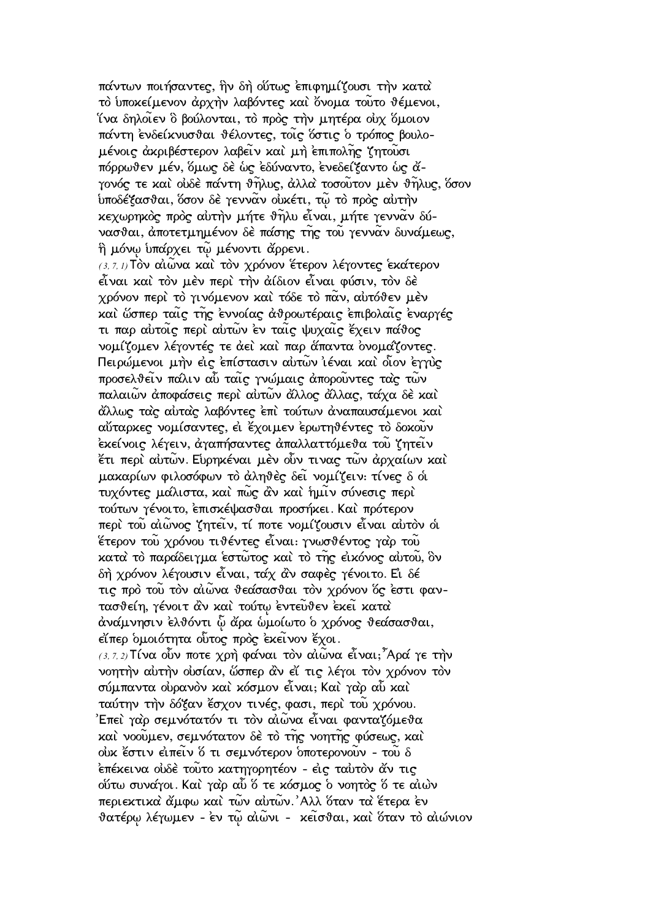πάντων ποιήσαντες, ἣν δὴ οὕτως ἐπιφημίζουσι τὴν κατὰ τὸ ὑποκείμενον ἀρχὴν λαβόντες καὶ ὄνομα τοῦτο θέμενοι, ἵνα δηλοῖεν ὃ βούλονται, τὸ πρὸς τὴν μητέρα οὐχ ὅμοιον πάντη ἐνδείκνυσθαι θέλοντες, τοῖς ὅστις ὁ τρόπος βουλομένοις ἀκριβέστερον λαβεῖν καὶ μὴ ἐπιπολῆς ζητοῦσι πόρρωθεν μέν, ὅμως δὲ ὡς ἐδύναντο, ἐνεδείξαντο ὡς ἄγονός τε καὶ οὐδὲ πάντη θῆλυς, ἀλλὰ τοσοῦτον μὲν θῆλυς, ὅσον ὑποδέξασθαι, ὅσον δὲ γεννᾶν οὐκέτι, τῷ τὸ πρὸς αὐτὴν κεχωρηκὸς πρὸς αὐτὴν μήτε θῆλυ εἶναι, μήτε γεννᾶν δύνασθαι, ἀποτετμημένον δὲ πάσης τῆς τοῦ γεννᾶν δυνάμεως, ἣ μόνῳ ὑπάρχει τῷ μένοντι ἄρρενι.

(3, 7, 1) Τὸν αἰῶνα καὶ τὸν χρόνον ἕτερον λέγοντες ἑκάτερον εἶναι καὶ τὸν μὲν περὶ τὴν ἀίδιον εἶναι φύσιν, τὸν δὲ χρόνον περὶ τὸ γινόμενον καὶ τόδε τὸ πᾶν, αὐτόθεν μὲν καὶ ὥσπερ ταῖς τῆς ἐννοίας ἀθροωτέραις ἐπιβολαῖς ἐναργές τι παρ αὐτοῖς περὶ αὐτῶν ἐν ταῖς ψυχαῖς ἔχειν πάθος νομίζομεν λέγοντές τε ἀεὶ καὶ παρ ἅπαντα ὀνομάζοντες. Πειρώμενοι μὴν εἰς ἐπίστασιν αὐτῶν ἰέναι καὶ οἷον ἐγγὺς προσελθεῖν πάλιν αὖ ταῖς γνώμαις ἀποροῦντες τὰς τῶν παλαιῶν ἀποφάσεις περὶ αὐτῶν ἄλλος ἄλλας, τάχα δὲ καὶ ἄλλως τὰς αὐτὰς λαβόντες ἐπὶ τούτων ἀναπαυσάμενοι καὶ αὔταρκες νομίσαντες, εἰ ἔχοιμεν ἐρωτηθέντες τὸ δοκοῦν ἐκείνοις λέγειν, ἀγαπήσαντες ἀπαλλαττόμεθα τοῦ ζητεῖν ἔτι περὶ αὐτῶν. Εὑρηκέναι μὲν οὖν τινας τῶν ἀρχαίων καὶ μακαρίων φιλοσόφων τὸ ἀληθὲς δεῖ νομίζειν· τίνες δ οἱ τυχόντες μάλιστα, καὶ πῶς ἂν καὶ ἡμῖν σύνεσις περὶ τούτων γένοιτο, ἐπισκέψασθαι προσήκει. Καὶ πρότερον περὶ τοῦ αἰῶνος ζητεῖν, τί ποτε νομίζουσιν εἶναι αὐτὸν οἱ ἕτερον τοῦ χρόνου τιθέντες εἶναι· γνωσθέντος γὰρ τοῦ κατὰ τὸ παράδειγμα ἑστῶτος καὶ τὸ τῆς εἰκόνος αὐτοῦ, ὃν δὴ χρόνον λέγουσιν εἶναι, τάχ ἂν σαφὲς γένοιτο. Εἰ δέ τις πρὸ τοῦ τὸν αἰῶνα θεάσασθαι τὸν χρόνον ὅς ἐστι φαντασθείη, γένοιτ ἂν καὶ τούτῳ ἐντεῦθεν ἐκεῖ κατὰ ἀνάμνησιν ἐλθόντι ᾧ ἄρα ὡμοίωτο ὁ χρόνος θεάσασθαι, εἴπερ ὁμοιότητα οὗτος πρὸς ἐκεῖνον ἔχοι.

(3, 7, 2) Τίνα οὖν ποτε χρὴ φάναι τὸν αἰῶνα εἶναι; Ἆρά γε τὴν νοητὴν αὐτὴν οὐσίαν, ὥσπερ ἂν εἴ τις λέγοι τὸν χρόνον τὸν σύμπαντα οὐρανὸν καὶ κόσμον εἶναι; Καὶ γὰρ αὖ καὶ ταύτην τὴν δόξαν ἔσχον τινές, φασι, περὶ τοῦ χρόνου. Ἐπεὶ γὰρ σεμνότατόν τι τὸν αἰῶνα εἶναι φανταζόμεθα καὶ νοοῦμεν, σεμνότατον δὲ τὸ τῆς νοητῆς φύσεως, καὶ οὐκ ἔστιν εἰπεῖν ὅ τι σεμνότερον ὁποτερονοῦν - τοῦ δ ἐπέκεινα οὐδὲ τοῦτο κατηγορητέον - εἰς ταὐτὸν ἄν τις οὕτω συνάγοι. Καὶ γὰρ αὖ ὅ τε κόσμος ὁ νοητὸς ὅ τε αἰὼν περιεκτικὰ ἄμφω καὶ τῶν αὐτῶν. Ἀλλ ὅταν τὰ ἕτερα ἐν θατέρῳ λέγωμεν - ἐν τῷ αἰῶνι - κεῖσθαι, καὶ ὅταν τὸ αἰώνιον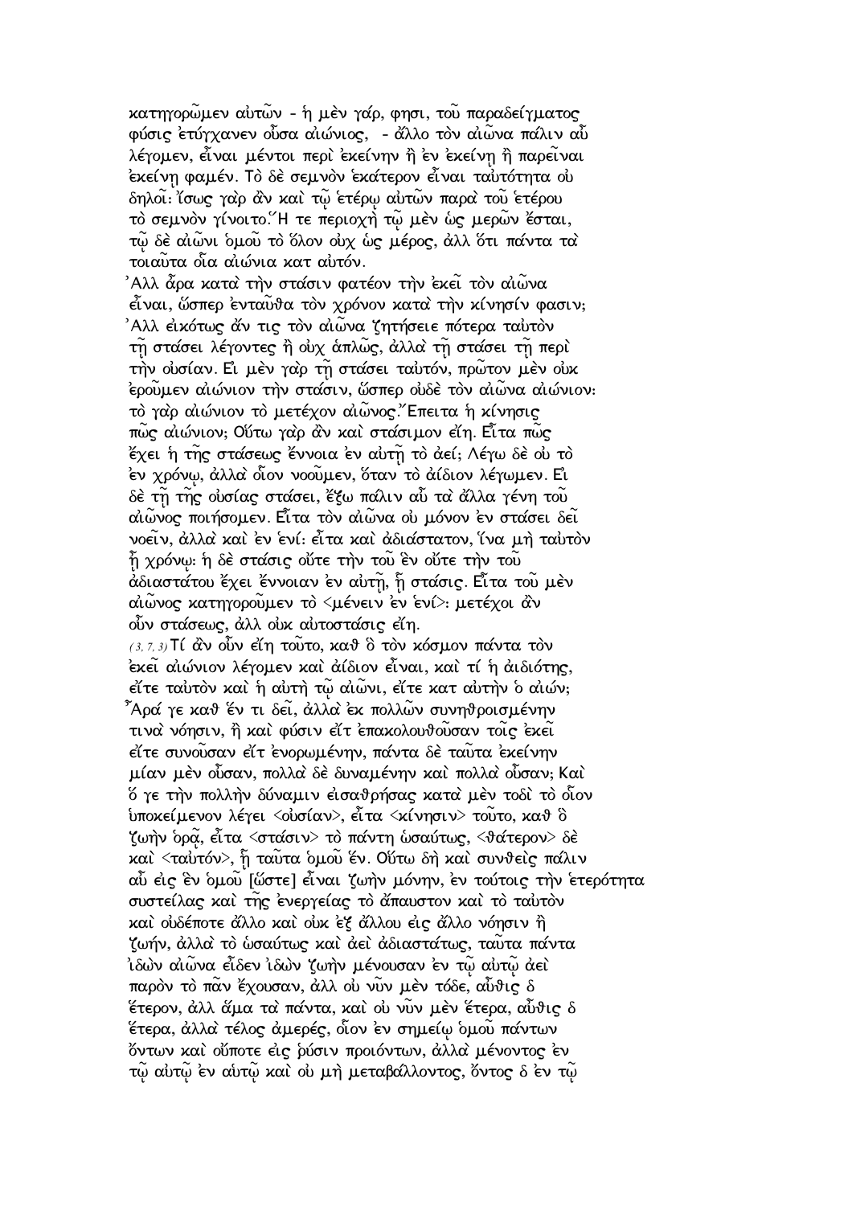κατηγορῶμεν αὐτῶν - ἡ μὲν γάρ, φησι, τοῦ παραδείγματος φύσις ἐτύγχανεν οὖσα αἰώνιος, - ἄλλο τὸν αἰῶνα πάλιν αὖ λέγομεν, εἶναι μέντοι περὶ ἐκείνην ἢ ἐν ἐκείνῃ ἢ παρεῖναι ἐκείνῃ φαμέν. Τὸ δὲ σεμνὸν ἑκάτερον εἶναι ταὐτότητα οὐ δηλοῖ: ἴσως γὰρ ἂν καὶ τῷ ἑτέρῳ αὐτῶν παρὰ τοῦ ἑτέρου τὸ σεμνὸν γίνοιτο. Ἥ τε περιοχὴ τῷ μὲν ὡς μερῶν ἔσται, τῷ δὲ αἰῶνι ὁμοῦ τὸ ὅλον οὐχ ὡς μέρος, ἀλλ ὅτι πάντα τὰ τοιαῦτα οἷα αἰώνια κατ αὐτόν.

Ἀλλ ἆρα κατὰ τὴν στάσιν φατέον τὴν ἐκεῖ τὸν αἰῶνα εἶναι, ὥσπερ ἐνταῦθα τὸν χρόνον κατὰ τὴν κίνησίν φασιν; Ἀλλ εἰκότως ἄν τις τὸν αἰῶνα ζητήσειε πότερα ταὐτὸν τῇ στάσει λέγοντες ἢ οὐχ ἁπλῶς, ἀλλὰ τῇ στάσει τῇ περὶ τὴν οὐσίαν. Εἰ μὲν γὰρ τῇ στάσει ταὐτόν, πρῶτον μὲν οὐκ ἐροῦμεν αἰώνιον τὴν στάσιν, ὥσπερ οὐδὲ τὸν αἰῶνα αἰώνιον: τὸ γὰρ αἰώνιον τὸ μετέχον αἰῶνος. Ἔπειτα ἡ κίνησις πῶς αἰώνιον; Οὕτω γὰρ ἂν καὶ στάσιμον εἴη. Εἶτα πῶς ἔχει ἡ τῆς στάσεως ἔννοια ἐν αὐτῇ τὸ ἀεί; Λέγω δὲ οὐ τὸ ἐν χρόνῳ, ἀλλὰ οἷον νοοῦμεν, ὅταν τὸ ἀίδιον λέγωμεν. Εἰ δὲ τῇ τῆς οὐσίας στάσει, ἔξω πάλιν αὖ τὰ ἄλλα γένη τοῦ αἰῶνος ποιήσομεν. Εἶτα τὸν αἰῶνα οὐ μόνον ἐν στάσει δεῖ νοεῖν, ἀλλὰ καὶ ἐν ἑνί: εἶτα καὶ ἀδιάστατον, ἵνα μὴ ταὐτὸν ᾖ χρόνῳ: ἡ δὲ στάσις οὔτε τὴν τοῦ ἓν οὔτε τὴν τοῦ ἀδιαστάτου ἔχει ἔννοιαν ἐν αὐτῇ, ᾗ στάσις. Εἶτα τοῦ μὲν αἰῶνος κατηγοροῦμεν τὸ <μένειν ἐν ἑνί>: μετέχοι ἂν οὖν στάσεως, ἀλλ οὐκ αὐτοστάσις εἴη.

(3, 7, 3) Τί ἂν οὖν εἴη τοῦτο, καθ ὃ τὸν κόσμον πάντα τὸν ἐκεῖ αἰώνιον λέγομεν καὶ ἀίδιον εἶναι, καὶ τί ἡ ἀιδιότης, εἴτε ταὐτὸν καὶ ἡ αὐτὴ τῷ αἰῶνι, εἴτε κατ αὐτὴν ὁ αἰών; Ἆρά γε καθ ἕν τι δεῖ, ἀλλὰ ἐκ πολλῶν συνηθροισμένην τινὰ νόησιν, ἢ καὶ φύσιν εἴτ ἐπακολουθοῦσαν τοῖς ἐκεῖ εἴτε συνοῦσαν εἴτ ἐνορωμένην, πάντα δὲ ταῦτα ἐκείνην μίαν μὲν οὖσαν, πολλὰ δὲ δυναμένην καὶ πολλὰ οὖσαν; Καὶ ὅ γε τὴν πολλὴν δύναμιν εἰσαθρήσας κατὰ μὲν τοδὶ τὸ οἷον ὑποκείμενον λέγει <οὐσίαν>, εἶτα <κίνησιν> τοῦτο, καθ ὃ ζωὴν ὁρᾷ, εἶτα <στάσιν> τὸ πάντη ὡσαύτως, <θάτερον> δὲ καὶ <ταὐτόν>, ᾗ ταῦτα ὁμοῦ ἕν. Οὕτω δὴ καὶ συνθεὶς πάλιν αὖ εἰς ἓν ὁμοῦ [ὥστε] εἶναι ζωὴν μόνην, ἐν τούτοις τὴν ἑτερότητα συστείλας καὶ τῆς ἐνεργείας τὸ ἄπαυστον καὶ τὸ ταὐτὸν καὶ οὐδέποτε ἄλλο καὶ οὐκ ἐξ ἄλλου εἰς ἄλλο νόησιν ἢ ζωήν, ἀλλὰ τὸ ὡσαύτως καὶ ἀεὶ ἀδιαστάτως, ταῦτα πάντα ἰδὼν αἰῶνα εἶδεν ἰδὼν ζωὴν μένουσαν ἐν τῷ αὐτῷ ἀεὶ παρὸν τὸ πᾶν ἔχουσαν, ἀλλ οὐ νῦν μὲν τόδε, αὖθις δ ἕτερον, ἀλλ ἅμα τὰ πάντα, καὶ οὐ νῦν μὲν ἕτερα, αὖθις δ ἕτερα, ἀλλὰ τέλος ἀμερές, οἷον ἐν σημείῳ ὁμοῦ πάντων ὄντων καὶ οὔποτε εἰς ῥύσιν προιόντων, ἀλλὰ μένοντος ἐν τῷ αὐτῷ ἐν αὑτῷ καὶ οὐ μὴ μεταβάλλοντος, ὄντος δ ἐν τῷ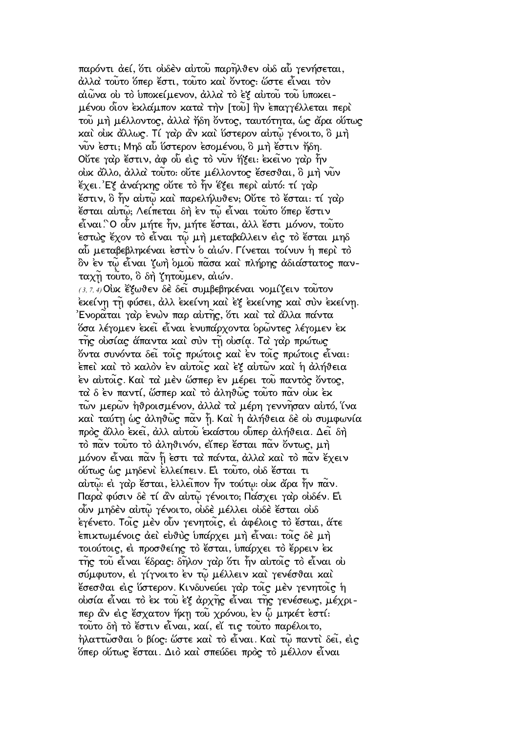παρόντι ἀεί, ὅτι οὐδὲν αὐτοῦ παρῆλθεν οὐδ αὖ γενήσεται, ἀλλὰ τοῦτο ὅπερ ἔστι, τοῦτο καὶ ὄντος· ὥστε εἶναι τὸν αἰῶνα οὐ τὸ ὑποκείμενον, ἀλλὰ τὸ ἐξ αὐτοῦ τοῦ ὑποκειμένου οἷον ἐκλάμπον κατὰ τὴν [τοῦ] ἣν ἐπαγγέλλεται περὶ τοῦ μὴ μέλλοντος, ἀλλὰ ἤδη ὄντος, ταυτότητα, ὡς ἄρα οὕτως καὶ οὐκ ἄλλως. Τί γὰρ ἂν καὶ ὕστερον αὐτῷ γένοιτο, ὃ μὴ νῦν ἐστι; Μηδ αὖ ὕστερον ἐσομένου, ὃ μὴ ἔστιν ἤδη. Οὔτε γὰρ ἔστιν, ἀφ οὗ εἰς τὸ νῦν ἥξει· ἐκεῖνο γὰρ ἦν οὐκ ἄλλο, ἀλλὰ τοῦτο· οὔτε μέλλοντος ἔσεσθαι, ὃ μὴ νῦν ἔχει. Ἐξ ἀνάγκης οὔτε τὸ ἦν ἕξει περὶ αὐτό· τί γὰρ ἔστιν, ὃ ἦν αὐτῷ καὶ παρελήλυθεν; Οὔτε τὸ ἔσται· τί γὰρ ἔσται αὐτῷ; Λείπεται δὴ ἐν τῷ εἶναι τοῦτο ὅπερ ἔστιν εἶναι. Ὃ οὖν μήτε ἦν, μήτε ἔσται, ἀλλ ἔστι μόνον, τοῦτο ἑστὼς ἔχον τὸ εἶναι τῷ μὴ μεταβάλλειν εἰς τὸ ἔσται μηδ αὖ μεταβεβληκέναι ἐστὶν ὁ αἰών. Γίνεται τοίνυν ἡ περὶ τὸ ὂν ἐν τῷ εἶναι ζωὴ ὁμοῦ πᾶσα καὶ πλήρης ἀδιάστατος πανταχῇ τοῦτο, ὃ δὴ ζητοῦμεν, αἰών.

*(3, 7, 4)* Οὐκ ἔξωθεν δὲ δεῖ συμβεβηκέναι νομίζειν τοῦτον ἐκείνῃ τῇ φύσει, ἀλλ ἐκείνη καὶ ἐξ ἐκείνης καὶ σὺν ἐκείνῃ. Ἐνορᾶται γὰρ ἐνὼν παρ αὐτῆς, ὅτι καὶ τὰ ἄλλα πάντα ὅσα λέγομεν ἐκεῖ εἶναι ἐνυπάρχοντα ὁρῶντες λέγομεν ἐκ τῆς οὐσίας ἅπαντα καὶ σὺν τῇ οὐσίᾳ. Τὰ γὰρ πρώτως ὄντα συνόντα δεῖ τοῖς πρώτοις καὶ ἐν τοῖς πρώτοις εἶναι· ἐπεὶ καὶ τὸ καλὸν ἐν αὐτοῖς καὶ ἐξ αὐτῶν καὶ ἡ ἀλήθεια ἐν αὐτοῖς. Καὶ τὰ μὲν ὥσπερ ἐν μέρει τοῦ παντὸς ὄντος, τὰ δ ἐν παντί, ὥσπερ καὶ τὸ ἀληθῶς τοῦτο πᾶν οὐκ ἐκ τῶν μερῶν ἠθροισμένον, ἀλλὰ τὰ μέρη γεννῆσαν αὐτό, ἵνα καὶ ταύτῃ ὡς ἀληθῶς πᾶν ᾖ. Καὶ ἡ ἀλήθεια δὲ οὐ συμφωνία πρὸς ἄλλο ἐκεῖ, ἀλλ αὐτοῦ ἑκάστου οὗπερ ἀλήθεια. Δεῖ δὴ τὸ πᾶν τοῦτο τὸ ἀληθινόν, εἴπερ ἔσται πᾶν ὄντως, μὴ μόνον εἶναι πᾶν ᾗ ἐστι τὰ πάντα, ἀλλὰ καὶ τὸ πᾶν ἔχειν οὕτως ὡς μηδενὶ ἐλλείπειν. Εἰ τοῦτο, οὐδ ἔσται τι αὐτῷ· εἰ γὰρ ἔσται, ἐλλεῖπον ἦν τούτῳ· οὐκ ἄρα ἦν πᾶν. Παρὰ φύσιν δὲ τί ἂν αὐτῷ γένοιτο; Πάσχει γὰρ οὐδέν. Εἰ οὖν μηδὲν αὐτῷ γένοιτο, οὐδὲ μέλλει οὐδὲ ἔσται οὐδ ἐγένετο. Τοῖς μὲν οὖν γενητοῖς, εἰ ἀφέλοις τὸ ἔσται, ἅτε ἐπικτωμένοις ἀεὶ εὐθὺς ὑπάρχει μὴ εἶναι· τοῖς δὲ μὴ τοιούτοις, εἰ προσθείης τὸ ἔσται, ὑπάρχει τὸ ἔρρειν ἐκ τῆς τοῦ εἶναι ἕδρας· δῆλον γὰρ ὅτι ἦν αὐτοῖς τὸ εἶναι οὐ σύμφυτον, εἰ γίγνοιτο ἐν τῷ μέλλειν καὶ γενέσθαι καὶ ἔσεσθαι εἰς ὕστερον. Κινδυνεύει γὰρ τοῖς μὲν γενητοῖς ἡ οὐσία εἶναι τὸ ἐκ τοῦ ἐξ ἀρχῆς εἶναι τῆς γενέσεως, μέχριπερ ἂν εἰς ἔσχατον ἥκῃ τοῦ χρόνου, ἐν ᾧ μηκέτ ἐστί· τοῦτο δὴ τὸ ἔστιν εἶναι, καί, εἴ τις τοῦτο παρέλοιτο, ἠλαττῶσθαι ὁ βίος· ὥστε καὶ τὸ εἶναι. Καὶ τῷ παντὶ δεῖ, εἰς ὅπερ οὕτως ἔσται. Διὸ καὶ σπεύδει πρὸς τὸ μέλλον εἶναι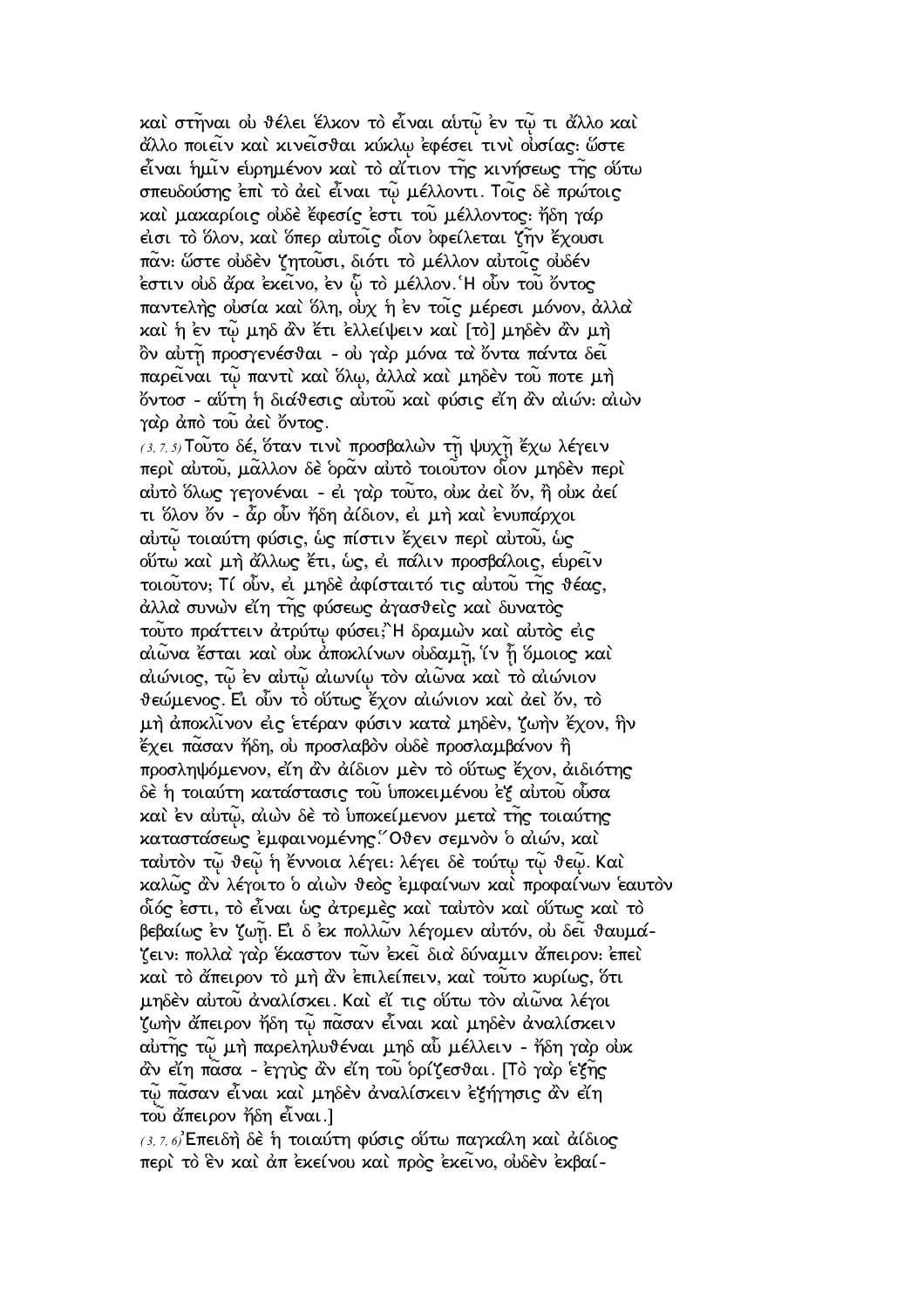καὶ στῆναι οὐ θέλει ἕλκον τὸ εἶναι αὐτῷ ἐν τῷ τι ἄλλο καὶ ἄλλο ποιεῖν καὶ κινεῖσθαι κύκλῳ ἐφέσει τινὶ οὐσίας· ὥστε εἶναι ἡμῖν εὑρημένον καὶ τὸ αἴτιον τῆς κινήσεως τῆς οὕτω σπευδούσης ἐπὶ τὸ ἀεὶ εἶναι τῷ μέλλοντι. Τοῖς δὲ πρώτοις καὶ μακαρίοις οὐδὲ ἔφεσίς ἐστι τοῦ μέλλοντος· ἤδη γάρ εἰσι τὸ ὅλον, καὶ ὅπερ αὐτοῖς οἷον ὀφείλεται ζῆν ἔχουσι πᾶν· ὥστε οὐδὲν ζητοῦσι, διότι τὸ μέλλον αὐτοῖς οὐδέν ἐστιν οὐδ ἄρα ἐκεῖνο, ἐν ᾧ τὸ μέλλον. Ἡ οὖν τοῦ ὄντος παντελὴς οὐσία καὶ ὅλη, οὐχ ἡ ἐν τοῖς μέρεσι μόνον, ἀλλὰ καὶ ἡ ἐν τῷ μηδ ἂν ἔτι ἐλλείψειν καὶ [τὸ] μηδὲν ἂν μὴ ὂν αὐτῇ προσγενέσθαι - οὐ γὰρ μόνα τὰ ὄντα πάντα δεῖ παρεῖναι τῷ παντὶ καὶ ὅλῳ, ἀλλὰ καὶ μηδὲν τοῦ ποτε μὴ ὄντοσ - αὕτη ἡ διάθεσις αὐτοῦ καὶ φύσις εἴη ἂν αἰών· αἰὼν γὰρ ἀπὸ τοῦ ἀεὶ ὄντος.

(3, 7, 5) Τοῦτο δέ, ὅταν τινὶ προσβαλὼν τῇ ψυχῇ ἔχω λέγειν περὶ αὐτοῦ, μᾶλλον δὲ ὁρᾶν αὐτὸ τοιοῦτον οἷον μηδὲν περὶ αὐτὸ ὅλως γεγονέναι - εἰ γὰρ τοῦτο, οὐκ ἀεὶ ὄν, ἢ οὐκ ἀεί τι ὅλον ὄν - ἆρ οὖν ἤδη ἀίδιον, εἰ μὴ καὶ ἐνυπάρχοι αὐτῷ τοιαύτη φύσις, ὡς πίστιν ἔχειν περὶ αὐτοῦ, ὡς οὕτω καὶ μὴ ἄλλως ἔτι, ὡς, εἰ πάλιν προσβάλοις, εὑρεῖν τοιοῦτον; Τί οὖν, εἰ μηδὲ ἀφίσταιτό τις αὐτοῦ τῆς θέας, ἀλλὰ συνὼν εἴη τῆς φύσεως ἀγασθεὶς καὶ δυνατὸς τοῦτο πράττειν ἀτρύτῳ φύσει; Ἢ δραμὼν καὶ αὐτὸς εἰς αἰῶνα ἔσται καὶ οὐκ ἀποκλίνων οὐδαμῇ, ἵν ᾖ ὅμοιος καὶ αἰώνιος, τῷ ἐν αὐτῷ αἰωνίῳ τὸν αἰῶνα καὶ τὸ αἰώνιον θεώμενος. Εἰ οὖν τὸ οὕτως ἔχον αἰώνιον καὶ ἀεὶ ὄν, τὸ μὴ ἀποκλῖνον εἰς ἑτέραν φύσιν κατὰ μηδέν, ζωὴν ἔχον, ἣν ἔχει πᾶσαν ἤδη, οὐ προσλαβὸν οὐδὲ προσλαμβάνον ἢ προσληψόμενον, εἴη ἂν ἀίδιον μὲν τὸ οὕτως ἔχον, ἀιδιότης δὲ ἡ τοιαύτη κατάστασις τοῦ ὑποκειμένου ἐξ αὐτοῦ οὖσα καὶ ἐν αὐτῷ, αἰὼν δὲ τὸ ὑποκείμενον μετὰ τῆς τοιαύτης καταστάσεως ἐμφαινομένης. Ὅθεν σεμνὸν ὁ αἰών, καὶ ταὐτὸν τῷ θεῷ ἡ ἔννοια λέγει· λέγει δὲ τούτῳ τῷ θεῷ. Καὶ καλῶς ἂν λέγοιτο ὁ αἰὼν θεὸς ἐμφαίνων καὶ προφαίνων ἑαυτὸν οἷός ἐστι, τὸ εἶναι ὡς ἀτρεμὲς καὶ ταὐτὸν καὶ οὕτως καὶ τὸ βεβαίως ἐν ζωῇ. Εἰ δ ἐκ πολλῶν λέγομεν αὐτόν, οὐ δεῖ θαυμάζειν· πολλὰ γὰρ ἕκαστον τῶν ἐκεῖ διὰ δύναμιν ἄπειρον· ἐπεὶ καὶ τὸ ἄπειρον τὸ μὴ ἂν ἐπιλείπειν, καὶ τοῦτο κυρίως, ὅτι μηδὲν αὐτοῦ ἀναλίσκει. Καὶ εἴ τις οὕτω τὸν αἰῶνα λέγοι ζωὴν ἄπειρον ἤδη τῷ πᾶσαν εἶναι καὶ μηδὲν ἀναλίσκειν αὐτῆς τῷ μὴ παρεληλυθέναι μηδ αὖ μέλλειν - ἤδη γὰρ οὐκ ἂν εἴη πᾶσα - ἐγγὺς ἂν εἴη τοῦ ὁρίζεσθαι. [Τὸ γὰρ ἑξῆς τῷ πᾶσαν εἶναι καὶ μηδὲν ἀναλίσκειν ἐξήγησις ἂν εἴη τοῦ ἄπειρον ἤδη εἶναι.]

(3, 7, 6) Ἐπειδὴ δὲ ἡ τοιαύτη φύσις οὕτω παγκάλη καὶ ἀίδιος περὶ τὸ ἓν καὶ ἀπ ἐκείνου καὶ πρὸς ἐκεῖνο, οὐδὲν ἐκβαί-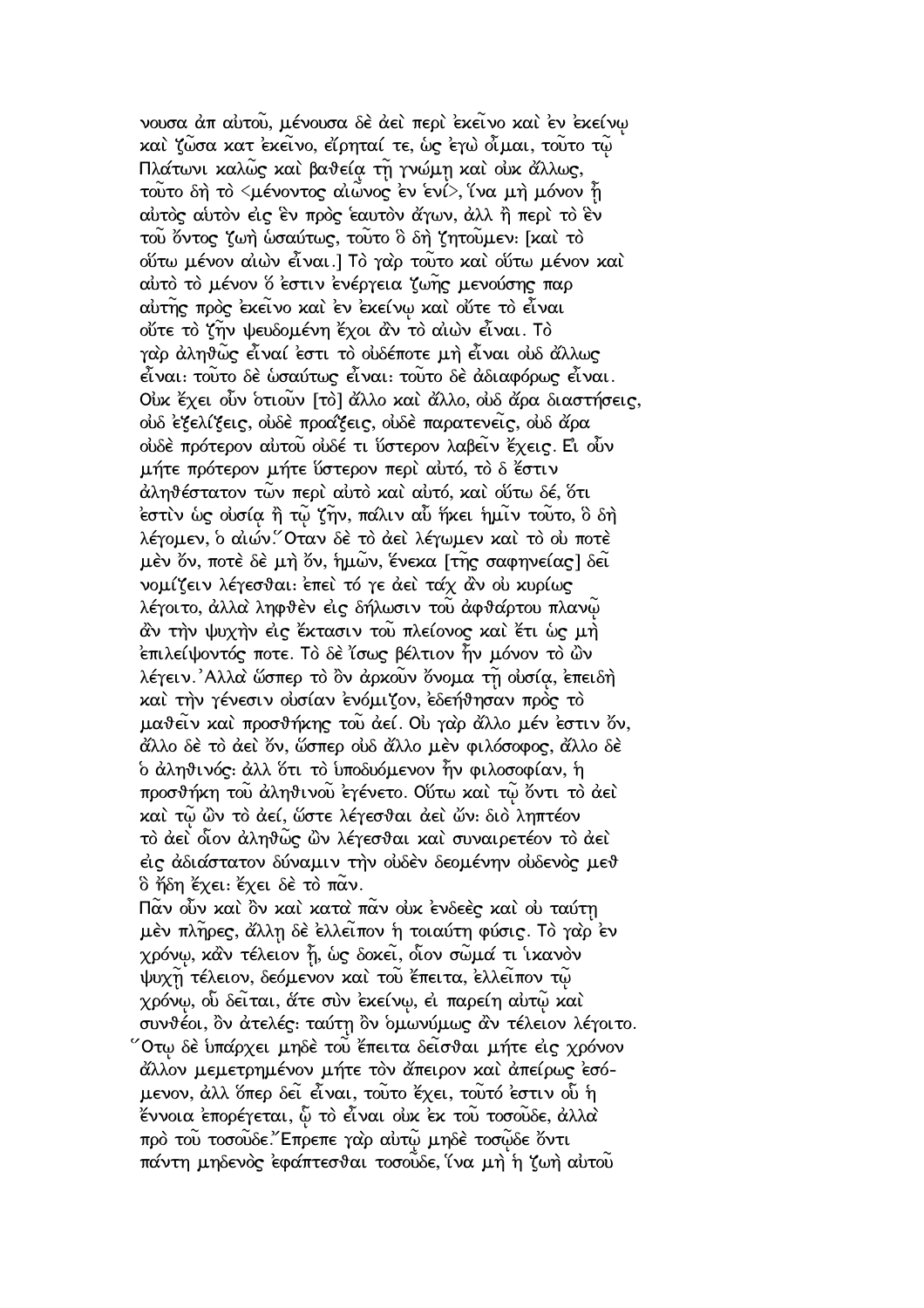νουσα ἀπ αὐτοῦ, μένουσα δὲ ἀεὶ περὶ ἐκεῖνο καὶ ἐν ἐκείνῳ καὶ ζῶσα κατ ἐκεῖνο, εἴρηταί τε, ὡς ἐγὼ οἶμαι, τοῦτο τῷ Πλάτωνι καλῶς καὶ βαθείᾳ τῇ γνώμῃ καὶ οὐκ ἄλλως, τοῦτο δὴ τὸ <μένοντος αἰῶνος ἐν ἑνί>, ἵνα μὴ μόνον ᾖ αὐτὸς αὐτὸν εἰς ἓν πρὸς ἑαυτὸν ἄγων, ἀλλ ᾖ περὶ τὸ ἓν τοῦ ὄντος ζωὴ ὡσαύτως, τοῦτο ὃ δὴ ζητοῦμεν: [καὶ τὸ οὕτω μένον αἰὼν εἶναι.] Τὸ γὰρ τοῦτο καὶ οὕτω μένον καὶ αὐτὸ τὸ μένον ὅ ἐστιν ἐνέργεια ζωῆς μενούσης παρ αὐτῆς πρὸς ἐκεῖνο καὶ ἐν ἐκείνῳ καὶ οὔτε τὸ εἶναι οὔτε τὸ ζῆν ψευδομένη ἔχοι ἂν τὸ αἰὼν εἶναι. Τὸ γὰρ ἀληθῶς εἶναί ἐστι τὸ οὐδέποτε μὴ εἶναι οὐδ ἄλλως εἶναι: τοῦτο δὲ ὡσαύτως εἶναι: τοῦτο δὲ ἀδιαφόρως εἶναι. Οὐκ ἔχει οὖν ὁτιοῦν [τὸ] ἄλλο καὶ ἄλλο, οὐδ ἄρα διαστήσεις, οὐδ ἐξελίξεις, οὐδὲ προάξεις, οὐδὲ παρατενεῖς, οὐδ ἄρα οὐδὲ πρότερον αὐτοῦ οὐδέ τι ὕστερον λαβεῖν ἔχεις. Εἰ οὖν μήτε πρότερον μήτε ὕστερον περὶ αὐτό, τὸ δ ἔστιν ἀληθέστατον τῶν περὶ αὐτὸ καὶ αὐτό, καὶ οὕτω δέ, ὅτι ἐστὶν ὡς οὐσίᾳ ἢ τῷ ζῆν, πάλιν αὖ ἥκει ἡμῖν τοῦτο, ὃ δὴ λέγομεν, ὁ αἰών. Ὅταν δὲ τὸ ἀεὶ λέγωμεν καὶ τὸ οὐ ποτὲ μὲν ὄν, ποτὲ δὲ μὴ ὄν, ἡμῶν, ἕνεκα [τῆς σαφηνείας] δεῖ νομίζειν λέγεσθαι: ἐπεὶ τό γε ἀεὶ τάχ ἂν οὐ κυρίως λέγοιτο, ἀλλὰ ληφθὲν εἰς δήλωσιν τοῦ ἀφθάρτου πλανῷ ἂν τὴν ψυχὴν εἰς ἔκτασιν τοῦ πλείονος καὶ ἔτι ὡς μὴ ἐπιλείψοντός ποτε. Τὸ δὲ ἴσως βέλτιον ἦν μόνον τὸ ὢν λέγειν. Ἀλλὰ ὥσπερ τὸ ὂν ἀρκοῦν ὄνομα τῇ οὐσίᾳ, ἐπειδὴ καὶ τὴν γένεσιν οὐσίαν ἐνόμιζον, ἐδεήθησαν πρὸς τὸ μαθεῖν καὶ προσθήκης τοῦ ἀεί. Οὐ γὰρ ἄλλο μέν ἐστιν ὄν, ἄλλο δὲ τὸ ἀεὶ ὄν, ὥσπερ οὐδ ἄλλο μὲν φιλόσοφος, ἄλλο δὲ ὁ ἀληθινός: ἀλλ ὅτι τὸ ὑποδυόμενον ἦν φιλοσοφίαν, ἡ προσθήκη τοῦ ἀληθινοῦ ἐγένετο. Οὕτω καὶ τῷ ὄντι τὸ ἀεὶ καὶ τῷ ὢν τὸ ἀεί, ὥστε λέγεσθαι ἀεὶ ὤν: διὸ ληπτέον τὸ ἀεὶ οἷον ἀληθῶς ὢν λέγεσθαι καὶ συναιρετέον τὸ ἀεὶ εἰς ἀδιάστατον δύναμιν τὴν οὐδὲν δεομένην οὐδενὸς μεθ ὃ ἤδη ἔχει: ἔχει δὲ τὸ πᾶν.

Πᾶν οὖν καὶ ὂν καὶ κατὰ πᾶν οὐκ ἐνδεὲς καὶ οὐ ταύτῃ μὲν πλῆρες, ἄλλῃ δὲ ἐλλεῖπον ἡ τοιαύτη φύσις. Τὸ γὰρ ἐν χρόνῳ, κἂν τέλειον ᾖ, ὡς δοκεῖ, οἷον σῶμά τι ἱκανὸν ψυχῇ τέλειον, δεόμενον καὶ τοῦ ἔπειτα, ἐλλεῖπον τῷ χρόνῳ, οὗ δεῖται, ἅτε σὺν ἐκείνῳ, εἰ παρείη αὐτῷ καὶ συνθέοι, ὂν ἀτελές: ταύτῃ ὂν ὁμωνύμως ἂν τέλειον λέγοιτο. Ὅτῳ δὲ ὑπάρχει μηδὲ τοῦ ἔπειτα δεῖσθαι μήτε εἰς χρόνον ἄλλον μεμετρημένον μήτε τὸν ἄπειρον καὶ ἀπείρως ἐσόμενον, ἀλλ ὅπερ δεῖ εἶναι, τοῦτο ἔχει, τοῦτό ἐστιν οὗ ἡ ἔννοια ἐπορέγεται, ᾧ τὸ εἶναι οὐκ ἐκ τοῦ τοσοῦδε, ἀλλὰ πρὸ τοῦ τοσοῦδε. Ἔπρεπε γὰρ αὐτῷ μηδὲ τοσῷδε ὄντι πάντῃ μηδενὸς ἐφάπτεσθαι τοσοῦδε, ἵνα μὴ ἡ ζωὴ αὐτοῦ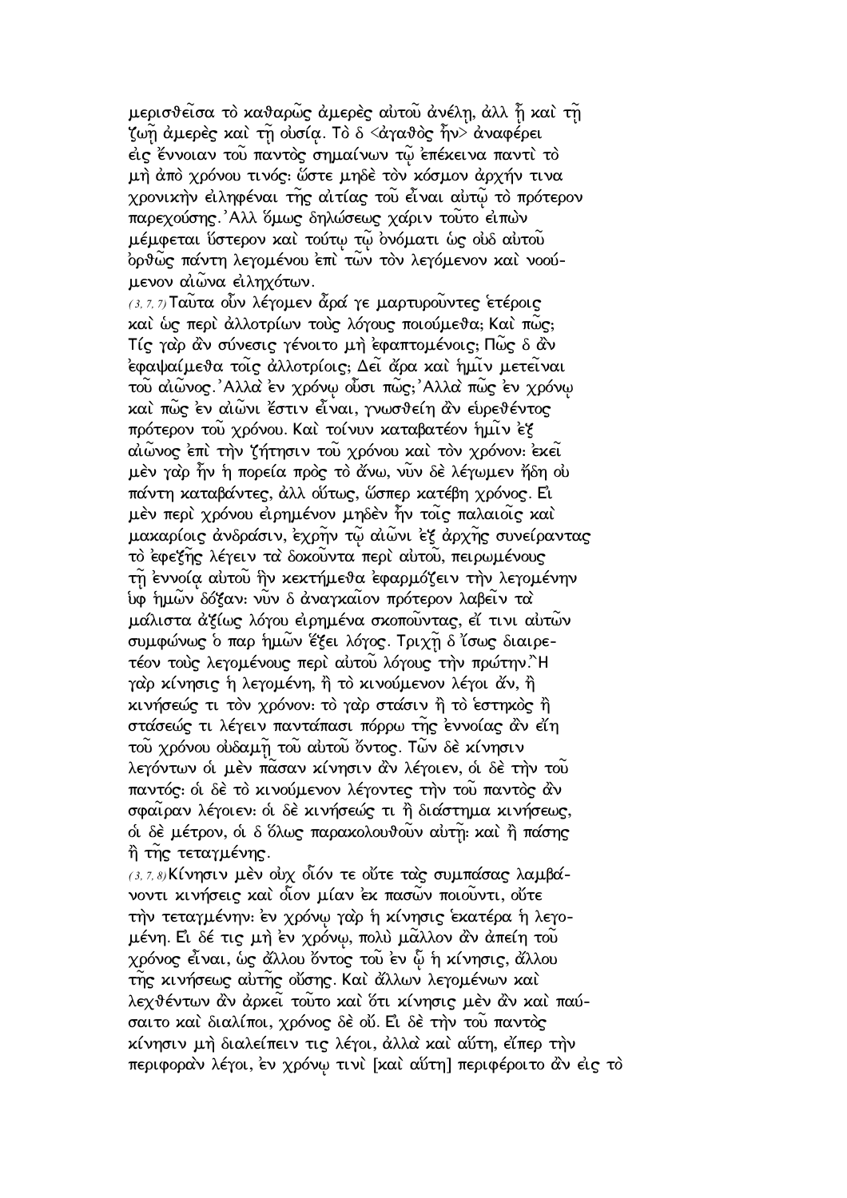μερισθεῖσα τὸ καθαρῶς ἀμερὲς αὐτοῦ ἀνέλῃ, ἀλλ ᾖ καὶ τῇ ζωῇ ἀμερὲς καὶ τῇ οὐσίᾳ. Τὸ δ <ἀγαθὸς ἦν> ἀναφέρει εἰς ἔννοιαν τοῦ παντὸς σημαίνων τῷ ἐπέκεινα παντὶ τὸ μὴ ἀπὸ χρόνου τινός: ὥστε μηδὲ τὸν κόσμον ἀρχήν τινα χρονικὴν εἰληφέναι τῆς αἰτίας τοῦ εἶναι αὐτῷ τὸ πρότερον παρεχούσης.᾿Αλλ ὅμως δηλώσεως χάριν τοῦτο εἰπὼν μέμφεται ὕστερον καὶ τούτῳ τῷ ὀνόματι ὡς οὐδ αὐτοῦ ὀρθῶς πάντη λεγομένου ἐπὶ τῶν τὸν λεγόμενον καὶ νοούμενον αἰῶνα εἰληχότων.

(3, 7, 7) Ταῦτα οὖν λέγομεν ἆρά γε μαρτυροῦντες ἑτέροις καὶ ὡς περὶ ἀλλοτρίων τοὺς λόγους ποιούμεθα; Καὶ πῶς; Τίς γὰρ ἂν σύνεσις γένοιτο μὴ ἐφαπτομένοις; Πῶς δ ἂν ἐφαψαίμεθα τοῖς ἀλλοτρίοις; Δεῖ ἄρα καὶ ἡμῖν μετεῖναι τοῦ αἰῶνος.᾿Αλλὰ ἐν χρόνῳ οὖσι πῶς;᾿Αλλὰ πῶς ἐν χρόνῳ καὶ πῶς ἐν αἰῶνι ἔστιν εἶναι, γνωσθείη ἂν εὑρεθέντος πρότερον τοῦ χρόνου. Καὶ τοίνυν καταβατέον ἡμῖν ἐξ αἰῶνος ἐπὶ τὴν ζήτησιν τοῦ χρόνου καὶ τὸν χρόνον: ἐκεῖ μὲν γὰρ ἦν ἡ πορεία πρὸς τὸ ἄνω, νῦν δὲ λέγωμεν ἤδη οὐ πάντη καταβάντες, ἀλλ οὕτως, ὥσπερ κατέβη χρόνος. Εἰ μὲν περὶ χρόνου εἰρημένον μηδὲν ἦν τοῖς παλαιοῖς καὶ μακαρίοις ἀνδράσιν, ἐχρῆν τῷ αἰῶνι ἐξ ἀρχῆς συνείραντας τὸ ἐφεξῆς λέγειν τὰ δοκοῦντα περὶ αὐτοῦ, πειρωμένους τῇ ἐννοίᾳ αὐτοῦ ἣν κεκτήμεθα ἐφαρμόζειν τὴν λεγομένην ὑφ ἡμῶν δόξαν: νῦν δ ἀναγκαῖον πρότερον λαβεῖν τὰ μάλιστα ἀξίως λόγου εἰρημένα σκοποῦντας, εἴ τινι αὐτῶν συμφώνως ὁ παρ ἡμῶν ἕξει λόγος. Τριχῇ δ ἴσως διαιρετέον τοὺς λεγομένους περὶ αὐτοῦ λόγους τὴν πρώτην.῞Η γὰρ κίνησις ἡ λεγομένη, ἢ τὸ κινούμενον λέγοι ἄν, ἢ κινήσεώς τι τὸν χρόνον: τὸ γὰρ στάσιν ἢ τὸ ἑστηκὸς ἢ στάσεώς τι λέγειν παντάπασι πόρρω τῆς ἐννοίας ἂν εἴη τοῦ χρόνου οὐδαμῇ τοῦ αὐτοῦ ὄντος. Τῶν δὲ κίνησιν λεγόντων οἱ μὲν πᾶσαν κίνησιν ἂν λέγοιεν, οἱ δὲ τὴν τοῦ παντός: οἱ δὲ τὸ κινούμενον λέγοντες τὴν τοῦ παντὸς ἂν σφαῖραν λέγοιεν: οἱ δὲ κινήσεώς τι ἢ διάστημα κινήσεως, οἱ δὲ μέτρον, οἱ δ ὅλως παρακολουθοῦν αὐτῇ: καὶ ἢ πάσης ἢ τῆς τεταγμένης.

(3, 7, 8) Κίνησιν μὲν οὐχ οἷόν τε οὔτε τὰς συμπάσας λαμβάνοντι κινήσεις καὶ οἷον μίαν ἐκ πασῶν ποιοῦντι, οὔτε τὴν τεταγμένην: ἐν χρόνῳ γὰρ ἡ κίνησις ἑκατέρα ἡ λεγομένη. Εἰ δέ τις μὴ ἐν χρόνῳ, πολὺ μᾶλλον ἂν ἀπείη τοῦ χρόνος εἶναι, ὡς ἄλλου ὄντος τοῦ ἐν ᾧ ἡ κίνησις, ἄλλου τῆς κινήσεως αὐτῆς οὔσης. Καὶ ἄλλων λεγομένων καὶ λεχθέντων ἂν ἀρκεῖ τοῦτο καὶ ὅτι κίνησις μὲν ἂν καὶ παύσαιτο καὶ διαλίποι, χρόνος δὲ οὔ. Εἰ δὲ τὴν τοῦ παντὸς κίνησιν μὴ διαλείπειν τις λέγοι, ἀλλὰ καὶ αὕτη, εἴπερ τὴν περιφορὰν λέγοι, ἐν χρόνῳ τινὶ [καὶ αὕτη] περιφέροιτο ἂν εἰς τὸ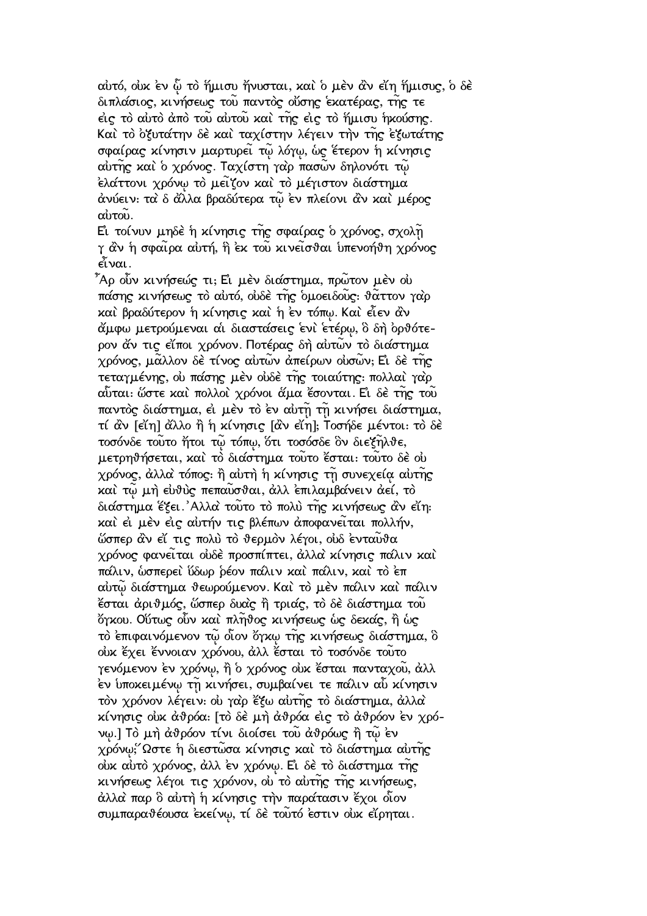αὐτό, οὐκ ἐν ᾧ τὸ ἥμισυ ἤνυσται, καὶ ὁ μὲν ἂν εἴη ἥμισυς, ὁ δὲ διπλάσιος, κινήσεως τοῦ παντὸς οὔσης ἑκατέρας, τῆς τε εἰς τὸ αὐτὸ ἀπὸ τοῦ αὐτοῦ καὶ τῆς εἰς τὸ ἥμισυ ἡκούσης. Καὶ τὸ ὀξυτάτην δὲ καὶ ταχίστην λέγειν τὴν τῆς ἐξωτάτης σφαίρας κίνησιν μαρτυρεῖ τῷ λόγῳ, ὡς ἕτερον ἡ κίνησις αὐτῆς καὶ ὁ χρόνος. Ταχίστη γὰρ πασῶν δηλονότι τῷ ἐλάττονι χρόνῳ τὸ μεῖζον καὶ τὸ μέγιστον διάστημα ἀνύειν· τὰ δ ἄλλα βραδύτερα τῷ ἐν πλείονι ἂν καὶ μέρος αὐτοῦ.

Εἰ τοίνυν μηδὲ ἡ κίνησις τῆς σφαίρας ὁ χρόνος, σχολῇ γ ἂν ἡ σφαῖρα αὐτή, ἣ ἐκ τοῦ κινεῖσθαι ὑπενοήθη χρόνος εἶναι.

Ἆρ οὖν κινήσεώς τι; Εἰ μὲν διάστημα, πρῶτον μὲν οὐ πάσης κινήσεως τὸ αὐτό, οὐδὲ τῆς ὁμοειδοῦς· θᾶττον γὰρ καὶ βραδύτερον ἡ κίνησις καὶ ἡ ἐν τόπῳ. Καὶ εἶεν ἂν ἄμφω μετρούμεναι αἱ διαστάσεις ἑνὶ ἑτέρῳ, ὃ δὴ ὀρθότερον ἄν τις εἴποι χρόνον. Ποτέρας δὴ αὐτῶν τὸ διάστημα χρόνος, μᾶλλον δὲ τίνος αὐτῶν ἀπείρων οὐσῶν; Εἰ δὲ τῆς τεταγμένης, οὐ πάσης μὲν οὐδὲ τῆς τοιαύτης· πολλαὶ γὰρ αὗται· ὥστε καὶ πολλοὶ χρόνοι ἅμα ἔσονται. Εἰ δὲ τῆς τοῦ παντὸς διάστημα, εἰ μὲν τὸ ἐν αὐτῇ τῇ κινήσει διάστημα, τί ἂν [εἴη] ἄλλο ἢ ἡ κίνησις [ἂν εἴη]; Τοσήδε μέντοι· τὸ δὲ τοσόνδε τοῦτο ἤτοι τῷ τόπῳ, ὅτι τοσόσδε ὃν διεξῆλθε, μετρηθήσεται, καὶ τὸ διάστημα τοῦτο ἔσται· τοῦτο δὲ οὐ χρόνος, ἀλλὰ τόπος· ἢ αὐτὴ ἡ κίνησις τῇ συνεχείᾳ αὐτῆς καὶ τῷ μὴ εὐθὺς πεπαῦσθαι, ἀλλ ἐπιλαμβάνειν ἀεί, τὸ διάστημα ἕξει. Ἀλλὰ τοῦτο τὸ πολὺ τῆς κινήσεως ἂν εἴη· καὶ εἰ μὲν εἰς αὐτήν τις βλέπων ἀποφανεῖται πολλήν, ὥσπερ ἂν εἴ τις πολὺ τὸ θερμὸν λέγοι, οὐδ ἐνταῦθα χρόνος φανεῖται οὐδὲ προσπίπτει, ἀλλὰ κίνησις πάλιν καὶ πάλιν, ὡσπερεὶ ὕδωρ ῥέον πάλιν καὶ πάλιν, καὶ τὸ ἐπ αὐτῷ διάστημα θεωρούμενον. Καὶ τὸ μὲν πάλιν καὶ πάλιν ἔσται ἀριθμός, ὥσπερ δυὰς ἢ τριάς, τὸ δὲ διάστημα τοῦ ὄγκου. Οὕτως οὖν καὶ πλῆθος κινήσεως ὡς δεκάς, ἢ ὡς τὸ ἐπιφαινόμενον τῷ οἷον ὄγκῳ τῆς κινήσεως διάστημα, ὃ οὐκ ἔχει ἔννοιαν χρόνου, ἀλλ ἔσται τὸ τοσόνδε τοῦτο γενόμενον ἐν χρόνῳ, ἢ ὁ χρόνος οὐκ ἔσται πανταχοῦ, ἀλλ ἐν ὑποκειμένῳ τῇ κινήσει, συμβαίνει τε πάλιν αὖ κίνησιν τὸν χρόνον λέγειν· οὐ γὰρ ἔξω αὐτῆς τὸ διάστημα, ἀλλὰ κίνησις οὐκ ἀθρόα· [τὸ δὲ μὴ ἀθρόα εἰς τὸ ἀθρόον ἐν χρόνῳ.] Τὸ μὴ ἀθρόον τίνι διοίσει τοῦ ἀθρόως ἢ τῷ ἐν χρόνῳ; Ὥστε ἡ διεστῶσα κίνησις καὶ τὸ διάστημα αὐτῆς οὐκ αὐτὸ χρόνος, ἀλλ ἐν χρόνῳ. Εἰ δὲ τὸ διάστημα τῆς κινήσεως λέγοι τις χρόνον, οὐ τὸ αὐτῆς τῆς κινήσεως, ἀλλὰ παρ ὃ αὐτὴ ἡ κίνησις τὴν παράτασιν ἔχοι οἷον συμπαραθέουσα ἐκείνῳ, τί δὲ τοῦτό ἐστιν οὐκ εἴρηται.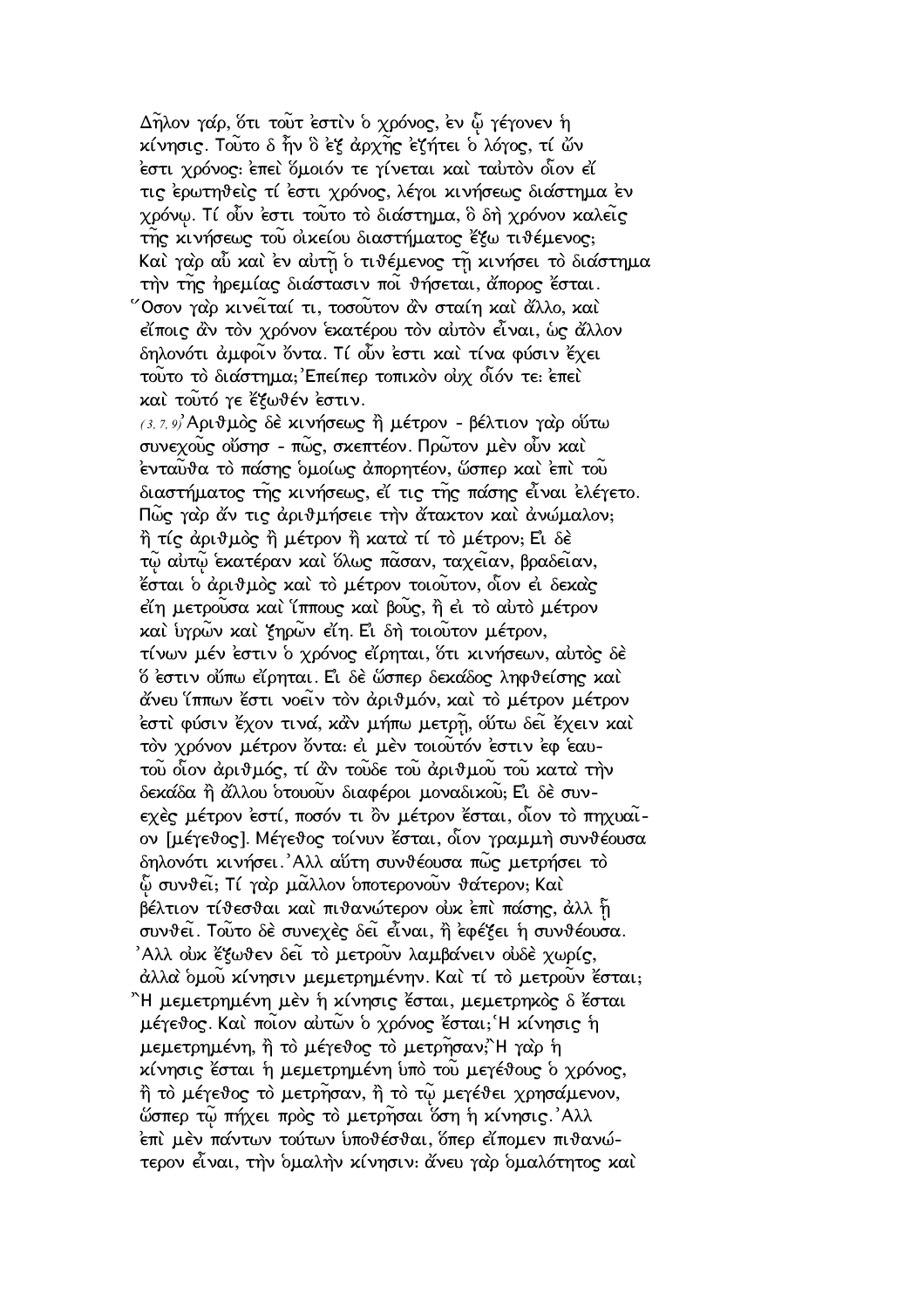Δῆλον γάρ, ὅτι τοῦτ ἐστὶν ὁ χρόνος, ἐν ᾧ γέγονεν ἡ κίνησις. Τοῦτο δ ἦν ὃ ἐξ ἀρχῆς ἐζήτει ὁ λόγος, τί ὤν ἐστι χρόνος: ἐπεὶ ὅμοιόν τε γίνεται καὶ ταὐτὸν οἷον εἴ τις ἐρωτηθεὶς τί ἐστι χρόνος, λέγοι κινήσεως διάστημα ἐν χρόνῳ. Τί οὖν ἐστι τοῦτο τὸ διάστημα, ὃ δὴ χρόνον καλεῖς τῆς κινήσεως τοῦ οἰκείου διαστήματος ἔξω τιθέμενος; Καὶ γὰρ αὖ καὶ ἐν αὐτῇ ὁ τιθέμενος τῇ κινήσει τὸ διάστημα τὴν τῆς ἠρεμίας διάστασιν ποῖ θήσεται, ἄπορος ἔσται. Ὅσον γὰρ κινεῖταί τι, τοσοῦτον ἂν σταίη καὶ ἄλλο, καὶ εἴποις ἂν τὸν χρόνον ἑκατέρου τὸν αὐτὸν εἶναι, ὡς ἄλλον δηλονότι ἀμφοῖν ὄντα. Τί οὖν ἐστι καὶ τίνα φύσιν ἔχει τοῦτο τὸ διάστημα;Ἐπείπερ τοπικὸν οὐχ οἷόν τε: ἐπεὶ καὶ τοῦτό γε ἔξωθέν ἐστιν.

(3,7,9) Ἀριθμὸς δὲ κινήσεως ἢ μέτρον - βέλτιον γὰρ οὕτω συνεχοῦς οὔσησ - πῶς, σκεπτέον. Πρῶτον μὲν οὖν καὶ ἐνταῦθα τὸ πάσης ὁμοίως ἀπορητέον, ὥσπερ καὶ ἐπὶ τοῦ διαστήματος τῆς κινήσεως, εἴ τις τῆς πάσης εἶναι ἐλέγετο. Πῶς γὰρ ἄν τις ἀριθμήσειε τὴν ἄτακτον καὶ ἀνώμαλον; ἢ τίς ἀριθμὸς ἢ μέτρον ἢ κατὰ τί τὸ μέτρον; Εἰ δὲ τῷ αὐτῷ ἑκατέραν καὶ ὅλως πᾶσαν, ταχεῖαν, βραδεῖαν, ἔσται ὁ ἀριθμὸς καὶ τὸ μέτρον τοιοῦτον, οἷον εἰ δεκὰς εἴη μετροῦσα καὶ ἵππους καὶ βοῦς, ἢ εἰ τὸ αὐτὸ μέτρον καὶ ὑγρῶν καὶ ξηρῶν εἴη. Εἰ δὴ τοιοῦτον μέτρον, τίνων μέν ἐστιν ὁ χρόνος εἴρηται, ὅτι κινήσεων, αὐτὸς δὲ ὅ ἐστιν οὔπω εἴρηται. Εἰ δὲ ὥσπερ δεκάδος ληφθείσης καὶ ἄνευ ἵππων ἔστι νοεῖν τὸν ἀριθμόν, καὶ τὸ μέτρον μέτρον ἐστὶ φύσιν ἔχον τινά, κἂν μήπω μετρῇ, οὕτω δεῖ ἔχειν καὶ τὸν χρόνον μέτρον ὄντα: εἰ μὲν τοιοῦτόν ἐστιν ἐφ ἑαυτοῦ οἷον ἀριθμός, τί ἂν τοῦδε τοῦ ἀριθμοῦ τοῦ κατὰ τὴν δεκάδα ἢ ἄλλου ὁτουοῦν διαφέροι μοναδικοῦ; Εἰ δὲ συνεχὲς μέτρον ἐστί, ποσόν τι ὂν μέτρον ἔσται, οἷον τὸ πηχυαῖον [μέγεθος]. Μέγεθος τοίνυν ἔσται, οἷον γραμμὴ συνθέουσα δηλονότι κινήσει. Ἀλλ αὕτη συνθέουσα πῶς μετρήσει τὸ ᾧ συνθεῖ; Τί γὰρ μᾶλλον ὁποτερονοῦν θάτερον; Καὶ βέλτιον τίθεσθαι καὶ πιθανώτερον οὐκ ἐπὶ πάσης, ἀλλ ᾗ συνθεῖ. Τοῦτο δὲ συνεχὲς δεῖ εἶναι, ἢ ἐφέξει ἡ συνθέουσα. Ἀλλ οὐκ ἔξωθεν δεῖ τὸ μετροῦν λαμβάνειν οὐδὲ χωρίς, ἀλλὰ ὁμοῦ κίνησιν μεμετρημένην. Καὶ τί τὸ μετροῦν ἔσται; Ἢ μεμετρημένη μὲν ἡ κίνησις ἔσται, μεμετρηκὸς δ ἔσται μέγεθος. Καὶ ποῖον αὐτῶν ὁ χρόνος ἔσται;Ἡ κίνησις ἡ μεμετρημένη, ἢ τὸ μέγεθος τὸ μετρῆσαν;Ἢ γὰρ ἡ κίνησις ἔσται ἡ μεμετρημένη ὑπὸ τοῦ μεγέθους ὁ χρόνος, ἢ τὸ μέγεθος τὸ μετρῆσαν, ἢ τὸ τῷ μεγέθει χρησάμενον, ὥσπερ τῷ πήχει πρὸς τὸ μετρῆσαι ὅση ἡ κίνησις. Ἀλλ ἐπὶ μὲν πάντων τούτων ὑποθέσθαι, ὅπερ εἴπομεν πιθανώτερον εἶναι, τὴν ὁμαλὴν κίνησιν: ἄνευ γὰρ ὁμαλότητος καὶ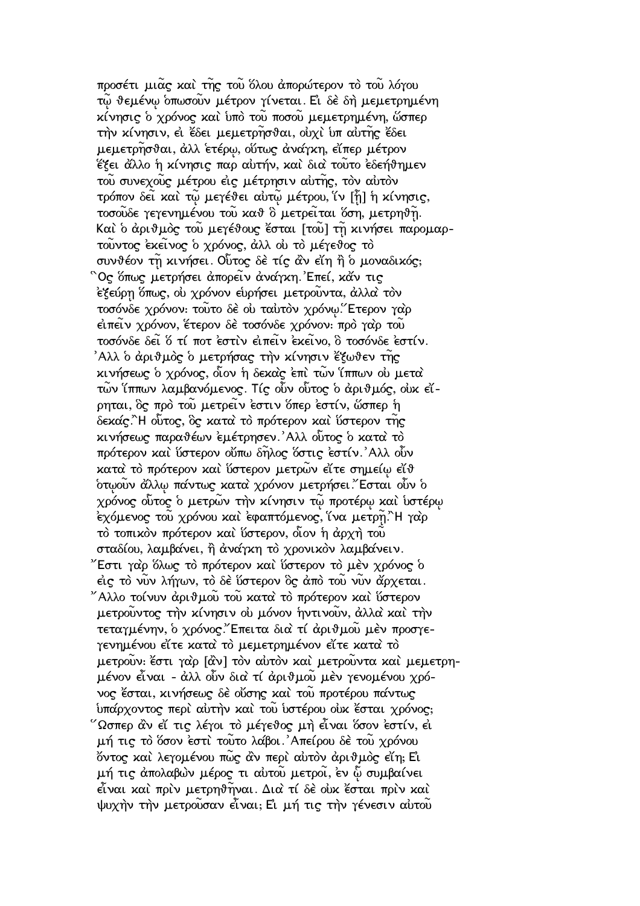προσέτι μιᾶς καὶ τῆς τοῦ ὅλου ἀπορώτερον τὸ τοῦ λόγου τῷ θεμένῳ ὁπωσοῦν μέτρον γίνεται. Εἰ δὲ δὴ μεμετρημένη κίνησις ὁ χρόνος καὶ ὑπὸ τοῦ ποσοῦ μεμετρημένη, ὥσπερ τὴν κίνησιν, εἰ ἔδει μεμετρῆσθαι, οὐχὶ ὑπ αὐτῆς ἔδει μεμετρῆσθαι, ἀλλ ἑτέρῳ, οὕτως ἀνάγκη, εἴπερ μέτρον ἕξει ἄλλο ἡ κίνησις παρ αὐτήν, καὶ διὰ τοῦτο ἐδεήθημεν τοῦ συνεχοῦς μέτρου εἰς μέτρησιν αὐτῆς, τὸν αὐτὸν τρόπον δεῖ καὶ τῷ μεγέθει αὐτῷ μέτρου, ἵν [ᾗ] ἡ κίνησις, τοσοῦδε γεγενημένου τοῦ καθ ὃ μετρεῖται ὅση, μετρηθῇ. Καὶ ὁ ἀριθμὸς τοῦ μεγέθους ἔσται [τοῦ] τῇ κινήσει παρομαρτοῦντος ἐκεῖνος ὁ χρόνος, ἀλλ οὐ τὸ μέγεθος τὸ συνθέον τῇ κινήσει. Οὗτος δὲ τίς ἂν εἴη ἢ ὁ μοναδικός; Ὃς ὅπως μετρήσει ἀπορεῖν ἀνάγκη. Ἐπεί, κἄν τις ἐξεύρῃ ὅπως, οὐ χρόνον εὑρήσει μετροῦντα, ἀλλὰ τὸν τοσόνδε χρόνον: τοῦτο δὲ οὐ ταὐτὸν χρόνῳ. Ἕτερον γὰρ εἰπεῖν χρόνον, ἕτερον δὲ τοσόνδε χρόνον: πρὸ γὰρ τοῦ τοσόνδε δεῖ ὅ τί ποτ ἐστὶν εἰπεῖν ἐκεῖνο, ὃ τοσόνδε ἐστίν. Ἀλλ ὁ ἀριθμὸς ὁ μετρήσας τὴν κίνησιν ἔξωθεν τῆς κινήσεως ὁ χρόνος, οἷον ἡ δεκὰς ἐπὶ τῶν ἵππων οὐ μετὰ τῶν ἵππων λαμβανόμενος. Τίς οὖν οὗτος ὁ ἀριθμός, οὐκ εἴρηται, ὃς πρὸ τοῦ μετρεῖν ἐστιν ὅπερ ἐστίν, ὥσπερ ἡ δεκάς. Ἢ οὗτος, ὃς κατὰ τὸ πρότερον καὶ ὕστερον τῆς κινήσεως παραθέων ἐμέτρησεν. Ἀλλ οὗτος ὁ κατὰ τὸ πρότερον καὶ ὕστερον οὔπω δῆλος ὅστις ἐστίν. Ἀλλ οὖν κατὰ τὸ πρότερον καὶ ὕστερον μετρῶν εἴτε σημείῳ εἴθ ὁτῳοῦν ἄλλῳ πάντως κατὰ χρόνον μετρήσει. Ἔσται οὖν ὁ χρόνος οὗτος ὁ μετρῶν τὴν κίνησιν τῷ προτέρῳ καὶ ὑστέρῳ ἐχόμενος τοῦ χρόνου καὶ ἐφαπτόμενος, ἵνα μετρῇ. Ἢ γὰρ τὸ τοπικὸν πρότερον καὶ ὕστερον, οἷον ἡ ἀρχὴ τοῦ σταδίου, λαμβάνει, ἢ ἀνάγκη τὸ χρονικὸν λαμβάνειν. Ἔστι γὰρ ὅλως τὸ πρότερον καὶ ὕστερον τὸ μὲν χρόνος ὁ εἰς τὸ νῦν λήγων, τὸ δὲ ὕστερον ὃς ἀπὸ τοῦ νῦν ἄρχεται. Ἄλλο τοίνυν ἀριθμοῦ τοῦ κατὰ τὸ πρότερον καὶ ὕστερον μετροῦντος τὴν κίνησιν οὐ μόνον ἡντινοῦν, ἀλλὰ καὶ τὴν τεταγμένην, ὁ χρόνος. Ἔπειτα διὰ τί ἀριθμοῦ μὲν προσγεγενημένου εἴτε κατὰ τὸ μεμετρημένον εἴτε κατὰ τὸ μετροῦν: ἔστι γὰρ [ἂν] τὸν αὐτὸν καὶ μετροῦντα καὶ μεμετρημένον εἶναι - ἀλλ οὖν διὰ τί ἀριθμοῦ μὲν γενομένου χρόνος ἔσται, κινήσεως δὲ οὔσης καὶ τοῦ προτέρου πάντως ὑπάρχοντος περὶ αὐτὴν καὶ τοῦ ὑστέρου οὐκ ἔσται χρόνος; Ὥσπερ ἂν εἴ τις λέγοι τὸ μέγεθος μὴ εἶναι ὅσον ἐστίν, εἰ μή τις τὸ ὅσον ἐστὶ τοῦτο λάβοι. Ἀπείρου δὲ τοῦ χρόνου ὄντος καὶ λεγομένου πῶς ἂν περὶ αὐτὸν ἀριθμὸς εἴη; Εἰ μή τις ἀπολαβὼν μέρος τι αὐτοῦ μετροῖ, ἐν ᾧ συμβαίνει εἶναι καὶ πρὶν μετρηθῆναι. Διὰ τί δὲ οὐκ ἔσται πρὶν καὶ ψυχὴν τὴν μετροῦσαν εἶναι; Εἰ μή τις τὴν γένεσιν αὐτοῦ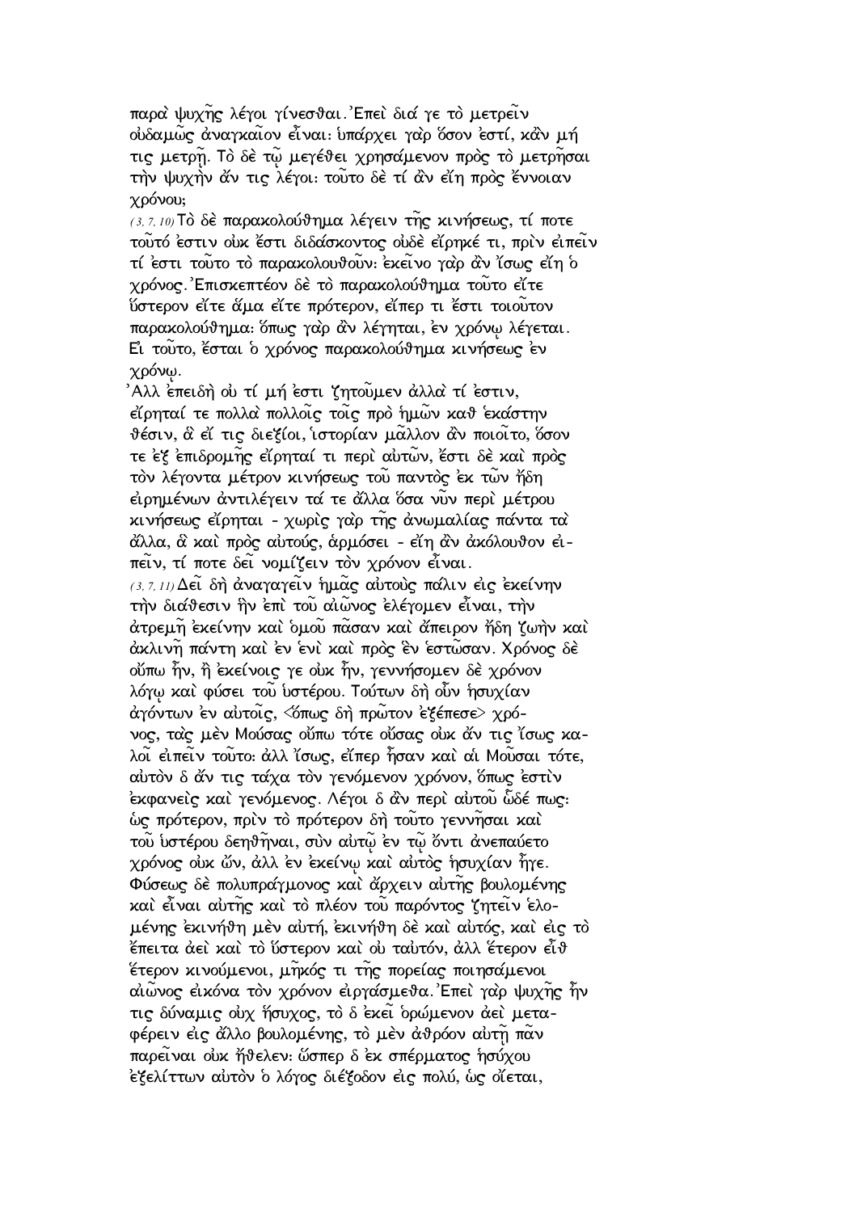παρὰ ψυχῆς λέγοι γίνεσθαι. Ἐπεὶ διά γε τὸ μετρεῖν οὐδαμῶς ἀναγκαῖον εἶναι· ὑπάρχει γὰρ ὅσον ἐστί, κἂν μή τις μετρῇ. Τὸ δὲ τῷ μεγέθει χρησάμενον πρὸς τὸ μετρῆσαι τὴν ψυχὴν ἄν τις λέγοι· τοῦτο δὲ τί ἂν εἴη πρὸς ἔννοιαν χρόνου;

(3, 7, 10) Τὸ δὲ παρακολούθημα λέγειν τῆς κινήσεως, τί ποτε τοῦτό ἐστιν οὐκ ἔστι διδάσκοντος οὐδὲ εἴρηκέ τι, πρὶν εἰπεῖν τί ἐστι τοῦτο τὸ παρακολουθοῦν· ἐκεῖνο γὰρ ἂν ἴσως εἴη ὁ χρόνος. Ἐπισκεπτέον δὲ τὸ παρακολούθημα τοῦτο εἴτε ὕστερον εἴτε ἅμα εἴτε πρότερον, εἴπερ τι ἔστι τοιοῦτον παρακολούθημα· ὅπως γὰρ ἂν λέγηται, ἐν χρόνῳ λέγεται. Εἰ τοῦτο, ἔσται ὁ χρόνος παρακολούθημα κινήσεως ἐν χρόνῳ.

Ἀλλ ἐπειδὴ οὐ τί μή ἐστι ζητοῦμεν ἀλλὰ τί ἐστιν, εἴρηταί τε πολλὰ πολλοῖς τοῖς πρὸ ἡμῶν καθ ἑκάστην θέσιν, ἃ εἴ τις διεξίοι, ἱστορίαν μᾶλλον ἂν ποιοῖτο, ὅσον τε ἐξ ἐπιδρομῆς εἴρηταί τι περὶ αὐτῶν, ἔστι δὲ καὶ πρὸς τὸν λέγοντα μέτρον κινήσεως τοῦ παντὸς ἐκ τῶν ἤδη εἰρημένων ἀντιλέγειν τά τε ἄλλα ὅσα νῦν περὶ μέτρου κινήσεως εἴρηται - χωρὶς γὰρ τῆς ἀνωμαλίας πάντα τὰ ἄλλα, ἃ καὶ πρὸς αὐτούς, ἁρμόσει - εἴη ἂν ἀκόλουθον εἰπεῖν, τί ποτε δεῖ νομίζειν τὸν χρόνον εἶναι.

(3, 7, 11) Δεῖ δὴ ἀναγαγεῖν ἡμᾶς αὐτοὺς πάλιν εἰς ἐκείνην τὴν διάθεσιν ἣν ἐπὶ τοῦ αἰῶνος ἐλέγομεν εἶναι, τὴν ἀτρεμῆ ἐκείνην καὶ ὁμοῦ πᾶσαν καὶ ἄπειρον ἤδη ζωὴν καὶ ἀκλινῆ πάντη καὶ ἐν ἑνὶ καὶ πρὸς ἓν ἑστῶσαν. Χρόνος δὲ οὔπω ἦν, ἢ ἐκείνοις γε οὐκ ἦν, γεννήσομεν δὲ χρόνον λόγῳ καὶ φύσει τοῦ ὑστέρου. Τούτων δὴ οὖν ἡσυχίαν ἀγόντων ἐν αὐτοῖς, <ὅπως δὴ πρῶτον ἐξέπεσε> χρόνος, τὰς μὲν Μούσας οὔπω τότε οὔσας οὐκ ἄν τις ἴσως καλοῖ εἰπεῖν τοῦτο· ἀλλ ἴσως, εἴπερ ἦσαν καὶ αἱ Μοῦσαι τότε, αὐτὸν δ ἄν τις τάχα τὸν γενόμενον χρόνον, ὅπως ἐστὶν ἐκφανεὶς καὶ γενόμενος. Λέγοι δ ἂν περὶ αὐτοῦ ὧδέ πως· ὡς πρότερον, πρὶν τὸ πρότερον δὴ τοῦτο γεννῆσαι καὶ τοῦ ὑστέρου δεηθῆναι, σὺν αὐτῷ ἐν τῷ ὄντι ἀνεπαύετο χρόνος οὐκ ὤν, ἀλλ ἐν ἐκείνῳ καὶ αὐτὸς ἡσυχίαν ἦγε. Φύσεως δὲ πολυπράγμονος καὶ ἄρχειν αὐτῆς βουλομένης καὶ εἶναι αὐτῆς καὶ τὸ πλέον τοῦ παρόντος ζητεῖν ἑλομένης ἐκινήθη μὲν αὐτή, ἐκινήθη δὲ καὶ αὐτός, καὶ εἰς τὸ ἔπειτα ἀεὶ καὶ τὸ ὕστερον καὶ οὐ ταὐτόν, ἀλλ ἕτερον εἶθ ἕτερον κινούμενοι, μῆκός τι τῆς πορείας ποιησάμενοι αἰῶνος εἰκόνα τὸν χρόνον εἰργάσμεθα. Ἐπεὶ γὰρ ψυχῆς ἦν τις δύναμις οὐχ ἥσυχος, τὸ δ ἐκεῖ ὁρώμενον ἀεὶ μεταφέρειν εἰς ἄλλο βουλομένης, τὸ μὲν ἀθρόον αὐτῇ πᾶν παρεῖναι οὐκ ἤθελεν· ὥσπερ δ ἐκ σπέρματος ἡσύχου ἐξελίττων αὐτὸν ὁ λόγος διέξοδον εἰς πολύ, ὡς οἴεται,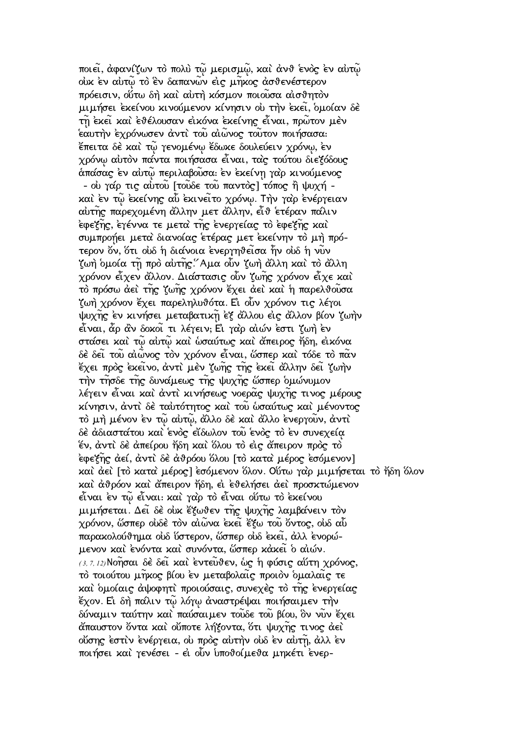ποιεῖ, ἀφανίζων τὸ πολὺ τῷ μερισμῷ, καὶ ἀνθ ἑνὸς ἐν αὑτῷ οὐκ ἐν αὐτῷ τὸ ἓν δαπανῶν εἰς μῆκος ἀσθενέστερον πρόεισιν, οὕτω δὴ καὶ αὐτὴ κόσμον ποιοῦσα αἰσθητὸν μιμήσει ἐκείνου κινούμενον κίνησιν οὐ τὴν ἐκεῖ, ὁμοίαν δὲ τῇ ἐκεῖ καὶ ἐθέλουσαν εἰκόνα ἐκείνης εἶναι, πρῶτον μὲν ἑαυτὴν ἐχρόνωσεν ἀντὶ τοῦ αἰῶνος τοῦτον ποιήσασα: ἔπειτα δὲ καὶ τῷ γενομένῳ ἔδωκε δουλεύειν χρόνῳ, ἐν χρόνῳ αὐτὸν πάντα ποιήσασα εἶναι, τὰς τούτου διεξόδους ἁπάσας ἐν αὐτῷ περιλαβοῦσα: ἐν ἐκείνῃ γὰρ κινούμενος - οὐ γάρ τις αὐτοῦ [τοῦδε τοῦ παντὸς] τόπος ἢ ψυχή - καὶ ἐν τῷ ἐκείνης αὖ ἐκινεῖτο χρόνῳ. Τὴν γὰρ ἐνέργειαν αὐτῆς παρεχομένη ἄλλην μετ ἄλλην, εἶθ ἑτέραν πάλιν ἐφεξῆς, ἐγέννα τε μετὰ τῆς ἐνεργείας τὸ ἐφεξῆς καὶ συμπροήει μετὰ διανοίας ἑτέρας μετ ἐκείνην τὸ μὴ πρότερον ὄν, ὅτι οὐδ ἡ διάνοια ἐνεργηθεῖσα ἦν οὐδ ἡ νῦν ζωὴ ὁμοία τῇ πρὸ αὐτῆς. Ἅμα οὖν ζωὴ ἄλλη καὶ τὸ ἄλλη χρόνον εἶχεν ἄλλον. Διάστασις οὖν ζωῆς χρόνον εἶχε καὶ τὸ πρόσω ἀεὶ τῆς ζωῆς χρόνον ἔχει ἀεὶ καὶ ἡ παρελθοῦσα ζωὴ χρόνον ἔχει παρεληλυθότα. Εἰ οὖν χρόνον τις λέγοι ψυχῆς ἐν κινήσει μεταβατικῇ ἐξ ἄλλου εἰς ἄλλον βίον ζωὴν εἶναι, ἆρ ἂν δοκοῖ τι λέγειν; Εἰ γὰρ αἰών ἐστι ζωὴ ἐν στάσει καὶ τῷ αὐτῷ καὶ ὡσαύτως καὶ ἄπειρος ἤδη, εἰκόνα δὲ δεῖ τοῦ αἰῶνος τὸν χρόνον εἶναι, ὥσπερ καὶ τόδε τὸ πᾶν ἔχει πρὸς ἐκεῖνο, ἀντὶ μὲν ζωῆς τῆς ἐκεῖ ἄλλην δεῖ ζωὴν τὴν τῆσδε τῆς δυνάμεως τῆς ψυχῆς ὥσπερ ὁμώνυμον λέγειν εἶναι καὶ ἀντὶ κινήσεως νοερᾶς ψυχῆς τινος μέρους κίνησιν, ἀντὶ δὲ ταὐτότητος καὶ τοῦ ὡσαύτως καὶ μένοντος τὸ μὴ μένον ἐν τῷ αὐτῷ, ἄλλο δὲ καὶ ἄλλο ἐνεργοῦν, ἀντὶ δὲ ἀδιαστάτου καὶ ἑνὸς εἴδωλον τοῦ ἑνὸς τὸ ἐν συνεχείᾳ ἕν, ἀντὶ δὲ ἀπείρου ἤδη καὶ ὅλου τὸ εἰς ἄπειρον πρὸς τὸ ἐφεξῆς ἀεί, ἀντὶ δὲ ἀθρόου ὅλου [τὸ κατὰ μέρος ἐσόμενον] καὶ ἀεὶ [τὸ κατὰ μέρος] ἐσόμενον ὅλον. Οὕτω γὰρ μιμήσεται τὸ ἤδη ὅλον καὶ ἀθρόον καὶ ἄπειρον ἤδη, εἰ ἐθελήσει ἀεὶ προσκτώμενον εἶναι ἐν τῷ εἶναι: καὶ γὰρ τὸ εἶναι οὕτω τὸ ἐκείνου μιμήσεται. Δεῖ δὲ οὐκ ἔξωθεν τῆς ψυχῆς λαμβάνειν τὸν χρόνον, ὥσπερ οὐδὲ τὸν αἰῶνα ἐκεῖ ἔξω τοῦ ὄντος, οὐδ αὖ παρακολούθημα οὐδ ὕστερον, ὥσπερ οὐδ ἐκεῖ, ἀλλ ἐνορώμενον καὶ ἐνόντα καὶ συνόντα, ὥσπερ κἀκεῖ ὁ αἰών.

(3, 7, 12) Νοῆσαι δὲ δεῖ καὶ ἐντεῦθεν, ὡς ἡ φύσις αὕτη χρόνος, τὸ τοιούτου μῆκος βίου ἐν μεταβολαῖς προιὸν ὁμαλαῖς τε καὶ ὁμοίαις ἀψοφητὶ προιούσαις, συνεχὲς τὸ τῆς ἐνεργείας ἔχον. Εἰ δὴ πάλιν τῷ λόγῳ ἀναστρέψαι ποιήσαιμεν τὴν δύναμιν ταύτην καὶ παύσαιμεν τοῦδε τοῦ βίου, ὃν νῦν ἔχει ἄπαυστον ὄντα καὶ οὔποτε λήξοντα, ὅτι ψυχῆς τινος ἀεὶ οὔσης ἐστὶν ἐνέργεια, οὐ πρὸς αὐτὴν οὐδ ἐν αὐτῇ, ἀλλ ἐν ποιήσει καὶ γενέσει - εἰ οὖν ὑποθοίμεθα μηκέτι ἐνερ-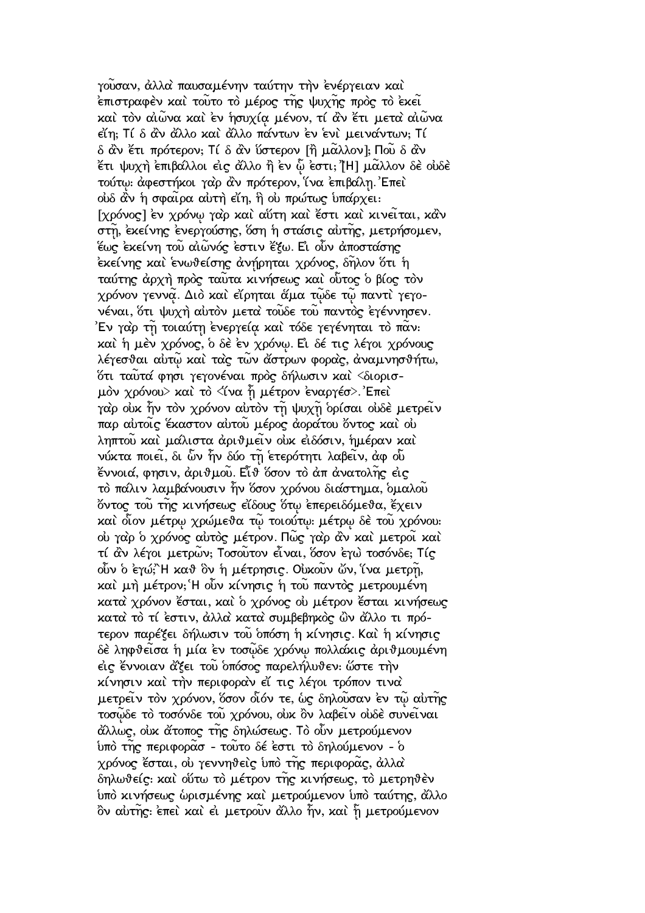γοῦσαν, ἀλλὰ παυσαμένην ταύτην τὴν ἐνέργειαν καὶ ἐπιστραφὲν καὶ τοῦτο τὸ μέρος τῆς ψυχῆς πρὸς τὸ ἐκεῖ καὶ τὸν αἰῶνα καὶ ἐν ἡσυχίᾳ μένον, τί ἂν ἔτι μετὰ αἰῶνα εἴη; Τί δ ἂν ἄλλο καὶ ἄλλο πάντων ἐν ἑνὶ μεινάντων; Τί δ ἂν ἔτι πρότερον; Τί δ ἂν ὕστερον [ἢ μᾶλλον]; Ποῦ δ ἂν ἔτι ψυχὴ ἐπιβάλλοι εἰς ἄλλο ἢ ἐν ᾧ ἐστι; [Η] μᾶλλον δὲ οὐδὲ τούτῳ· ἀφεστήκοι γὰρ ἂν πρότερον, ἵνα ἐπιβάλῃ. Ἐπεὶ οὐδ ἂν ἡ σφαῖρα αὐτὴ εἴη, ᾗ οὐ πρώτως ὑπάρχει· [χρόνος] ἐν χρόνῳ γὰρ καὶ αὕτη καὶ ἔστι καὶ κινεῖται, κἂν στῇ, ἐκείνης ἐνεργούσης, ὅση ἡ στάσις αὐτῆς, μετρήσομεν, ἕως ἐκείνη τοῦ αἰῶνός ἐστιν ἔξω. Εἰ οὖν ἀποστάσης ἐκείνης καὶ ἑνωθείσης ἀνῄρηται χρόνος, δῆλον ὅτι ἡ ταύτης ἀρχὴ πρὸς ταῦτα κινήσεως καὶ οὗτος ὁ βίος τὸν χρόνον γεννᾷ. Διὸ καὶ εἴρηται ἅμα τῷδε τῷ παντὶ γεγονέναι, ὅτι ψυχὴ αὐτὸν μετὰ τοῦδε τοῦ παντὸς ἐγέννησεν. Ἐν γὰρ τῇ τοιαύτῃ ἐνεργείᾳ καὶ τόδε γεγένηται τὸ πᾶν· καὶ ἡ μὲν χρόνος, ὁ δὲ ἐν χρόνῳ. Εἰ δέ τις λέγοι χρόνους λέγεσθαι αὐτῷ καὶ τὰς τῶν ἄστρων φορὰς, ἀναμνησθήτω, ὅτι ταῦτά φησι γεγονέναι πρὸς δήλωσιν καὶ <διορισμὸν χρόνου> καὶ τὸ <ἵνα ᾖ μέτρον ἐναργές>. Ἐπεὶ γὰρ οὐκ ἦν τὸν χρόνον αὐτὸν τῇ ψυχῇ ὁρίσαι οὐδὲ μετρεῖν παρ αὐτοῖς ἕκαστον αὐτοῦ μέρος ἀοράτου ὄντος καὶ οὐ ληπτοῦ καὶ μάλιστα ἀριθμεῖν οὐκ εἰδόσιν, ἡμέραν καὶ νύκτα ποιεῖ, δι ὧν ἦν δύο τῇ ἑτερότητι λαβεῖν, ἀφ οὗ ἔννοιά, φησιν, ἀριθμοῦ. Εἶθ ὅσον τὸ ἀπ ἀνατολῆς εἰς τὸ πάλιν λαμβάνουσιν ἦν ὅσον χρόνου διάστημα, ὁμαλοῦ ὄντος τοῦ τῆς κινήσεως εἴδους ὅτῳ ἐπερειδόμεθα, ἔχειν καὶ οἷον μέτρῳ χρώμεθα τῷ τοιούτῳ· μέτρῳ δὲ τοῦ χρόνου· οὐ γὰρ ὁ χρόνος αὐτὸς μέτρον. Πῶς γὰρ ἂν καὶ μετροῖ καὶ τί ἂν λέγοι μετρῶν; Τοσοῦτον εἶναι, ὅσον ἐγὼ τοσόνδε; Τίς οὖν ὁ ἐγώ; Ἢ καθ ὃν ἡ μέτρησις. Οὐκοῦν ὤν, ἵνα μετρῇ, καὶ μὴ μέτρον; Ἡ οὖν κίνησις ἡ τοῦ παντὸς μετρουμένη κατὰ χρόνον ἔσται, καὶ ὁ χρόνος οὐ μέτρον ἔσται κινήσεως κατὰ τὸ τί ἐστιν, ἀλλὰ κατὰ συμβεβηκὸς ὢν ἄλλο τι πρότερον παρέξει δήλωσιν τοῦ ὁπόση ἡ κίνησις. Καὶ ἡ κίνησις δὲ ληφθεῖσα ἡ μία ἐν τοσῷδε χρόνῳ πολλάκις ἀριθμουμένη εἰς ἔννοιαν ἄξει τοῦ ὁπόσος παρελήλυθεν· ὥστε τὴν κίνησιν καὶ τὴν περιφορὰν εἴ τις λέγοι τρόπον τινὰ μετρεῖν τὸν χρόνον, ὅσον οἷόν τε, ὡς δηλοῦσαν ἐν τῷ αὐτῆς τοσῷδε τὸ τοσόνδε τοῦ χρόνου, οὐκ ὂν λαβεῖν οὐδὲ συνεῖναι ἄλλως, οὐκ ἄτοπος τῆς δηλώσεως. Τὸ οὖν μετρούμενον ὑπὸ τῆς περιφορᾶς - τοῦτο δέ ἐστι τὸ δηλούμενον - ὁ χρόνος ἔσται, οὐ γεννηθεὶς ὑπὸ τῆς περιφορᾶς, ἀλλὰ δηλωθείς· καὶ οὕτω τὸ μέτρον τῆς κινήσεως, τὸ μετρηθὲν ὑπὸ κινήσεως ὡρισμένης καὶ μετρούμενον ὑπὸ ταύτης, ἄλλο ὂν αὐτῆς· ἐπεὶ καὶ εἰ μετροῦν ἄλλο ἦν, καὶ ᾗ μετρούμενον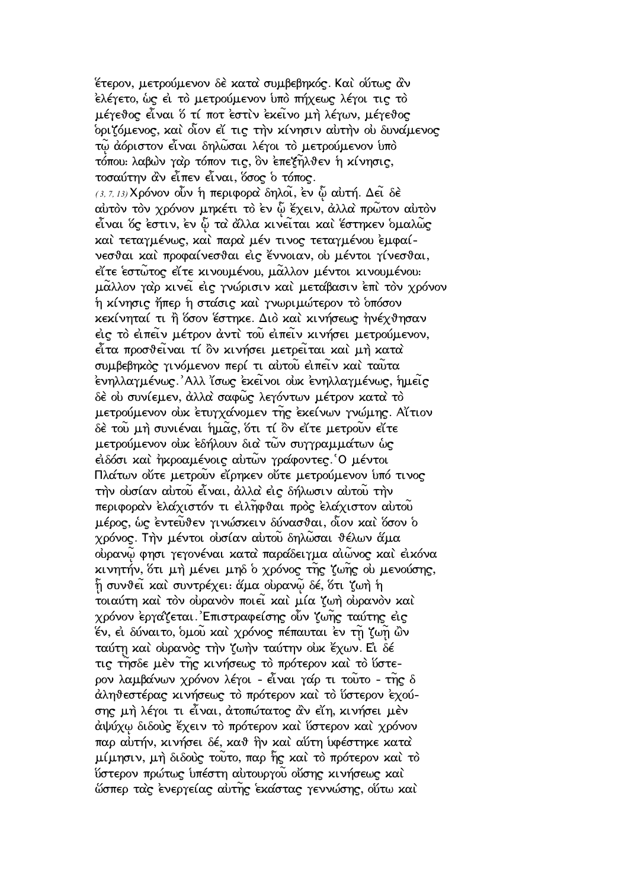ἕτερον, μετρούμενον δὲ κατὰ συμβεβηκός. Καὶ οὕτως ἂν ἐλέγετο, ὡς εἰ τὸ μετρούμενον ὑπὸ πήχεως λέγοι τις τὸ μέγεθος εἶναι ὅ τί ποτ ἐστὶν ἐκεῖνο μὴ λέγων, μέγεθος ὁριζόμενος, καὶ οἷον εἴ τις τὴν κίνησιν αὐτὴν οὐ δυνάμενος τῷ ἀόριστον εἶναι δηλῶσαι λέγοι τὸ μετρούμενον ὑπὸ τόπου: λαβὼν γὰρ τόπον τις, ὃν ἐπεξῆλθεν ἡ κίνησις, τοσαύτην ἂν εἶπεν εἶναι, ὅσος ὁ τόπος.

(3, 7, 13) Χρόνον οὖν ἡ περιφορὰ δηλοῖ, ἐν ᾧ αὐτή. Δεῖ δὲ αὐτὸν τὸν χρόνον μηκέτι τὸ ἐν ᾧ ἔχειν, ἀλλὰ πρῶτον αὐτὸν εἶναι ὅς ἐστιν, ἐν ᾧ τὰ ἄλλα κινεῖται καὶ ἕστηκεν ὁμαλῶς καὶ τεταγμένως, καὶ παρὰ μέν τινος τεταγμένου ἐμφαίνεσθαι καὶ προφαίνεσθαι εἰς ἔννοιαν, οὐ μέντοι γίνεσθαι, εἴτε ἑστῶτος εἴτε κινουμένου, μᾶλλον μέντοι κινουμένου: μᾶλλον γὰρ κινεῖ εἰς γνώρισιν καὶ μετάβασιν ἐπὶ τὸν χρόνον ἡ κίνησις ἤπερ ἡ στάσις καὶ γνωριμώτερον τὸ ὁπόσον κεκίνηταί τι ἢ ὅσον ἕστηκε. Διὸ καὶ κινήσεως ἠνέχθησαν εἰς τὸ εἰπεῖν μέτρον ἀντὶ τοῦ εἰπεῖν κινήσει μετρούμενον, εἶτα προσθεῖναι τί ὂν κινήσει μετρεῖται καὶ μὴ κατὰ συμβεβηκὸς γινόμενον περί τι αὐτοῦ εἰπεῖν καὶ ταῦτα ἐνηλλαγμένως. Ἀλλ ἴσως ἐκεῖνοι οὐκ ἐνηλλαγμένως, ἡμεῖς δὲ οὐ συνίεμεν, ἀλλὰ σαφῶς λεγόντων μέτρον κατὰ τὸ μετρούμενον οὐκ ἐτυγχάνομεν τῆς ἐκείνων γνώμης. Αἴτιον δὲ τοῦ μὴ συνιέναι ἡμᾶς, ὅτι τί ὂν εἴτε μετροῦν εἴτε μετρούμενον οὐκ ἐδήλουν διὰ τῶν συγγραμμάτων ὡς εἰδόσι καὶ ἠκροαμένοις αὐτῶν γράφοντες. Ὁ μέντοι Πλάτων οὔτε μετροῦν εἴρηκεν οὔτε μετρούμενον ὑπό τινος τὴν οὐσίαν αὐτοῦ εἶναι, ἀλλὰ εἰς δήλωσιν αὐτοῦ τὴν περιφορὰν ἐλάχιστόν τι εἰλῆφθαι πρὸς ἐλάχιστον αὐτοῦ μέρος, ὡς ἐντεῦθεν γινώσκειν δύνασθαι, οἷον καὶ ὅσον ὁ χρόνος. Τὴν μέντοι οὐσίαν αὐτοῦ δηλῶσαι θέλων ἅμα οὐρανῷ φησι γεγονέναι κατὰ παράδειγμα αἰῶνος καὶ εἰκόνα κινητήν, ὅτι μὴ μένει μηδ ὁ χρόνος τῆς ζωῆς οὐ μενούσης, ᾗ συνθεῖ καὶ συντρέχει: ἅμα οὐρανῷ δέ, ὅτι ζωὴ ἡ τοιαύτη καὶ τὸν οὐρανὸν ποιεῖ καὶ μία ζωὴ οὐρανὸν καὶ χρόνον ἐργάζεται. Ἐπιστραφείσης οὖν ζωῆς ταύτης εἰς ἕν, εἰ δύναιτο, ὁμοῦ καὶ χρόνος πέπαυται ἐν τῇ ζωῇ ὢν ταύτῃ καὶ οὐρανὸς τὴν ζωὴν ταύτην οὐκ ἔχων. Εἰ δέ τις τῆσδε μὲν τῆς κινήσεως τὸ πρότερον καὶ τὸ ὕστερον λαμβάνων χρόνον λέγοι - εἶναι γάρ τι τοῦτο - τῆς δ ἀληθεστέρας κινήσεως τὸ πρότερον καὶ τὸ ὕστερον ἐχούσης μὴ λέγοι τι εἶναι, ἀτοπώτατος ἂν εἴη, κινήσει μὲν ἀψύχῳ διδοὺς ἔχειν τὸ πρότερον καὶ ὕστερον καὶ χρόνον παρ αὐτήν, κινήσει δέ, καθ ἣν καὶ αὕτη ὑφέστηκε κατὰ μίμησιν, μὴ διδοὺς τοῦτο, παρ ἧς καὶ τὸ πρότερον καὶ τὸ ὕστερον πρώτως ὑπέστη αὐτουργοῦ οὔσης κινήσεως καὶ ὥσπερ τὰς ἐνεργείας αὐτῆς ἑκάστας γεννώσης, οὕτω καὶ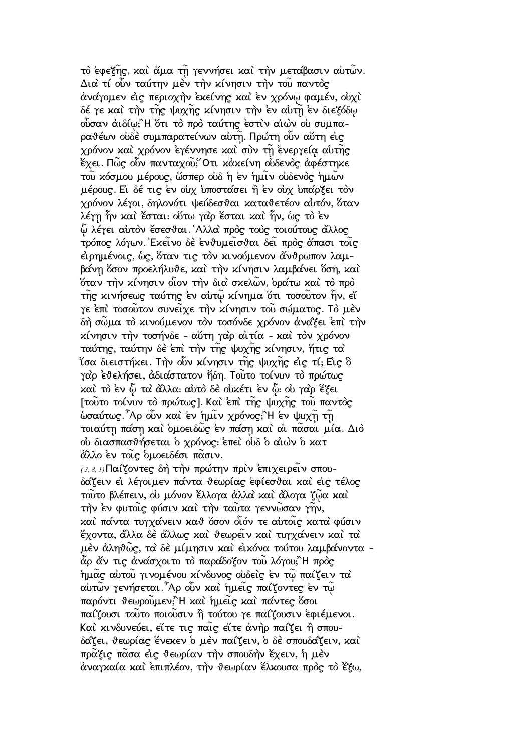τὸ ἐφεξῆς, καὶ ἅμα τῇ γεννήσει καὶ τὴν μετάβασιν αὐτῶν. Διὰ τί οὖν ταύτην μὲν τὴν κίνησιν τὴν τοῦ παντὸς ἀνάγομεν εἰς περιοχὴν ἐκείνης καὶ ἐν χρόνῳ φαμέν, οὐχὶ δέ γε καὶ τὴν τῆς ψυχῆς κίνησιν τὴν ἐν αὐτῇ ἐν διεξόδῳ οὖσαν ἀιδίῳ; Ἢ ὅτι τὸ πρὸ ταύτης ἐστὶν αἰὼν οὐ συμπαραθέων οὐδὲ συμπαρατείνων αὐτῇ. Πρώτη οὖν αὕτη εἰς χρόνον καὶ χρόνον ἐγέννησε καὶ σὺν τῇ ἐνεργείᾳ αὐτῆς ἔχει. Πῶς οὖν πανταχοῦ; Ὅτι κἀκείνη οὐδενὸς ἀφέστηκε τοῦ κόσμου μέρους, ὥσπερ οὐδ ἡ ἐν ἡμῖν οὐδενὸς ἡμῶν μέρους. Εἰ δέ τις ἐν οὐχ ὑποστάσει ἢ ἐν οὐχ ὑπάρξει τὸν χρόνον λέγοι, δηλονότι ψεύδεσθαι καταθετέον αὐτόν, ὅταν λέγῃ ἦν καὶ ἔσται: οὕτω γὰρ ἔσται καὶ ἦν, ὡς τὸ ἐν ᾧ λέγει αὐτὸν ἔσεσθαι. Ἀλλὰ πρὸς τοὺς τοιούτους ἄλλος τρόπος λόγων. Ἐκεῖνο δὲ ἐνθυμεῖσθαι δεῖ πρὸς ἅπασι τοῖς εἰρημένοις, ὡς, ὅταν τις τὸν κινούμενον ἄνθρωπον λαμβάνῃ ὅσον προελήλυθε, καὶ τὴν κίνησιν λαμβάνει ὅση, καὶ ὅταν τὴν κίνησιν οἷον τὴν διὰ σκελῶν, ὁράτω καὶ τὸ πρὸ τῆς κινήσεως ταύτης ἐν αὐτῷ κίνημα ὅτι τοσοῦτον ἦν, εἴ γε ἐπὶ τοσοῦτον συνεῖχε τὴν κίνησιν τοῦ σώματος. Τὸ μὲν δὴ σῶμα τὸ κινούμενον τὸν τοσόνδε χρόνον ἀνάξει ἐπὶ τὴν κίνησιν τὴν τοσήνδε - αὕτη γὰρ αἰτία - καὶ τὸν χρόνον ταύτης, ταύτην δὲ ἐπὶ τὴν τῆς ψυχῆς κίνησιν, ἥτις τὰ ἴσα διειστήκει. Τὴν οὖν κίνησιν τῆς ψυχῆς εἰς τί; Εἰς ὃ γὰρ ἐθελήσει, ἀδιάστατον ἤδη. Τοῦτο τοίνυν τὸ πρώτως καὶ τὸ ἐν ᾧ τὰ ἄλλα: αὐτὸ δὲ οὐκέτι ἐν ᾧ: οὐ γὰρ ἕξει [τοῦτο τοίνυν τὸ πρώτως]. Καὶ ἐπὶ τῆς ψυχῆς τοῦ παντὸς ὡσαύτως. Ἆρ οὖν καὶ ἐν ἡμῖν χρόνος; Ἢ ἐν ψυχῇ τῇ τοιαύτῃ πάσῃ καὶ ὁμοειδῶς ἐν πάσῃ καὶ αἱ πᾶσαι μία. Διὸ οὐ διασπασθήσεται ὁ χρόνος: ἐπεὶ οὐδ ὁ αἰὼν ὁ κατ ἄλλο ἐν τοῖς ὁμοειδέσι πᾶσιν.

(3, 8, 1) Παίζοντες δὴ τὴν πρώτην πρὶν ἐπιχειρεῖν σπουδάζειν εἰ λέγοιμεν πάντα θεωρίας ἐφίεσθαι καὶ εἰς τέλος τοῦτο βλέπειν, οὐ μόνον ἔλλογα ἀλλὰ καὶ ἄλογα ζῷα καὶ τὴν ἐν φυτοῖς φύσιν καὶ τὴν ταῦτα γεννῶσαν γῆν, καὶ πάντα τυγχάνειν καθ ὅσον οἷόν τε αὐτοῖς κατὰ φύσιν ἔχοντα, ἄλλα δὲ ἄλλως καὶ θεωρεῖν καὶ τυγχάνειν καὶ τὰ μὲν ἀληθῶς, τὰ δὲ μίμησιν καὶ εἰκόνα τούτου λαμβάνοντα - ἆρ ἄν τις ἀνάσχοιτο τὸ παράδοξον τοῦ λόγου; Ἢ πρὸς ἡμᾶς αὐτοῦ γινομένου κίνδυνος οὐδεὶς ἐν τῷ παίζειν τὰ αὐτῶν γενήσεται. Ἆρ οὖν καὶ ἡμεῖς παίζοντες ἐν τῷ παρόντι θεωροῦμεν; Ἢ καὶ ἡμεῖς καὶ πάντες ὅσοι παίζουσι τοῦτο ποιοῦσιν ἢ τούτου γε παίζουσιν ἐφιέμενοι. Καὶ κινδυνεύει, εἴτε τις παῖς εἴτε ἀνὴρ παίζει ἢ σπουδάζει, θεωρίας ἕνεκεν ὁ μὲν παίζειν, ὁ δὲ σπουδάζειν, καὶ πρᾶξις πᾶσα εἰς θεωρίαν τὴν σπουδὴν ἔχειν, ἡ μὲν ἀναγκαία καὶ ἐπιπλέον, τὴν θεωρίαν ἕλκουσα πρὸς τὸ ἔξω,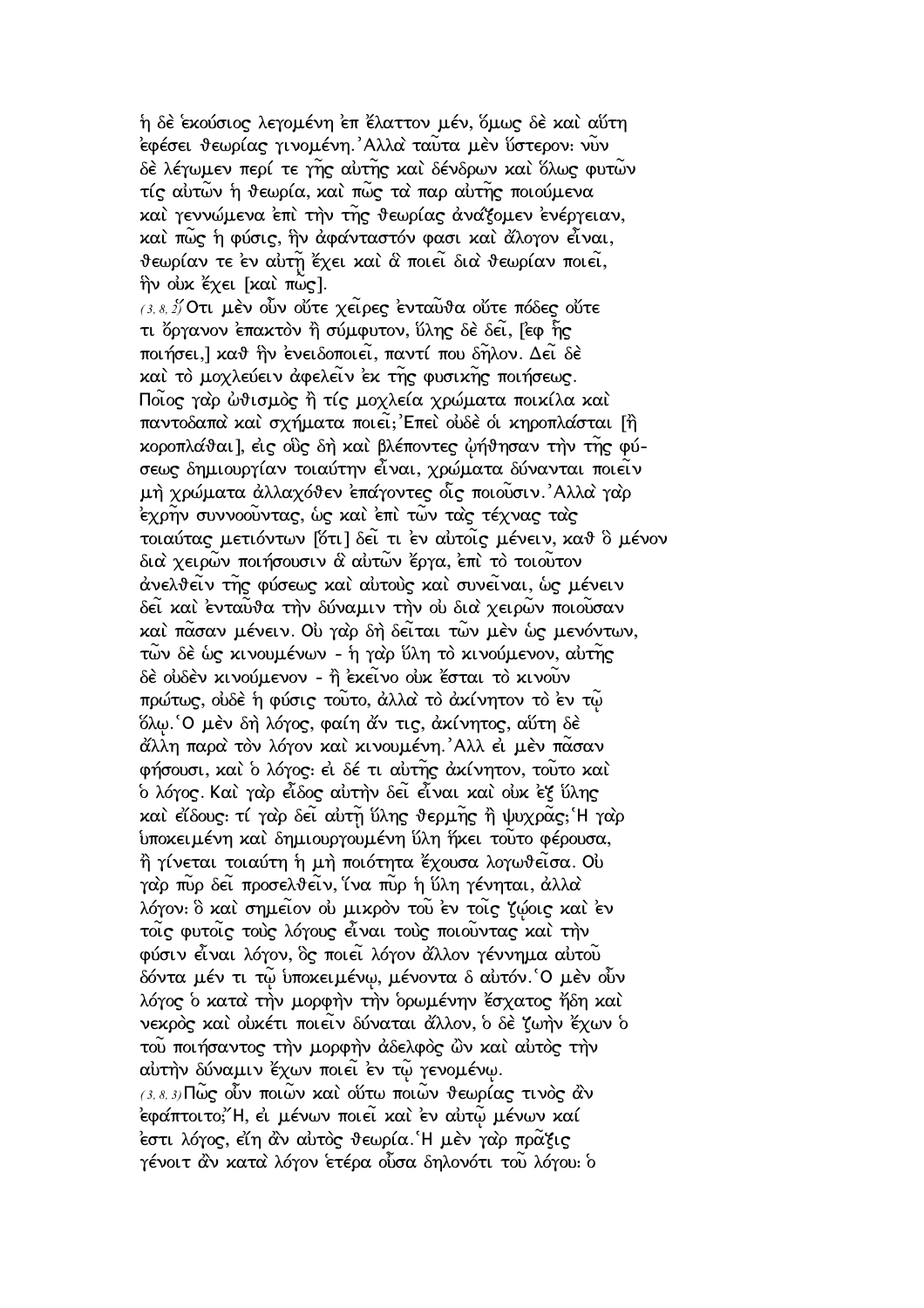ἡ δὲ ἑκούσιος λεγομένη ἐπ ἔλαττον μέν, ὅμως δὲ καὶ αὕτη ἐφέσει θεωρίας γινομένη. Ἀλλὰ ταῦτα μὲν ὕστερον· νῦν δὲ λέγωμεν περί τε γῆς αὐτῆς καὶ δένδρων καὶ ὅλως φυτῶν τίς αὐτῶν ἡ θεωρία, καὶ πῶς τὰ παρ αὐτῆς ποιούμενα καὶ γεννώμενα ἐπὶ τὴν τῆς θεωρίας ἀνάξομεν ἐνέργειαν, καὶ πῶς ἡ φύσις, ἣν ἀφάνταστόν φασι καὶ ἄλογον εἶναι, θεωρίαν τε ἐν αὐτῇ ἔχει καὶ ἃ ποιεῖ διὰ θεωρίαν ποιεῖ, ἣν οὐκ ἔχει [καὶ πῶς].

(3, 8, 2) Ὅτι μὲν οὖν οὔτε χεῖρες ἐνταῦθα οὔτε πόδες οὔτε τι ὄργανον ἐπακτὸν ἢ σύμφυτον, ὕλης δὲ δεῖ, [ἐφ ἧς ποιήσει,] καθ ἣν ἐνειδοποιεῖ, παντί που δῆλον. Δεῖ δὲ καὶ τὸ μοχλεύειν ἀφελεῖν ἐκ τῆς φυσικῆς ποιήσεως. Ποῖος γὰρ ὠθισμὸς ἢ τίς μοχλεία χρώματα ποικίλα καὶ παντοδαπὰ καὶ σχήματα ποιεῖ; Ἐπεὶ οὐδὲ οἱ κηροπλάσται [ἢ κοροπλάθαι], εἰς οὓς δὴ καὶ βλέποντες ᾠήθησαν τὴν τῆς φύσεως δημιουργίαν τοιαύτην εἶναι, χρώματα δύνανται ποιεῖν μὴ χρώματα ἀλλαχόθεν ἐπάγοντες οἷς ποιοῦσιν. Ἀλλὰ γὰρ ἐχρῆν συννοοῦντας, ὡς καὶ ἐπὶ τῶν τὰς τέχνας τὰς τοιαύτας μετιόντων [ὅτι] δεῖ τι ἐν αὐτοῖς μένειν, καθ ὃ μένον διὰ χειρῶν ποιήσουσιν ἃ αὐτῶν ἔργα, ἐπὶ τὸ τοιοῦτον ἀνελθεῖν τῆς φύσεως καὶ αὐτοὺς καὶ συνεῖναι, ὡς μένειν δεῖ καὶ ἐνταῦθα τὴν δύναμιν τὴν οὐ διὰ χειρῶν ποιοῦσαν καὶ πᾶσαν μένειν. Οὐ γὰρ δὴ δεῖται τῶν μὲν ὡς μενόντων, τῶν δὲ ὡς κινουμένων - ἡ γὰρ ὕλη τὸ κινούμενον, αὐτῆς δὲ οὐδὲν κινούμενον - ἢ ἐκεῖνο οὐκ ἔσται τὸ κινοῦν πρώτως, οὐδὲ ἡ φύσις τοῦτο, ἀλλὰ τὸ ἀκίνητον τὸ ἐν τῷ ὅλῳ. Ὁ μὲν δὴ λόγος, φαίη ἄν τις, ἀκίνητος, αὕτη δὲ ἄλλη παρὰ τὸν λόγον καὶ κινουμένη. Ἀλλ εἰ μὲν πᾶσαν φήσουσι, καὶ ὁ λόγος· εἰ δέ τι αὐτῆς ἀκίνητον, τοῦτο καὶ ὁ λόγος. Καὶ γὰρ εἶδος αὐτὴν δεῖ εἶναι καὶ οὐκ ἐξ ὕλης καὶ εἴδους· τί γὰρ δεῖ αὐτῇ ὕλης θερμῆς ἢ ψυχρᾶς; Ἡ γὰρ ὑποκειμένη καὶ δημιουργουμένη ὕλη ἥκει τοῦτο φέρουσα, ἢ γίνεται τοιαύτη ἡ μὴ ποιότητα ἔχουσα λογωθεῖσα. Οὐ γὰρ πῦρ δεῖ προσελθεῖν, ἵνα πῦρ ἡ ὕλη γένηται, ἀλλὰ λόγον· ὃ καὶ σημεῖον οὐ μικρὸν τοῦ ἐν τοῖς ζῴοις καὶ ἐν τοῖς φυτοῖς τοὺς λόγους εἶναι τοὺς ποιοῦντας καὶ τὴν φύσιν εἶναι λόγον, ὃς ποιεῖ λόγον ἄλλον γέννημα αὐτοῦ δόντα μέν τι τῷ ὑποκειμένῳ, μένοντα δ αὐτόν. Ὁ μὲν οὖν λόγος ὁ κατὰ τὴν μορφὴν τὴν ὁρωμένην ἔσχατος ἤδη καὶ νεκρὸς καὶ οὐκέτι ποιεῖν δύναται ἄλλον, ὁ δὲ ζωὴν ἔχων ὁ τοῦ ποιήσαντος τὴν μορφὴν ἀδελφὸς ὢν καὶ αὐτὸς τὴν αὐτὴν δύναμιν ἔχων ποιεῖ ἐν τῷ γενομένῳ.

(3, 8, 3) Πῶς οὖν ποιῶν καὶ οὕτω ποιῶν θεωρίας τινὸς ἂν ἐφάπτοιτο; Ἤ, εἰ μένων ποιεῖ καὶ ἐν αὐτῷ μένων καί ἐστι λόγος, εἴη ἂν αὐτὸς θεωρία. Ἡ μὲν γὰρ πρᾶξις γένοιτ ἂν κατὰ λόγον ἑτέρα οὖσα δηλονότι τοῦ λόγου· ὁ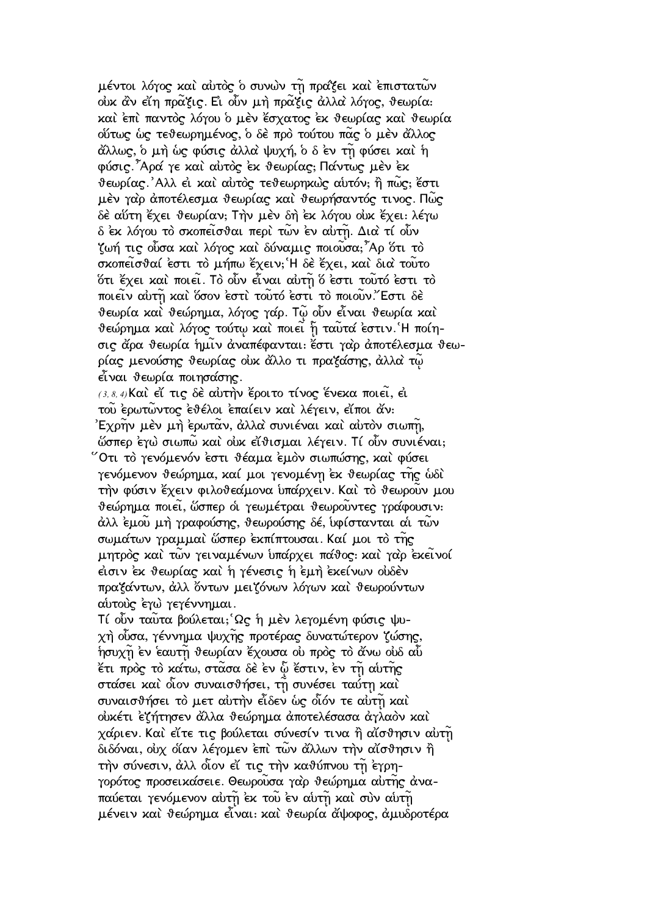μέντοι λόγος καὶ αὐτὸς ὁ συνὼν τῇ πράξει καὶ ἐπιστατῶν οὐκ ἂν εἴη πρᾶξις. Εἰ οὖν μὴ πρᾶξις ἀλλὰ λόγος, θεωρία· καὶ ἐπὶ παντὸς λόγου ὁ μὲν ἔσχατος ἐκ θεωρίας καὶ θεωρία οὕτως ὡς τεθεωρημένος, ὁ δὲ πρὸ τούτου πᾶς ὁ μὲν ἄλλος ἄλλως, ὁ μὴ ὡς φύσις ἀλλὰ ψυχή, ὁ δ ἐν τῇ φύσει καὶ ἡ φύσις. Ἆρά γε καὶ αὐτὸς ἐκ θεωρίας; Πάντως μὲν ἐκ θεωρίας. Ἀλλ εἰ καὶ αὐτὸς τεθεωρηκὼς αὐτόν; ἢ πῶς; ἔστι μὲν γὰρ ἀποτέλεσμα θεωρίας καὶ θεωρήσαντός τινος. Πῶς δὲ αὕτη ἔχει θεωρίαν; Τὴν μὲν δὴ ἐκ λόγου οὐκ ἔχει· λέγω δ ἐκ λόγου τὸ σκοπεῖσθαι περὶ τῶν ἐν αὐτῇ. Διὰ τί οὖν ζωή τις οὖσα καὶ λόγος καὶ δύναμις ποιοῦσα; Ἆρ ὅτι τὸ σκοπεῖσθαί ἐστι τὸ μήπω ἔχειν; Ἡ δὲ ἔχει, καὶ διὰ τοῦτο ὅτι ἔχει καὶ ποιεῖ. Τὸ οὖν εἶναι αὐτῇ ὅ ἐστι τοῦτό ἐστι τὸ ποιεῖν αὐτῇ καὶ ὅσον ἐστὶ τοῦτό ἐστι τὸ ποιοῦν. Ἔστι δὲ θεωρία καὶ θεώρημα, λόγος γάρ. Τῷ οὖν εἶναι θεωρία καὶ θεώρημα καὶ λόγος τούτῳ καὶ ποιεῖ ᾗ ταὐτά ἐστιν. Ἡ ποίησις ἄρα θεωρία ἡμῖν ἀναπέφανται· ἔστι γὰρ ἀποτέλεσμα θεωρίας μενούσης θεωρίας οὐκ ἄλλο τι πραξάσης, ἀλλὰ τῷ εἶναι θεωρία ποιησάσης.

(3,8,4) Καὶ εἴ τις δὲ αὐτὴν ἔροιτο τίνος ἕνεκα ποιεῖ, εἰ τοῦ ἐρωτῶντος ἐθέλοι ἐπαΐειν καὶ λέγειν, εἴποι ἄν· Ἐχρῆν μὲν μὴ ἐρωτᾶν, ἀλλὰ συνιέναι καὶ αὐτὸν σιωπῇ, ὥσπερ ἐγὼ σιωπῶ καὶ οὐκ εἴθισμαι λέγειν. Τί οὖν συνιέναι; Ὅτι τὸ γενόμενόν ἐστι θέαμα ἐμὸν σιωπώσης, καὶ φύσει γενόμενον θεώρημα, καί μοι γενομένῃ ἐκ θεωρίας τῆς ὡδὶ τὴν φύσιν ἔχειν φιλοθεάμονα ὑπάρχειν. Καὶ τὸ θεωροῦν μου θεώρημα ποιεῖ, ὥσπερ οἱ γεωμέτραι θεωροῦντες γράφουσιν· ἀλλ ἐμοῦ μὴ γραφούσης, θεωρούσης δέ, ὑφίστανται αἱ τῶν σωμάτων γραμμαὶ ὥσπερ ἐκπίπτουσαι. Καί μοι τὸ τῆς μητρὸς καὶ τῶν γειναμένων ὑπάρχει πάθος· καὶ γὰρ ἐκεῖνοί εἰσιν ἐκ θεωρίας καὶ ἡ γένεσις ἡ ἐμὴ ἐκείνων οὐδὲν πραξάντων, ἀλλ ὄντων μειζόνων λόγων καὶ θεωρούντων αὐτοὺς ἐγὼ γεγέννημαι.

Τί οὖν ταῦτα βούλεται; Ὡς ἡ μὲν λεγομένη φύσις ψυχὴ οὖσα, γέννημα ψυχῆς προτέρας δυνατώτερον ζώσης, ἡσυχῇ ἐν ἑαυτῇ θεωρίαν ἔχουσα οὐ πρὸς τὸ ἄνω οὐδ αὖ ἔτι πρὸς τὸ κάτω, στᾶσα δὲ ἐν ᾧ ἔστιν, ἐν τῇ αὑτῆς στάσει καὶ οἷον συναισθήσει, τῇ συνέσει ταύτῃ καὶ συναισθήσει τὸ μετ αὐτὴν εἶδεν ὡς οἷόν τε αὐτῇ καὶ οὐκέτι ἐζήτησεν ἄλλα θεώρημα ἀποτελέσασα ἀγλαὸν καὶ χαρίεν. Καὶ εἴτε τις βούλεται σύνεσίν τινα ἢ αἴσθησιν αὐτῇ διδόναι, οὐχ οἵαν λέγομεν ἐπὶ τῶν ἄλλων τὴν αἴσθησιν ἢ τὴν σύνεσιν, ἀλλ οἷον εἴ τις τὴν καθύπνου τῇ ἐγρηγορότος προσεικάσειε. Θεωροῦσα γὰρ θεώρημα αὑτῆς ἀναπαύεται γενόμενον αὐτῇ ἐκ τοῦ ἐν αὐτῇ καὶ σὺν αὐτῇ μένειν καὶ θεώρημα εἶναι· καὶ θεωρία ἄψοφος, ἀμυδροτέρα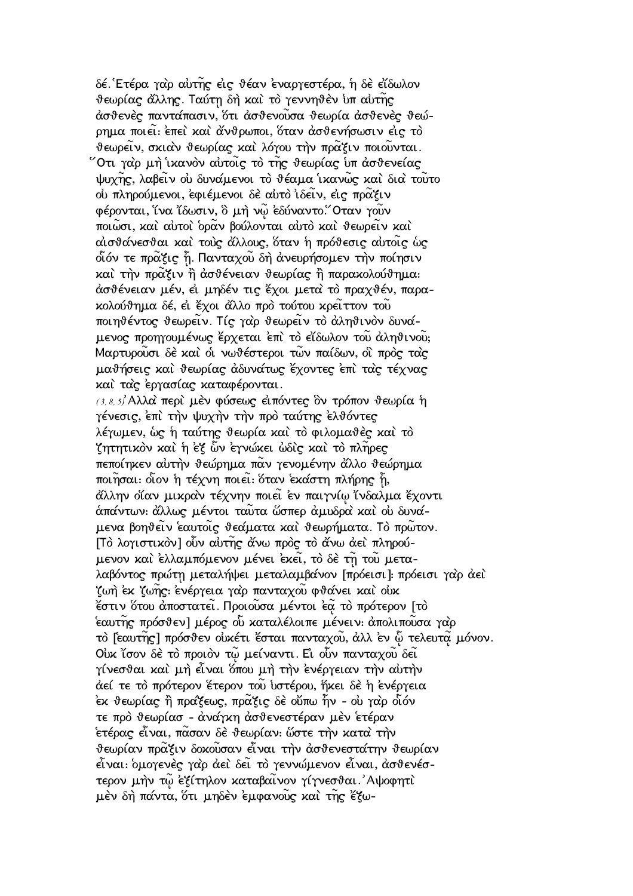δέ. Ἑτέρα γὰρ αὐτῆς εἰς θέαν ἐναργεστέρα, ἡ δὲ εἴδωλον θεωρίας ἄλλης. Ταύτῃ δὴ καὶ τὸ γεννηθὲν ὑπ αὐτῆς ἀσθενὲς παντάπασιν, ὅτι ἀσθενοῦσα θεωρία ἀσθενὲς θεώρημα ποιεῖ· ἐπεὶ καὶ ἄνθρωποι, ὅταν ἀσθενήσωσιν εἰς τὸ θεωρεῖν, σκιὰν θεωρίας καὶ λόγου τὴν πρᾶξιν ποιοῦνται. Ὅτι γὰρ μὴ ἱκανὸν αὐτοῖς τὸ τῆς θεωρίας ὑπ ἀσθενείας ψυχῆς, λαβεῖν οὐ δυνάμενοι τὸ θέαμα ἱκανῶς καὶ διὰ τοῦτο οὐ πληρούμενοι, ἐφιέμενοι δὲ αὐτὸ ἰδεῖν, εἰς πρᾶξιν φέρονται, ἵνα ἴδωσιν, ὃ μὴ νῷ ἐδύναντο. Ὅταν γοῦν ποιῶσι, καὶ αὐτοὶ ὁρᾶν βούλονται αὐτὸ καὶ θεωρεῖν καὶ αἰσθάνεσθαι καὶ τοὺς ἄλλους, ὅταν ἡ πρόθεσις αὐτοῖς ὡς οἷόν τε πρᾶξις ᾖ. Πανταχοῦ δὴ ἀνευρήσομεν τὴν ποίησιν καὶ τὴν πρᾶξιν ἢ ἀσθένειαν θεωρίας ἢ παρακολούθημα· ἀσθένειαν μέν, εἰ μηδέν τις ἔχοι μετὰ τὸ πραχθέν, παρακολούθημα δέ, εἰ ἔχοι ἄλλο πρὸ τούτου κρεῖττον τοῦ ποιηθέντος θεωρεῖν. Τίς γὰρ θεωρεῖν τὸ ἀληθινὸν δυνάμενος προηγουμένως ἔρχεται ἐπὶ τὸ εἴδωλον τοῦ ἀληθινοῦ; Μαρτυροῦσι δὲ καὶ οἱ νωθέστεροι τῶν παίδων, οἳ πρὸς τὰς μαθήσεις καὶ θεωρίας ἀδυνάτως ἔχοντες ἐπὶ τὰς τέχνας καὶ τὰς ἐργασίας καταφέρονται.

(3,8,5) Ἀλλὰ περὶ μὲν φύσεως εἰπόντες ὃν τρόπον θεωρία ἡ γένεσις, ἐπὶ τὴν ψυχὴν τὴν πρὸ ταύτης ἐλθόντες λέγωμεν, ὡς ἡ ταύτης θεωρία καὶ τὸ φιλομαθὲς καὶ τὸ ζητητικὸν καὶ ἡ ἐξ ὧν ἐγνώκει ὠδὶς καὶ τὸ πλῆρες πεποίηκεν αὐτὴν θεώρημα πᾶν γενομένην ἄλλο θεώρημα ποιῆσαι· οἷον ἡ τέχνη ποιεῖ· ὅταν ἑκάστη πλήρης ᾖ, ἄλλην οἷαν μικρὰν τέχνην ποιεῖ ἐν παιγνίῳ ἴνδαλμα ἔχοντι ἁπάντων· ἄλλως μέντοι ταῦτα ὥσπερ ἀμυδρὰ καὶ οὐ δυνάμενα βοηθεῖν ἑαυτοῖς θεάματα καὶ θεωρήματα. Τὸ πρῶτον. [Τὸ λογιστικὸν] οὖν αὐτῆς ἄνω πρὸς τὸ ἄνω ἀεὶ πληρούμενον καὶ ἐλλαμπόμενον μένει ἐκεῖ, τὸ δὲ τῇ τοῦ μεταλαβόντος πρώτῃ μεταλήψει μεταλαμβάνον [πρόεισι]· πρόεισι γὰρ ἀεὶ ζωὴ ἐκ ζωῆς· ἐνέργεια γὰρ πανταχοῦ φθάνει καὶ οὐκ ἔστιν ὅτου ἀποστατεῖ. Προιοῦσα μέντοι ἐᾷ τὸ πρότερον [τὸ ἑαυτῆς πρόσθεν] μέρος οὗ καταλέλοιπε μένειν· ἀπολιποῦσα γὰρ τὸ [ἑαυτῆς] πρόσθεν οὐκέτι ἔσται πανταχοῦ, ἀλλ ἐν ᾧ τελευτᾷ μόνον. Οὐκ ἴσον δὲ τὸ προιὸν τῷ μείναντι. Εἰ οὖν πανταχοῦ δεῖ γίνεσθαι καὶ μὴ εἶναι ὅπου μὴ τὴν ἐνέργειαν τὴν αὐτὴν ἀεί τε τὸ πρότερον ἕτερον τοῦ ὑστέρου, ἥκει δὲ ἡ ἐνέργεια ἐκ θεωρίας ἢ πράξεως, πρᾶξις δὲ οὔπω ἦν - οὐ γὰρ οἷόν τε πρὸ θεωρίασ - ἀνάγκη ἀσθενεστέραν μὲν ἑτέραν ἑτέρας εἶναι, πᾶσαν δὲ θεωρίαν· ὥστε τὴν κατὰ τὴν θεωρίαν πρᾶξιν δοκοῦσαν εἶναι τὴν ἀσθενεστάτην θεωρίαν εἶναι· ὁμογενὲς γὰρ ἀεὶ δεῖ τὸ γεννώμενον εἶναι, ἀσθενέστερον μὴν τῷ ἐξίτηλον καταβαῖνον γίγνεσθαι. Ἀψοφητὶ μὲν δὴ πάντα, ὅτι μηδὲν ἐμφανοῦς καὶ τῆς ἔξω-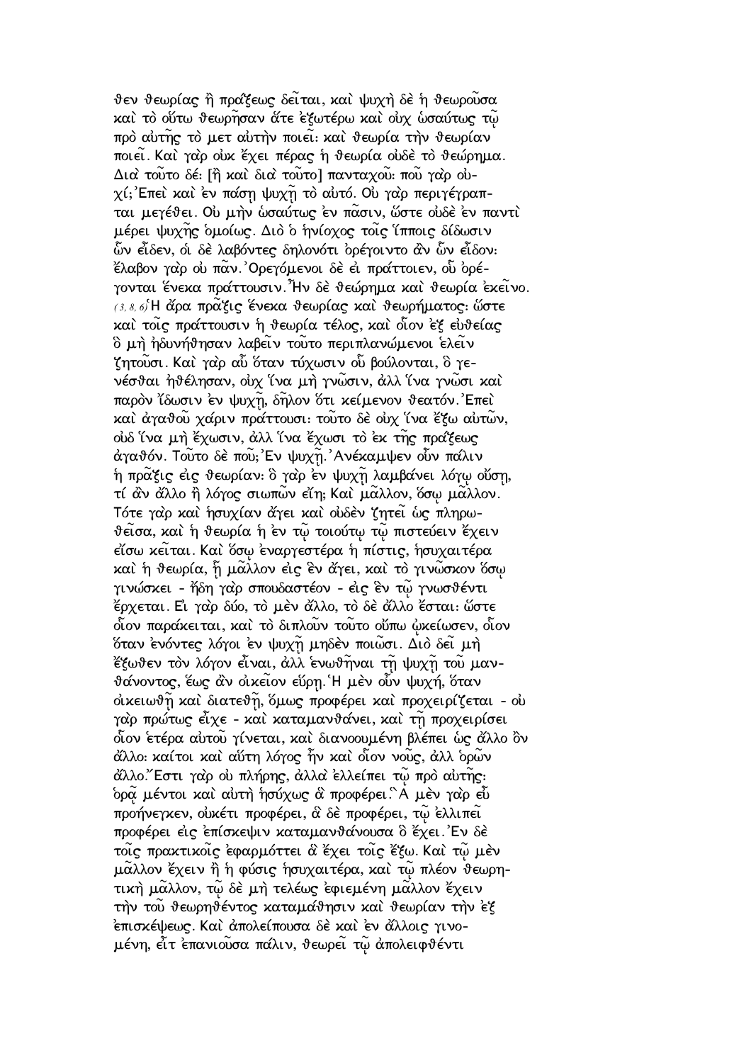θεν θεωρίας ἢ πράξεως δεῖται, καὶ ψυχὴ δὲ ἡ θεωροῦσα καὶ τὸ οὕτω θεωρῆσαν ἅτε ἐξωτέρω καὶ οὐχ ὡσαύτως τῷ πρὸ αὐτῆς τὸ μετ αὐτὴν ποιεῖ· καὶ θεωρία τὴν θεωρίαν ποιεῖ. Καὶ γὰρ οὐκ ἔχει πέρας ἡ θεωρία οὐδὲ τὸ θεώρημα. Διὰ τοῦτο δέ· [ἢ καὶ διὰ τοῦτο] πανταχοῦ· ποῦ γὰρ οὐχί;᾿Επεὶ καὶ ἐν πάσῃ ψυχῇ τὸ αὐτό. Οὐ γὰρ περιγέγραπται μεγέθει. Οὐ μὴν ὡσαύτως ἐν πᾶσιν, ὥστε οὐδὲ ἐν παντὶ μέρει ψυχῆς ὁμοίως. Διὸ ὁ ἡνίοχος τοῖς ἵπποις δίδωσιν ὧν εἶδεν, οἱ δὲ λαβόντες δηλονότι ὀρέγοιντο ἂν ὧν εἶδον· ἔλαβον γὰρ οὐ πᾶν.᾿Ορεγόμενοι δὲ εἰ πράττοιεν, οὗ ὀρέγονται ἕνεκα πράττουσιν.῏Ην δὲ θεώρημα καὶ θεωρία ἐκεῖνο. (3, 8, 6)῾Η ἄρα πρᾶξις ἕνεκα θεωρίας καὶ θεωρήματος· ὥστε καὶ τοῖς πράττουσιν ἡ θεωρία τέλος, καὶ οἷον ἐξ εὐθείας ὃ μὴ ἠδυνήθησαν λαβεῖν τοῦτο περιπλανώμενοι ἑλεῖν ζητοῦσι. Καὶ γὰρ αὖ ὅταν τύχωσιν οὗ βούλονται, ὃ γενέσθαι ἠθέλησαν, οὐχ ἵνα μὴ γνῶσιν, ἀλλ ἵνα γνῶσι καὶ παρὸν ἴδωσιν ἐν ψυχῇ, δῆλον ὅτι κείμενον θεατόν.᾿Επεὶ καὶ ἀγαθοῦ χάριν πράττουσι· τοῦτο δὲ οὐχ ἵνα ἔξω αὐτῶν, οὐδ ἵνα μὴ ἔχωσιν, ἀλλ ἵνα ἔχωσι τὸ ἐκ τῆς πράξεως ἀγαθόν. Τοῦτο δὲ ποῦ;᾿Εν ψυχῇ.᾿Ανέκαμψεν οὖν πάλιν ἡ πρᾶξις εἰς θεωρίαν· ὃ γὰρ ἐν ψυχῇ λαμβάνει λόγῳ οὔσῃ, τί ἂν ἄλλο ἢ λόγος σιωπῶν εἴη; Καὶ μᾶλλον, ὅσῳ μᾶλλον. Τότε γὰρ καὶ ἡσυχίαν ἄγει καὶ οὐδὲν ζητεῖ ὡς πληρωθεῖσα, καὶ ἡ θεωρία ἡ ἐν τῷ τοιούτῳ τῷ πιστεύειν ἔχειν εἴσω κεῖται. Καὶ ὅσῳ ἐναργεστέρα ἡ πίστις, ἡσυχαιτέρα καὶ ἡ θεωρία, ᾗ μᾶλλον εἰς ἓν ἄγει, καὶ τὸ γινῶσκον ὅσῳ γινώσκει - ἤδη γὰρ σπουδαστέον - εἰς ἓν τῷ γνωσθέντι ἔρχεται. Εἰ γὰρ δύο, τὸ μὲν ἄλλο, τὸ δὲ ἄλλο ἔσται· ὥστε οἷον παράκειται, καὶ τὸ διπλοῦν τοῦτο οὔπω ᾠκείωσεν, οἷον ὅταν ἐνόντες λόγοι ἐν ψυχῇ μηδὲν ποιῶσι. Διὸ δεῖ μὴ ἔξωθεν τὸν λόγον εἶναι, ἀλλ ἑνωθῆναι τῇ ψυχῇ τοῦ μανθάνοντος, ἕως ἂν οἰκεῖον εὕρῃ.῾Η μὲν οὖν ψυχή, ὅταν οἰκειωθῇ καὶ διατεθῇ, ὅμως προφέρει καὶ προχειρίζεται - οὐ γὰρ πρώτως εἶχε - καὶ καταμανθάνει, καὶ τῇ προχειρίσει οἷον ἑτέρα αὐτοῦ γίνεται, καὶ διανοουμένη βλέπει ὡς ἄλλο ὂν ἄλλο· καίτοι καὶ αὕτη λόγος ἦν καὶ οἷον νοῦς, ἀλλ ὁρῶν ἄλλο.῎Εστι γὰρ οὐ πλήρης, ἀλλὰ ἐλλείπει τῷ πρὸ αὐτῆς· ὁρᾷ μέντοι καὶ αὐτὴ ἡσύχως ἃ προφέρει.῝Α μὲν γὰρ εὖ προήνεγκεν, οὐκέτι προφέρει, ἃ δὲ προφέρει, τῷ ἐλλιπεῖ προφέρει εἰς ἐπίσκεψιν καταμανθάνουσα ὃ ἔχει.᾿Εν δὲ τοῖς πρακτικοῖς ἐφαρμόττει ἃ ἔχει τοῖς ἔξω. Καὶ τῷ μὲν μᾶλλον ἔχειν ἢ ἡ φύσις ἡσυχαιτέρα, καὶ τῷ πλέον θεωρητικὴ μᾶλλον, τῷ δὲ μὴ τελέως ἐφιεμένη μᾶλλον ἔχειν τὴν τοῦ θεωρηθέντος καταμάθησιν καὶ θεωρίαν τὴν ἐξ ἐπισκέψεως. Καὶ ἀπολείπουσα δὲ καὶ ἐν ἄλλοις γινομένη, εἶτ ἐπανιοῦσα πάλιν, θεωρεῖ τῷ ἀπολειφθέντι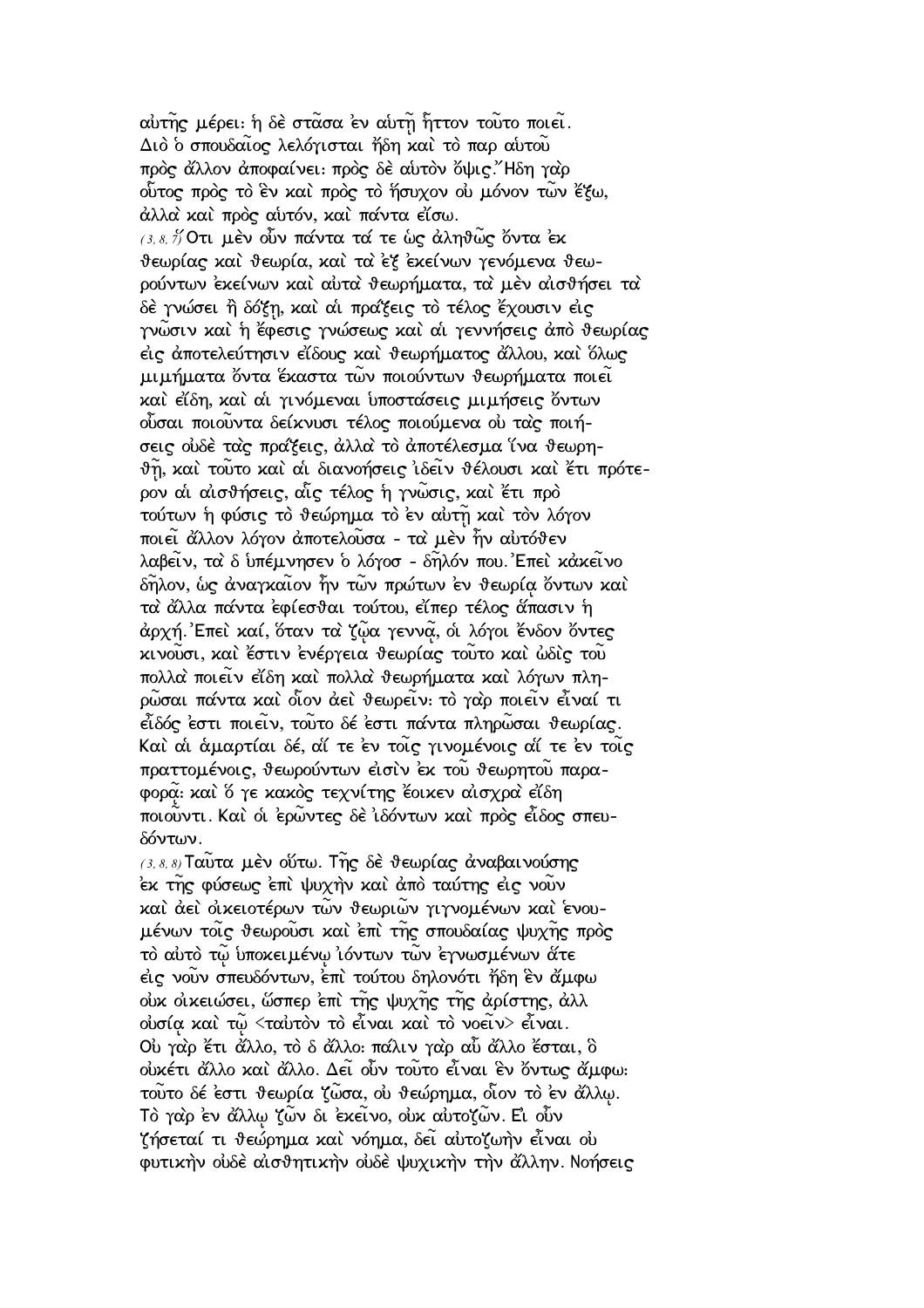αὐτῆς μέρει· ἡ δὲ στᾶσα ἐν αὐτῇ ἧττον τοῦτο ποιεῖ. Διὸ ὁ σπουδαῖος λελόγισται ἤδη καὶ τὸ παρ αὐτοῦ πρὸς ἄλλον ἀποφαίνει· πρὸς δὲ αὐτὸν ὄψις.῞Ηδη γὰρ οὗτος πρὸς τὸ ἓν καὶ πρὸς τὸ ἥσυχον οὐ μόνον τῶν ἔξω, ἀλλὰ καὶ πρὸς αὐτόν, καὶ πάντα εἴσω.

(3, 8, 7) ῞Οτι μὲν οὖν πάντα τά τε ὡς ἀληθῶς ὄντα ἐκ θεωρίας καὶ θεωρία, καὶ τὰ ἐξ ἐκείνων γενόμενα θεωρούντων ἐκείνων καὶ αὐτὰ θεωρήματα, τὰ μὲν αἰσθήσει τὰ δὲ γνώσει ἢ δόξῃ, καὶ αἱ πράξεις τὸ τέλος ἔχουσιν εἰς γνῶσιν καὶ ἡ ἔφεσις γνώσεως καὶ αἱ γεννήσεις ἀπὸ θεωρίας εἰς ἀποτελεύτησιν εἴδους καὶ θεωρήματος ἄλλου, καὶ ὅλως μιμήματα ὄντα ἕκαστα τῶν ποιούντων θεωρήματα ποιεῖ καὶ εἴδη, καὶ αἱ γινόμεναι ὑποστάσεις μιμήσεις ὄντων οὖσαι ποιοῦντα δείκνυσι τέλος ποιούμενα οὐ τὰς ποιήσεις οὐδὲ τὰς πράξεις, ἀλλὰ τὸ ἀποτέλεσμα ἵνα θεωρηθῇ, καὶ τοῦτο καὶ αἱ διανοήσεις ἰδεῖν θέλουσι καὶ ἔτι πρότερον αἱ αἰσθήσεις, αἷς τέλος ἡ γνῶσις, καὶ ἔτι πρὸ τούτων ἡ φύσις τὸ θεώρημα τὸ ἐν αὐτῇ καὶ τὸν λόγον ποιεῖ ἄλλον λόγον ἀποτελοῦσα - τὰ μὲν ἦν αὐτόθεν λαβεῖν, τὰ δ ὑπέμνησεν ὁ λόγοσ - δῆλόν που.᾿Επεὶ κἀκεῖνο δῆλον, ὡς ἀναγκαῖον ἦν τῶν πρώτων ἐν θεωρίᾳ ὄντων καὶ τὰ ἄλλα πάντα ἐφίεσθαι τούτου, εἴπερ τέλος ἅπασιν ἡ ἀρχή.᾿Επεὶ καί, ὅταν τὰ ζῷα γεννᾷ, οἱ λόγοι ἔνδον ὄντες κινοῦσι, καὶ ἔστιν ἐνέργεια θεωρίας τοῦτο καὶ ὠδὶς τοῦ πολλὰ ποιεῖν εἴδη καὶ πολλὰ θεωρήματα καὶ λόγων πληρῶσαι πάντα καὶ οἷον ἀεὶ θεωρεῖν· τὸ γὰρ ποιεῖν εἶναί τι εἶδός ἐστι ποιεῖν, τοῦτο δέ ἐστι πάντα πληρῶσαι θεωρίας. Καὶ αἱ ἁμαρτίαι δέ, αἵ τε ἐν τοῖς γινομένοις αἵ τε ἐν τοῖς πραττομένοις, θεωρούντων εἰσὶν ἐκ τοῦ θεωρητοῦ παραφορᾷ· καὶ ὅ γε κακὸς τεχνίτης ἔοικεν αἰσχρὰ εἴδη ποιοῦντι. Καὶ οἱ ἐρῶντες δὲ ἰδόντων καὶ πρὸς εἶδος σπευδόντων.

(3, 8, 8) Ταῦτα μὲν οὕτω. Τῆς δὲ θεωρίας ἀναβαινούσης ἐκ τῆς φύσεως ἐπὶ ψυχὴν καὶ ἀπὸ ταύτης εἰς νοῦν καὶ ἀεὶ οἰκειοτέρων τῶν θεωριῶν γιγνομένων καὶ ἑνουμένων τοῖς θεωροῦσι καὶ ἐπὶ τῆς σπουδαίας ψυχῆς πρὸς τὸ αὐτὸ τῷ ὑποκειμένῳ ἰόντων τῶν ἐγνωσμένων ἅτε εἰς νοῦν σπευδόντων, ἐπὶ τούτου δηλονότι ἤδη ἓν ἄμφω οὐκ οἰκειώσει, ὥσπερ ἐπὶ τῆς ψυχῆς τῆς ἀρίστης, ἀλλ οὐσίᾳ καὶ τῷ <ταὐτὸν τὸ εἶναι καὶ τὸ νοεῖν> εἶναι. Οὐ γὰρ ἔτι ἄλλο, τὸ δ ἄλλο· πάλιν γὰρ αὖ ἄλλο ἔσται, ὃ οὐκέτι ἄλλο καὶ ἄλλο. Δεῖ οὖν τοῦτο εἶναι ἓν ὄντως ἄμφω· τοῦτο δέ ἐστι θεωρία ζῶσα, οὐ θεώρημα, οἷον τὸ ἐν ἄλλῳ. Τὸ γὰρ ἐν ἄλλῳ ζῶν δι ἐκεῖνο, οὐκ αὐτοζῶν. Εἰ οὖν ζήσεταί τι θεώρημα καὶ νόημα, δεῖ αὐτοζωὴν εἶναι οὐ φυτικὴν οὐδὲ αἰσθητικὴν οὐδὲ ψυχικὴν τὴν ἄλλην. Νοήσεις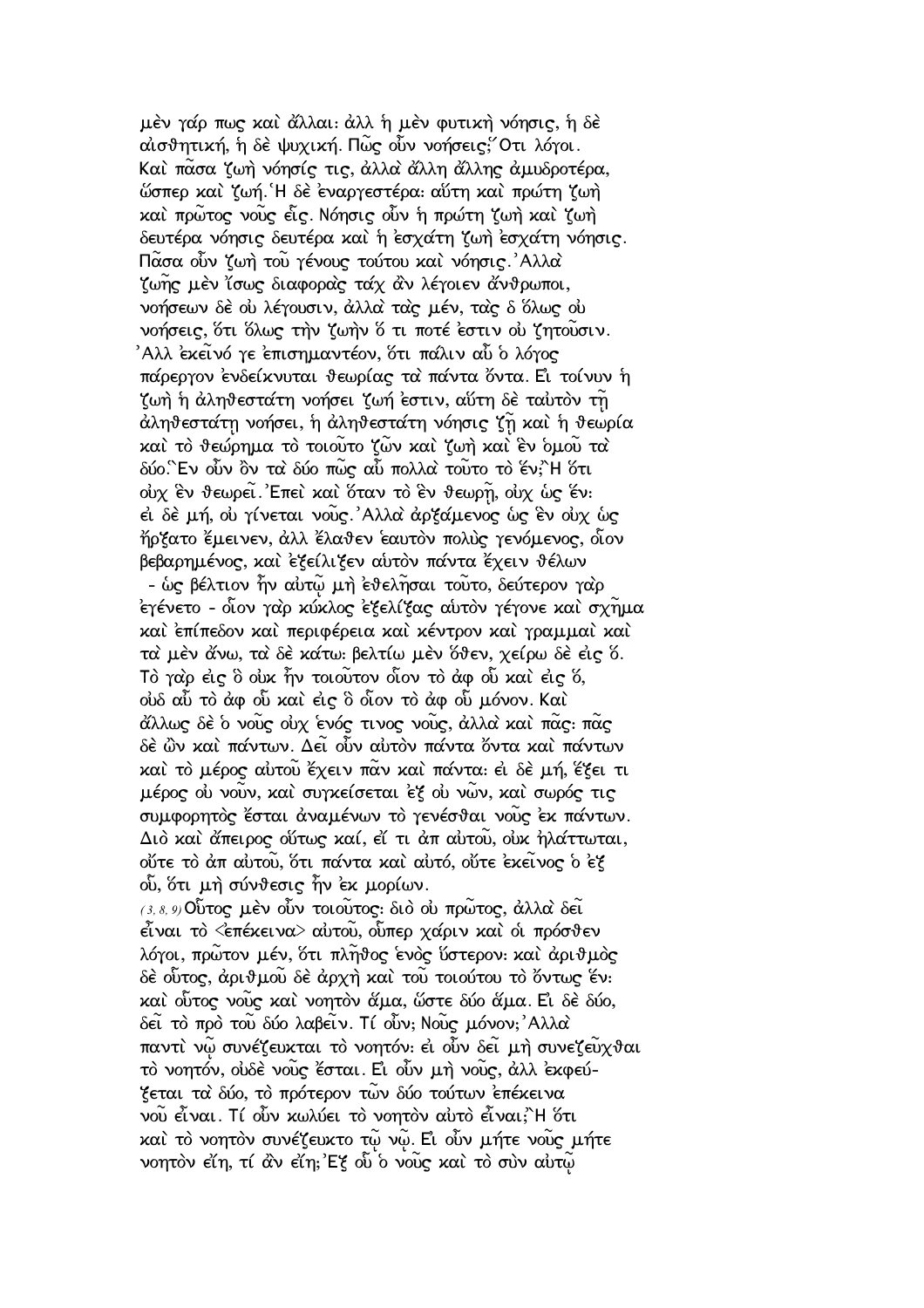μὲν γάρ πως καὶ ἄλλαι: ἀλλ ἡ μὲν φυτικὴ νόησις, ἡ δὲ αἰσθητική, ἡ δὲ ψυχική. Πῶς οὖν νοήσεις; Ὅτι λόγοι. Καὶ πᾶσα ζωὴ νόησίς τις, ἀλλὰ ἄλλη ἄλλης ἀμυδροτέρα, ὥσπερ καὶ ζωή. Ἡ δὲ ἐναργεστέρα: αὕτη καὶ πρώτη ζωὴ καὶ πρῶτος νοῦς εἷς. Νόησις οὖν ἡ πρώτη ζωὴ καὶ ζωὴ δευτέρα νόησις δευτέρα καὶ ἡ ἐσχάτη ζωὴ ἐσχάτη νόησις. Πᾶσα οὖν ζωὴ τοῦ γένους τούτου καὶ νόησις. Ἀλλὰ ζωῆς μὲν ἴσως διαφορὰς τάχ ἂν λέγοιεν ἄνθρωποι, νοήσεων δὲ οὐ λέγουσιν, ἀλλὰ τὰς μέν, τὰς δ ὅλως οὐ νοήσεις, ὅτι ὅλως τὴν ζωὴν ὅ τι ποτέ ἐστιν οὐ ζητοῦσιν. Ἀλλ ἐκεῖνό γε ἐπισημαντέον, ὅτι πάλιν αὖ ὁ λόγος πάρεργον ἐνδείκνυται θεωρίας τὰ πάντα ὄντα. Εἰ τοίνυν ἡ ζωὴ ἡ ἀληθεστάτη νοήσει ζωή ἐστιν, αὕτη δὲ ταὐτὸν τῇ ἀληθεστάτῃ νοήσει, ἡ ἀληθεστάτη νόησις ζῇ καὶ ἡ θεωρία καὶ τὸ θεώρημα τὸ τοιοῦτο ζῶν καὶ ζωὴ καὶ ἓν ὁμοῦ τὰ δύο. Ἓν οὖν ὂν τὰ δύο πῶς αὖ πολλὰ τοῦτο τὸ ἕν; Ἢ ὅτι οὐχ ἓν θεωρεῖ. Ἐπεὶ καὶ ὅταν τὸ ἓν θεωρῇ, οὐχ ὡς ἕν: εἰ δὲ μή, οὐ γίνεται νοῦς. Ἀλλὰ ἀρξάμενος ὡς ἓν οὐχ ὡς ἤρξατο ἔμεινεν, ἀλλ ἔλαθεν ἑαυτὸν πολὺς γενόμενος, οἷον βεβαρημένος, καὶ ἐξείλιξεν αὐτὸν πάντα ἔχειν θέλων - ὡς βέλτιον ἦν αὐτῷ μὴ ἐθελῆσαι τοῦτο, δεύτερον γὰρ ἐγένετο - οἷον γὰρ κύκλος ἐξελίξας αὐτὸν γέγονε καὶ σχῆμα καὶ ἐπίπεδον καὶ περιφέρεια καὶ κέντρον καὶ γραμμαὶ καὶ τὰ μὲν ἄνω, τὰ δὲ κάτω: βελτίω μὲν ὅθεν, χείρω δὲ εἰς ὅ. Τὸ γὰρ εἰς ὃ οὐκ ἦν τοιοῦτον οἷον τὸ ἀφ οὗ καὶ εἰς ὅ, οὐδ αὖ τὸ ἀφ οὗ καὶ εἰς ὃ οἷον τὸ ἀφ οὗ μόνον. Καὶ ἄλλως δὲ ὁ νοῦς οὐχ ἑνός τινος νοῦς, ἀλλὰ καὶ πᾶς: πᾶς δὲ ὢν καὶ πάντων. Δεῖ οὖν αὐτὸν πάντα ὄντα καὶ πάντων καὶ τὸ μέρος αὐτοῦ ἔχειν πᾶν καὶ πάντα: εἰ δὲ μή, ἕξει τι μέρος οὐ νοῦν, καὶ συγκείσεται ἐξ οὐ νῶν, καὶ σωρός τις συμφορητὸς ἔσται ἀναμένων τὸ γενέσθαι νοῦς ἐκ πάντων. Διὸ καὶ ἄπειρος οὕτως καί, εἴ τι ἀπ αὐτοῦ, οὐκ ἠλάττωται, οὔτε τὸ ἀπ αὐτοῦ, ὅτι πάντα καὶ αὐτό, οὔτε ἐκεῖνος ὁ ἐξ οὗ, ὅτι μὴ σύνθεσις ἦν ἐκ μορίων.

(3, 8, 9) Οὗτος μὲν οὖν τοιοῦτος: διὸ οὐ πρῶτος, ἀλλὰ δεῖ εἶναι τὸ <ἐπέκεινα> αὐτοῦ, οὗπερ χάριν καὶ οἱ πρόσθεν λόγοι, πρῶτον μέν, ὅτι πλῆθος ἑνὸς ὕστερον: καὶ ἀριθμὸς δὲ οὗτος, ἀριθμοῦ δὲ ἀρχὴ καὶ τοῦ τοιούτου τὸ ὄντως ἕν: καὶ οὗτος νοῦς καὶ νοητὸν ἅμα, ὥστε δύο ἅμα. Εἰ δὲ δύο, δεῖ τὸ πρὸ τοῦ δύο λαβεῖν. Τί οὖν; Νοῦς μόνον; Ἀλλὰ παντὶ νῷ συνέζευκται τὸ νοητόν: εἰ οὖν δεῖ μὴ συνεζεῦχθαι τὸ νοητόν, οὐδὲ νοῦς ἔσται. Εἰ οὖν μὴ νοῦς, ἀλλ ἐκφεύξεται τὰ δύο, τὸ πρότερον τῶν δύο τούτων ἐπέκεινα νοῦ εἶναι. Τί οὖν κωλύει τὸ νοητὸν αὐτὸ εἶναι; Ἢ ὅτι καὶ τὸ νοητὸν συνέζευκτο τῷ νῷ. Εἰ οὖν μήτε νοῦς μήτε νοητὸν εἴη, τί ἂν εἴη; Ἐξ οὗ ὁ νοῦς καὶ τὸ σὺν αὐτῷ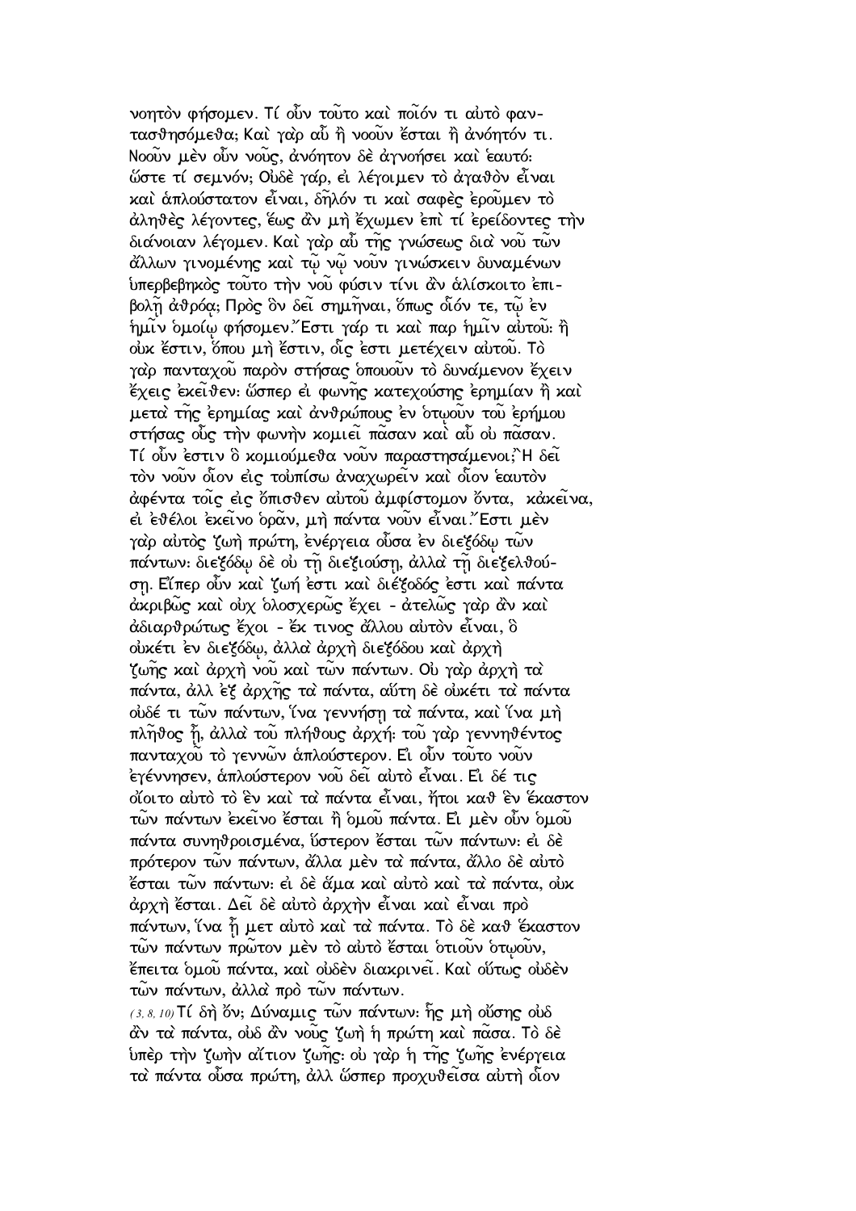νοητὸν φήσομεν. Τί οὖν τοῦτο καὶ ποῖόν τι αὐτὸ φαντασθησόμεθα; Καὶ γὰρ αὖ ἢ νοοῦν ἔσται ἢ ἀνόητόν τι. Νοοῦν μὲν οὖν νοῦς, ἀνόητον δὲ ἀγνοήσει καὶ ἑαυτό: ὥστε τί σεμνόν; Οὐδὲ γάρ, εἰ λέγοιμεν τὸ ἀγαθὸν εἶναι καὶ ἁπλούστατον εἶναι, δῆλόν τι καὶ σαφὲς ἐροῦμεν τὸ ἀληθὲς λέγοντες, ἕως ἂν μὴ ἔχωμεν ἐπὶ τί ἐρείδοντες τὴν διάνοιαν λέγομεν. Καὶ γὰρ αὖ τῆς γνώσεως διὰ νοῦ τῶν ἄλλων γινομένης καὶ τῷ νῷ νοῦν γινώσκειν δυναμένων ὑπερβεβηκὸς τοῦτο τὴν νοῦ φύσιν τίνι ἂν ἁλίσκοιτο ἐπιβολῇ ἀθρόᾳ; Πρὸς ὃν δεῖ σημῆναι, ὅπως οἷόν τε, τῷ ἐν ἡμῖν ὁμοίῳ φήσομεν. Ἔστι γάρ τι καὶ παρ ἡμῖν αὐτοῦ: ἢ οὐκ ἔστιν, ὅπου μὴ ἔστιν, οἷς ἐστι μετέχειν αὐτοῦ. Τὸ γὰρ πανταχοῦ παρὸν στήσας ὁπουοῦν τὸ δυνάμενον ἔχειν ἔχεις ἐκεῖθεν: ὥσπερ εἰ φωνῆς κατεχούσης ἐρημίαν ἢ καὶ μετὰ τῆς ἐρημίας καὶ ἀνθρώπους ἐν ὁτῳοῦν τοῦ ἐρήμου στήσας οὓς τὴν φωνὴν κομιεῖ πᾶσαν καὶ αὖ οὐ πᾶσαν. Τί οὖν ἐστιν ὃ κομιούμεθα νοῦν παραστησάμενοι; Ἢ δεῖ τὸν νοῦν οἷον εἰς τοὐπίσω ἀναχωρεῖν καὶ οἷον ἑαυτὸν ἀφέντα τοῖς εἰς ὄπισθεν αὐτοῦ ἀμφίστομον ὄντα, κἀκεῖνα, εἰ ἐθέλοι ἐκεῖνο ὁρᾶν, μὴ πάντα νοῦν εἶναι. Ἔστι μὲν γὰρ αὐτὸς ζωὴ πρώτη, ἐνέργεια οὖσα ἐν διεξόδῳ τῶν πάντων: διεξόδῳ δὲ οὐ τῇ διεξιούσῃ, ἀλλὰ τῇ διεξεληλυθούσῃ. Εἴπερ οὖν καὶ ζωή ἐστι καὶ διέξοδός ἐστι καὶ πάντα ἀκριβῶς καὶ οὐχ ὁλοσχερῶς ἔχει - ἀτελῶς γὰρ ἂν καὶ ἀδιαρθρώτως ἔχοι - ἔκ τινος ἄλλου αὐτὸν εἶναι, ὃ οὐκέτι ἐν διεξόδῳ, ἀλλὰ ἀρχὴ διεξόδου καὶ ἀρχὴ ζωῆς καὶ ἀρχὴ νοῦ καὶ τῶν πάντων. Οὐ γὰρ ἀρχὴ τὰ πάντα, ἀλλ ἐξ ἀρχῆς τὰ πάντα, αὕτη δὲ οὐκέτι τὰ πάντα οὐδέ τι τῶν πάντων, ἵνα γεννήσῃ τὰ πάντα, καὶ ἵνα μὴ πλῆθος ᾖ, ἀλλὰ τοῦ πλήθους ἀρχή: τοῦ γὰρ γεννηθέντος πανταχοῦ τὸ γεννῶν ἁπλούστερον. Εἰ οὖν τοῦτο νοῦν ἐγέννησεν, ἁπλούστερον νοῦ δεῖ αὐτὸ εἶναι. Εἰ δέ τις οἴοιτο αὐτὸ τὸ ἓν καὶ τὰ πάντα εἶναι, ἤτοι καθ ἓν ἕκαστον τῶν πάντων ἐκεῖνο ἔσται ἢ ὁμοῦ πάντα. Εἰ μὲν οὖν ὁμοῦ πάντα συνηθροισμένα, ὕστερον ἔσται τῶν πάντων: εἰ δὲ πρότερον τῶν πάντων, ἄλλα μὲν τὰ πάντα, ἄλλο δὲ αὐτὸ ἔσται τῶν πάντων: εἰ δὲ ἅμα καὶ αὐτὸ καὶ τὰ πάντα, οὐκ ἀρχὴ ἔσται. Δεῖ δὲ αὐτὸ ἀρχὴν εἶναι καὶ εἶναι πρὸ πάντων, ἵνα ᾖ μετ αὐτὸ καὶ τὰ πάντα. Τὸ δὲ καθ ἕκαστον τῶν πάντων πρῶτον μὲν τὸ αὐτὸ ἔσται ὁτιοῦν ὁτῳοῦν, ἔπειτα ὁμοῦ πάντα, καὶ οὐδὲν διακρινεῖ. Καὶ οὕτως οὐδὲν τῶν πάντων, ἀλλὰ πρὸ τῶν πάντων.

(3, 8, 10) Τί δὴ ὄν; Δύναμις τῶν πάντων: ἧς μὴ οὔσης οὐδ ἂν τὰ πάντα, οὐδ ἂν νοῦς ζωὴ ἡ πρώτη καὶ πᾶσα. Τὸ δὲ ὑπὲρ τὴν ζωὴν αἴτιον ζωῆς: οὐ γὰρ ἡ τῆς ζωῆς ἐνέργεια τὰ πάντα οὖσα πρώτη, ἀλλ ὥσπερ προχυθεῖσα αὐτὴ οἷον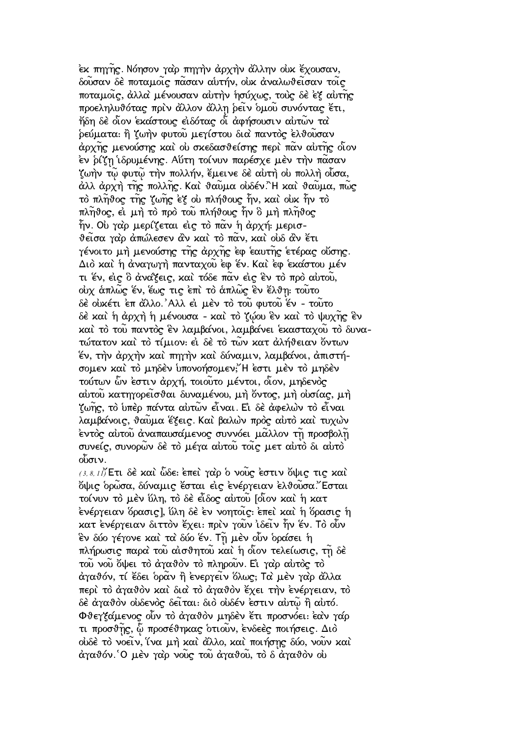ἐκ πηγῆς. Νόησον γὰρ πηγὴν ἀρχὴν ἄλλην οὐκ ἔχουσαν, δοῦσαν δὲ ποταμοῖς πᾶσαν αὑτήν, οὐκ ἀναλωθεῖσαν τοῖς ποταμοῖς, ἀλλὰ μένουσαν αὐτὴν ἡσύχως, τοὺς δὲ ἐξ αὐτῆς προεληλυθότας πρὶν ἄλλον ἄλλῃ ῥεῖν ὁμοῦ συνόντας ἔτι, ἤδη δὲ οἷον ἑκάστους εἰδότας οἷ ἀφήσουσιν αὐτῶν τὰ ῥεύματα· ἢ ζωὴν φυτοῦ μεγίστου διὰ παντὸς ἐλθοῦσαν ἀρχῆς μενούσης καὶ οὐ σκεδασθείσης περὶ πᾶν αὐτῆς οἷον ἐν ῥίζῃ ἱδρυμένης. Αὕτη τοίνυν παρέσχε μὲν τὴν πᾶσαν ζωὴν τῷ φυτῷ τὴν πολλήν, ἔμεινε δὲ αὐτὴ οὐ πολλὴ οὖσα, ἀλλ ἀρχὴ τῆς πολλῆς. Καὶ θαῦμα οὐδέν.῏Η καὶ θαῦμα, πῶς τὸ πλῆθος τῆς ζωῆς ἐξ οὐ πλήθους ἦν, καὶ οὐκ ἦν τὸ πλῆθος, εἰ μὴ τὸ πρὸ τοῦ πλήθους ἦν ὃ μὴ πλῆθος ἦν. Οὐ γὰρ μερίζεται εἰς τὸ πᾶν ἡ ἀρχή· μερισθεῖσα γὰρ ἀπώλεσεν ἂν καὶ τὸ πᾶν, καὶ οὐδ ἂν ἔτι γένοιτο μὴ μενούσης τῆς ἀρχῆς ἐφ ἑαυτῆς ἑτέρας οὔσης. Διὸ καὶ ἡ ἀναγωγὴ πανταχοῦ ἐφ ἕν. Καὶ ἐφ ἑκάστου μέν τι ἕν, εἰς ὃ ἀνάξεις, καὶ τόδε πᾶν εἰς ἓν τὸ πρὸ αὐτοῦ, οὐχ ἁπλῶς ἕν, ἕως τις ἐπὶ τὸ ἁπλῶς ἓν ἔλθῃ· τοῦτο δὲ οὐκέτι ἐπ ἄλλο.᾽Αλλ εἰ μὲν τὸ τοῦ φυτοῦ ἕν - τοῦτο δὲ καὶ ἡ ἀρχὴ ἡ μένουσα - καὶ τὸ ζῴου ἓν καὶ τὸ ψυχῆς ἓν καὶ τὸ τοῦ παντὸς ἓν λαμβάνοι, λαμβάνει ἑκασταχοῦ τὸ δυνατώτατον καὶ τὸ τίμιον· εἰ δὲ τὸ τῶν κατ ἀλήθειαν ὄντων ἕν, τὴν ἀρχὴν καὶ πηγὴν καὶ δύναμιν, λαμβάνοι, ἀπιστήσομεν καὶ τὸ μηδὲν ὑπονοήσομεν;῞Η ἐστι μὲν τὸ μηδὲν τούτων ὧν ἐστιν ἀρχή, τοιοῦτο μέντοι, οἷον, μηδενὸς αὐτοῦ κατηγορεῖσθαι δυναμένου, μὴ ὄντος, μὴ οὐσίας, μὴ ζωῆς, τὸ ὑπὲρ πάντα αὐτῶν εἶναι. Εἰ δὲ ἀφελὼν τὸ εἶναι λαμβάνοις, θαῦμα ἕξεις. Καὶ βαλὼν πρὸς αὐτὸ καὶ τυχὼν ἐντὸς αὐτοῦ ἀναπαυσάμενος συννόει μᾶλλον τῇ προσβολῇ συνείς, συνορῶν δὲ τὸ μέγα αὐτοῦ τοῖς μετ αὐτὸ δι αὐτὸ οὖσιν.

(3, 8, 11)῎Ετι δὲ καὶ ὧδε· ἐπεὶ γὰρ ὁ νοῦς ἐστιν ὄψις τις καὶ ὄψις ὁρῶσα, δύναμις ἔσται εἰς ἐνέργειαν ἐλθοῦσα.῎Εσται τοίνυν τὸ μὲν ὕλη, τὸ δὲ εἶδος αὐτοῦ [οἷον καὶ ἡ κατ ἐνέργειαν ὅρασις], ὕλη δὲ ἐν νοητοῖς· ἐπεὶ καὶ ἡ ὅρασις ἡ κατ ἐνέργειαν διττὸν ἔχει· πρὶν γοῦν ἰδεῖν ἦν ἕν. Τὸ οὖν ἓν δύο γέγονε καὶ τὰ δύο ἕν. Τῇ μὲν οὖν ὁράσει ἡ πλήρωσις παρὰ τοῦ αἰσθητοῦ καὶ ἡ οἷον τελείωσις, τῇ δὲ τοῦ νοῦ ὄψει τὸ ἀγαθὸν τὸ πληροῦν. Εἰ γὰρ αὐτὸς τὸ ἀγαθόν, τί ἔδει ὁρᾶν ἢ ἐνεργεῖν ὅλως; Τὰ μὲν γὰρ ἄλλα περὶ τὸ ἀγαθὸν καὶ διὰ τὸ ἀγαθὸν ἔχει τὴν ἐνέργειαν, τὸ δὲ ἀγαθὸν οὐδενὸς δεῖται· διὸ οὐδέν ἐστιν αὐτῷ ἢ αὐτό. Φθεγξάμενος οὖν τὸ ἀγαθὸν μηδὲν ἔτι προσνόει· ἐὰν γάρ τι προσθῇς, ᾧ προσέθηκας ὁτιοῦν, ἐνδεὲς ποιήσεις. Διὸ οὐδὲ τὸ νοεῖν, ἵνα μὴ καὶ ἄλλο, καὶ ποιήσῃς δύο, νοῦν καὶ ἀγαθόν.῾Ο μὲν γὰρ νοῦς τοῦ ἀγαθοῦ, τὸ δ ἀγαθὸν οὐ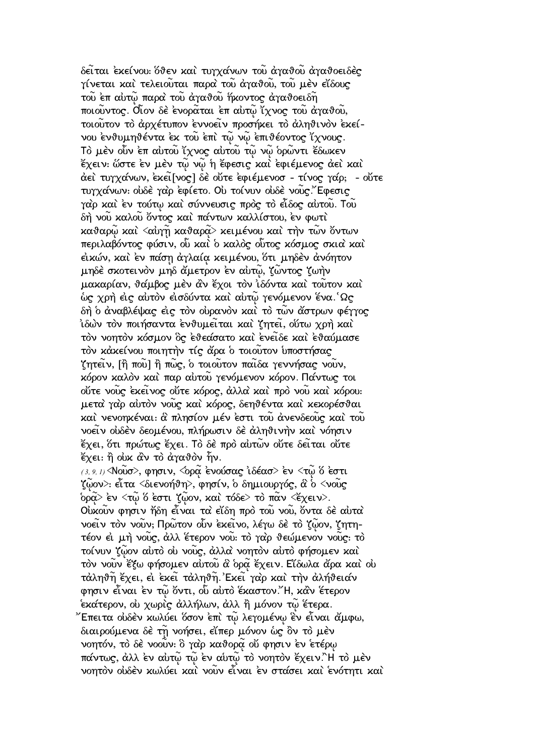δεῖται ἐκείνου· ὅθεν καὶ τυγχάνων τοῦ ἀγαθοῦ ἀγαθοειδὲς γίνεται καὶ τελειοῦται παρὰ τοῦ ἀγαθοῦ, τοῦ μὲν εἴδους τοῦ ἐπ αὐτῷ παρὰ τοῦ ἀγαθοῦ ἥκοντος ἀγαθοειδῆ ποιοῦντος. Οἷον δὲ ἐνορᾶται ἐπ αὐτῷ ἴχνος τοῦ ἀγαθοῦ, τοιοῦτον τὸ ἀρχέτυπον ἐννοεῖν προσήκει τὸ ἀληθινὸν ἐκείνου ἐνθυμηθέντα ἐκ τοῦ ἐπὶ τῷ νῷ ἐπιθέοντος ἴχνους. Τὸ μὲν οὖν ἐπ αὐτοῦ ἴχνος αὐτοῦ τῷ νῷ ὁρῶντι ἔδωκεν ἔχειν· ὥστε ἐν μὲν τῷ νῷ ἡ ἔφεσις καὶ ἐφιέμενος ἀεὶ καὶ ἀεὶ τυγχάνων, ἐκεῖ[νος] δὲ οὔτε ἐφιέμενοσ - τίνος γάρ; - οὔτε τυγχάνων· οὐδὲ γὰρ ἐφίετο. Οὐ τοίνυν οὐδὲ νοῦς.Ἔφεσις γὰρ καὶ ἐν τούτῳ καὶ σύννευσις πρὸς τὸ εἶδος αὐτοῦ. Τοῦ δὴ νοῦ καλοῦ ὄντος καὶ πάντων καλλίστου, ἐν φωτὶ καθαρῷ καὶ <αὐγῇ καθαρᾷ> κειμένου καὶ τὴν τῶν ὄντων περιλαβόντος φύσιν, οὗ καὶ ὁ καλὸς οὗτος κόσμος σκιὰ καὶ εἰκών, καὶ ἐν πάσῃ ἀγλαίᾳ κειμένου, ὅτι μηδὲν ἀνόητον μηδὲ σκοτεινὸν μηδ ἄμετρον ἐν αὐτῷ, ζῶντος ζωὴν μακαρίαν, θάμβος μὲν ἂν ἔχοι τὸν ἰδόντα καὶ τοῦτον καὶ ὡς χρὴ εἰς αὐτὸν εἰσδύντα καὶ αὐτῷ γενόμενον ἕνα.Ὡς δὴ ὁ ἀναβλέψας εἰς τὸν οὐρανὸν καὶ τὸ τῶν ἄστρων φέγγος ἰδὼν τὸν ποιήσαντα ἐνθυμεῖται καὶ ζητεῖ, οὕτω χρὴ καὶ τὸν νοητὸν κόσμον ὃς ἐθεάσατο καὶ ἐνεῖδε καὶ ἐθαύμασε τὸν κἀκείνου ποιητὴν τίς ἄρα ὁ τοιοῦτον ὑποστήσας ζητεῖν, [ἢ ποῦ] ἢ πῶς, ὁ τοιοῦτον παῖδα γεννήσας νοῦν, κόρον καλὸν καὶ παρ αὐτοῦ γενόμενον κόρον. Πάντως τοι οὔτε νοῦς ἐκεῖνος οὔτε κόρος, ἀλλὰ καὶ πρὸ νοῦ καὶ κόρου· μετὰ γὰρ αὐτὸν νοῦς καὶ κόρος, δεηθέντα καὶ κεκορέσθαι καὶ νενοηκέναι· ἃ πλησίον μέν ἐστι τοῦ ἀνενδεοῦς καὶ τοῦ νοεῖν οὐδὲν δεομένου, πλήρωσιν δὲ ἀληθινὴν καὶ νόησιν ἔχει, ὅτι πρώτως ἔχει. Τὸ δὲ πρὸ αὐτῶν οὔτε δεῖται οὔτε ἔχει· ἢ οὐκ ἂν τὸ ἀγαθὸν ἦν.

(3, 9, 1) <Νοῦσ>, φησιν, <ὁρᾷ ἐνούσας ἰδέασ> ἐν <τῷ ὅ ἐστι ζῷον>· εἶτα <διενοήθη>, φησίν, ὁ δημιουργός, ἃ ὁ <νοῦς ὁρᾷ> ἐν <τῷ ὅ ἐστι ζῷον, καὶ τόδε> τὸ πᾶν <ἔχειν>. Οὐκοῦν φησιν ἤδη εἶναι τὰ εἴδη πρὸ τοῦ νοῦ, ὄντα δὲ αὐτὰ νοεῖν τὸν νοῦν; Πρῶτον οὖν ἐκεῖνο, λέγω δὲ τὸ ζῷον, ζητητέον εἰ μὴ νοῦς, ἀλλ ἕτερον νοῦ· τὸ γὰρ θεώμενον νοῦς· τὸ τοίνυν ζῷον αὐτὸ οὐ νοῦς, ἀλλὰ νοητὸν αὐτὸ φήσομεν καὶ τὸν νοῦν ἔξω φήσομεν αὐτοῦ ἃ ὁρᾷ ἔχειν. Εἴδωλα ἄρα καὶ οὐ τἀληθῆ ἔχει, εἰ ἐκεῖ τἀληθῆ.Ἐκεῖ γὰρ καὶ τὴν ἀλήθειάν φησιν εἶναι ἐν τῷ ὄντι, οὗ αὐτὸ ἕκαστον.Ἢ, κἂν ἕτερον ἑκάτερον, οὐ χωρὶς ἀλλήλων, ἀλλ ἢ μόνον τῷ ἑτέρα.Ἔπειτα οὐδὲν κωλύει ὅσον ἐπὶ τῷ λεγομένῳ ἓν εἶναι ἄμφω, διαιρούμενα δὲ τῇ νοήσει, εἴπερ μόνον ὡς ὂν τὸ μὲν νοητόν, τὸ δὲ νοοῦν· ὃ γὰρ καθορᾷ οὔ φησιν ἐν ἑτέρῳ πάντως, ἀλλ ἐν αὐτῷ τῷ ἐν αὐτῷ τὸ νοητὸν ἔχειν.Ἢ τὸ μὲν νοητὸν οὐδὲν κωλύει καὶ νοῦν εἶναι ἐν στάσει καὶ ἑνότητι καὶ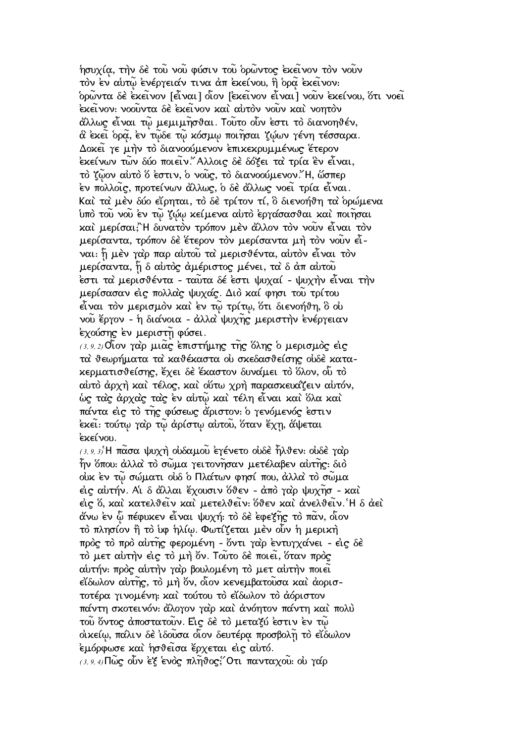ἡσυχίᾳ, τὴν δὲ τοῦ νοῦ φύσιν τοῦ ὁρῶντος ἐκεῖνον τὸν νοῦν τὸν ἐν αὐτῷ ἐνέργειάν τινα ἀπ ἐκείνου, ἣ ὁρᾷ ἐκεῖνον· ὁρῶντα δὲ ἐκεῖνον [εἶναι] οἷον [ἐκεῖνον εἶναι] νοῦν ἐκείνου, ὅτι νοεῖ ἐκεῖνον· νοοῦντα δὲ ἐκεῖνον καὶ αὐτὸν νοῦν καὶ νοητὸν ἄλλως εἶναι τῷ μεμιμῆσθαι. Τοῦτο οὖν ἐστι τὸ διανοηθέν, ἃ ἐκεῖ ὁρᾷ, ἐν τῷδε τῷ κόσμῳ ποιῆσαι ζῴων γένη τέσσαρα. Δοκεῖ γε μὴν τὸ διανοούμενον ἐπικεκρυμμένως ἕτερον ἐκείνων τῶν δύο ποιεῖν. Ἄλλοις δὲ δόξει τὰ τρία ἓν εἶναι, τὸ ζῷον αὐτὸ ὅ ἐστιν, ὁ νοῦς, τὸ διανοούμενον. Ἤ, ὥσπερ ἐν πολλοῖς, προτείνων ἄλλως, ὁ δὲ ἄλλως νοεῖ τρία εἶναι. Καὶ τὰ μὲν δύο εἴρηται, τὸ δὲ τρίτον τί, ὃ διενοήθη τὰ ὁρώμενα ὑπὸ τοῦ νοῦ ἐν τῷ ζῴῳ κείμενα αὐτὸ ἐργάσασθαι καὶ ποιῆσαι καὶ μερίσαι; Ἢ δυνατὸν τρόπον μὲν ἄλλον τὸν νοῦν εἶναι τὸν μερίσαντα, τρόπον δὲ ἕτερον τὸν μερίσαντα μὴ τὸν νοῦν εἶναι· ᾗ μὲν γὰρ παρ αὐτοῦ τὰ μερισθέντα, αὐτὸν εἶναι τὸν μερίσαντα, ᾗ δ αὐτὸς ἀμέριστος μένει, τὰ δ ἀπ αὐτοῦ ἐστι τὰ μερισθέντα - ταῦτα δέ ἐστι ψυχαί - ψυχὴν εἶναι τὴν μερίσασαν εἰς πολλὰς ψυχάς. Διὸ καί φησι τοῦ τρίτου εἶναι τὸν μερισμὸν καὶ ἐν τῷ τρίτῳ, ὅτι διενοήθη, ὃ οὐ νοῦ ἔργον - ἡ διάνοια - ἀλλὰ ψυχῆς μεριστὴν ἐνέργειαν ἐχούσης ἐν μεριστῇ φύσει.

(3, 9, 2) Οἷον γὰρ μιᾶς ἐπιστήμης τῆς ὅλης ὁ μερισμὸς εἰς τὰ θεωρήματα τὰ καθέκαστα οὐ σκεδασθείσης οὐδὲ κατακερματισθείσης, ἔχει δὲ ἕκαστον δυνάμει τὸ ὅλον, οὗ τὸ αὐτὸ ἀρχὴ καὶ τέλος, καὶ οὕτω χρὴ παρασκευάζειν αὑτόν, ὡς τὰς ἀρχὰς τὰς ἐν αὐτῷ καὶ τέλη εἶναι καὶ ὅλα καὶ πάντα εἰς τὸ τῆς φύσεως ἄριστον· ὁ γενόμενός ἐστιν ἐκεῖ· τούτῳ γὰρ τῷ ἀρίστῳ αὐτοῦ, ὅταν ἔχῃ, ἅψεται ἐκείνου.

(3, 9, 3) Ἡ πᾶσα ψυχὴ οὐδαμοῦ ἐγένετο οὐδὲ ἦλθεν· οὐδὲ γὰρ ἦν ὅπου· ἀλλὰ τὸ σῶμα γειτονῆσαν μετέλαβεν αὐτῆς· διὸ οὐκ ἐν τῷ σώματι οὐδ ὁ Πλάτων φησί που, ἀλλὰ τὸ σῶμα εἰς αὐτήν. Αἱ δ ἄλλαι ἔχουσιν ὅθεν - ἀπὸ γὰρ ψυχῆσ - καὶ εἰς ὅ, καὶ κατελθεῖν καὶ μετελθεῖν· ὅθεν καὶ ἀνελθεῖν. Ἡ δ ἀεὶ ἄνω ἐν ᾧ πέφυκεν εἶναι ψυχή· τὸ δὲ ἐφεξῆς τὸ πᾶν, οἷον τὸ πλησίον ἢ τὸ ὑφ ἡλίῳ. Φωτίζεται μὲν οὖν ἡ μερικὴ πρὸς τὸ πρὸ αὐτῆς φερομένη - ὄντι γὰρ ἐντυγχάνει - εἰς δὲ τὸ μετ αὐτὴν εἰς τὸ μὴ ὄν. Τοῦτο δὲ ποιεῖ, ὅταν πρὸς αὑτήν· πρὸς αὑτὴν γὰρ βουλομένη τὸ μετ αὐτὴν ποιεῖ εἴδωλον αὑτῆς, τὸ μὴ ὄν, οἷον κενεμβατοῦσα καὶ ἀοριστοτέρα γινομένη· καὶ τούτου τὸ εἴδωλον τὸ ἀόριστον πάντῃ σκοτεινόν· ἄλογον γὰρ καὶ ἀνόητον πάντῃ καὶ πολὺ τοῦ ὄντος ἀποστατοῦν. Εἰς δὲ τὸ μεταξύ ἐστιν ἐν τῷ οἰκείῳ, πάλιν δὲ ἰδοῦσα οἷον δευτέρᾳ προσβολῇ τὸ εἴδωλον ἐμόρφωσε καὶ ἡσθεῖσα ἔρχεται εἰς αὐτό.

(3, 9, 4) Πῶς οὖν ἐξ ἑνὸς πλῆθος; Ὅτι πανταχοῦ· οὐ γὰρ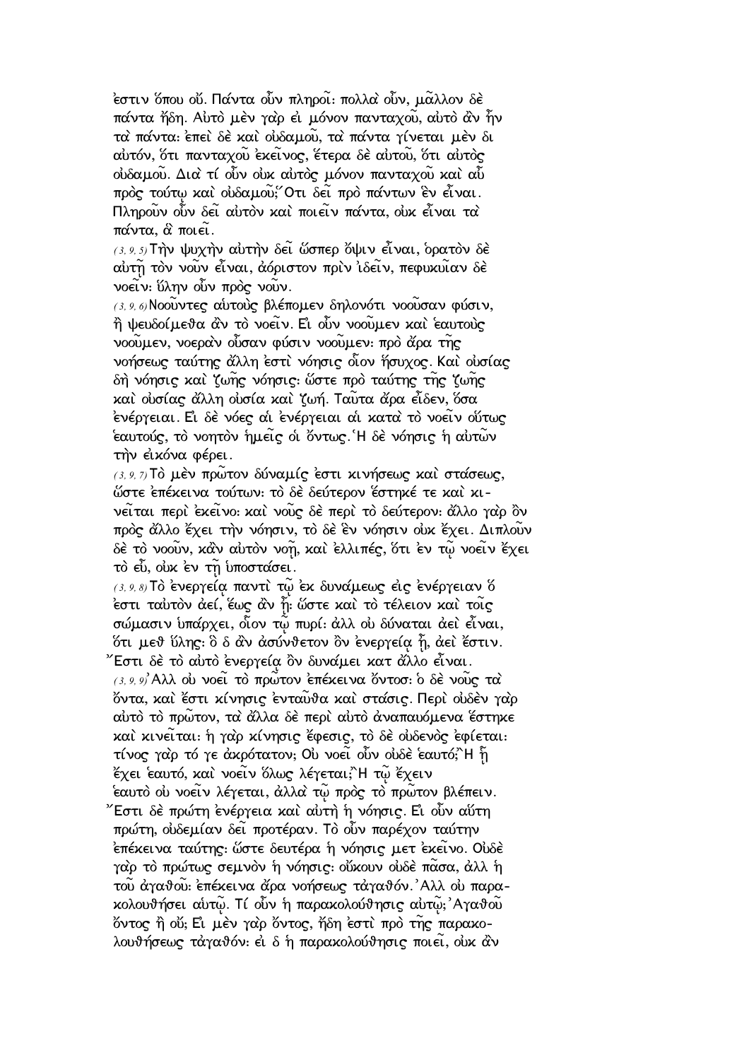ἐστιν ὅπου οὔ. Πάντα οὖν πληροῖ· πολλὰ οὖν, μᾶλλον δὲ πάντα ἤδη. Αὐτὸ μὲν γὰρ εἰ μόνον πανταχοῦ, αὐτὸ ἂν ἦν τὰ πάντα· ἐπεὶ δὲ καὶ οὐδαμοῦ, τὰ πάντα γίνεται μὲν δι αὐτόν, ὅτι πανταχοῦ ἐκεῖνος, ἕτερα δὲ αὐτοῦ, ὅτι αὐτὸς οὐδαμοῦ. Διὰ τί οὖν οὐκ αὐτὸς μόνον πανταχοῦ καὶ αὖ πρὸς τούτῳ καὶ οὐδαμοῦ;῞Οτι δεῖ πρὸ πάντων ἓν εἶναι. Πληροῦν οὖν δεῖ αὐτὸν καὶ ποιεῖν πάντα, οὐκ εἶναι τὰ πάντα, ἃ ποιεῖ.

(3, 9, 5) Τὴν ψυχὴν αὐτὴν δεῖ ὥσπερ ὄψιν εἶναι, ὁρατὸν δὲ αὐτῇ τὸν νοῦν εἶναι, ἀόριστον πρὶν ἰδεῖν, πεφυκυῖαν δὲ νοεῖν· ὕλην οὖν πρὸς νοῦν.

(3, 9, 6) Νοοῦντες αὑτοὺς βλέπομεν δηλονότι νοοῦσαν φύσιν, ἢ ψευδοίμεθα ἂν τὸ νοεῖν. Εἰ οὖν νοοῦμεν καὶ ἑαυτοὺς νοοῦμεν, νοερὰν οὖσαν φύσιν νοοῦμεν· πρὸ ἄρα τῆς νοήσεως ταύτης ἄλλη ἐστὶ νόησις οἷον ἥσυχος. Καὶ οὐσίας δὴ νόησις καὶ ζωῆς νόησις· ὥστε πρὸ ταύτης τῆς ζωῆς καὶ οὐσίας ἄλλη οὐσία καὶ ζωή. Ταῦτα ἄρα εἶδεν, ὅσα ἐνέργειαι. Εἰ δὲ νόες αἱ ἐνέργειαι αἱ κατὰ τὸ νοεῖν οὕτως ἑαυτούς, τὸ νοητὸν ἡμεῖς οἱ ὄντως. Ἡ δὲ νόησις ἡ αὐτῶν τὴν εἰκόνα φέρει.

(3, 9, 7) Τὸ μὲν πρῶτον δύναμίς ἐστι κινήσεως καὶ στάσεως, ὥστε ἐπέκεινα τούτων· τὸ δὲ δεύτερον ἕστηκέ τε καὶ κινεῖται περὶ ἐκεῖνο· καὶ νοῦς δὲ περὶ τὸ δεύτερον· ἄλλο γὰρ ὂν πρὸς ἄλλο ἔχει τὴν νόησιν, τὸ δὲ ἓν νόησιν οὐκ ἔχει. Διπλοῦν δὲ τὸ νοοῦν, κἂν αὐτὸν νοῇ, καὶ ἐλλιπές, ὅτι ἐν τῷ νοεῖν ἔχει τὸ εὖ, οὐκ ἐν τῇ ὑποστάσει.

(3, 9, 8) Τὸ ἐνεργείᾳ παντὶ τῷ ἐκ δυνάμεως εἰς ἐνέργειαν ὅ ἐστι ταὐτὸν ἀεί, ἕως ἂν ᾖ· ὥστε καὶ τὸ τέλειον καὶ τοῖς σώμασιν ὑπάρχει, οἷον τῷ πυρί· ἀλλ οὐ δύναται ἀεὶ εἶναι, ὅτι μεθ ὕλης· ὃ δ ἂν ἀσύνθετον ὂν ἐνεργείᾳ ᾖ, ἀεὶ ἔστιν. Ἔστι δὲ τὸ αὐτὸ ἐνεργείᾳ ὂν δυνάμει κατ ἄλλο εἶναι.

(3, 9, 9) Ἀλλ οὐ νοεῖ τὸ πρῶτον ἐπέκεινα ὄντος· ὁ δὲ νοῦς τὰ ὄντα, καὶ ἔστι κίνησις ἐνταῦθα καὶ στάσις. Περὶ οὐδὲν γὰρ αὐτὸ τὸ πρῶτον, τὰ ἄλλα δὲ περὶ αὐτὸ ἀναπαυόμενα ἕστηκε καὶ κινεῖται· ἡ γὰρ κίνησις ἔφεσις, τὸ δὲ οὐδενὸς ἐφίεται· τίνος γὰρ τό γε ἀκρότατον; Οὐ νοεῖ οὖν οὐδὲ ἑαυτό;῍Η ᾗ ἔχει ἑαυτό, καὶ νοεῖν ὅλως λέγεται;῍Η τῷ ἔχειν ἑαυτὸ οὐ νοεῖν λέγεται, ἀλλὰ τῷ πρὸς τὸ πρῶτον βλέπειν. Ἔστι δὲ πρώτη ἐνέργεια καὶ αὐτὴ ἡ νόησις. Εἰ οὖν αὕτη πρώτη, οὐδεμίαν δεῖ προτέραν. Τὸ οὖν παρέχον ταύτην ἐπέκεινα ταύτης· ὥστε δευτέρα ἡ νόησις μετ ἐκεῖνο. Οὐδὲ γὰρ τὸ πρώτως σεμνὸν ἡ νόησις· οὔκουν οὐδὲ πᾶσα, ἀλλ ἡ τοῦ ἀγαθοῦ· ἐπέκεινα ἄρα νοήσεως τἀγαθόν.᾿Αλλ οὐ παρακολουθήσει αὐτῷ. Τί οὖν ἡ παρακολούθησις αὐτῷ;᾿Αγαθοῦ ὄντος ἢ οὔ; Εἰ μὲν γὰρ ὄντος, ἤδη ἐστὶ πρὸ τῆς παρακολουθήσεως τἀγαθόν· εἰ δ ἡ παρακολούθησις ποιεῖ, οὐκ ἂν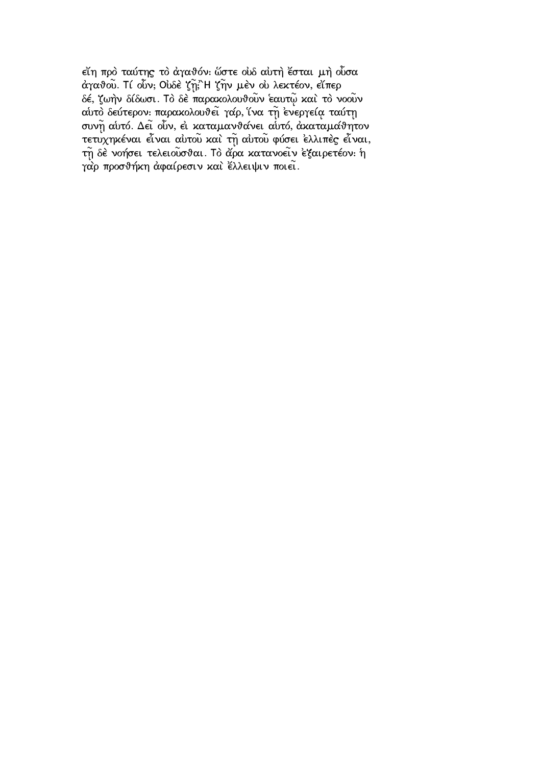εἴη πρὸ ταύτης τὸ ἀγαθόν· ὥστε οὐδ αὐτὴ ἔσται μὴ οὖσα ἀγαθοῦ. Τί οὖν; Οὐδὲ ζῇ; Ἢ ζῆν μὲν οὐ λεκτέον, εἴπερ δέ, ζωὴν δίδωσι. Τὸ δὲ παρακολουθοῦν ἑαυτῷ καὶ τὸ νοοῦν αὐτὸ δεύτερον· παρακολουθεῖ γάρ, ἵνα τῇ ἐνεργείᾳ ταύτῃ συνῇ αὐτό. Δεῖ οὖν, εἰ καταμανθάνει αὐτό, ἀκαταμάθητον τετυχηκέναι εἶναι αὐτοῦ καὶ τῇ αὐτοῦ φύσει ἐλλιπὲς εἶναι, τῇ δὲ νοήσει τελειοῦσθαι. Τὸ ἄρα κατανοεῖν ἐξαιρετέον· ἡ γὰρ προσθήκη ἀφαίρεσιν καὶ ἔλλειψιν ποιεῖ.